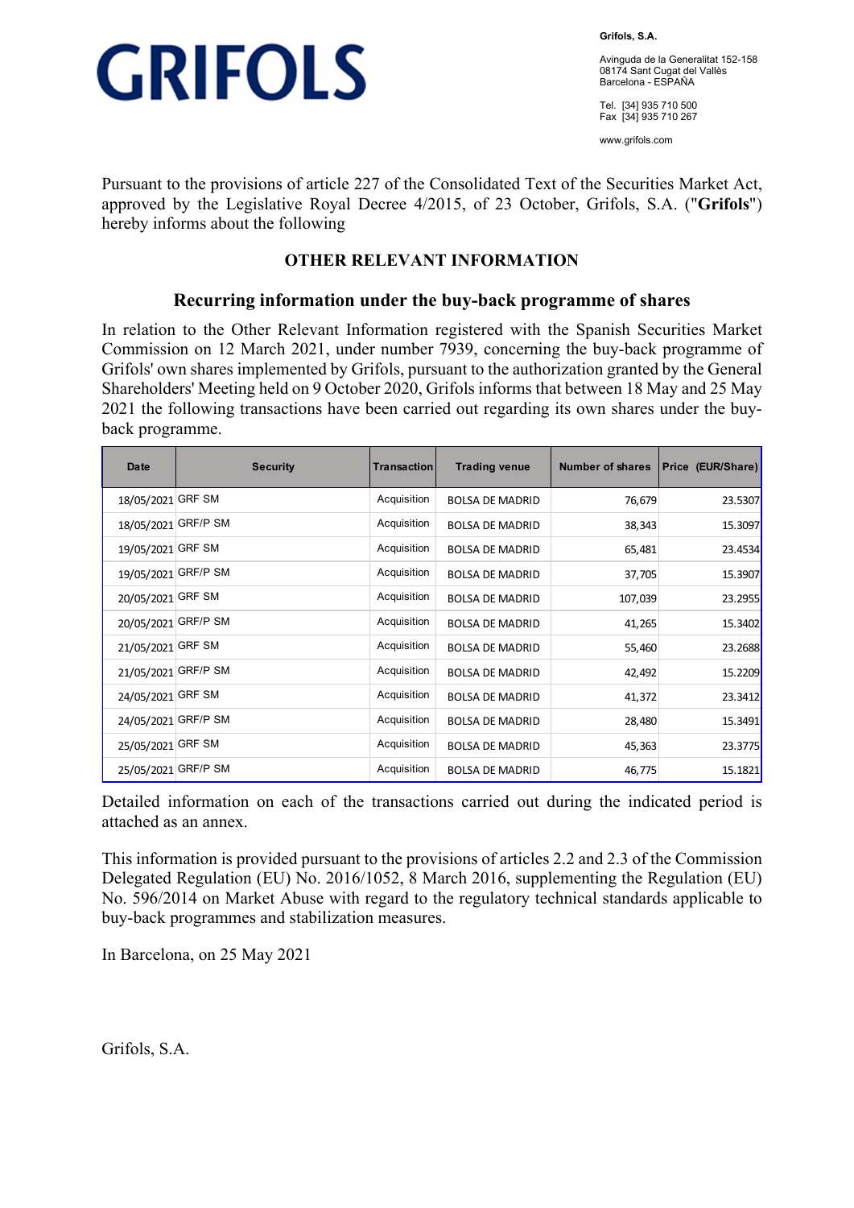# GRIFOLS

**Grifols, S.A.**

Avinguda de la Generalitat 152-158
08174 Sant Cugat del Vallès
Barcelona - ESPAÑA

Tel. [34] 935 710 500
Fax [34] 935 710 267

www.grifols.com

Pursuant to the provisions of article 227 of the Consolidated Text of the Securities Market Act, approved by the Legislative Royal Decree 4/2015, of 23 October, Grifols, S.A. ("**Grifols**") hereby informs about the following

## OTHER RELEVANT INFORMATION

### Recurring information under the buy-back programme of shares

In relation to the Other Relevant Information registered with the Spanish Securities Market Commission on 12 March 2021, under number 7939, concerning the buy-back programme of Grifols' own shares implemented by Grifols, pursuant to the authorization granted by the General Shareholders' Meeting held on 9 October 2020, Grifols informs that between 18 May and 25 May 2021 the following transactions have been carried out regarding its own shares under the buy-back programme.

| Date | Security | Transaction | Trading venue | Number of shares | Price (EUR/Share) |
|---|---|---|---|---|---|
| 18/05/2021 | GRF SM | Acquisition | BOLSA DE MADRID | 76,679 | 23.5307 |
| 18/05/2021 | GRF/P SM | Acquisition | BOLSA DE MADRID | 38,343 | 15.3097 |
| 19/05/2021 | GRF SM | Acquisition | BOLSA DE MADRID | 65,481 | 23.4534 |
| 19/05/2021 | GRF/P SM | Acquisition | BOLSA DE MADRID | 37,705 | 15.3907 |
| 20/05/2021 | GRF SM | Acquisition | BOLSA DE MADRID | 107,039 | 23.2955 |
| 20/05/2021 | GRF/P SM | Acquisition | BOLSA DE MADRID | 41,265 | 15.3402 |
| 21/05/2021 | GRF SM | Acquisition | BOLSA DE MADRID | 55,460 | 23.2688 |
| 21/05/2021 | GRF/P SM | Acquisition | BOLSA DE MADRID | 42,492 | 15.2209 |
| 24/05/2021 | GRF SM | Acquisition | BOLSA DE MADRID | 41,372 | 23.3412 |
| 24/05/2021 | GRF/P SM | Acquisition | BOLSA DE MADRID | 28,480 | 15.3491 |
| 25/05/2021 | GRF SM | Acquisition | BOLSA DE MADRID | 45,363 | 23.3775 |
| 25/05/2021 | GRF/P SM | Acquisition | BOLSA DE MADRID | 46,775 | 15.1821 |

Detailed information on each of the transactions carried out during the indicated period is attached as an annex.

This information is provided pursuant to the provisions of articles 2.2 and 2.3 of the Commission Delegated Regulation (EU) No. 2016/1052, 8 March 2016, supplementing the Regulation (EU) No. 596/2014 on Market Abuse with regard to the regulatory technical standards applicable to buy-back programmes and stabilization measures.

In Barcelona, on 25 May 2021

Grifols, S.A.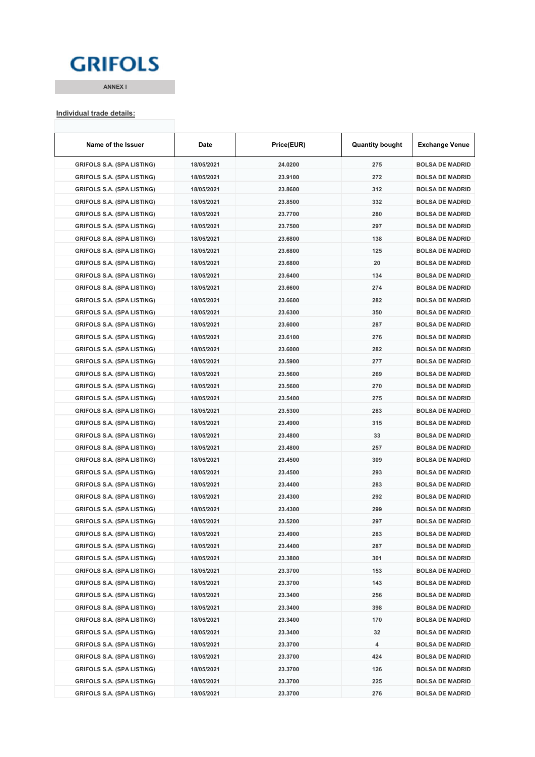GRIFOLS

ANNEX I

**Individual trade details:**

| Name of the Issuer | Date | Price(EUR) | Quantity bought | Exchange Venue |
|---|---|---|---|---|
| GRIFOLS S.A. (SPA LISTING) | 18/05/2021 | 24.0200 | 275 | BOLSA DE MADRID |
| GRIFOLS S.A. (SPA LISTING) | 18/05/2021 | 23.9100 | 272 | BOLSA DE MADRID |
| GRIFOLS S.A. (SPA LISTING) | 18/05/2021 | 23.8600 | 312 | BOLSA DE MADRID |
| GRIFOLS S.A. (SPA LISTING) | 18/05/2021 | 23.8500 | 332 | BOLSA DE MADRID |
| GRIFOLS S.A. (SPA LISTING) | 18/05/2021 | 23.7700 | 280 | BOLSA DE MADRID |
| GRIFOLS S.A. (SPA LISTING) | 18/05/2021 | 23.7500 | 297 | BOLSA DE MADRID |
| GRIFOLS S.A. (SPA LISTING) | 18/05/2021 | 23.6800 | 138 | BOLSA DE MADRID |
| GRIFOLS S.A. (SPA LISTING) | 18/05/2021 | 23.6800 | 125 | BOLSA DE MADRID |
| GRIFOLS S.A. (SPA LISTING) | 18/05/2021 | 23.6800 | 20 | BOLSA DE MADRID |
| GRIFOLS S.A. (SPA LISTING) | 18/05/2021 | 23.6400 | 134 | BOLSA DE MADRID |
| GRIFOLS S.A. (SPA LISTING) | 18/05/2021 | 23.6600 | 274 | BOLSA DE MADRID |
| GRIFOLS S.A. (SPA LISTING) | 18/05/2021 | 23.6600 | 282 | BOLSA DE MADRID |
| GRIFOLS S.A. (SPA LISTING) | 18/05/2021 | 23.6300 | 350 | BOLSA DE MADRID |
| GRIFOLS S.A. (SPA LISTING) | 18/05/2021 | 23.6000 | 287 | BOLSA DE MADRID |
| GRIFOLS S.A. (SPA LISTING) | 18/05/2021 | 23.6100 | 276 | BOLSA DE MADRID |
| GRIFOLS S.A. (SPA LISTING) | 18/05/2021 | 23.6000 | 282 | BOLSA DE MADRID |
| GRIFOLS S.A. (SPA LISTING) | 18/05/2021 | 23.5900 | 277 | BOLSA DE MADRID |
| GRIFOLS S.A. (SPA LISTING) | 18/05/2021 | 23.5600 | 269 | BOLSA DE MADRID |
| GRIFOLS S.A. (SPA LISTING) | 18/05/2021 | 23.5600 | 270 | BOLSA DE MADRID |
| GRIFOLS S.A. (SPA LISTING) | 18/05/2021 | 23.5400 | 275 | BOLSA DE MADRID |
| GRIFOLS S.A. (SPA LISTING) | 18/05/2021 | 23.5300 | 283 | BOLSA DE MADRID |
| GRIFOLS S.A. (SPA LISTING) | 18/05/2021 | 23.4900 | 315 | BOLSA DE MADRID |
| GRIFOLS S.A. (SPA LISTING) | 18/05/2021 | 23.4800 | 33 | BOLSA DE MADRID |
| GRIFOLS S.A. (SPA LISTING) | 18/05/2021 | 23.4800 | 257 | BOLSA DE MADRID |
| GRIFOLS S.A. (SPA LISTING) | 18/05/2021 | 23.4500 | 309 | BOLSA DE MADRID |
| GRIFOLS S.A. (SPA LISTING) | 18/05/2021 | 23.4500 | 293 | BOLSA DE MADRID |
| GRIFOLS S.A. (SPA LISTING) | 18/05/2021 | 23.4400 | 283 | BOLSA DE MADRID |
| GRIFOLS S.A. (SPA LISTING) | 18/05/2021 | 23.4300 | 292 | BOLSA DE MADRID |
| GRIFOLS S.A. (SPA LISTING) | 18/05/2021 | 23.4300 | 299 | BOLSA DE MADRID |
| GRIFOLS S.A. (SPA LISTING) | 18/05/2021 | 23.5200 | 297 | BOLSA DE MADRID |
| GRIFOLS S.A. (SPA LISTING) | 18/05/2021 | 23.4900 | 283 | BOLSA DE MADRID |
| GRIFOLS S.A. (SPA LISTING) | 18/05/2021 | 23.4400 | 287 | BOLSA DE MADRID |
| GRIFOLS S.A. (SPA LISTING) | 18/05/2021 | 23.3800 | 301 | BOLSA DE MADRID |
| GRIFOLS S.A. (SPA LISTING) | 18/05/2021 | 23.3700 | 153 | BOLSA DE MADRID |
| GRIFOLS S.A. (SPA LISTING) | 18/05/2021 | 23.3700 | 143 | BOLSA DE MADRID |
| GRIFOLS S.A. (SPA LISTING) | 18/05/2021 | 23.3400 | 256 | BOLSA DE MADRID |
| GRIFOLS S.A. (SPA LISTING) | 18/05/2021 | 23.3400 | 398 | BOLSA DE MADRID |
| GRIFOLS S.A. (SPA LISTING) | 18/05/2021 | 23.3400 | 170 | BOLSA DE MADRID |
| GRIFOLS S.A. (SPA LISTING) | 18/05/2021 | 23.3400 | 32 | BOLSA DE MADRID |
| GRIFOLS S.A. (SPA LISTING) | 18/05/2021 | 23.3700 | 4 | BOLSA DE MADRID |
| GRIFOLS S.A. (SPA LISTING) | 18/05/2021 | 23.3700 | 424 | BOLSA DE MADRID |
| GRIFOLS S.A. (SPA LISTING) | 18/05/2021 | 23.3700 | 126 | BOLSA DE MADRID |
| GRIFOLS S.A. (SPA LISTING) | 18/05/2021 | 23.3700 | 225 | BOLSA DE MADRID |
| GRIFOLS S.A. (SPA LISTING) | 18/05/2021 | 23.3700 | 276 | BOLSA DE MADRID |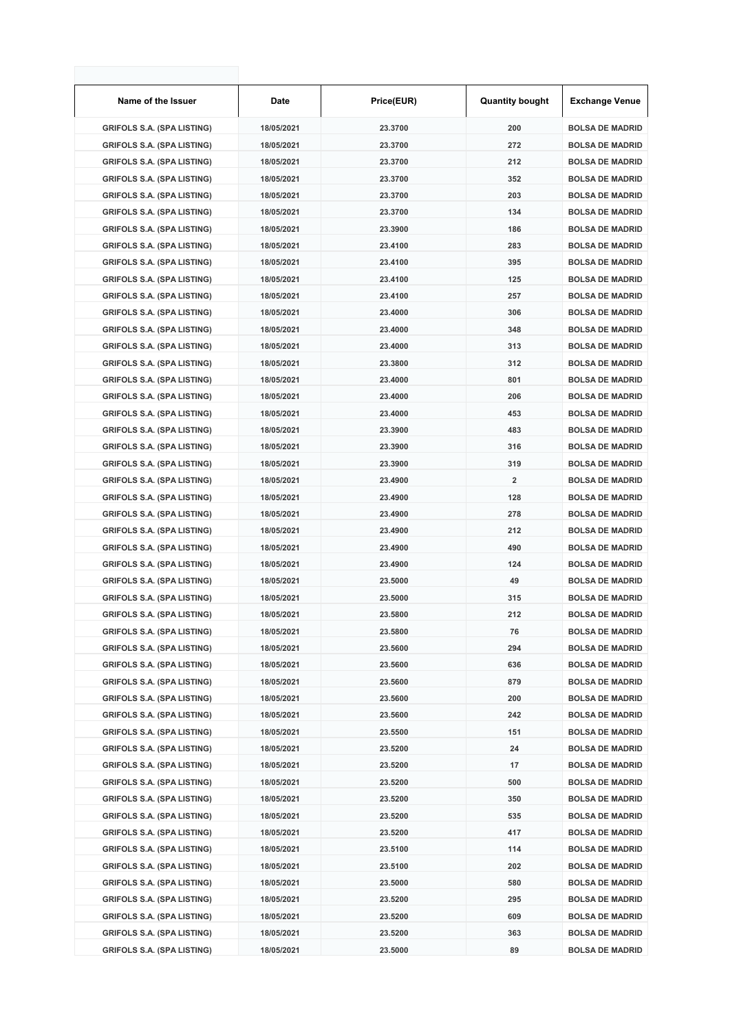| Name of the Issuer | Date | Price(EUR) | Quantity bought | Exchange Venue |
|---|---|---|---|---|
| GRIFOLS S.A. (SPA LISTING) | 18/05/2021 | 23.3700 | 200 | BOLSA DE MADRID |
| GRIFOLS S.A. (SPA LISTING) | 18/05/2021 | 23.3700 | 272 | BOLSA DE MADRID |
| GRIFOLS S.A. (SPA LISTING) | 18/05/2021 | 23.3700 | 212 | BOLSA DE MADRID |
| GRIFOLS S.A. (SPA LISTING) | 18/05/2021 | 23.3700 | 352 | BOLSA DE MADRID |
| GRIFOLS S.A. (SPA LISTING) | 18/05/2021 | 23.3700 | 203 | BOLSA DE MADRID |
| GRIFOLS S.A. (SPA LISTING) | 18/05/2021 | 23.3700 | 134 | BOLSA DE MADRID |
| GRIFOLS S.A. (SPA LISTING) | 18/05/2021 | 23.3900 | 186 | BOLSA DE MADRID |
| GRIFOLS S.A. (SPA LISTING) | 18/05/2021 | 23.4100 | 283 | BOLSA DE MADRID |
| GRIFOLS S.A. (SPA LISTING) | 18/05/2021 | 23.4100 | 395 | BOLSA DE MADRID |
| GRIFOLS S.A. (SPA LISTING) | 18/05/2021 | 23.4100 | 125 | BOLSA DE MADRID |
| GRIFOLS S.A. (SPA LISTING) | 18/05/2021 | 23.4100 | 257 | BOLSA DE MADRID |
| GRIFOLS S.A. (SPA LISTING) | 18/05/2021 | 23.4000 | 306 | BOLSA DE MADRID |
| GRIFOLS S.A. (SPA LISTING) | 18/05/2021 | 23.4000 | 348 | BOLSA DE MADRID |
| GRIFOLS S.A. (SPA LISTING) | 18/05/2021 | 23.4000 | 313 | BOLSA DE MADRID |
| GRIFOLS S.A. (SPA LISTING) | 18/05/2021 | 23.3800 | 312 | BOLSA DE MADRID |
| GRIFOLS S.A. (SPA LISTING) | 18/05/2021 | 23.4000 | 801 | BOLSA DE MADRID |
| GRIFOLS S.A. (SPA LISTING) | 18/05/2021 | 23.4000 | 206 | BOLSA DE MADRID |
| GRIFOLS S.A. (SPA LISTING) | 18/05/2021 | 23.4000 | 453 | BOLSA DE MADRID |
| GRIFOLS S.A. (SPA LISTING) | 18/05/2021 | 23.3900 | 483 | BOLSA DE MADRID |
| GRIFOLS S.A. (SPA LISTING) | 18/05/2021 | 23.3900 | 316 | BOLSA DE MADRID |
| GRIFOLS S.A. (SPA LISTING) | 18/05/2021 | 23.3900 | 319 | BOLSA DE MADRID |
| GRIFOLS S.A. (SPA LISTING) | 18/05/2021 | 23.4900 | 2 | BOLSA DE MADRID |
| GRIFOLS S.A. (SPA LISTING) | 18/05/2021 | 23.4900 | 128 | BOLSA DE MADRID |
| GRIFOLS S.A. (SPA LISTING) | 18/05/2021 | 23.4900 | 278 | BOLSA DE MADRID |
| GRIFOLS S.A. (SPA LISTING) | 18/05/2021 | 23.4900 | 212 | BOLSA DE MADRID |
| GRIFOLS S.A. (SPA LISTING) | 18/05/2021 | 23.4900 | 490 | BOLSA DE MADRID |
| GRIFOLS S.A. (SPA LISTING) | 18/05/2021 | 23.4900 | 124 | BOLSA DE MADRID |
| GRIFOLS S.A. (SPA LISTING) | 18/05/2021 | 23.5000 | 49 | BOLSA DE MADRID |
| GRIFOLS S.A. (SPA LISTING) | 18/05/2021 | 23.5000 | 315 | BOLSA DE MADRID |
| GRIFOLS S.A. (SPA LISTING) | 18/05/2021 | 23.5800 | 212 | BOLSA DE MADRID |
| GRIFOLS S.A. (SPA LISTING) | 18/05/2021 | 23.5800 | 76 | BOLSA DE MADRID |
| GRIFOLS S.A. (SPA LISTING) | 18/05/2021 | 23.5600 | 294 | BOLSA DE MADRID |
| GRIFOLS S.A. (SPA LISTING) | 18/05/2021 | 23.5600 | 636 | BOLSA DE MADRID |
| GRIFOLS S.A. (SPA LISTING) | 18/05/2021 | 23.5600 | 879 | BOLSA DE MADRID |
| GRIFOLS S.A. (SPA LISTING) | 18/05/2021 | 23.5600 | 200 | BOLSA DE MADRID |
| GRIFOLS S.A. (SPA LISTING) | 18/05/2021 | 23.5600 | 242 | BOLSA DE MADRID |
| GRIFOLS S.A. (SPA LISTING) | 18/05/2021 | 23.5500 | 151 | BOLSA DE MADRID |
| GRIFOLS S.A. (SPA LISTING) | 18/05/2021 | 23.5200 | 24 | BOLSA DE MADRID |
| GRIFOLS S.A. (SPA LISTING) | 18/05/2021 | 23.5200 | 17 | BOLSA DE MADRID |
| GRIFOLS S.A. (SPA LISTING) | 18/05/2021 | 23.5200 | 500 | BOLSA DE MADRID |
| GRIFOLS S.A. (SPA LISTING) | 18/05/2021 | 23.5200 | 350 | BOLSA DE MADRID |
| GRIFOLS S.A. (SPA LISTING) | 18/05/2021 | 23.5200 | 535 | BOLSA DE MADRID |
| GRIFOLS S.A. (SPA LISTING) | 18/05/2021 | 23.5200 | 417 | BOLSA DE MADRID |
| GRIFOLS S.A. (SPA LISTING) | 18/05/2021 | 23.5100 | 114 | BOLSA DE MADRID |
| GRIFOLS S.A. (SPA LISTING) | 18/05/2021 | 23.5100 | 202 | BOLSA DE MADRID |
| GRIFOLS S.A. (SPA LISTING) | 18/05/2021 | 23.5000 | 580 | BOLSA DE MADRID |
| GRIFOLS S.A. (SPA LISTING) | 18/05/2021 | 23.5200 | 295 | BOLSA DE MADRID |
| GRIFOLS S.A. (SPA LISTING) | 18/05/2021 | 23.5200 | 609 | BOLSA DE MADRID |
| GRIFOLS S.A. (SPA LISTING) | 18/05/2021 | 23.5200 | 363 | BOLSA DE MADRID |
| GRIFOLS S.A. (SPA LISTING) | 18/05/2021 | 23.5000 | 89 | BOLSA DE MADRID |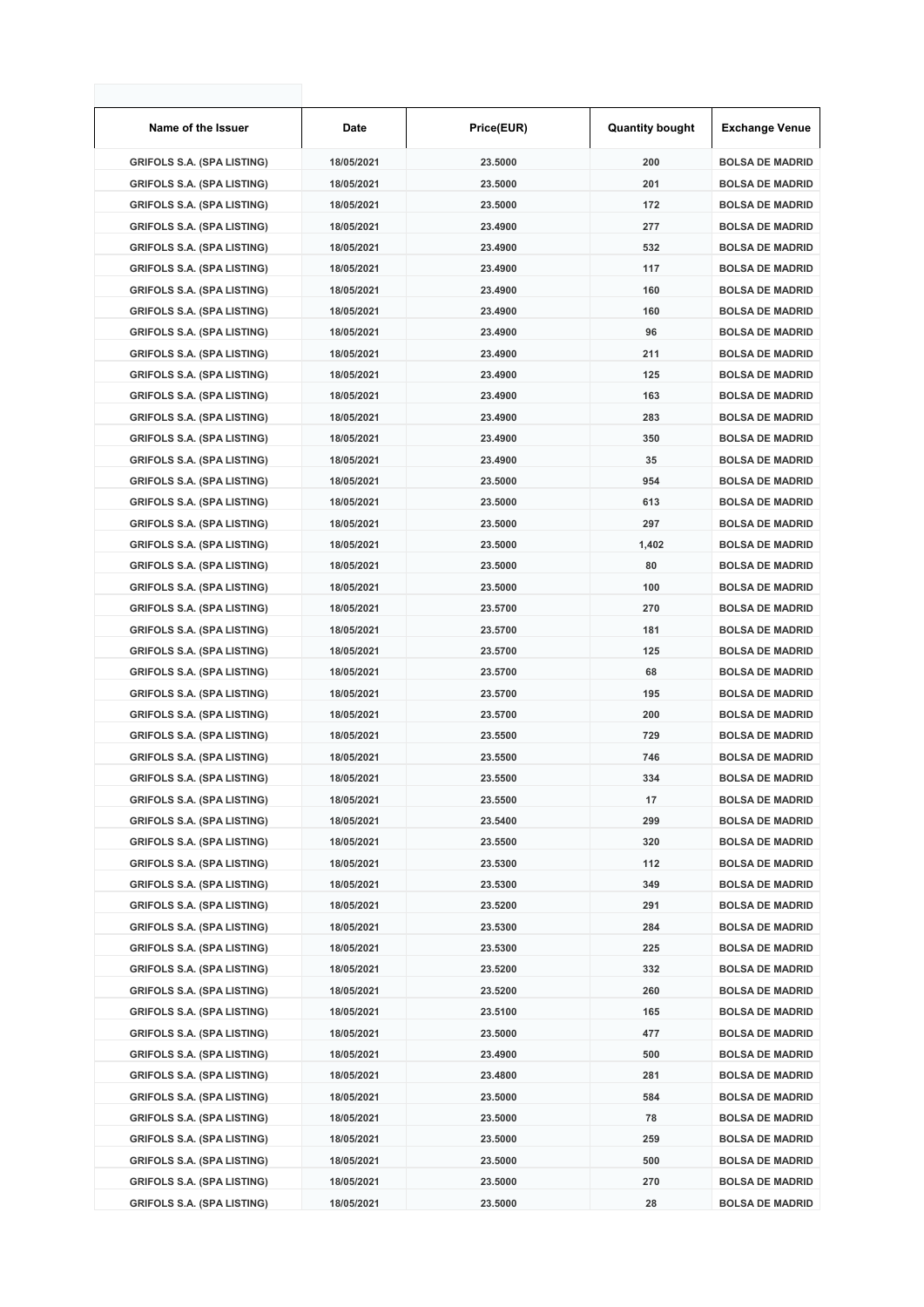| Name of the Issuer | Date | Price(EUR) | Quantity bought | Exchange Venue |
|---|---|---|---|---|
| GRIFOLS S.A. (SPA LISTING) | 18/05/2021 | 23.5000 | 200 | BOLSA DE MADRID |
| GRIFOLS S.A. (SPA LISTING) | 18/05/2021 | 23.5000 | 201 | BOLSA DE MADRID |
| GRIFOLS S.A. (SPA LISTING) | 18/05/2021 | 23.5000 | 172 | BOLSA DE MADRID |
| GRIFOLS S.A. (SPA LISTING) | 18/05/2021 | 23.4900 | 277 | BOLSA DE MADRID |
| GRIFOLS S.A. (SPA LISTING) | 18/05/2021 | 23.4900 | 532 | BOLSA DE MADRID |
| GRIFOLS S.A. (SPA LISTING) | 18/05/2021 | 23.4900 | 117 | BOLSA DE MADRID |
| GRIFOLS S.A. (SPA LISTING) | 18/05/2021 | 23.4900 | 160 | BOLSA DE MADRID |
| GRIFOLS S.A. (SPA LISTING) | 18/05/2021 | 23.4900 | 160 | BOLSA DE MADRID |
| GRIFOLS S.A. (SPA LISTING) | 18/05/2021 | 23.4900 | 96 | BOLSA DE MADRID |
| GRIFOLS S.A. (SPA LISTING) | 18/05/2021 | 23.4900 | 211 | BOLSA DE MADRID |
| GRIFOLS S.A. (SPA LISTING) | 18/05/2021 | 23.4900 | 125 | BOLSA DE MADRID |
| GRIFOLS S.A. (SPA LISTING) | 18/05/2021 | 23.4900 | 163 | BOLSA DE MADRID |
| GRIFOLS S.A. (SPA LISTING) | 18/05/2021 | 23.4900 | 283 | BOLSA DE MADRID |
| GRIFOLS S.A. (SPA LISTING) | 18/05/2021 | 23.4900 | 350 | BOLSA DE MADRID |
| GRIFOLS S.A. (SPA LISTING) | 18/05/2021 | 23.4900 | 35 | BOLSA DE MADRID |
| GRIFOLS S.A. (SPA LISTING) | 18/05/2021 | 23.5000 | 954 | BOLSA DE MADRID |
| GRIFOLS S.A. (SPA LISTING) | 18/05/2021 | 23.5000 | 613 | BOLSA DE MADRID |
| GRIFOLS S.A. (SPA LISTING) | 18/05/2021 | 23.5000 | 297 | BOLSA DE MADRID |
| GRIFOLS S.A. (SPA LISTING) | 18/05/2021 | 23.5000 | 1,402 | BOLSA DE MADRID |
| GRIFOLS S.A. (SPA LISTING) | 18/05/2021 | 23.5000 | 80 | BOLSA DE MADRID |
| GRIFOLS S.A. (SPA LISTING) | 18/05/2021 | 23.5000 | 100 | BOLSA DE MADRID |
| GRIFOLS S.A. (SPA LISTING) | 18/05/2021 | 23.5700 | 270 | BOLSA DE MADRID |
| GRIFOLS S.A. (SPA LISTING) | 18/05/2021 | 23.5700 | 181 | BOLSA DE MADRID |
| GRIFOLS S.A. (SPA LISTING) | 18/05/2021 | 23.5700 | 125 | BOLSA DE MADRID |
| GRIFOLS S.A. (SPA LISTING) | 18/05/2021 | 23.5700 | 68 | BOLSA DE MADRID |
| GRIFOLS S.A. (SPA LISTING) | 18/05/2021 | 23.5700 | 195 | BOLSA DE MADRID |
| GRIFOLS S.A. (SPA LISTING) | 18/05/2021 | 23.5700 | 200 | BOLSA DE MADRID |
| GRIFOLS S.A. (SPA LISTING) | 18/05/2021 | 23.5500 | 729 | BOLSA DE MADRID |
| GRIFOLS S.A. (SPA LISTING) | 18/05/2021 | 23.5500 | 746 | BOLSA DE MADRID |
| GRIFOLS S.A. (SPA LISTING) | 18/05/2021 | 23.5500 | 334 | BOLSA DE MADRID |
| GRIFOLS S.A. (SPA LISTING) | 18/05/2021 | 23.5500 | 17 | BOLSA DE MADRID |
| GRIFOLS S.A. (SPA LISTING) | 18/05/2021 | 23.5400 | 299 | BOLSA DE MADRID |
| GRIFOLS S.A. (SPA LISTING) | 18/05/2021 | 23.5500 | 320 | BOLSA DE MADRID |
| GRIFOLS S.A. (SPA LISTING) | 18/05/2021 | 23.5300 | 112 | BOLSA DE MADRID |
| GRIFOLS S.A. (SPA LISTING) | 18/05/2021 | 23.5300 | 349 | BOLSA DE MADRID |
| GRIFOLS S.A. (SPA LISTING) | 18/05/2021 | 23.5200 | 291 | BOLSA DE MADRID |
| GRIFOLS S.A. (SPA LISTING) | 18/05/2021 | 23.5300 | 284 | BOLSA DE MADRID |
| GRIFOLS S.A. (SPA LISTING) | 18/05/2021 | 23.5300 | 225 | BOLSA DE MADRID |
| GRIFOLS S.A. (SPA LISTING) | 18/05/2021 | 23.5200 | 332 | BOLSA DE MADRID |
| GRIFOLS S.A. (SPA LISTING) | 18/05/2021 | 23.5200 | 260 | BOLSA DE MADRID |
| GRIFOLS S.A. (SPA LISTING) | 18/05/2021 | 23.5100 | 165 | BOLSA DE MADRID |
| GRIFOLS S.A. (SPA LISTING) | 18/05/2021 | 23.5000 | 477 | BOLSA DE MADRID |
| GRIFOLS S.A. (SPA LISTING) | 18/05/2021 | 23.4900 | 500 | BOLSA DE MADRID |
| GRIFOLS S.A. (SPA LISTING) | 18/05/2021 | 23.4800 | 281 | BOLSA DE MADRID |
| GRIFOLS S.A. (SPA LISTING) | 18/05/2021 | 23.5000 | 584 | BOLSA DE MADRID |
| GRIFOLS S.A. (SPA LISTING) | 18/05/2021 | 23.5000 | 78 | BOLSA DE MADRID |
| GRIFOLS S.A. (SPA LISTING) | 18/05/2021 | 23.5000 | 259 | BOLSA DE MADRID |
| GRIFOLS S.A. (SPA LISTING) | 18/05/2021 | 23.5000 | 500 | BOLSA DE MADRID |
| GRIFOLS S.A. (SPA LISTING) | 18/05/2021 | 23.5000 | 270 | BOLSA DE MADRID |
| GRIFOLS S.A. (SPA LISTING) | 18/05/2021 | 23.5000 | 28 | BOLSA DE MADRID |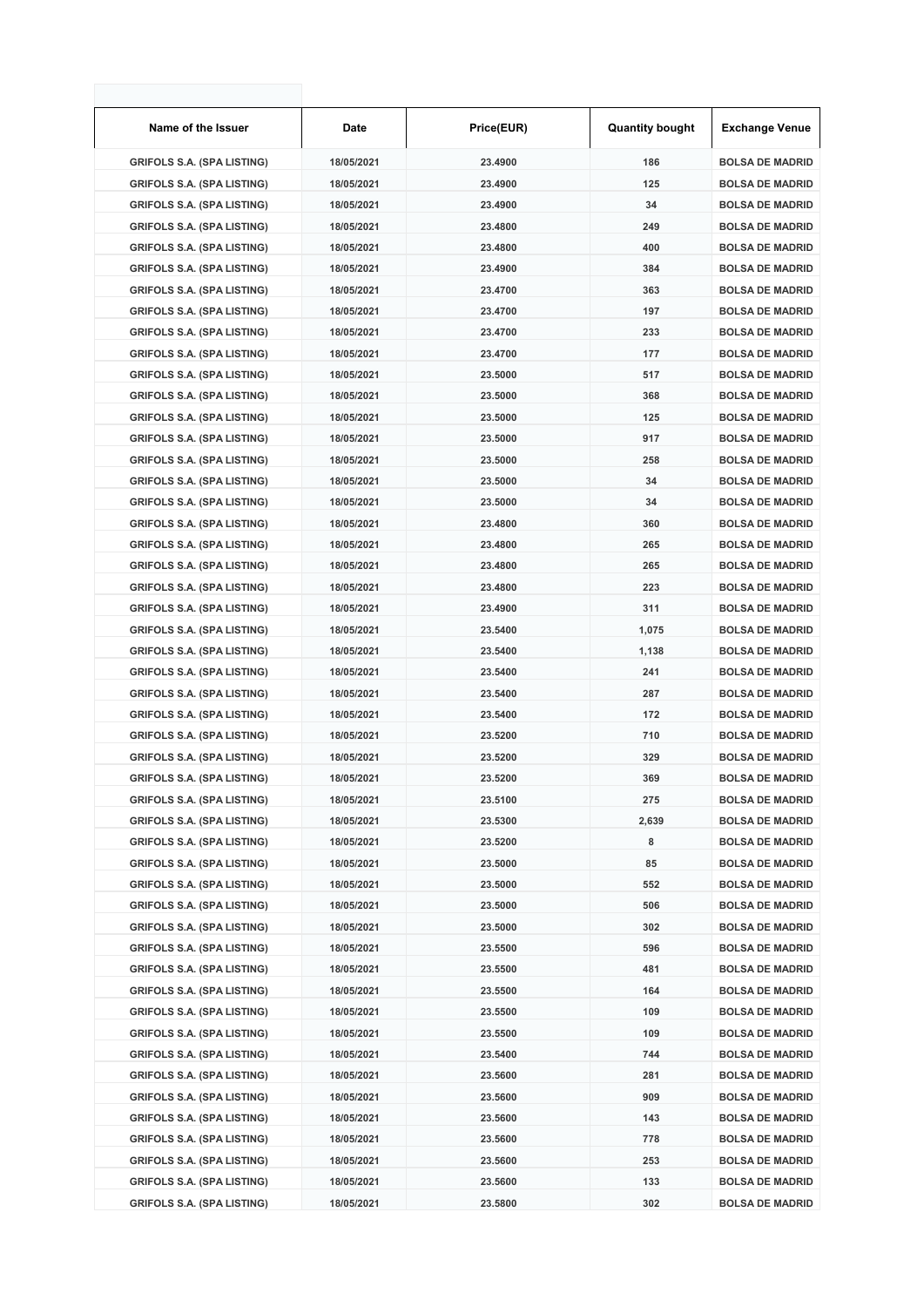| Name of the Issuer | Date | Price(EUR) | Quantity bought | Exchange Venue |
|---|---|---|---|---|
| GRIFOLS S.A. (SPA LISTING) | 18/05/2021 | 23.4900 | 186 | BOLSA DE MADRID |
| GRIFOLS S.A. (SPA LISTING) | 18/05/2021 | 23.4900 | 125 | BOLSA DE MADRID |
| GRIFOLS S.A. (SPA LISTING) | 18/05/2021 | 23.4900 | 34 | BOLSA DE MADRID |
| GRIFOLS S.A. (SPA LISTING) | 18/05/2021 | 23.4800 | 249 | BOLSA DE MADRID |
| GRIFOLS S.A. (SPA LISTING) | 18/05/2021 | 23.4800 | 400 | BOLSA DE MADRID |
| GRIFOLS S.A. (SPA LISTING) | 18/05/2021 | 23.4900 | 384 | BOLSA DE MADRID |
| GRIFOLS S.A. (SPA LISTING) | 18/05/2021 | 23.4700 | 363 | BOLSA DE MADRID |
| GRIFOLS S.A. (SPA LISTING) | 18/05/2021 | 23.4700 | 197 | BOLSA DE MADRID |
| GRIFOLS S.A. (SPA LISTING) | 18/05/2021 | 23.4700 | 233 | BOLSA DE MADRID |
| GRIFOLS S.A. (SPA LISTING) | 18/05/2021 | 23.4700 | 177 | BOLSA DE MADRID |
| GRIFOLS S.A. (SPA LISTING) | 18/05/2021 | 23.5000 | 517 | BOLSA DE MADRID |
| GRIFOLS S.A. (SPA LISTING) | 18/05/2021 | 23.5000 | 368 | BOLSA DE MADRID |
| GRIFOLS S.A. (SPA LISTING) | 18/05/2021 | 23.5000 | 125 | BOLSA DE MADRID |
| GRIFOLS S.A. (SPA LISTING) | 18/05/2021 | 23.5000 | 917 | BOLSA DE MADRID |
| GRIFOLS S.A. (SPA LISTING) | 18/05/2021 | 23.5000 | 258 | BOLSA DE MADRID |
| GRIFOLS S.A. (SPA LISTING) | 18/05/2021 | 23.5000 | 34 | BOLSA DE MADRID |
| GRIFOLS S.A. (SPA LISTING) | 18/05/2021 | 23.5000 | 34 | BOLSA DE MADRID |
| GRIFOLS S.A. (SPA LISTING) | 18/05/2021 | 23.4800 | 360 | BOLSA DE MADRID |
| GRIFOLS S.A. (SPA LISTING) | 18/05/2021 | 23.4800 | 265 | BOLSA DE MADRID |
| GRIFOLS S.A. (SPA LISTING) | 18/05/2021 | 23.4800 | 265 | BOLSA DE MADRID |
| GRIFOLS S.A. (SPA LISTING) | 18/05/2021 | 23.4800 | 223 | BOLSA DE MADRID |
| GRIFOLS S.A. (SPA LISTING) | 18/05/2021 | 23.4900 | 311 | BOLSA DE MADRID |
| GRIFOLS S.A. (SPA LISTING) | 18/05/2021 | 23.5400 | 1,075 | BOLSA DE MADRID |
| GRIFOLS S.A. (SPA LISTING) | 18/05/2021 | 23.5400 | 1,138 | BOLSA DE MADRID |
| GRIFOLS S.A. (SPA LISTING) | 18/05/2021 | 23.5400 | 241 | BOLSA DE MADRID |
| GRIFOLS S.A. (SPA LISTING) | 18/05/2021 | 23.5400 | 287 | BOLSA DE MADRID |
| GRIFOLS S.A. (SPA LISTING) | 18/05/2021 | 23.5400 | 172 | BOLSA DE MADRID |
| GRIFOLS S.A. (SPA LISTING) | 18/05/2021 | 23.5200 | 710 | BOLSA DE MADRID |
| GRIFOLS S.A. (SPA LISTING) | 18/05/2021 | 23.5200 | 329 | BOLSA DE MADRID |
| GRIFOLS S.A. (SPA LISTING) | 18/05/2021 | 23.5200 | 369 | BOLSA DE MADRID |
| GRIFOLS S.A. (SPA LISTING) | 18/05/2021 | 23.5100 | 275 | BOLSA DE MADRID |
| GRIFOLS S.A. (SPA LISTING) | 18/05/2021 | 23.5300 | 2,639 | BOLSA DE MADRID |
| GRIFOLS S.A. (SPA LISTING) | 18/05/2021 | 23.5200 | 8 | BOLSA DE MADRID |
| GRIFOLS S.A. (SPA LISTING) | 18/05/2021 | 23.5000 | 85 | BOLSA DE MADRID |
| GRIFOLS S.A. (SPA LISTING) | 18/05/2021 | 23.5000 | 552 | BOLSA DE MADRID |
| GRIFOLS S.A. (SPA LISTING) | 18/05/2021 | 23.5000 | 506 | BOLSA DE MADRID |
| GRIFOLS S.A. (SPA LISTING) | 18/05/2021 | 23.5000 | 302 | BOLSA DE MADRID |
| GRIFOLS S.A. (SPA LISTING) | 18/05/2021 | 23.5500 | 596 | BOLSA DE MADRID |
| GRIFOLS S.A. (SPA LISTING) | 18/05/2021 | 23.5500 | 481 | BOLSA DE MADRID |
| GRIFOLS S.A. (SPA LISTING) | 18/05/2021 | 23.5500 | 164 | BOLSA DE MADRID |
| GRIFOLS S.A. (SPA LISTING) | 18/05/2021 | 23.5500 | 109 | BOLSA DE MADRID |
| GRIFOLS S.A. (SPA LISTING) | 18/05/2021 | 23.5500 | 109 | BOLSA DE MADRID |
| GRIFOLS S.A. (SPA LISTING) | 18/05/2021 | 23.5400 | 744 | BOLSA DE MADRID |
| GRIFOLS S.A. (SPA LISTING) | 18/05/2021 | 23.5600 | 281 | BOLSA DE MADRID |
| GRIFOLS S.A. (SPA LISTING) | 18/05/2021 | 23.5600 | 909 | BOLSA DE MADRID |
| GRIFOLS S.A. (SPA LISTING) | 18/05/2021 | 23.5600 | 143 | BOLSA DE MADRID |
| GRIFOLS S.A. (SPA LISTING) | 18/05/2021 | 23.5600 | 778 | BOLSA DE MADRID |
| GRIFOLS S.A. (SPA LISTING) | 18/05/2021 | 23.5600 | 253 | BOLSA DE MADRID |
| GRIFOLS S.A. (SPA LISTING) | 18/05/2021 | 23.5600 | 133 | BOLSA DE MADRID |
| GRIFOLS S.A. (SPA LISTING) | 18/05/2021 | 23.5800 | 302 | BOLSA DE MADRID |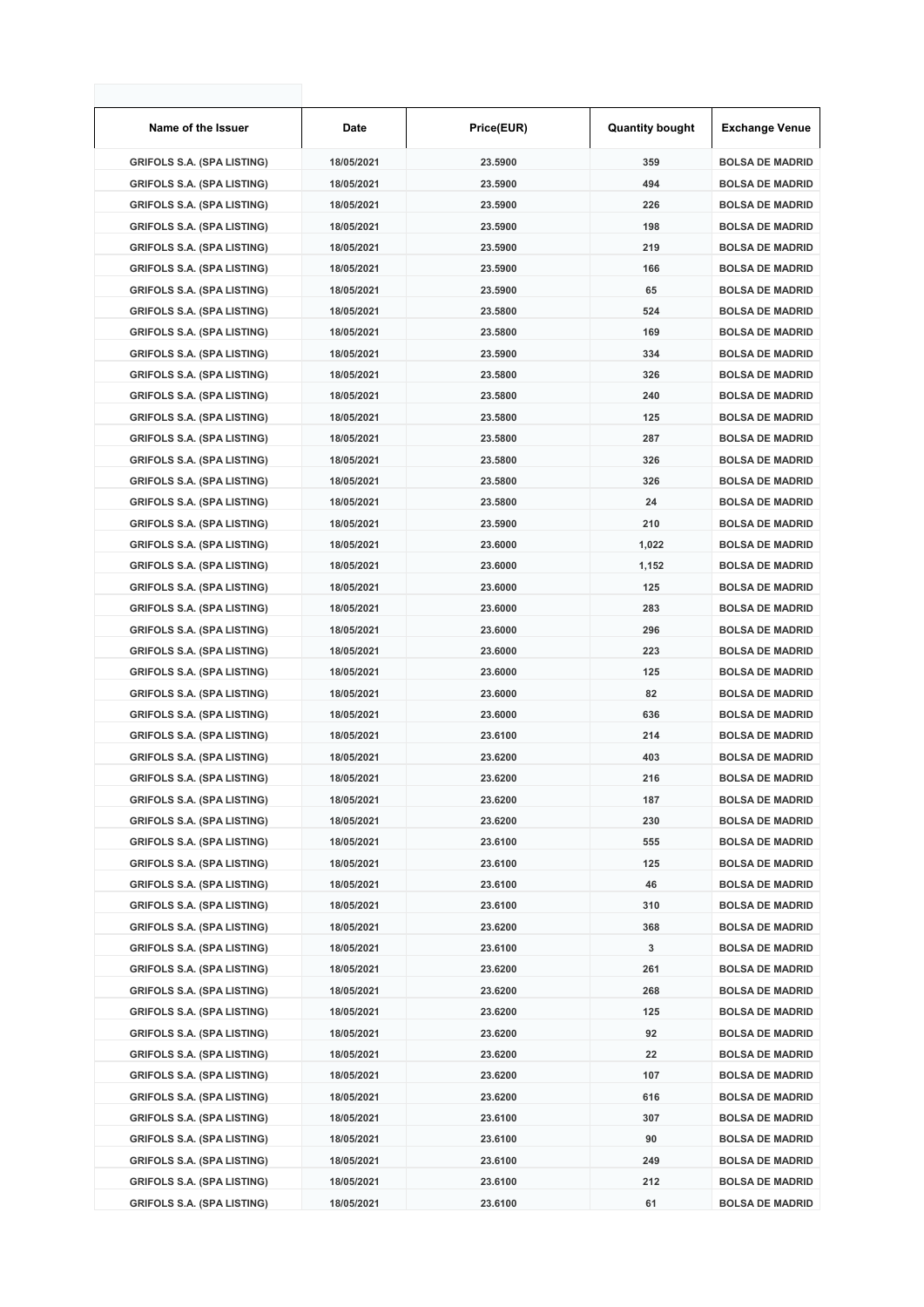| Name of the Issuer | Date | Price(EUR) | Quantity bought | Exchange Venue |
|---|---|---|---|---|
| GRIFOLS S.A. (SPA LISTING) | 18/05/2021 | 23.5900 | 359 | BOLSA DE MADRID |
| GRIFOLS S.A. (SPA LISTING) | 18/05/2021 | 23.5900 | 494 | BOLSA DE MADRID |
| GRIFOLS S.A. (SPA LISTING) | 18/05/2021 | 23.5900 | 226 | BOLSA DE MADRID |
| GRIFOLS S.A. (SPA LISTING) | 18/05/2021 | 23.5900 | 198 | BOLSA DE MADRID |
| GRIFOLS S.A. (SPA LISTING) | 18/05/2021 | 23.5900 | 219 | BOLSA DE MADRID |
| GRIFOLS S.A. (SPA LISTING) | 18/05/2021 | 23.5900 | 166 | BOLSA DE MADRID |
| GRIFOLS S.A. (SPA LISTING) | 18/05/2021 | 23.5900 | 65 | BOLSA DE MADRID |
| GRIFOLS S.A. (SPA LISTING) | 18/05/2021 | 23.5800 | 524 | BOLSA DE MADRID |
| GRIFOLS S.A. (SPA LISTING) | 18/05/2021 | 23.5800 | 169 | BOLSA DE MADRID |
| GRIFOLS S.A. (SPA LISTING) | 18/05/2021 | 23.5900 | 334 | BOLSA DE MADRID |
| GRIFOLS S.A. (SPA LISTING) | 18/05/2021 | 23.5800 | 326 | BOLSA DE MADRID |
| GRIFOLS S.A. (SPA LISTING) | 18/05/2021 | 23.5800 | 240 | BOLSA DE MADRID |
| GRIFOLS S.A. (SPA LISTING) | 18/05/2021 | 23.5800 | 125 | BOLSA DE MADRID |
| GRIFOLS S.A. (SPA LISTING) | 18/05/2021 | 23.5800 | 287 | BOLSA DE MADRID |
| GRIFOLS S.A. (SPA LISTING) | 18/05/2021 | 23.5800 | 326 | BOLSA DE MADRID |
| GRIFOLS S.A. (SPA LISTING) | 18/05/2021 | 23.5800 | 326 | BOLSA DE MADRID |
| GRIFOLS S.A. (SPA LISTING) | 18/05/2021 | 23.5800 | 24 | BOLSA DE MADRID |
| GRIFOLS S.A. (SPA LISTING) | 18/05/2021 | 23.5900 | 210 | BOLSA DE MADRID |
| GRIFOLS S.A. (SPA LISTING) | 18/05/2021 | 23.6000 | 1,022 | BOLSA DE MADRID |
| GRIFOLS S.A. (SPA LISTING) | 18/05/2021 | 23.6000 | 1,152 | BOLSA DE MADRID |
| GRIFOLS S.A. (SPA LISTING) | 18/05/2021 | 23.6000 | 125 | BOLSA DE MADRID |
| GRIFOLS S.A. (SPA LISTING) | 18/05/2021 | 23.6000 | 283 | BOLSA DE MADRID |
| GRIFOLS S.A. (SPA LISTING) | 18/05/2021 | 23.6000 | 296 | BOLSA DE MADRID |
| GRIFOLS S.A. (SPA LISTING) | 18/05/2021 | 23.6000 | 223 | BOLSA DE MADRID |
| GRIFOLS S.A. (SPA LISTING) | 18/05/2021 | 23.6000 | 125 | BOLSA DE MADRID |
| GRIFOLS S.A. (SPA LISTING) | 18/05/2021 | 23.6000 | 82 | BOLSA DE MADRID |
| GRIFOLS S.A. (SPA LISTING) | 18/05/2021 | 23.6000 | 636 | BOLSA DE MADRID |
| GRIFOLS S.A. (SPA LISTING) | 18/05/2021 | 23.6100 | 214 | BOLSA DE MADRID |
| GRIFOLS S.A. (SPA LISTING) | 18/05/2021 | 23.6200 | 403 | BOLSA DE MADRID |
| GRIFOLS S.A. (SPA LISTING) | 18/05/2021 | 23.6200 | 216 | BOLSA DE MADRID |
| GRIFOLS S.A. (SPA LISTING) | 18/05/2021 | 23.6200 | 187 | BOLSA DE MADRID |
| GRIFOLS S.A. (SPA LISTING) | 18/05/2021 | 23.6200 | 230 | BOLSA DE MADRID |
| GRIFOLS S.A. (SPA LISTING) | 18/05/2021 | 23.6100 | 555 | BOLSA DE MADRID |
| GRIFOLS S.A. (SPA LISTING) | 18/05/2021 | 23.6100 | 125 | BOLSA DE MADRID |
| GRIFOLS S.A. (SPA LISTING) | 18/05/2021 | 23.6100 | 46 | BOLSA DE MADRID |
| GRIFOLS S.A. (SPA LISTING) | 18/05/2021 | 23.6100 | 310 | BOLSA DE MADRID |
| GRIFOLS S.A. (SPA LISTING) | 18/05/2021 | 23.6200 | 368 | BOLSA DE MADRID |
| GRIFOLS S.A. (SPA LISTING) | 18/05/2021 | 23.6100 | 3 | BOLSA DE MADRID |
| GRIFOLS S.A. (SPA LISTING) | 18/05/2021 | 23.6200 | 261 | BOLSA DE MADRID |
| GRIFOLS S.A. (SPA LISTING) | 18/05/2021 | 23.6200 | 268 | BOLSA DE MADRID |
| GRIFOLS S.A. (SPA LISTING) | 18/05/2021 | 23.6200 | 125 | BOLSA DE MADRID |
| GRIFOLS S.A. (SPA LISTING) | 18/05/2021 | 23.6200 | 92 | BOLSA DE MADRID |
| GRIFOLS S.A. (SPA LISTING) | 18/05/2021 | 23.6200 | 22 | BOLSA DE MADRID |
| GRIFOLS S.A. (SPA LISTING) | 18/05/2021 | 23.6200 | 107 | BOLSA DE MADRID |
| GRIFOLS S.A. (SPA LISTING) | 18/05/2021 | 23.6200 | 616 | BOLSA DE MADRID |
| GRIFOLS S.A. (SPA LISTING) | 18/05/2021 | 23.6100 | 307 | BOLSA DE MADRID |
| GRIFOLS S.A. (SPA LISTING) | 18/05/2021 | 23.6100 | 90 | BOLSA DE MADRID |
| GRIFOLS S.A. (SPA LISTING) | 18/05/2021 | 23.6100 | 249 | BOLSA DE MADRID |
| GRIFOLS S.A. (SPA LISTING) | 18/05/2021 | 23.6100 | 212 | BOLSA DE MADRID |
| GRIFOLS S.A. (SPA LISTING) | 18/05/2021 | 23.6100 | 61 | BOLSA DE MADRID |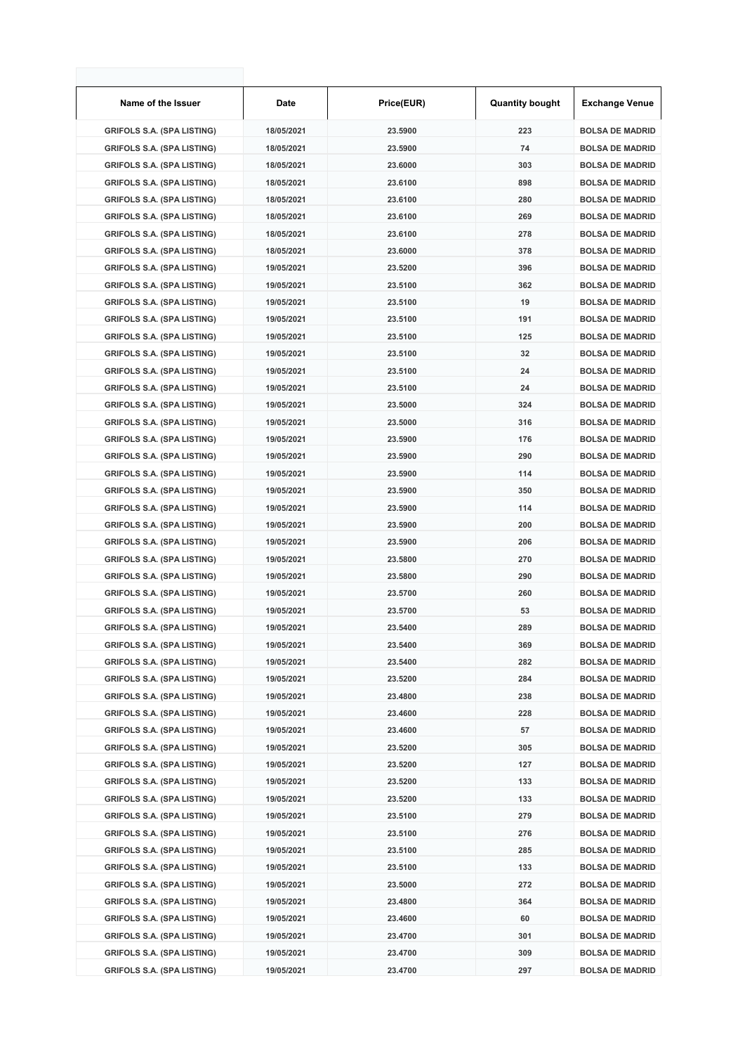| Name of the Issuer | Date | Price(EUR) | Quantity bought | Exchange Venue |
|---|---|---|---|---|
| GRIFOLS S.A. (SPA LISTING) | 18/05/2021 | 23.5900 | 223 | BOLSA DE MADRID |
| GRIFOLS S.A. (SPA LISTING) | 18/05/2021 | 23.5900 | 74 | BOLSA DE MADRID |
| GRIFOLS S.A. (SPA LISTING) | 18/05/2021 | 23.6000 | 303 | BOLSA DE MADRID |
| GRIFOLS S.A. (SPA LISTING) | 18/05/2021 | 23.6100 | 898 | BOLSA DE MADRID |
| GRIFOLS S.A. (SPA LISTING) | 18/05/2021 | 23.6100 | 280 | BOLSA DE MADRID |
| GRIFOLS S.A. (SPA LISTING) | 18/05/2021 | 23.6100 | 269 | BOLSA DE MADRID |
| GRIFOLS S.A. (SPA LISTING) | 18/05/2021 | 23.6100 | 278 | BOLSA DE MADRID |
| GRIFOLS S.A. (SPA LISTING) | 18/05/2021 | 23.6000 | 378 | BOLSA DE MADRID |
| GRIFOLS S.A. (SPA LISTING) | 19/05/2021 | 23.5200 | 396 | BOLSA DE MADRID |
| GRIFOLS S.A. (SPA LISTING) | 19/05/2021 | 23.5100 | 362 | BOLSA DE MADRID |
| GRIFOLS S.A. (SPA LISTING) | 19/05/2021 | 23.5100 | 19 | BOLSA DE MADRID |
| GRIFOLS S.A. (SPA LISTING) | 19/05/2021 | 23.5100 | 191 | BOLSA DE MADRID |
| GRIFOLS S.A. (SPA LISTING) | 19/05/2021 | 23.5100 | 125 | BOLSA DE MADRID |
| GRIFOLS S.A. (SPA LISTING) | 19/05/2021 | 23.5100 | 32 | BOLSA DE MADRID |
| GRIFOLS S.A. (SPA LISTING) | 19/05/2021 | 23.5100 | 24 | BOLSA DE MADRID |
| GRIFOLS S.A. (SPA LISTING) | 19/05/2021 | 23.5100 | 24 | BOLSA DE MADRID |
| GRIFOLS S.A. (SPA LISTING) | 19/05/2021 | 23.5000 | 324 | BOLSA DE MADRID |
| GRIFOLS S.A. (SPA LISTING) | 19/05/2021 | 23.5000 | 316 | BOLSA DE MADRID |
| GRIFOLS S.A. (SPA LISTING) | 19/05/2021 | 23.5900 | 176 | BOLSA DE MADRID |
| GRIFOLS S.A. (SPA LISTING) | 19/05/2021 | 23.5900 | 290 | BOLSA DE MADRID |
| GRIFOLS S.A. (SPA LISTING) | 19/05/2021 | 23.5900 | 114 | BOLSA DE MADRID |
| GRIFOLS S.A. (SPA LISTING) | 19/05/2021 | 23.5900 | 350 | BOLSA DE MADRID |
| GRIFOLS S.A. (SPA LISTING) | 19/05/2021 | 23.5900 | 114 | BOLSA DE MADRID |
| GRIFOLS S.A. (SPA LISTING) | 19/05/2021 | 23.5900 | 200 | BOLSA DE MADRID |
| GRIFOLS S.A. (SPA LISTING) | 19/05/2021 | 23.5900 | 206 | BOLSA DE MADRID |
| GRIFOLS S.A. (SPA LISTING) | 19/05/2021 | 23.5800 | 270 | BOLSA DE MADRID |
| GRIFOLS S.A. (SPA LISTING) | 19/05/2021 | 23.5800 | 290 | BOLSA DE MADRID |
| GRIFOLS S.A. (SPA LISTING) | 19/05/2021 | 23.5700 | 260 | BOLSA DE MADRID |
| GRIFOLS S.A. (SPA LISTING) | 19/05/2021 | 23.5700 | 53 | BOLSA DE MADRID |
| GRIFOLS S.A. (SPA LISTING) | 19/05/2021 | 23.5400 | 289 | BOLSA DE MADRID |
| GRIFOLS S.A. (SPA LISTING) | 19/05/2021 | 23.5400 | 369 | BOLSA DE MADRID |
| GRIFOLS S.A. (SPA LISTING) | 19/05/2021 | 23.5400 | 282 | BOLSA DE MADRID |
| GRIFOLS S.A. (SPA LISTING) | 19/05/2021 | 23.5200 | 284 | BOLSA DE MADRID |
| GRIFOLS S.A. (SPA LISTING) | 19/05/2021 | 23.4800 | 238 | BOLSA DE MADRID |
| GRIFOLS S.A. (SPA LISTING) | 19/05/2021 | 23.4600 | 228 | BOLSA DE MADRID |
| GRIFOLS S.A. (SPA LISTING) | 19/05/2021 | 23.4600 | 57 | BOLSA DE MADRID |
| GRIFOLS S.A. (SPA LISTING) | 19/05/2021 | 23.5200 | 305 | BOLSA DE MADRID |
| GRIFOLS S.A. (SPA LISTING) | 19/05/2021 | 23.5200 | 127 | BOLSA DE MADRID |
| GRIFOLS S.A. (SPA LISTING) | 19/05/2021 | 23.5200 | 133 | BOLSA DE MADRID |
| GRIFOLS S.A. (SPA LISTING) | 19/05/2021 | 23.5200 | 133 | BOLSA DE MADRID |
| GRIFOLS S.A. (SPA LISTING) | 19/05/2021 | 23.5100 | 279 | BOLSA DE MADRID |
| GRIFOLS S.A. (SPA LISTING) | 19/05/2021 | 23.5100 | 276 | BOLSA DE MADRID |
| GRIFOLS S.A. (SPA LISTING) | 19/05/2021 | 23.5100 | 285 | BOLSA DE MADRID |
| GRIFOLS S.A. (SPA LISTING) | 19/05/2021 | 23.5100 | 133 | BOLSA DE MADRID |
| GRIFOLS S.A. (SPA LISTING) | 19/05/2021 | 23.5000 | 272 | BOLSA DE MADRID |
| GRIFOLS S.A. (SPA LISTING) | 19/05/2021 | 23.4800 | 364 | BOLSA DE MADRID |
| GRIFOLS S.A. (SPA LISTING) | 19/05/2021 | 23.4600 | 60 | BOLSA DE MADRID |
| GRIFOLS S.A. (SPA LISTING) | 19/05/2021 | 23.4700 | 301 | BOLSA DE MADRID |
| GRIFOLS S.A. (SPA LISTING) | 19/05/2021 | 23.4700 | 309 | BOLSA DE MADRID |
| GRIFOLS S.A. (SPA LISTING) | 19/05/2021 | 23.4700 | 297 | BOLSA DE MADRID |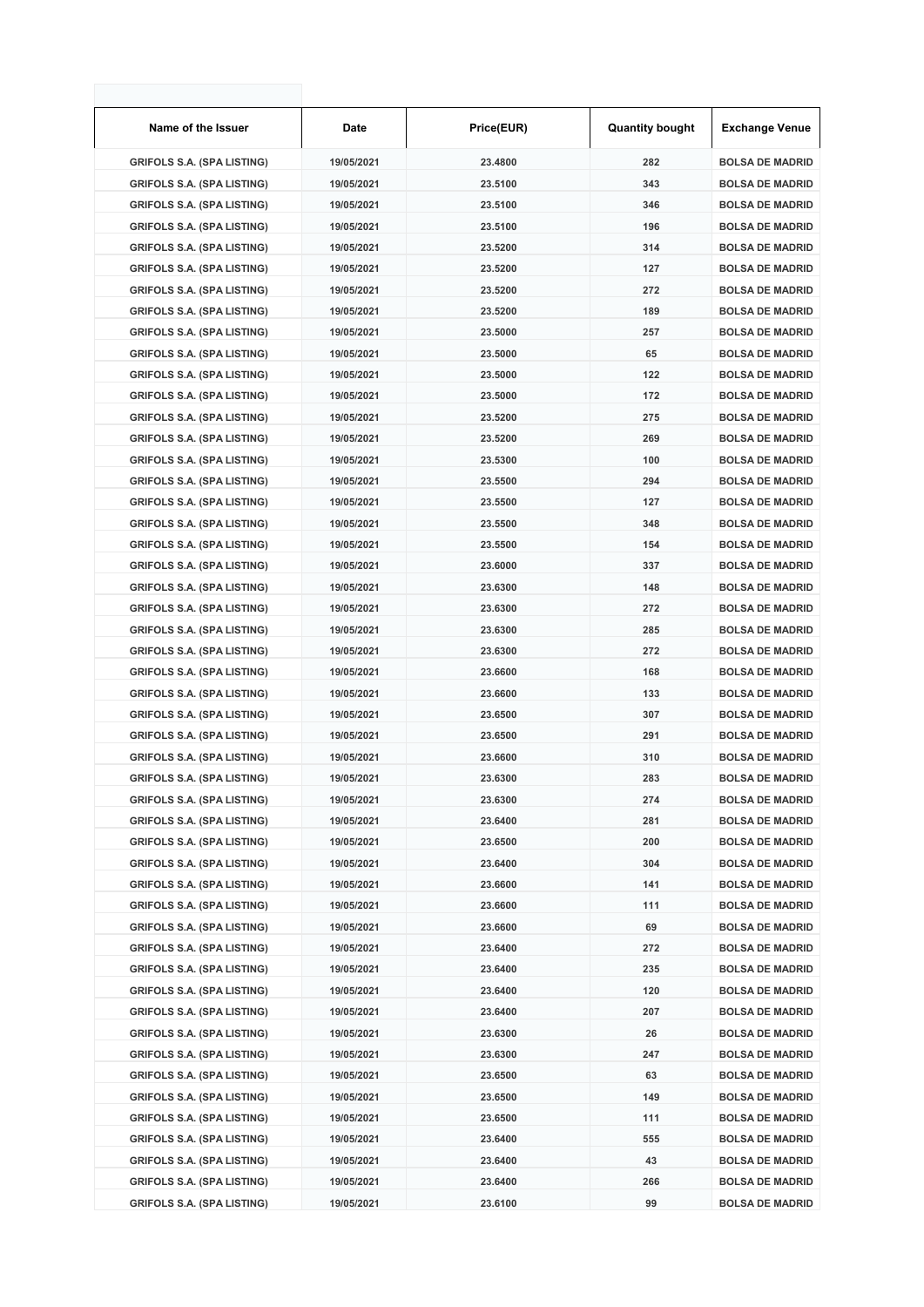| Name of the Issuer | Date | Price(EUR) | Quantity bought | Exchange Venue |
|---|---|---|---|---|
| GRIFOLS S.A. (SPA LISTING) | 19/05/2021 | 23.4800 | 282 | BOLSA DE MADRID |
| GRIFOLS S.A. (SPA LISTING) | 19/05/2021 | 23.5100 | 343 | BOLSA DE MADRID |
| GRIFOLS S.A. (SPA LISTING) | 19/05/2021 | 23.5100 | 346 | BOLSA DE MADRID |
| GRIFOLS S.A. (SPA LISTING) | 19/05/2021 | 23.5100 | 196 | BOLSA DE MADRID |
| GRIFOLS S.A. (SPA LISTING) | 19/05/2021 | 23.5200 | 314 | BOLSA DE MADRID |
| GRIFOLS S.A. (SPA LISTING) | 19/05/2021 | 23.5200 | 127 | BOLSA DE MADRID |
| GRIFOLS S.A. (SPA LISTING) | 19/05/2021 | 23.5200 | 272 | BOLSA DE MADRID |
| GRIFOLS S.A. (SPA LISTING) | 19/05/2021 | 23.5200 | 189 | BOLSA DE MADRID |
| GRIFOLS S.A. (SPA LISTING) | 19/05/2021 | 23.5000 | 257 | BOLSA DE MADRID |
| GRIFOLS S.A. (SPA LISTING) | 19/05/2021 | 23.5000 | 65 | BOLSA DE MADRID |
| GRIFOLS S.A. (SPA LISTING) | 19/05/2021 | 23.5000 | 122 | BOLSA DE MADRID |
| GRIFOLS S.A. (SPA LISTING) | 19/05/2021 | 23.5000 | 172 | BOLSA DE MADRID |
| GRIFOLS S.A. (SPA LISTING) | 19/05/2021 | 23.5200 | 275 | BOLSA DE MADRID |
| GRIFOLS S.A. (SPA LISTING) | 19/05/2021 | 23.5200 | 269 | BOLSA DE MADRID |
| GRIFOLS S.A. (SPA LISTING) | 19/05/2021 | 23.5300 | 100 | BOLSA DE MADRID |
| GRIFOLS S.A. (SPA LISTING) | 19/05/2021 | 23.5500 | 294 | BOLSA DE MADRID |
| GRIFOLS S.A. (SPA LISTING) | 19/05/2021 | 23.5500 | 127 | BOLSA DE MADRID |
| GRIFOLS S.A. (SPA LISTING) | 19/05/2021 | 23.5500 | 348 | BOLSA DE MADRID |
| GRIFOLS S.A. (SPA LISTING) | 19/05/2021 | 23.5500 | 154 | BOLSA DE MADRID |
| GRIFOLS S.A. (SPA LISTING) | 19/05/2021 | 23.6000 | 337 | BOLSA DE MADRID |
| GRIFOLS S.A. (SPA LISTING) | 19/05/2021 | 23.6300 | 148 | BOLSA DE MADRID |
| GRIFOLS S.A. (SPA LISTING) | 19/05/2021 | 23.6300 | 272 | BOLSA DE MADRID |
| GRIFOLS S.A. (SPA LISTING) | 19/05/2021 | 23.6300 | 285 | BOLSA DE MADRID |
| GRIFOLS S.A. (SPA LISTING) | 19/05/2021 | 23.6300 | 272 | BOLSA DE MADRID |
| GRIFOLS S.A. (SPA LISTING) | 19/05/2021 | 23.6600 | 168 | BOLSA DE MADRID |
| GRIFOLS S.A. (SPA LISTING) | 19/05/2021 | 23.6600 | 133 | BOLSA DE MADRID |
| GRIFOLS S.A. (SPA LISTING) | 19/05/2021 | 23.6500 | 307 | BOLSA DE MADRID |
| GRIFOLS S.A. (SPA LISTING) | 19/05/2021 | 23.6500 | 291 | BOLSA DE MADRID |
| GRIFOLS S.A. (SPA LISTING) | 19/05/2021 | 23.6600 | 310 | BOLSA DE MADRID |
| GRIFOLS S.A. (SPA LISTING) | 19/05/2021 | 23.6300 | 283 | BOLSA DE MADRID |
| GRIFOLS S.A. (SPA LISTING) | 19/05/2021 | 23.6300 | 274 | BOLSA DE MADRID |
| GRIFOLS S.A. (SPA LISTING) | 19/05/2021 | 23.6400 | 281 | BOLSA DE MADRID |
| GRIFOLS S.A. (SPA LISTING) | 19/05/2021 | 23.6500 | 200 | BOLSA DE MADRID |
| GRIFOLS S.A. (SPA LISTING) | 19/05/2021 | 23.6400 | 304 | BOLSA DE MADRID |
| GRIFOLS S.A. (SPA LISTING) | 19/05/2021 | 23.6600 | 141 | BOLSA DE MADRID |
| GRIFOLS S.A. (SPA LISTING) | 19/05/2021 | 23.6600 | 111 | BOLSA DE MADRID |
| GRIFOLS S.A. (SPA LISTING) | 19/05/2021 | 23.6600 | 69 | BOLSA DE MADRID |
| GRIFOLS S.A. (SPA LISTING) | 19/05/2021 | 23.6400 | 272 | BOLSA DE MADRID |
| GRIFOLS S.A. (SPA LISTING) | 19/05/2021 | 23.6400 | 235 | BOLSA DE MADRID |
| GRIFOLS S.A. (SPA LISTING) | 19/05/2021 | 23.6400 | 120 | BOLSA DE MADRID |
| GRIFOLS S.A. (SPA LISTING) | 19/05/2021 | 23.6400 | 207 | BOLSA DE MADRID |
| GRIFOLS S.A. (SPA LISTING) | 19/05/2021 | 23.6300 | 26 | BOLSA DE MADRID |
| GRIFOLS S.A. (SPA LISTING) | 19/05/2021 | 23.6300 | 247 | BOLSA DE MADRID |
| GRIFOLS S.A. (SPA LISTING) | 19/05/2021 | 23.6500 | 63 | BOLSA DE MADRID |
| GRIFOLS S.A. (SPA LISTING) | 19/05/2021 | 23.6500 | 149 | BOLSA DE MADRID |
| GRIFOLS S.A. (SPA LISTING) | 19/05/2021 | 23.6500 | 111 | BOLSA DE MADRID |
| GRIFOLS S.A. (SPA LISTING) | 19/05/2021 | 23.6400 | 555 | BOLSA DE MADRID |
| GRIFOLS S.A. (SPA LISTING) | 19/05/2021 | 23.6400 | 43 | BOLSA DE MADRID |
| GRIFOLS S.A. (SPA LISTING) | 19/05/2021 | 23.6400 | 266 | BOLSA DE MADRID |
| GRIFOLS S.A. (SPA LISTING) | 19/05/2021 | 23.6100 | 99 | BOLSA DE MADRID |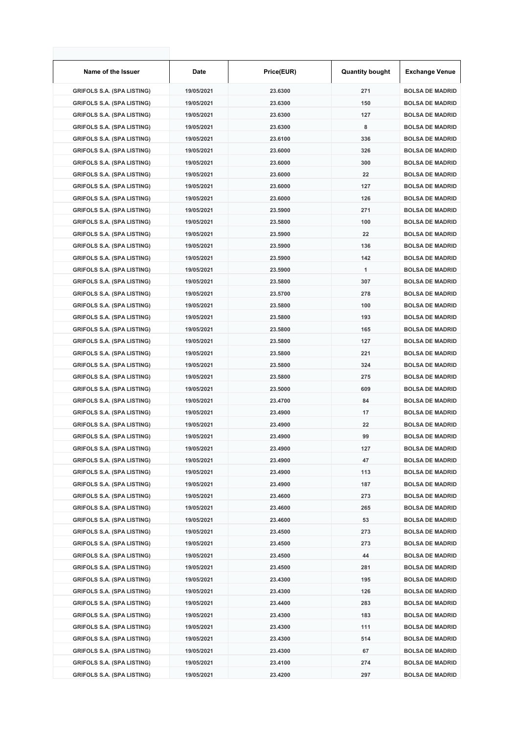| Name of the Issuer | Date | Price(EUR) | Quantity bought | Exchange Venue |
|---|---|---|---|---|
| GRIFOLS S.A. (SPA LISTING) | 19/05/2021 | 23.6300 | 271 | BOLSA DE MADRID |
| GRIFOLS S.A. (SPA LISTING) | 19/05/2021 | 23.6300 | 150 | BOLSA DE MADRID |
| GRIFOLS S.A. (SPA LISTING) | 19/05/2021 | 23.6300 | 127 | BOLSA DE MADRID |
| GRIFOLS S.A. (SPA LISTING) | 19/05/2021 | 23.6300 | 8 | BOLSA DE MADRID |
| GRIFOLS S.A. (SPA LISTING) | 19/05/2021 | 23.6100 | 336 | BOLSA DE MADRID |
| GRIFOLS S.A. (SPA LISTING) | 19/05/2021 | 23.6000 | 326 | BOLSA DE MADRID |
| GRIFOLS S.A. (SPA LISTING) | 19/05/2021 | 23.6000 | 300 | BOLSA DE MADRID |
| GRIFOLS S.A. (SPA LISTING) | 19/05/2021 | 23.6000 | 22 | BOLSA DE MADRID |
| GRIFOLS S.A. (SPA LISTING) | 19/05/2021 | 23.6000 | 127 | BOLSA DE MADRID |
| GRIFOLS S.A. (SPA LISTING) | 19/05/2021 | 23.6000 | 126 | BOLSA DE MADRID |
| GRIFOLS S.A. (SPA LISTING) | 19/05/2021 | 23.5900 | 271 | BOLSA DE MADRID |
| GRIFOLS S.A. (SPA LISTING) | 19/05/2021 | 23.5800 | 100 | BOLSA DE MADRID |
| GRIFOLS S.A. (SPA LISTING) | 19/05/2021 | 23.5900 | 22 | BOLSA DE MADRID |
| GRIFOLS S.A. (SPA LISTING) | 19/05/2021 | 23.5900 | 136 | BOLSA DE MADRID |
| GRIFOLS S.A. (SPA LISTING) | 19/05/2021 | 23.5900 | 142 | BOLSA DE MADRID |
| GRIFOLS S.A. (SPA LISTING) | 19/05/2021 | 23.5900 | 1 | BOLSA DE MADRID |
| GRIFOLS S.A. (SPA LISTING) | 19/05/2021 | 23.5800 | 307 | BOLSA DE MADRID |
| GRIFOLS S.A. (SPA LISTING) | 19/05/2021 | 23.5700 | 278 | BOLSA DE MADRID |
| GRIFOLS S.A. (SPA LISTING) | 19/05/2021 | 23.5800 | 100 | BOLSA DE MADRID |
| GRIFOLS S.A. (SPA LISTING) | 19/05/2021 | 23.5800 | 193 | BOLSA DE MADRID |
| GRIFOLS S.A. (SPA LISTING) | 19/05/2021 | 23.5800 | 165 | BOLSA DE MADRID |
| GRIFOLS S.A. (SPA LISTING) | 19/05/2021 | 23.5800 | 127 | BOLSA DE MADRID |
| GRIFOLS S.A. (SPA LISTING) | 19/05/2021 | 23.5800 | 221 | BOLSA DE MADRID |
| GRIFOLS S.A. (SPA LISTING) | 19/05/2021 | 23.5800 | 324 | BOLSA DE MADRID |
| GRIFOLS S.A. (SPA LISTING) | 19/05/2021 | 23.5800 | 275 | BOLSA DE MADRID |
| GRIFOLS S.A. (SPA LISTING) | 19/05/2021 | 23.5000 | 609 | BOLSA DE MADRID |
| GRIFOLS S.A. (SPA LISTING) | 19/05/2021 | 23.4700 | 84 | BOLSA DE MADRID |
| GRIFOLS S.A. (SPA LISTING) | 19/05/2021 | 23.4900 | 17 | BOLSA DE MADRID |
| GRIFOLS S.A. (SPA LISTING) | 19/05/2021 | 23.4900 | 22 | BOLSA DE MADRID |
| GRIFOLS S.A. (SPA LISTING) | 19/05/2021 | 23.4900 | 99 | BOLSA DE MADRID |
| GRIFOLS S.A. (SPA LISTING) | 19/05/2021 | 23.4900 | 127 | BOLSA DE MADRID |
| GRIFOLS S.A. (SPA LISTING) | 19/05/2021 | 23.4900 | 47 | BOLSA DE MADRID |
| GRIFOLS S.A. (SPA LISTING) | 19/05/2021 | 23.4900 | 113 | BOLSA DE MADRID |
| GRIFOLS S.A. (SPA LISTING) | 19/05/2021 | 23.4900 | 187 | BOLSA DE MADRID |
| GRIFOLS S.A. (SPA LISTING) | 19/05/2021 | 23.4600 | 273 | BOLSA DE MADRID |
| GRIFOLS S.A. (SPA LISTING) | 19/05/2021 | 23.4600 | 265 | BOLSA DE MADRID |
| GRIFOLS S.A. (SPA LISTING) | 19/05/2021 | 23.4600 | 53 | BOLSA DE MADRID |
| GRIFOLS S.A. (SPA LISTING) | 19/05/2021 | 23.4500 | 273 | BOLSA DE MADRID |
| GRIFOLS S.A. (SPA LISTING) | 19/05/2021 | 23.4500 | 273 | BOLSA DE MADRID |
| GRIFOLS S.A. (SPA LISTING) | 19/05/2021 | 23.4500 | 44 | BOLSA DE MADRID |
| GRIFOLS S.A. (SPA LISTING) | 19/05/2021 | 23.4500 | 281 | BOLSA DE MADRID |
| GRIFOLS S.A. (SPA LISTING) | 19/05/2021 | 23.4300 | 195 | BOLSA DE MADRID |
| GRIFOLS S.A. (SPA LISTING) | 19/05/2021 | 23.4300 | 126 | BOLSA DE MADRID |
| GRIFOLS S.A. (SPA LISTING) | 19/05/2021 | 23.4400 | 283 | BOLSA DE MADRID |
| GRIFOLS S.A. (SPA LISTING) | 19/05/2021 | 23.4300 | 183 | BOLSA DE MADRID |
| GRIFOLS S.A. (SPA LISTING) | 19/05/2021 | 23.4300 | 111 | BOLSA DE MADRID |
| GRIFOLS S.A. (SPA LISTING) | 19/05/2021 | 23.4300 | 514 | BOLSA DE MADRID |
| GRIFOLS S.A. (SPA LISTING) | 19/05/2021 | 23.4300 | 67 | BOLSA DE MADRID |
| GRIFOLS S.A. (SPA LISTING) | 19/05/2021 | 23.4100 | 274 | BOLSA DE MADRID |
| GRIFOLS S.A. (SPA LISTING) | 19/05/2021 | 23.4200 | 297 | BOLSA DE MADRID |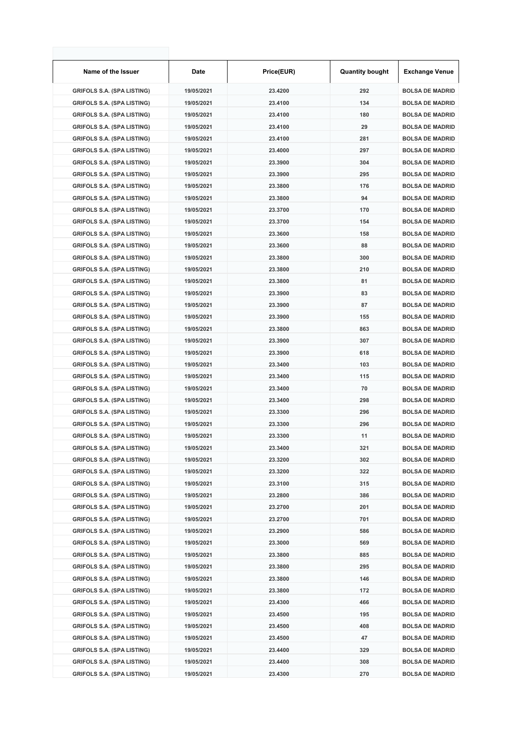| Name of the Issuer | Date | Price(EUR) | Quantity bought | Exchange Venue |
|---|---|---|---|---|
| GRIFOLS S.A. (SPA LISTING) | 19/05/2021 | 23.4200 | 292 | BOLSA DE MADRID |
| GRIFOLS S.A. (SPA LISTING) | 19/05/2021 | 23.4100 | 134 | BOLSA DE MADRID |
| GRIFOLS S.A. (SPA LISTING) | 19/05/2021 | 23.4100 | 180 | BOLSA DE MADRID |
| GRIFOLS S.A. (SPA LISTING) | 19/05/2021 | 23.4100 | 29 | BOLSA DE MADRID |
| GRIFOLS S.A. (SPA LISTING) | 19/05/2021 | 23.4100 | 281 | BOLSA DE MADRID |
| GRIFOLS S.A. (SPA LISTING) | 19/05/2021 | 23.4000 | 297 | BOLSA DE MADRID |
| GRIFOLS S.A. (SPA LISTING) | 19/05/2021 | 23.3900 | 304 | BOLSA DE MADRID |
| GRIFOLS S.A. (SPA LISTING) | 19/05/2021 | 23.3900 | 295 | BOLSA DE MADRID |
| GRIFOLS S.A. (SPA LISTING) | 19/05/2021 | 23.3800 | 176 | BOLSA DE MADRID |
| GRIFOLS S.A. (SPA LISTING) | 19/05/2021 | 23.3800 | 94 | BOLSA DE MADRID |
| GRIFOLS S.A. (SPA LISTING) | 19/05/2021 | 23.3700 | 170 | BOLSA DE MADRID |
| GRIFOLS S.A. (SPA LISTING) | 19/05/2021 | 23.3700 | 154 | BOLSA DE MADRID |
| GRIFOLS S.A. (SPA LISTING) | 19/05/2021 | 23.3600 | 158 | BOLSA DE MADRID |
| GRIFOLS S.A. (SPA LISTING) | 19/05/2021 | 23.3600 | 88 | BOLSA DE MADRID |
| GRIFOLS S.A. (SPA LISTING) | 19/05/2021 | 23.3800 | 300 | BOLSA DE MADRID |
| GRIFOLS S.A. (SPA LISTING) | 19/05/2021 | 23.3800 | 210 | BOLSA DE MADRID |
| GRIFOLS S.A. (SPA LISTING) | 19/05/2021 | 23.3800 | 81 | BOLSA DE MADRID |
| GRIFOLS S.A. (SPA LISTING) | 19/05/2021 | 23.3900 | 83 | BOLSA DE MADRID |
| GRIFOLS S.A. (SPA LISTING) | 19/05/2021 | 23.3900 | 87 | BOLSA DE MADRID |
| GRIFOLS S.A. (SPA LISTING) | 19/05/2021 | 23.3900 | 155 | BOLSA DE MADRID |
| GRIFOLS S.A. (SPA LISTING) | 19/05/2021 | 23.3800 | 863 | BOLSA DE MADRID |
| GRIFOLS S.A. (SPA LISTING) | 19/05/2021 | 23.3900 | 307 | BOLSA DE MADRID |
| GRIFOLS S.A. (SPA LISTING) | 19/05/2021 | 23.3900 | 618 | BOLSA DE MADRID |
| GRIFOLS S.A. (SPA LISTING) | 19/05/2021 | 23.3400 | 103 | BOLSA DE MADRID |
| GRIFOLS S.A. (SPA LISTING) | 19/05/2021 | 23.3400 | 115 | BOLSA DE MADRID |
| GRIFOLS S.A. (SPA LISTING) | 19/05/2021 | 23.3400 | 70 | BOLSA DE MADRID |
| GRIFOLS S.A. (SPA LISTING) | 19/05/2021 | 23.3400 | 298 | BOLSA DE MADRID |
| GRIFOLS S.A. (SPA LISTING) | 19/05/2021 | 23.3300 | 296 | BOLSA DE MADRID |
| GRIFOLS S.A. (SPA LISTING) | 19/05/2021 | 23.3300 | 296 | BOLSA DE MADRID |
| GRIFOLS S.A. (SPA LISTING) | 19/05/2021 | 23.3300 | 11 | BOLSA DE MADRID |
| GRIFOLS S.A. (SPA LISTING) | 19/05/2021 | 23.3400 | 321 | BOLSA DE MADRID |
| GRIFOLS S.A. (SPA LISTING) | 19/05/2021 | 23.3200 | 302 | BOLSA DE MADRID |
| GRIFOLS S.A. (SPA LISTING) | 19/05/2021 | 23.3200 | 322 | BOLSA DE MADRID |
| GRIFOLS S.A. (SPA LISTING) | 19/05/2021 | 23.3100 | 315 | BOLSA DE MADRID |
| GRIFOLS S.A. (SPA LISTING) | 19/05/2021 | 23.2800 | 386 | BOLSA DE MADRID |
| GRIFOLS S.A. (SPA LISTING) | 19/05/2021 | 23.2700 | 201 | BOLSA DE MADRID |
| GRIFOLS S.A. (SPA LISTING) | 19/05/2021 | 23.2700 | 701 | BOLSA DE MADRID |
| GRIFOLS S.A. (SPA LISTING) | 19/05/2021 | 23.2900 | 586 | BOLSA DE MADRID |
| GRIFOLS S.A. (SPA LISTING) | 19/05/2021 | 23.3000 | 569 | BOLSA DE MADRID |
| GRIFOLS S.A. (SPA LISTING) | 19/05/2021 | 23.3800 | 885 | BOLSA DE MADRID |
| GRIFOLS S.A. (SPA LISTING) | 19/05/2021 | 23.3800 | 295 | BOLSA DE MADRID |
| GRIFOLS S.A. (SPA LISTING) | 19/05/2021 | 23.3800 | 146 | BOLSA DE MADRID |
| GRIFOLS S.A. (SPA LISTING) | 19/05/2021 | 23.3800 | 172 | BOLSA DE MADRID |
| GRIFOLS S.A. (SPA LISTING) | 19/05/2021 | 23.4300 | 466 | BOLSA DE MADRID |
| GRIFOLS S.A. (SPA LISTING) | 19/05/2021 | 23.4500 | 195 | BOLSA DE MADRID |
| GRIFOLS S.A. (SPA LISTING) | 19/05/2021 | 23.4500 | 408 | BOLSA DE MADRID |
| GRIFOLS S.A. (SPA LISTING) | 19/05/2021 | 23.4500 | 47 | BOLSA DE MADRID |
| GRIFOLS S.A. (SPA LISTING) | 19/05/2021 | 23.4400 | 329 | BOLSA DE MADRID |
| GRIFOLS S.A. (SPA LISTING) | 19/05/2021 | 23.4400 | 308 | BOLSA DE MADRID |
| GRIFOLS S.A. (SPA LISTING) | 19/05/2021 | 23.4300 | 270 | BOLSA DE MADRID |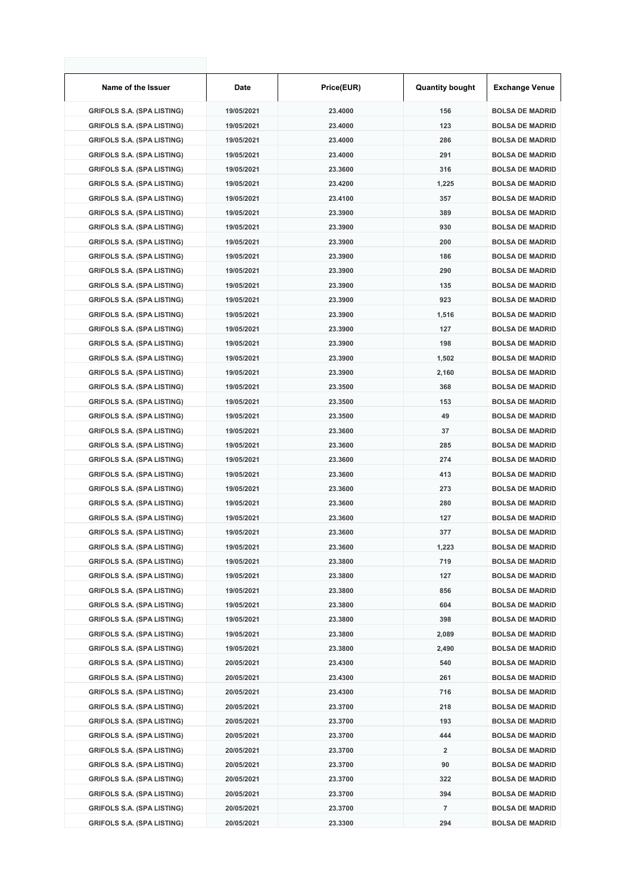| Name of the Issuer | Date | Price(EUR) | Quantity bought | Exchange Venue |
|---|---|---|---|---|
| GRIFOLS S.A. (SPA LISTING) | 19/05/2021 | 23.4000 | 156 | BOLSA DE MADRID |
| GRIFOLS S.A. (SPA LISTING) | 19/05/2021 | 23.4000 | 123 | BOLSA DE MADRID |
| GRIFOLS S.A. (SPA LISTING) | 19/05/2021 | 23.4000 | 286 | BOLSA DE MADRID |
| GRIFOLS S.A. (SPA LISTING) | 19/05/2021 | 23.4000 | 291 | BOLSA DE MADRID |
| GRIFOLS S.A. (SPA LISTING) | 19/05/2021 | 23.3600 | 316 | BOLSA DE MADRID |
| GRIFOLS S.A. (SPA LISTING) | 19/05/2021 | 23.4200 | 1,225 | BOLSA DE MADRID |
| GRIFOLS S.A. (SPA LISTING) | 19/05/2021 | 23.4100 | 357 | BOLSA DE MADRID |
| GRIFOLS S.A. (SPA LISTING) | 19/05/2021 | 23.3900 | 389 | BOLSA DE MADRID |
| GRIFOLS S.A. (SPA LISTING) | 19/05/2021 | 23.3900 | 930 | BOLSA DE MADRID |
| GRIFOLS S.A. (SPA LISTING) | 19/05/2021 | 23.3900 | 200 | BOLSA DE MADRID |
| GRIFOLS S.A. (SPA LISTING) | 19/05/2021 | 23.3900 | 186 | BOLSA DE MADRID |
| GRIFOLS S.A. (SPA LISTING) | 19/05/2021 | 23.3900 | 290 | BOLSA DE MADRID |
| GRIFOLS S.A. (SPA LISTING) | 19/05/2021 | 23.3900 | 135 | BOLSA DE MADRID |
| GRIFOLS S.A. (SPA LISTING) | 19/05/2021 | 23.3900 | 923 | BOLSA DE MADRID |
| GRIFOLS S.A. (SPA LISTING) | 19/05/2021 | 23.3900 | 1,516 | BOLSA DE MADRID |
| GRIFOLS S.A. (SPA LISTING) | 19/05/2021 | 23.3900 | 127 | BOLSA DE MADRID |
| GRIFOLS S.A. (SPA LISTING) | 19/05/2021 | 23.3900 | 198 | BOLSA DE MADRID |
| GRIFOLS S.A. (SPA LISTING) | 19/05/2021 | 23.3900 | 1,502 | BOLSA DE MADRID |
| GRIFOLS S.A. (SPA LISTING) | 19/05/2021 | 23.3900 | 2,160 | BOLSA DE MADRID |
| GRIFOLS S.A. (SPA LISTING) | 19/05/2021 | 23.3500 | 368 | BOLSA DE MADRID |
| GRIFOLS S.A. (SPA LISTING) | 19/05/2021 | 23.3500 | 153 | BOLSA DE MADRID |
| GRIFOLS S.A. (SPA LISTING) | 19/05/2021 | 23.3500 | 49 | BOLSA DE MADRID |
| GRIFOLS S.A. (SPA LISTING) | 19/05/2021 | 23.3600 | 37 | BOLSA DE MADRID |
| GRIFOLS S.A. (SPA LISTING) | 19/05/2021 | 23.3600 | 285 | BOLSA DE MADRID |
| GRIFOLS S.A. (SPA LISTING) | 19/05/2021 | 23.3600 | 274 | BOLSA DE MADRID |
| GRIFOLS S.A. (SPA LISTING) | 19/05/2021 | 23.3600 | 413 | BOLSA DE MADRID |
| GRIFOLS S.A. (SPA LISTING) | 19/05/2021 | 23.3600 | 273 | BOLSA DE MADRID |
| GRIFOLS S.A. (SPA LISTING) | 19/05/2021 | 23.3600 | 280 | BOLSA DE MADRID |
| GRIFOLS S.A. (SPA LISTING) | 19/05/2021 | 23.3600 | 127 | BOLSA DE MADRID |
| GRIFOLS S.A. (SPA LISTING) | 19/05/2021 | 23.3600 | 377 | BOLSA DE MADRID |
| GRIFOLS S.A. (SPA LISTING) | 19/05/2021 | 23.3600 | 1,223 | BOLSA DE MADRID |
| GRIFOLS S.A. (SPA LISTING) | 19/05/2021 | 23.3800 | 719 | BOLSA DE MADRID |
| GRIFOLS S.A. (SPA LISTING) | 19/05/2021 | 23.3800 | 127 | BOLSA DE MADRID |
| GRIFOLS S.A. (SPA LISTING) | 19/05/2021 | 23.3800 | 856 | BOLSA DE MADRID |
| GRIFOLS S.A. (SPA LISTING) | 19/05/2021 | 23.3800 | 604 | BOLSA DE MADRID |
| GRIFOLS S.A. (SPA LISTING) | 19/05/2021 | 23.3800 | 398 | BOLSA DE MADRID |
| GRIFOLS S.A. (SPA LISTING) | 19/05/2021 | 23.3800 | 2,089 | BOLSA DE MADRID |
| GRIFOLS S.A. (SPA LISTING) | 19/05/2021 | 23.3800 | 2,490 | BOLSA DE MADRID |
| GRIFOLS S.A. (SPA LISTING) | 20/05/2021 | 23.4300 | 540 | BOLSA DE MADRID |
| GRIFOLS S.A. (SPA LISTING) | 20/05/2021 | 23.4300 | 261 | BOLSA DE MADRID |
| GRIFOLS S.A. (SPA LISTING) | 20/05/2021 | 23.4300 | 716 | BOLSA DE MADRID |
| GRIFOLS S.A. (SPA LISTING) | 20/05/2021 | 23.3700 | 218 | BOLSA DE MADRID |
| GRIFOLS S.A. (SPA LISTING) | 20/05/2021 | 23.3700 | 193 | BOLSA DE MADRID |
| GRIFOLS S.A. (SPA LISTING) | 20/05/2021 | 23.3700 | 444 | BOLSA DE MADRID |
| GRIFOLS S.A. (SPA LISTING) | 20/05/2021 | 23.3700 | 2 | BOLSA DE MADRID |
| GRIFOLS S.A. (SPA LISTING) | 20/05/2021 | 23.3700 | 90 | BOLSA DE MADRID |
| GRIFOLS S.A. (SPA LISTING) | 20/05/2021 | 23.3700 | 322 | BOLSA DE MADRID |
| GRIFOLS S.A. (SPA LISTING) | 20/05/2021 | 23.3700 | 394 | BOLSA DE MADRID |
| GRIFOLS S.A. (SPA LISTING) | 20/05/2021 | 23.3700 | 7 | BOLSA DE MADRID |
| GRIFOLS S.A. (SPA LISTING) | 20/05/2021 | 23.3300 | 294 | BOLSA DE MADRID |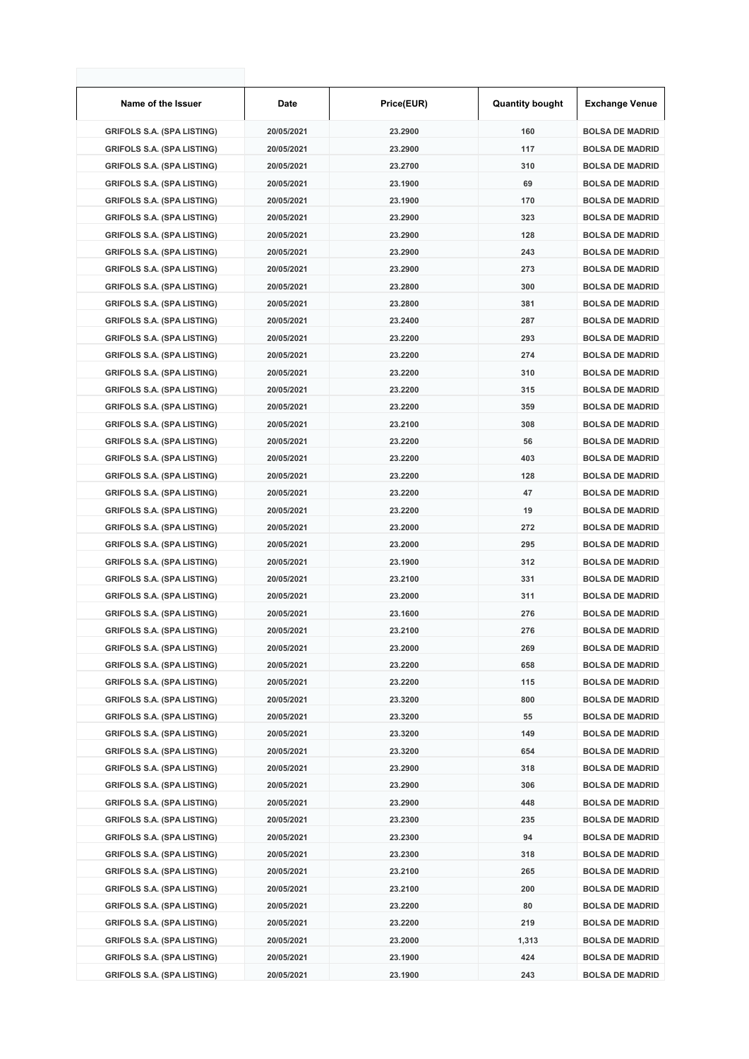| Name of the Issuer | Date | Price(EUR) | Quantity bought | Exchange Venue |
|---|---|---|---|---|
| GRIFOLS S.A. (SPA LISTING) | 20/05/2021 | 23.2900 | 160 | BOLSA DE MADRID |
| GRIFOLS S.A. (SPA LISTING) | 20/05/2021 | 23.2900 | 117 | BOLSA DE MADRID |
| GRIFOLS S.A. (SPA LISTING) | 20/05/2021 | 23.2700 | 310 | BOLSA DE MADRID |
| GRIFOLS S.A. (SPA LISTING) | 20/05/2021 | 23.1900 | 69 | BOLSA DE MADRID |
| GRIFOLS S.A. (SPA LISTING) | 20/05/2021 | 23.1900 | 170 | BOLSA DE MADRID |
| GRIFOLS S.A. (SPA LISTING) | 20/05/2021 | 23.2900 | 323 | BOLSA DE MADRID |
| GRIFOLS S.A. (SPA LISTING) | 20/05/2021 | 23.2900 | 128 | BOLSA DE MADRID |
| GRIFOLS S.A. (SPA LISTING) | 20/05/2021 | 23.2900 | 243 | BOLSA DE MADRID |
| GRIFOLS S.A. (SPA LISTING) | 20/05/2021 | 23.2900 | 273 | BOLSA DE MADRID |
| GRIFOLS S.A. (SPA LISTING) | 20/05/2021 | 23.2800 | 300 | BOLSA DE MADRID |
| GRIFOLS S.A. (SPA LISTING) | 20/05/2021 | 23.2800 | 381 | BOLSA DE MADRID |
| GRIFOLS S.A. (SPA LISTING) | 20/05/2021 | 23.2400 | 287 | BOLSA DE MADRID |
| GRIFOLS S.A. (SPA LISTING) | 20/05/2021 | 23.2200 | 293 | BOLSA DE MADRID |
| GRIFOLS S.A. (SPA LISTING) | 20/05/2021 | 23.2200 | 274 | BOLSA DE MADRID |
| GRIFOLS S.A. (SPA LISTING) | 20/05/2021 | 23.2200 | 310 | BOLSA DE MADRID |
| GRIFOLS S.A. (SPA LISTING) | 20/05/2021 | 23.2200 | 315 | BOLSA DE MADRID |
| GRIFOLS S.A. (SPA LISTING) | 20/05/2021 | 23.2200 | 359 | BOLSA DE MADRID |
| GRIFOLS S.A. (SPA LISTING) | 20/05/2021 | 23.2100 | 308 | BOLSA DE MADRID |
| GRIFOLS S.A. (SPA LISTING) | 20/05/2021 | 23.2200 | 56 | BOLSA DE MADRID |
| GRIFOLS S.A. (SPA LISTING) | 20/05/2021 | 23.2200 | 403 | BOLSA DE MADRID |
| GRIFOLS S.A. (SPA LISTING) | 20/05/2021 | 23.2200 | 128 | BOLSA DE MADRID |
| GRIFOLS S.A. (SPA LISTING) | 20/05/2021 | 23.2200 | 47 | BOLSA DE MADRID |
| GRIFOLS S.A. (SPA LISTING) | 20/05/2021 | 23.2200 | 19 | BOLSA DE MADRID |
| GRIFOLS S.A. (SPA LISTING) | 20/05/2021 | 23.2000 | 272 | BOLSA DE MADRID |
| GRIFOLS S.A. (SPA LISTING) | 20/05/2021 | 23.2000 | 295 | BOLSA DE MADRID |
| GRIFOLS S.A. (SPA LISTING) | 20/05/2021 | 23.1900 | 312 | BOLSA DE MADRID |
| GRIFOLS S.A. (SPA LISTING) | 20/05/2021 | 23.2100 | 331 | BOLSA DE MADRID |
| GRIFOLS S.A. (SPA LISTING) | 20/05/2021 | 23.2000 | 311 | BOLSA DE MADRID |
| GRIFOLS S.A. (SPA LISTING) | 20/05/2021 | 23.1600 | 276 | BOLSA DE MADRID |
| GRIFOLS S.A. (SPA LISTING) | 20/05/2021 | 23.2100 | 276 | BOLSA DE MADRID |
| GRIFOLS S.A. (SPA LISTING) | 20/05/2021 | 23.2000 | 269 | BOLSA DE MADRID |
| GRIFOLS S.A. (SPA LISTING) | 20/05/2021 | 23.2200 | 658 | BOLSA DE MADRID |
| GRIFOLS S.A. (SPA LISTING) | 20/05/2021 | 23.2200 | 115 | BOLSA DE MADRID |
| GRIFOLS S.A. (SPA LISTING) | 20/05/2021 | 23.3200 | 800 | BOLSA DE MADRID |
| GRIFOLS S.A. (SPA LISTING) | 20/05/2021 | 23.3200 | 55 | BOLSA DE MADRID |
| GRIFOLS S.A. (SPA LISTING) | 20/05/2021 | 23.3200 | 149 | BOLSA DE MADRID |
| GRIFOLS S.A. (SPA LISTING) | 20/05/2021 | 23.3200 | 654 | BOLSA DE MADRID |
| GRIFOLS S.A. (SPA LISTING) | 20/05/2021 | 23.2900 | 318 | BOLSA DE MADRID |
| GRIFOLS S.A. (SPA LISTING) | 20/05/2021 | 23.2900 | 306 | BOLSA DE MADRID |
| GRIFOLS S.A. (SPA LISTING) | 20/05/2021 | 23.2900 | 448 | BOLSA DE MADRID |
| GRIFOLS S.A. (SPA LISTING) | 20/05/2021 | 23.2300 | 235 | BOLSA DE MADRID |
| GRIFOLS S.A. (SPA LISTING) | 20/05/2021 | 23.2300 | 94 | BOLSA DE MADRID |
| GRIFOLS S.A. (SPA LISTING) | 20/05/2021 | 23.2300 | 318 | BOLSA DE MADRID |
| GRIFOLS S.A. (SPA LISTING) | 20/05/2021 | 23.2100 | 265 | BOLSA DE MADRID |
| GRIFOLS S.A. (SPA LISTING) | 20/05/2021 | 23.2100 | 200 | BOLSA DE MADRID |
| GRIFOLS S.A. (SPA LISTING) | 20/05/2021 | 23.2200 | 80 | BOLSA DE MADRID |
| GRIFOLS S.A. (SPA LISTING) | 20/05/2021 | 23.2200 | 219 | BOLSA DE MADRID |
| GRIFOLS S.A. (SPA LISTING) | 20/05/2021 | 23.2000 | 1,313 | BOLSA DE MADRID |
| GRIFOLS S.A. (SPA LISTING) | 20/05/2021 | 23.1900 | 424 | BOLSA DE MADRID |
| GRIFOLS S.A. (SPA LISTING) | 20/05/2021 | 23.1900 | 243 | BOLSA DE MADRID |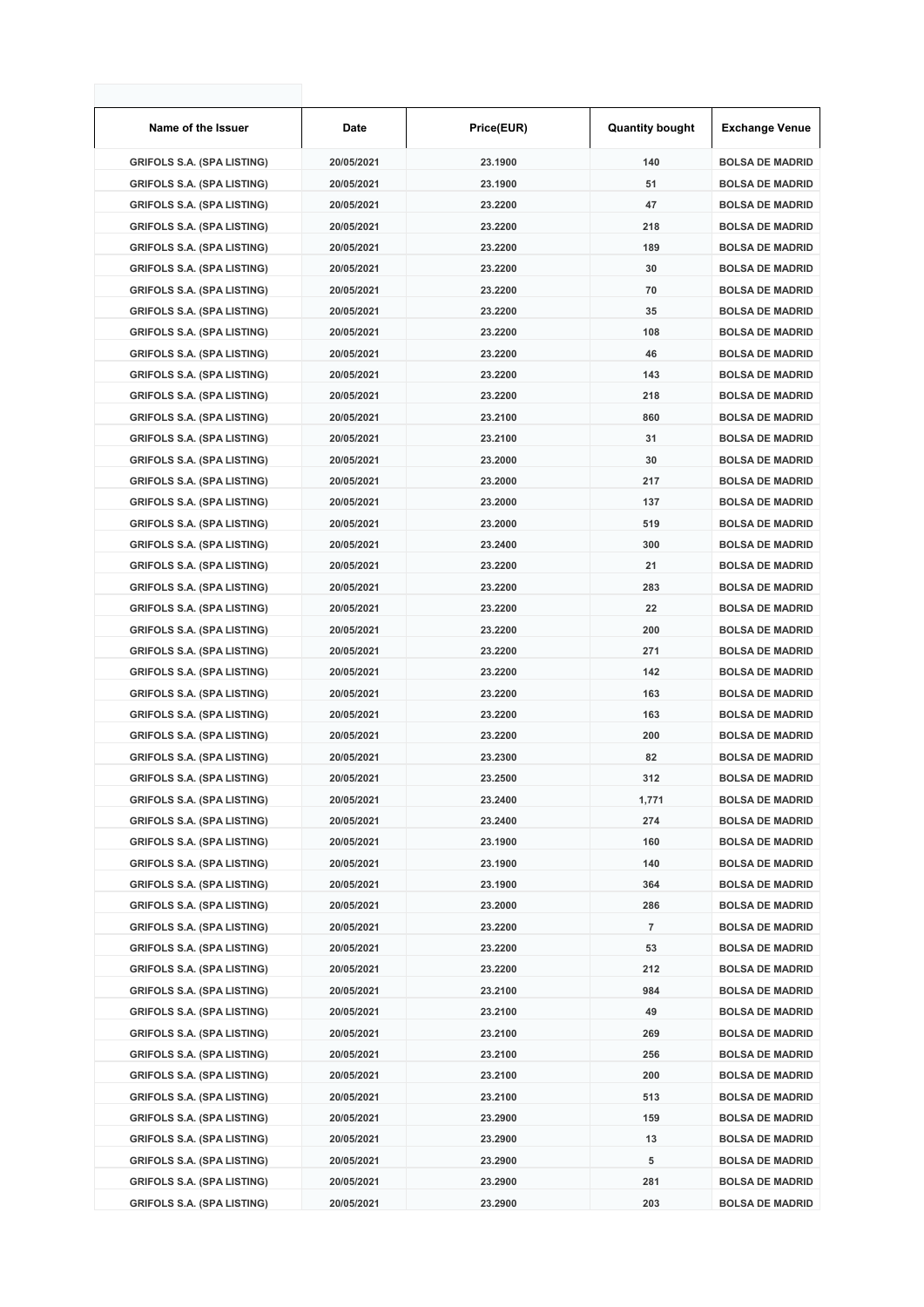| Name of the Issuer | Date | Price(EUR) | Quantity bought | Exchange Venue |
|---|---|---|---|---|
| GRIFOLS S.A. (SPA LISTING) | 20/05/2021 | 23.1900 | 140 | BOLSA DE MADRID |
| GRIFOLS S.A. (SPA LISTING) | 20/05/2021 | 23.1900 | 51 | BOLSA DE MADRID |
| GRIFOLS S.A. (SPA LISTING) | 20/05/2021 | 23.2200 | 47 | BOLSA DE MADRID |
| GRIFOLS S.A. (SPA LISTING) | 20/05/2021 | 23.2200 | 218 | BOLSA DE MADRID |
| GRIFOLS S.A. (SPA LISTING) | 20/05/2021 | 23.2200 | 189 | BOLSA DE MADRID |
| GRIFOLS S.A. (SPA LISTING) | 20/05/2021 | 23.2200 | 30 | BOLSA DE MADRID |
| GRIFOLS S.A. (SPA LISTING) | 20/05/2021 | 23.2200 | 70 | BOLSA DE MADRID |
| GRIFOLS S.A. (SPA LISTING) | 20/05/2021 | 23.2200 | 35 | BOLSA DE MADRID |
| GRIFOLS S.A. (SPA LISTING) | 20/05/2021 | 23.2200 | 108 | BOLSA DE MADRID |
| GRIFOLS S.A. (SPA LISTING) | 20/05/2021 | 23.2200 | 46 | BOLSA DE MADRID |
| GRIFOLS S.A. (SPA LISTING) | 20/05/2021 | 23.2200 | 143 | BOLSA DE MADRID |
| GRIFOLS S.A. (SPA LISTING) | 20/05/2021 | 23.2200 | 218 | BOLSA DE MADRID |
| GRIFOLS S.A. (SPA LISTING) | 20/05/2021 | 23.2100 | 860 | BOLSA DE MADRID |
| GRIFOLS S.A. (SPA LISTING) | 20/05/2021 | 23.2100 | 31 | BOLSA DE MADRID |
| GRIFOLS S.A. (SPA LISTING) | 20/05/2021 | 23.2000 | 30 | BOLSA DE MADRID |
| GRIFOLS S.A. (SPA LISTING) | 20/05/2021 | 23.2000 | 217 | BOLSA DE MADRID |
| GRIFOLS S.A. (SPA LISTING) | 20/05/2021 | 23.2000 | 137 | BOLSA DE MADRID |
| GRIFOLS S.A. (SPA LISTING) | 20/05/2021 | 23.2000 | 519 | BOLSA DE MADRID |
| GRIFOLS S.A. (SPA LISTING) | 20/05/2021 | 23.2400 | 300 | BOLSA DE MADRID |
| GRIFOLS S.A. (SPA LISTING) | 20/05/2021 | 23.2200 | 21 | BOLSA DE MADRID |
| GRIFOLS S.A. (SPA LISTING) | 20/05/2021 | 23.2200 | 283 | BOLSA DE MADRID |
| GRIFOLS S.A. (SPA LISTING) | 20/05/2021 | 23.2200 | 22 | BOLSA DE MADRID |
| GRIFOLS S.A. (SPA LISTING) | 20/05/2021 | 23.2200 | 200 | BOLSA DE MADRID |
| GRIFOLS S.A. (SPA LISTING) | 20/05/2021 | 23.2200 | 271 | BOLSA DE MADRID |
| GRIFOLS S.A. (SPA LISTING) | 20/05/2021 | 23.2200 | 142 | BOLSA DE MADRID |
| GRIFOLS S.A. (SPA LISTING) | 20/05/2021 | 23.2200 | 163 | BOLSA DE MADRID |
| GRIFOLS S.A. (SPA LISTING) | 20/05/2021 | 23.2200 | 163 | BOLSA DE MADRID |
| GRIFOLS S.A. (SPA LISTING) | 20/05/2021 | 23.2200 | 200 | BOLSA DE MADRID |
| GRIFOLS S.A. (SPA LISTING) | 20/05/2021 | 23.2300 | 82 | BOLSA DE MADRID |
| GRIFOLS S.A. (SPA LISTING) | 20/05/2021 | 23.2500 | 312 | BOLSA DE MADRID |
| GRIFOLS S.A. (SPA LISTING) | 20/05/2021 | 23.2400 | 1,771 | BOLSA DE MADRID |
| GRIFOLS S.A. (SPA LISTING) | 20/05/2021 | 23.2400 | 274 | BOLSA DE MADRID |
| GRIFOLS S.A. (SPA LISTING) | 20/05/2021 | 23.1900 | 160 | BOLSA DE MADRID |
| GRIFOLS S.A. (SPA LISTING) | 20/05/2021 | 23.1900 | 140 | BOLSA DE MADRID |
| GRIFOLS S.A. (SPA LISTING) | 20/05/2021 | 23.1900 | 364 | BOLSA DE MADRID |
| GRIFOLS S.A. (SPA LISTING) | 20/05/2021 | 23.2000 | 286 | BOLSA DE MADRID |
| GRIFOLS S.A. (SPA LISTING) | 20/05/2021 | 23.2200 | 7 | BOLSA DE MADRID |
| GRIFOLS S.A. (SPA LISTING) | 20/05/2021 | 23.2200 | 53 | BOLSA DE MADRID |
| GRIFOLS S.A. (SPA LISTING) | 20/05/2021 | 23.2200 | 212 | BOLSA DE MADRID |
| GRIFOLS S.A. (SPA LISTING) | 20/05/2021 | 23.2100 | 984 | BOLSA DE MADRID |
| GRIFOLS S.A. (SPA LISTING) | 20/05/2021 | 23.2100 | 49 | BOLSA DE MADRID |
| GRIFOLS S.A. (SPA LISTING) | 20/05/2021 | 23.2100 | 269 | BOLSA DE MADRID |
| GRIFOLS S.A. (SPA LISTING) | 20/05/2021 | 23.2100 | 256 | BOLSA DE MADRID |
| GRIFOLS S.A. (SPA LISTING) | 20/05/2021 | 23.2100 | 200 | BOLSA DE MADRID |
| GRIFOLS S.A. (SPA LISTING) | 20/05/2021 | 23.2100 | 513 | BOLSA DE MADRID |
| GRIFOLS S.A. (SPA LISTING) | 20/05/2021 | 23.2900 | 159 | BOLSA DE MADRID |
| GRIFOLS S.A. (SPA LISTING) | 20/05/2021 | 23.2900 | 13 | BOLSA DE MADRID |
| GRIFOLS S.A. (SPA LISTING) | 20/05/2021 | 23.2900 | 5 | BOLSA DE MADRID |
| GRIFOLS S.A. (SPA LISTING) | 20/05/2021 | 23.2900 | 281 | BOLSA DE MADRID |
| GRIFOLS S.A. (SPA LISTING) | 20/05/2021 | 23.2900 | 203 | BOLSA DE MADRID |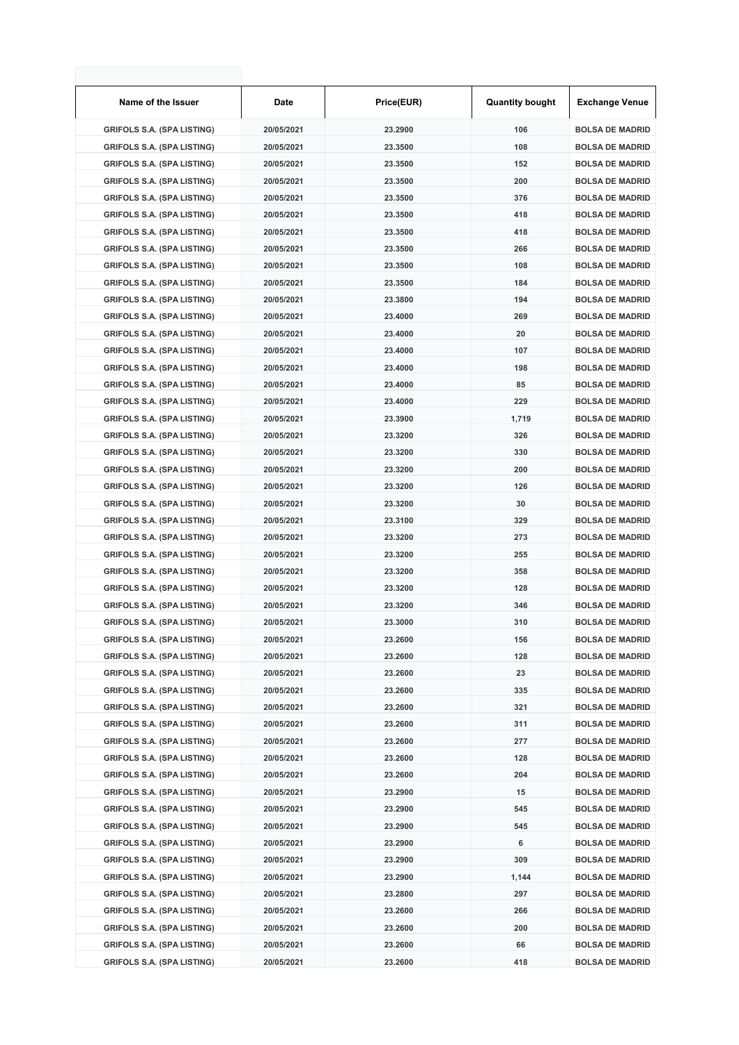| Name of the Issuer | Date | Price(EUR) | Quantity bought | Exchange Venue |
| --- | --- | --- | --- | --- |
| GRIFOLS S.A. (SPA LISTING) | 20/05/2021 | 23.2900 | 106 | BOLSA DE MADRID |
| GRIFOLS S.A. (SPA LISTING) | 20/05/2021 | 23.3500 | 108 | BOLSA DE MADRID |
| GRIFOLS S.A. (SPA LISTING) | 20/05/2021 | 23.3500 | 152 | BOLSA DE MADRID |
| GRIFOLS S.A. (SPA LISTING) | 20/05/2021 | 23.3500 | 200 | BOLSA DE MADRID |
| GRIFOLS S.A. (SPA LISTING) | 20/05/2021 | 23.3500 | 376 | BOLSA DE MADRID |
| GRIFOLS S.A. (SPA LISTING) | 20/05/2021 | 23.3500 | 418 | BOLSA DE MADRID |
| GRIFOLS S.A. (SPA LISTING) | 20/05/2021 | 23.3500 | 418 | BOLSA DE MADRID |
| GRIFOLS S.A. (SPA LISTING) | 20/05/2021 | 23.3500 | 266 | BOLSA DE MADRID |
| GRIFOLS S.A. (SPA LISTING) | 20/05/2021 | 23.3500 | 108 | BOLSA DE MADRID |
| GRIFOLS S.A. (SPA LISTING) | 20/05/2021 | 23.3500 | 184 | BOLSA DE MADRID |
| GRIFOLS S.A. (SPA LISTING) | 20/05/2021 | 23.3800 | 194 | BOLSA DE MADRID |
| GRIFOLS S.A. (SPA LISTING) | 20/05/2021 | 23.4000 | 269 | BOLSA DE MADRID |
| GRIFOLS S.A. (SPA LISTING) | 20/05/2021 | 23.4000 | 20 | BOLSA DE MADRID |
| GRIFOLS S.A. (SPA LISTING) | 20/05/2021 | 23.4000 | 107 | BOLSA DE MADRID |
| GRIFOLS S.A. (SPA LISTING) | 20/05/2021 | 23.4000 | 198 | BOLSA DE MADRID |
| GRIFOLS S.A. (SPA LISTING) | 20/05/2021 | 23.4000 | 85 | BOLSA DE MADRID |
| GRIFOLS S.A. (SPA LISTING) | 20/05/2021 | 23.4000 | 229 | BOLSA DE MADRID |
| GRIFOLS S.A. (SPA LISTING) | 20/05/2021 | 23.3900 | 1,719 | BOLSA DE MADRID |
| GRIFOLS S.A. (SPA LISTING) | 20/05/2021 | 23.3200 | 326 | BOLSA DE MADRID |
| GRIFOLS S.A. (SPA LISTING) | 20/05/2021 | 23.3200 | 330 | BOLSA DE MADRID |
| GRIFOLS S.A. (SPA LISTING) | 20/05/2021 | 23.3200 | 200 | BOLSA DE MADRID |
| GRIFOLS S.A. (SPA LISTING) | 20/05/2021 | 23.3200 | 126 | BOLSA DE MADRID |
| GRIFOLS S.A. (SPA LISTING) | 20/05/2021 | 23.3200 | 30 | BOLSA DE MADRID |
| GRIFOLS S.A. (SPA LISTING) | 20/05/2021 | 23.3100 | 329 | BOLSA DE MADRID |
| GRIFOLS S.A. (SPA LISTING) | 20/05/2021 | 23.3200 | 273 | BOLSA DE MADRID |
| GRIFOLS S.A. (SPA LISTING) | 20/05/2021 | 23.3200 | 255 | BOLSA DE MADRID |
| GRIFOLS S.A. (SPA LISTING) | 20/05/2021 | 23.3200 | 358 | BOLSA DE MADRID |
| GRIFOLS S.A. (SPA LISTING) | 20/05/2021 | 23.3200 | 128 | BOLSA DE MADRID |
| GRIFOLS S.A. (SPA LISTING) | 20/05/2021 | 23.3200 | 346 | BOLSA DE MADRID |
| GRIFOLS S.A. (SPA LISTING) | 20/05/2021 | 23.3000 | 310 | BOLSA DE MADRID |
| GRIFOLS S.A. (SPA LISTING) | 20/05/2021 | 23.2600 | 156 | BOLSA DE MADRID |
| GRIFOLS S.A. (SPA LISTING) | 20/05/2021 | 23.2600 | 128 | BOLSA DE MADRID |
| GRIFOLS S.A. (SPA LISTING) | 20/05/2021 | 23.2600 | 23 | BOLSA DE MADRID |
| GRIFOLS S.A. (SPA LISTING) | 20/05/2021 | 23.2600 | 335 | BOLSA DE MADRID |
| GRIFOLS S.A. (SPA LISTING) | 20/05/2021 | 23.2600 | 321 | BOLSA DE MADRID |
| GRIFOLS S.A. (SPA LISTING) | 20/05/2021 | 23.2600 | 311 | BOLSA DE MADRID |
| GRIFOLS S.A. (SPA LISTING) | 20/05/2021 | 23.2600 | 277 | BOLSA DE MADRID |
| GRIFOLS S.A. (SPA LISTING) | 20/05/2021 | 23.2600 | 128 | BOLSA DE MADRID |
| GRIFOLS S.A. (SPA LISTING) | 20/05/2021 | 23.2600 | 204 | BOLSA DE MADRID |
| GRIFOLS S.A. (SPA LISTING) | 20/05/2021 | 23.2900 | 15 | BOLSA DE MADRID |
| GRIFOLS S.A. (SPA LISTING) | 20/05/2021 | 23.2900 | 545 | BOLSA DE MADRID |
| GRIFOLS S.A. (SPA LISTING) | 20/05/2021 | 23.2900 | 545 | BOLSA DE MADRID |
| GRIFOLS S.A. (SPA LISTING) | 20/05/2021 | 23.2900 | 6 | BOLSA DE MADRID |
| GRIFOLS S.A. (SPA LISTING) | 20/05/2021 | 23.2900 | 309 | BOLSA DE MADRID |
| GRIFOLS S.A. (SPA LISTING) | 20/05/2021 | 23.2900 | 1,144 | BOLSA DE MADRID |
| GRIFOLS S.A. (SPA LISTING) | 20/05/2021 | 23.2800 | 297 | BOLSA DE MADRID |
| GRIFOLS S.A. (SPA LISTING) | 20/05/2021 | 23.2600 | 266 | BOLSA DE MADRID |
| GRIFOLS S.A. (SPA LISTING) | 20/05/2021 | 23.2600 | 200 | BOLSA DE MADRID |
| GRIFOLS S.A. (SPA LISTING) | 20/05/2021 | 23.2600 | 66 | BOLSA DE MADRID |
| GRIFOLS S.A. (SPA LISTING) | 20/05/2021 | 23.2600 | 418 | BOLSA DE MADRID |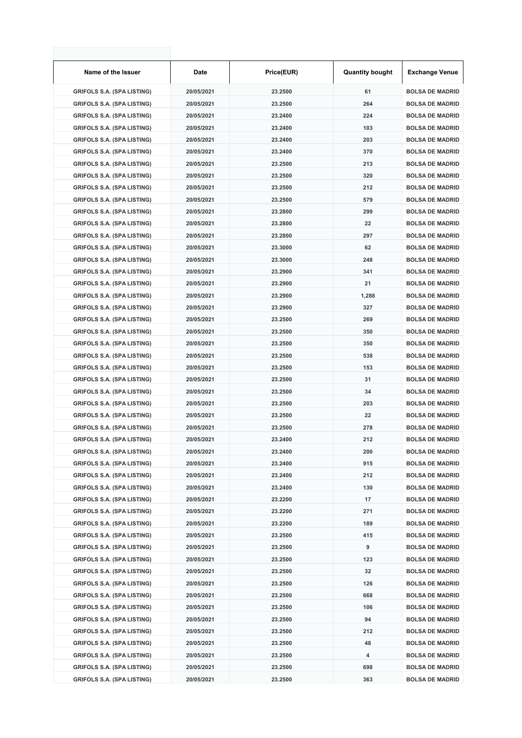| Name of the Issuer | Date | Price(EUR) | Quantity bought | Exchange Venue |
|---|---|---|---|---|
| GRIFOLS S.A. (SPA LISTING) | 20/05/2021 | 23.2500 | 61 | BOLSA DE MADRID |
| GRIFOLS S.A. (SPA LISTING) | 20/05/2021 | 23.2500 | 264 | BOLSA DE MADRID |
| GRIFOLS S.A. (SPA LISTING) | 20/05/2021 | 23.2400 | 224 | BOLSA DE MADRID |
| GRIFOLS S.A. (SPA LISTING) | 20/05/2021 | 23.2400 | 103 | BOLSA DE MADRID |
| GRIFOLS S.A. (SPA LISTING) | 20/05/2021 | 23.2400 | 203 | BOLSA DE MADRID |
| GRIFOLS S.A. (SPA LISTING) | 20/05/2021 | 23.2400 | 370 | BOLSA DE MADRID |
| GRIFOLS S.A. (SPA LISTING) | 20/05/2021 | 23.2500 | 213 | BOLSA DE MADRID |
| GRIFOLS S.A. (SPA LISTING) | 20/05/2021 | 23.2500 | 320 | BOLSA DE MADRID |
| GRIFOLS S.A. (SPA LISTING) | 20/05/2021 | 23.2500 | 212 | BOLSA DE MADRID |
| GRIFOLS S.A. (SPA LISTING) | 20/05/2021 | 23.2500 | 579 | BOLSA DE MADRID |
| GRIFOLS S.A. (SPA LISTING) | 20/05/2021 | 23.2800 | 299 | BOLSA DE MADRID |
| GRIFOLS S.A. (SPA LISTING) | 20/05/2021 | 23.2800 | 22 | BOLSA DE MADRID |
| GRIFOLS S.A. (SPA LISTING) | 20/05/2021 | 23.2800 | 297 | BOLSA DE MADRID |
| GRIFOLS S.A. (SPA LISTING) | 20/05/2021 | 23.3000 | 62 | BOLSA DE MADRID |
| GRIFOLS S.A. (SPA LISTING) | 20/05/2021 | 23.3000 | 248 | BOLSA DE MADRID |
| GRIFOLS S.A. (SPA LISTING) | 20/05/2021 | 23.2900 | 341 | BOLSA DE MADRID |
| GRIFOLS S.A. (SPA LISTING) | 20/05/2021 | 23.2900 | 21 | BOLSA DE MADRID |
| GRIFOLS S.A. (SPA LISTING) | 20/05/2021 | 23.2900 | 1,288 | BOLSA DE MADRID |
| GRIFOLS S.A. (SPA LISTING) | 20/05/2021 | 23.2900 | 327 | BOLSA DE MADRID |
| GRIFOLS S.A. (SPA LISTING) | 20/05/2021 | 23.2500 | 269 | BOLSA DE MADRID |
| GRIFOLS S.A. (SPA LISTING) | 20/05/2021 | 23.2500 | 350 | BOLSA DE MADRID |
| GRIFOLS S.A. (SPA LISTING) | 20/05/2021 | 23.2500 | 350 | BOLSA DE MADRID |
| GRIFOLS S.A. (SPA LISTING) | 20/05/2021 | 23.2500 | 538 | BOLSA DE MADRID |
| GRIFOLS S.A. (SPA LISTING) | 20/05/2021 | 23.2500 | 153 | BOLSA DE MADRID |
| GRIFOLS S.A. (SPA LISTING) | 20/05/2021 | 23.2500 | 31 | BOLSA DE MADRID |
| GRIFOLS S.A. (SPA LISTING) | 20/05/2021 | 23.2500 | 34 | BOLSA DE MADRID |
| GRIFOLS S.A. (SPA LISTING) | 20/05/2021 | 23.2500 | 203 | BOLSA DE MADRID |
| GRIFOLS S.A. (SPA LISTING) | 20/05/2021 | 23.2500 | 22 | BOLSA DE MADRID |
| GRIFOLS S.A. (SPA LISTING) | 20/05/2021 | 23.2500 | 278 | BOLSA DE MADRID |
| GRIFOLS S.A. (SPA LISTING) | 20/05/2021 | 23.2400 | 212 | BOLSA DE MADRID |
| GRIFOLS S.A. (SPA LISTING) | 20/05/2021 | 23.2400 | 200 | BOLSA DE MADRID |
| GRIFOLS S.A. (SPA LISTING) | 20/05/2021 | 23.2400 | 915 | BOLSA DE MADRID |
| GRIFOLS S.A. (SPA LISTING) | 20/05/2021 | 23.2400 | 212 | BOLSA DE MADRID |
| GRIFOLS S.A. (SPA LISTING) | 20/05/2021 | 23.2400 | 130 | BOLSA DE MADRID |
| GRIFOLS S.A. (SPA LISTING) | 20/05/2021 | 23.2200 | 17 | BOLSA DE MADRID |
| GRIFOLS S.A. (SPA LISTING) | 20/05/2021 | 23.2200 | 271 | BOLSA DE MADRID |
| GRIFOLS S.A. (SPA LISTING) | 20/05/2021 | 23.2200 | 189 | BOLSA DE MADRID |
| GRIFOLS S.A. (SPA LISTING) | 20/05/2021 | 23.2500 | 415 | BOLSA DE MADRID |
| GRIFOLS S.A. (SPA LISTING) | 20/05/2021 | 23.2500 | 9 | BOLSA DE MADRID |
| GRIFOLS S.A. (SPA LISTING) | 20/05/2021 | 23.2500 | 123 | BOLSA DE MADRID |
| GRIFOLS S.A. (SPA LISTING) | 20/05/2021 | 23.2500 | 32 | BOLSA DE MADRID |
| GRIFOLS S.A. (SPA LISTING) | 20/05/2021 | 23.2500 | 126 | BOLSA DE MADRID |
| GRIFOLS S.A. (SPA LISTING) | 20/05/2021 | 23.2500 | 668 | BOLSA DE MADRID |
| GRIFOLS S.A. (SPA LISTING) | 20/05/2021 | 23.2500 | 106 | BOLSA DE MADRID |
| GRIFOLS S.A. (SPA LISTING) | 20/05/2021 | 23.2500 | 94 | BOLSA DE MADRID |
| GRIFOLS S.A. (SPA LISTING) | 20/05/2021 | 23.2500 | 212 | BOLSA DE MADRID |
| GRIFOLS S.A. (SPA LISTING) | 20/05/2021 | 23.2500 | 48 | BOLSA DE MADRID |
| GRIFOLS S.A. (SPA LISTING) | 20/05/2021 | 23.2500 | 4 | BOLSA DE MADRID |
| GRIFOLS S.A. (SPA LISTING) | 20/05/2021 | 23.2500 | 698 | BOLSA DE MADRID |
| GRIFOLS S.A. (SPA LISTING) | 20/05/2021 | 23.2500 | 363 | BOLSA DE MADRID |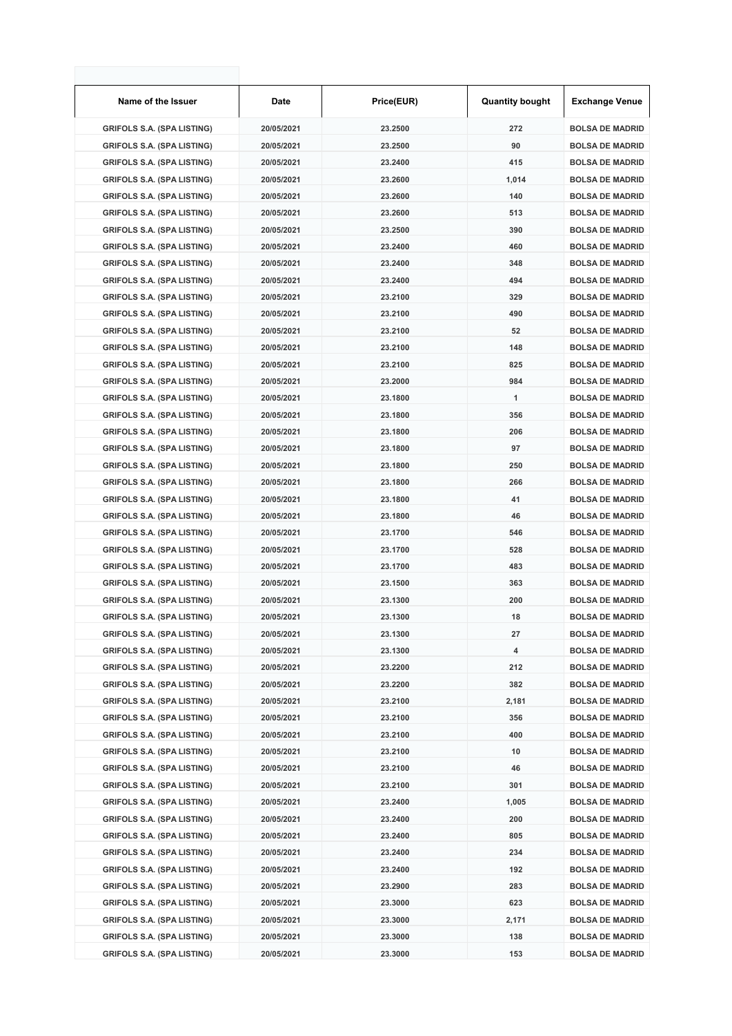| Name of the Issuer | Date | Price(EUR) | Quantity bought | Exchange Venue |
|---|---|---|---|---|
| GRIFOLS S.A. (SPA LISTING) | 20/05/2021 | 23.2500 | 272 | BOLSA DE MADRID |
| GRIFOLS S.A. (SPA LISTING) | 20/05/2021 | 23.2500 | 90 | BOLSA DE MADRID |
| GRIFOLS S.A. (SPA LISTING) | 20/05/2021 | 23.2400 | 415 | BOLSA DE MADRID |
| GRIFOLS S.A. (SPA LISTING) | 20/05/2021 | 23.2600 | 1,014 | BOLSA DE MADRID |
| GRIFOLS S.A. (SPA LISTING) | 20/05/2021 | 23.2600 | 140 | BOLSA DE MADRID |
| GRIFOLS S.A. (SPA LISTING) | 20/05/2021 | 23.2600 | 513 | BOLSA DE MADRID |
| GRIFOLS S.A. (SPA LISTING) | 20/05/2021 | 23.2500 | 390 | BOLSA DE MADRID |
| GRIFOLS S.A. (SPA LISTING) | 20/05/2021 | 23.2400 | 460 | BOLSA DE MADRID |
| GRIFOLS S.A. (SPA LISTING) | 20/05/2021 | 23.2400 | 348 | BOLSA DE MADRID |
| GRIFOLS S.A. (SPA LISTING) | 20/05/2021 | 23.2400 | 494 | BOLSA DE MADRID |
| GRIFOLS S.A. (SPA LISTING) | 20/05/2021 | 23.2100 | 329 | BOLSA DE MADRID |
| GRIFOLS S.A. (SPA LISTING) | 20/05/2021 | 23.2100 | 490 | BOLSA DE MADRID |
| GRIFOLS S.A. (SPA LISTING) | 20/05/2021 | 23.2100 | 52 | BOLSA DE MADRID |
| GRIFOLS S.A. (SPA LISTING) | 20/05/2021 | 23.2100 | 148 | BOLSA DE MADRID |
| GRIFOLS S.A. (SPA LISTING) | 20/05/2021 | 23.2100 | 825 | BOLSA DE MADRID |
| GRIFOLS S.A. (SPA LISTING) | 20/05/2021 | 23.2000 | 984 | BOLSA DE MADRID |
| GRIFOLS S.A. (SPA LISTING) | 20/05/2021 | 23.1800 | 1 | BOLSA DE MADRID |
| GRIFOLS S.A. (SPA LISTING) | 20/05/2021 | 23.1800 | 356 | BOLSA DE MADRID |
| GRIFOLS S.A. (SPA LISTING) | 20/05/2021 | 23.1800 | 206 | BOLSA DE MADRID |
| GRIFOLS S.A. (SPA LISTING) | 20/05/2021 | 23.1800 | 97 | BOLSA DE MADRID |
| GRIFOLS S.A. (SPA LISTING) | 20/05/2021 | 23.1800 | 250 | BOLSA DE MADRID |
| GRIFOLS S.A. (SPA LISTING) | 20/05/2021 | 23.1800 | 266 | BOLSA DE MADRID |
| GRIFOLS S.A. (SPA LISTING) | 20/05/2021 | 23.1800 | 41 | BOLSA DE MADRID |
| GRIFOLS S.A. (SPA LISTING) | 20/05/2021 | 23.1800 | 46 | BOLSA DE MADRID |
| GRIFOLS S.A. (SPA LISTING) | 20/05/2021 | 23.1700 | 546 | BOLSA DE MADRID |
| GRIFOLS S.A. (SPA LISTING) | 20/05/2021 | 23.1700 | 528 | BOLSA DE MADRID |
| GRIFOLS S.A. (SPA LISTING) | 20/05/2021 | 23.1700 | 483 | BOLSA DE MADRID |
| GRIFOLS S.A. (SPA LISTING) | 20/05/2021 | 23.1500 | 363 | BOLSA DE MADRID |
| GRIFOLS S.A. (SPA LISTING) | 20/05/2021 | 23.1300 | 200 | BOLSA DE MADRID |
| GRIFOLS S.A. (SPA LISTING) | 20/05/2021 | 23.1300 | 18 | BOLSA DE MADRID |
| GRIFOLS S.A. (SPA LISTING) | 20/05/2021 | 23.1300 | 27 | BOLSA DE MADRID |
| GRIFOLS S.A. (SPA LISTING) | 20/05/2021 | 23.1300 | 4 | BOLSA DE MADRID |
| GRIFOLS S.A. (SPA LISTING) | 20/05/2021 | 23.2200 | 212 | BOLSA DE MADRID |
| GRIFOLS S.A. (SPA LISTING) | 20/05/2021 | 23.2200 | 382 | BOLSA DE MADRID |
| GRIFOLS S.A. (SPA LISTING) | 20/05/2021 | 23.2100 | 2,181 | BOLSA DE MADRID |
| GRIFOLS S.A. (SPA LISTING) | 20/05/2021 | 23.2100 | 356 | BOLSA DE MADRID |
| GRIFOLS S.A. (SPA LISTING) | 20/05/2021 | 23.2100 | 400 | BOLSA DE MADRID |
| GRIFOLS S.A. (SPA LISTING) | 20/05/2021 | 23.2100 | 10 | BOLSA DE MADRID |
| GRIFOLS S.A. (SPA LISTING) | 20/05/2021 | 23.2100 | 46 | BOLSA DE MADRID |
| GRIFOLS S.A. (SPA LISTING) | 20/05/2021 | 23.2100 | 301 | BOLSA DE MADRID |
| GRIFOLS S.A. (SPA LISTING) | 20/05/2021 | 23.2400 | 1,005 | BOLSA DE MADRID |
| GRIFOLS S.A. (SPA LISTING) | 20/05/2021 | 23.2400 | 200 | BOLSA DE MADRID |
| GRIFOLS S.A. (SPA LISTING) | 20/05/2021 | 23.2400 | 805 | BOLSA DE MADRID |
| GRIFOLS S.A. (SPA LISTING) | 20/05/2021 | 23.2400 | 234 | BOLSA DE MADRID |
| GRIFOLS S.A. (SPA LISTING) | 20/05/2021 | 23.2400 | 192 | BOLSA DE MADRID |
| GRIFOLS S.A. (SPA LISTING) | 20/05/2021 | 23.2900 | 283 | BOLSA DE MADRID |
| GRIFOLS S.A. (SPA LISTING) | 20/05/2021 | 23.3000 | 623 | BOLSA DE MADRID |
| GRIFOLS S.A. (SPA LISTING) | 20/05/2021 | 23.3000 | 2,171 | BOLSA DE MADRID |
| GRIFOLS S.A. (SPA LISTING) | 20/05/2021 | 23.3000 | 138 | BOLSA DE MADRID |
| GRIFOLS S.A. (SPA LISTING) | 20/05/2021 | 23.3000 | 153 | BOLSA DE MADRID |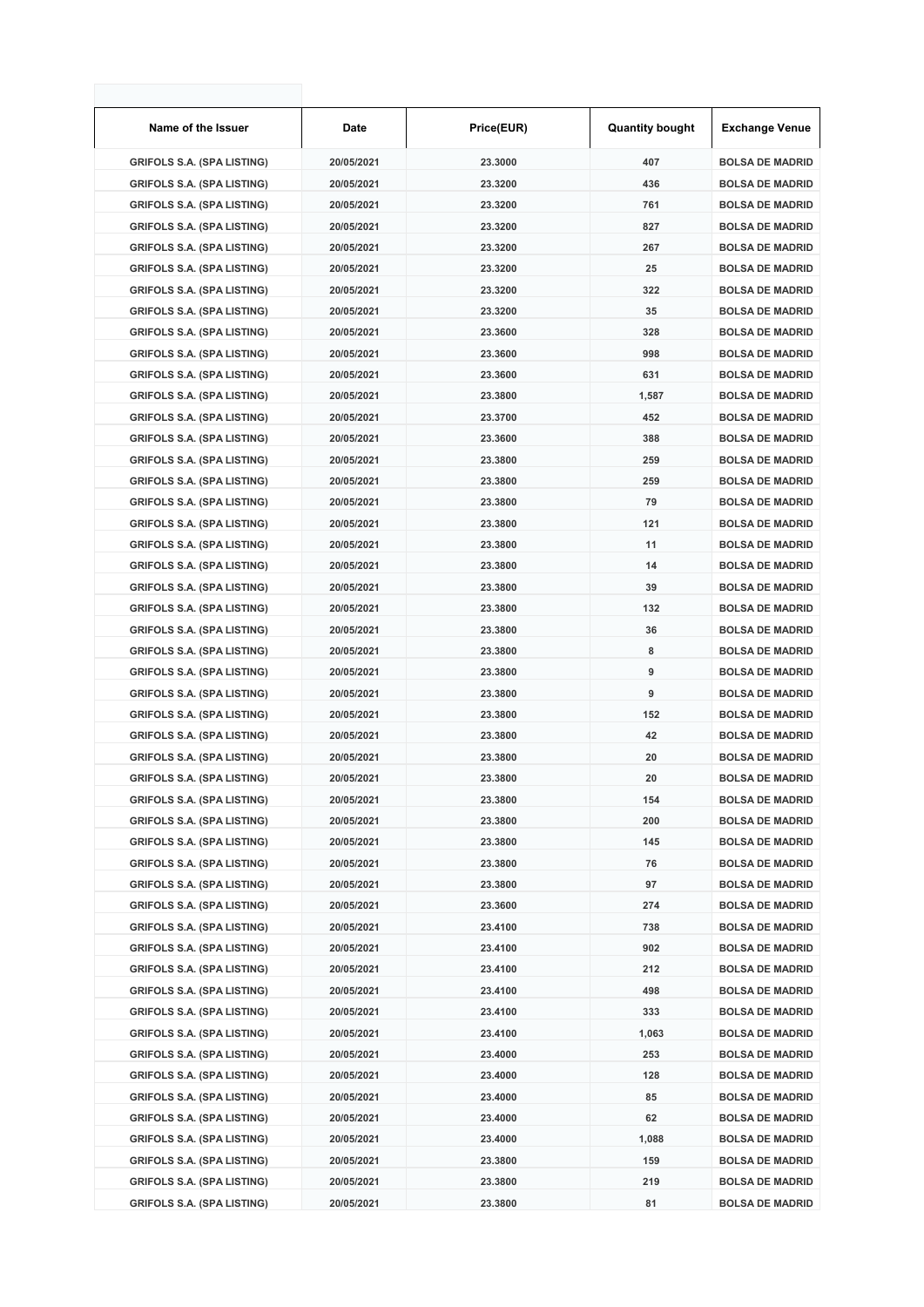| Name of the Issuer | Date | Price(EUR) | Quantity bought | Exchange Venue |
|---|---|---|---|---|
| GRIFOLS S.A. (SPA LISTING) | 20/05/2021 | 23.3000 | 407 | BOLSA DE MADRID |
| GRIFOLS S.A. (SPA LISTING) | 20/05/2021 | 23.3200 | 436 | BOLSA DE MADRID |
| GRIFOLS S.A. (SPA LISTING) | 20/05/2021 | 23.3200 | 761 | BOLSA DE MADRID |
| GRIFOLS S.A. (SPA LISTING) | 20/05/2021 | 23.3200 | 827 | BOLSA DE MADRID |
| GRIFOLS S.A. (SPA LISTING) | 20/05/2021 | 23.3200 | 267 | BOLSA DE MADRID |
| GRIFOLS S.A. (SPA LISTING) | 20/05/2021 | 23.3200 | 25 | BOLSA DE MADRID |
| GRIFOLS S.A. (SPA LISTING) | 20/05/2021 | 23.3200 | 322 | BOLSA DE MADRID |
| GRIFOLS S.A. (SPA LISTING) | 20/05/2021 | 23.3200 | 35 | BOLSA DE MADRID |
| GRIFOLS S.A. (SPA LISTING) | 20/05/2021 | 23.3600 | 328 | BOLSA DE MADRID |
| GRIFOLS S.A. (SPA LISTING) | 20/05/2021 | 23.3600 | 998 | BOLSA DE MADRID |
| GRIFOLS S.A. (SPA LISTING) | 20/05/2021 | 23.3600 | 631 | BOLSA DE MADRID |
| GRIFOLS S.A. (SPA LISTING) | 20/05/2021 | 23.3800 | 1,587 | BOLSA DE MADRID |
| GRIFOLS S.A. (SPA LISTING) | 20/05/2021 | 23.3700 | 452 | BOLSA DE MADRID |
| GRIFOLS S.A. (SPA LISTING) | 20/05/2021 | 23.3600 | 388 | BOLSA DE MADRID |
| GRIFOLS S.A. (SPA LISTING) | 20/05/2021 | 23.3800 | 259 | BOLSA DE MADRID |
| GRIFOLS S.A. (SPA LISTING) | 20/05/2021 | 23.3800 | 259 | BOLSA DE MADRID |
| GRIFOLS S.A. (SPA LISTING) | 20/05/2021 | 23.3800 | 79 | BOLSA DE MADRID |
| GRIFOLS S.A. (SPA LISTING) | 20/05/2021 | 23.3800 | 121 | BOLSA DE MADRID |
| GRIFOLS S.A. (SPA LISTING) | 20/05/2021 | 23.3800 | 11 | BOLSA DE MADRID |
| GRIFOLS S.A. (SPA LISTING) | 20/05/2021 | 23.3800 | 14 | BOLSA DE MADRID |
| GRIFOLS S.A. (SPA LISTING) | 20/05/2021 | 23.3800 | 39 | BOLSA DE MADRID |
| GRIFOLS S.A. (SPA LISTING) | 20/05/2021 | 23.3800 | 132 | BOLSA DE MADRID |
| GRIFOLS S.A. (SPA LISTING) | 20/05/2021 | 23.3800 | 36 | BOLSA DE MADRID |
| GRIFOLS S.A. (SPA LISTING) | 20/05/2021 | 23.3800 | 8 | BOLSA DE MADRID |
| GRIFOLS S.A. (SPA LISTING) | 20/05/2021 | 23.3800 | 9 | BOLSA DE MADRID |
| GRIFOLS S.A. (SPA LISTING) | 20/05/2021 | 23.3800 | 9 | BOLSA DE MADRID |
| GRIFOLS S.A. (SPA LISTING) | 20/05/2021 | 23.3800 | 152 | BOLSA DE MADRID |
| GRIFOLS S.A. (SPA LISTING) | 20/05/2021 | 23.3800 | 42 | BOLSA DE MADRID |
| GRIFOLS S.A. (SPA LISTING) | 20/05/2021 | 23.3800 | 20 | BOLSA DE MADRID |
| GRIFOLS S.A. (SPA LISTING) | 20/05/2021 | 23.3800 | 20 | BOLSA DE MADRID |
| GRIFOLS S.A. (SPA LISTING) | 20/05/2021 | 23.3800 | 154 | BOLSA DE MADRID |
| GRIFOLS S.A. (SPA LISTING) | 20/05/2021 | 23.3800 | 200 | BOLSA DE MADRID |
| GRIFOLS S.A. (SPA LISTING) | 20/05/2021 | 23.3800 | 145 | BOLSA DE MADRID |
| GRIFOLS S.A. (SPA LISTING) | 20/05/2021 | 23.3800 | 76 | BOLSA DE MADRID |
| GRIFOLS S.A. (SPA LISTING) | 20/05/2021 | 23.3800 | 97 | BOLSA DE MADRID |
| GRIFOLS S.A. (SPA LISTING) | 20/05/2021 | 23.3600 | 274 | BOLSA DE MADRID |
| GRIFOLS S.A. (SPA LISTING) | 20/05/2021 | 23.4100 | 738 | BOLSA DE MADRID |
| GRIFOLS S.A. (SPA LISTING) | 20/05/2021 | 23.4100 | 902 | BOLSA DE MADRID |
| GRIFOLS S.A. (SPA LISTING) | 20/05/2021 | 23.4100 | 212 | BOLSA DE MADRID |
| GRIFOLS S.A. (SPA LISTING) | 20/05/2021 | 23.4100 | 498 | BOLSA DE MADRID |
| GRIFOLS S.A. (SPA LISTING) | 20/05/2021 | 23.4100 | 333 | BOLSA DE MADRID |
| GRIFOLS S.A. (SPA LISTING) | 20/05/2021 | 23.4100 | 1,063 | BOLSA DE MADRID |
| GRIFOLS S.A. (SPA LISTING) | 20/05/2021 | 23.4000 | 253 | BOLSA DE MADRID |
| GRIFOLS S.A. (SPA LISTING) | 20/05/2021 | 23.4000 | 128 | BOLSA DE MADRID |
| GRIFOLS S.A. (SPA LISTING) | 20/05/2021 | 23.4000 | 85 | BOLSA DE MADRID |
| GRIFOLS S.A. (SPA LISTING) | 20/05/2021 | 23.4000 | 62 | BOLSA DE MADRID |
| GRIFOLS S.A. (SPA LISTING) | 20/05/2021 | 23.4000 | 1,088 | BOLSA DE MADRID |
| GRIFOLS S.A. (SPA LISTING) | 20/05/2021 | 23.3800 | 159 | BOLSA DE MADRID |
| GRIFOLS S.A. (SPA LISTING) | 20/05/2021 | 23.3800 | 219 | BOLSA DE MADRID |
| GRIFOLS S.A. (SPA LISTING) | 20/05/2021 | 23.3800 | 81 | BOLSA DE MADRID |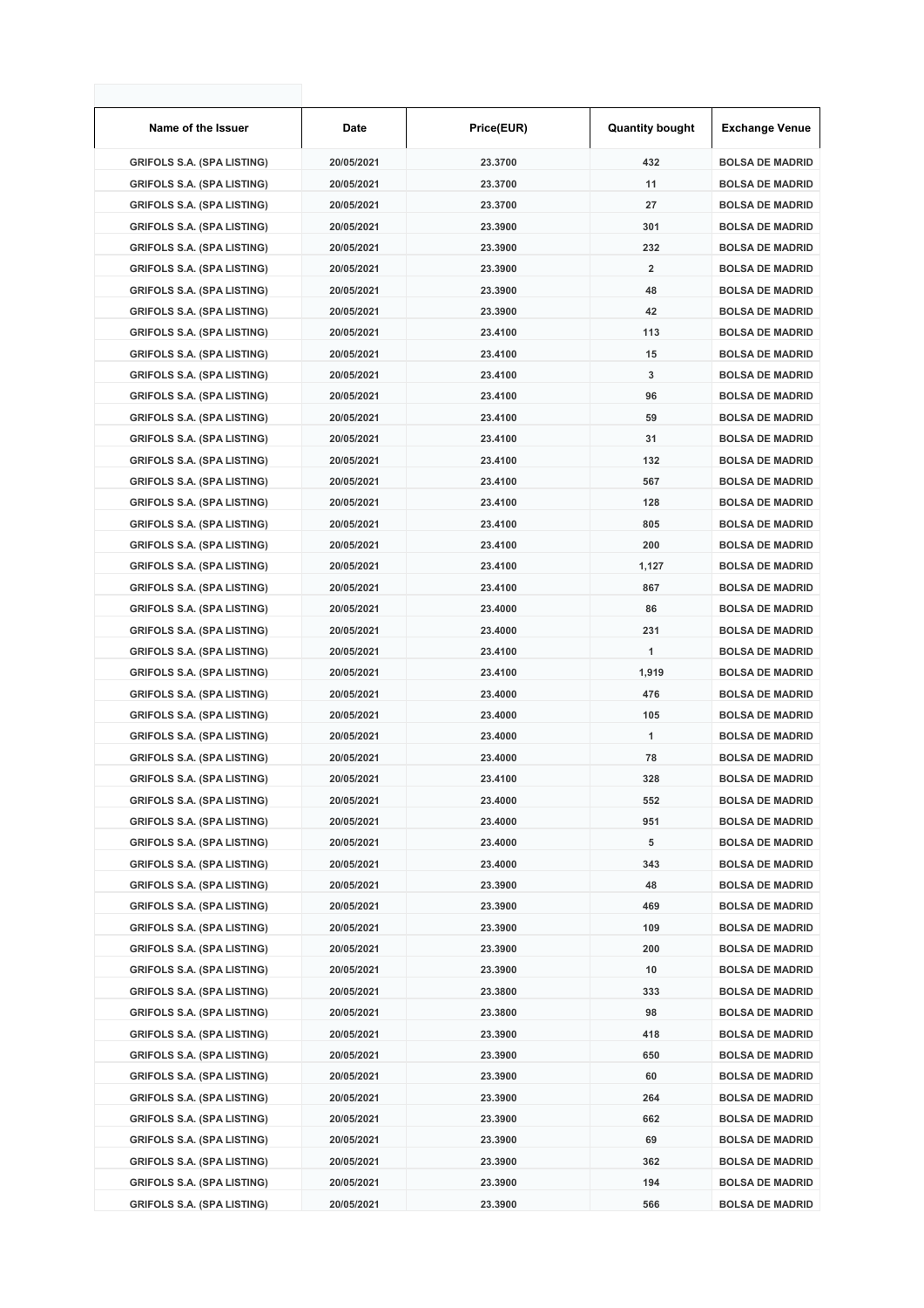| Name of the Issuer | Date | Price(EUR) | Quantity bought | Exchange Venue |
|---|---|---|---|---|
| GRIFOLS S.A. (SPA LISTING) | 20/05/2021 | 23.3700 | 432 | BOLSA DE MADRID |
| GRIFOLS S.A. (SPA LISTING) | 20/05/2021 | 23.3700 | 11 | BOLSA DE MADRID |
| GRIFOLS S.A. (SPA LISTING) | 20/05/2021 | 23.3700 | 27 | BOLSA DE MADRID |
| GRIFOLS S.A. (SPA LISTING) | 20/05/2021 | 23.3900 | 301 | BOLSA DE MADRID |
| GRIFOLS S.A. (SPA LISTING) | 20/05/2021 | 23.3900 | 232 | BOLSA DE MADRID |
| GRIFOLS S.A. (SPA LISTING) | 20/05/2021 | 23.3900 | 2 | BOLSA DE MADRID |
| GRIFOLS S.A. (SPA LISTING) | 20/05/2021 | 23.3900 | 48 | BOLSA DE MADRID |
| GRIFOLS S.A. (SPA LISTING) | 20/05/2021 | 23.3900 | 42 | BOLSA DE MADRID |
| GRIFOLS S.A. (SPA LISTING) | 20/05/2021 | 23.4100 | 113 | BOLSA DE MADRID |
| GRIFOLS S.A. (SPA LISTING) | 20/05/2021 | 23.4100 | 15 | BOLSA DE MADRID |
| GRIFOLS S.A. (SPA LISTING) | 20/05/2021 | 23.4100 | 3 | BOLSA DE MADRID |
| GRIFOLS S.A. (SPA LISTING) | 20/05/2021 | 23.4100 | 96 | BOLSA DE MADRID |
| GRIFOLS S.A. (SPA LISTING) | 20/05/2021 | 23.4100 | 59 | BOLSA DE MADRID |
| GRIFOLS S.A. (SPA LISTING) | 20/05/2021 | 23.4100 | 31 | BOLSA DE MADRID |
| GRIFOLS S.A. (SPA LISTING) | 20/05/2021 | 23.4100 | 132 | BOLSA DE MADRID |
| GRIFOLS S.A. (SPA LISTING) | 20/05/2021 | 23.4100 | 567 | BOLSA DE MADRID |
| GRIFOLS S.A. (SPA LISTING) | 20/05/2021 | 23.4100 | 128 | BOLSA DE MADRID |
| GRIFOLS S.A. (SPA LISTING) | 20/05/2021 | 23.4100 | 805 | BOLSA DE MADRID |
| GRIFOLS S.A. (SPA LISTING) | 20/05/2021 | 23.4100 | 200 | BOLSA DE MADRID |
| GRIFOLS S.A. (SPA LISTING) | 20/05/2021 | 23.4100 | 1,127 | BOLSA DE MADRID |
| GRIFOLS S.A. (SPA LISTING) | 20/05/2021 | 23.4100 | 867 | BOLSA DE MADRID |
| GRIFOLS S.A. (SPA LISTING) | 20/05/2021 | 23.4000 | 86 | BOLSA DE MADRID |
| GRIFOLS S.A. (SPA LISTING) | 20/05/2021 | 23.4000 | 231 | BOLSA DE MADRID |
| GRIFOLS S.A. (SPA LISTING) | 20/05/2021 | 23.4100 | 1 | BOLSA DE MADRID |
| GRIFOLS S.A. (SPA LISTING) | 20/05/2021 | 23.4100 | 1,919 | BOLSA DE MADRID |
| GRIFOLS S.A. (SPA LISTING) | 20/05/2021 | 23.4000 | 476 | BOLSA DE MADRID |
| GRIFOLS S.A. (SPA LISTING) | 20/05/2021 | 23.4000 | 105 | BOLSA DE MADRID |
| GRIFOLS S.A. (SPA LISTING) | 20/05/2021 | 23.4000 | 1 | BOLSA DE MADRID |
| GRIFOLS S.A. (SPA LISTING) | 20/05/2021 | 23.4000 | 78 | BOLSA DE MADRID |
| GRIFOLS S.A. (SPA LISTING) | 20/05/2021 | 23.4100 | 328 | BOLSA DE MADRID |
| GRIFOLS S.A. (SPA LISTING) | 20/05/2021 | 23.4000 | 552 | BOLSA DE MADRID |
| GRIFOLS S.A. (SPA LISTING) | 20/05/2021 | 23.4000 | 951 | BOLSA DE MADRID |
| GRIFOLS S.A. (SPA LISTING) | 20/05/2021 | 23.4000 | 5 | BOLSA DE MADRID |
| GRIFOLS S.A. (SPA LISTING) | 20/05/2021 | 23.4000 | 343 | BOLSA DE MADRID |
| GRIFOLS S.A. (SPA LISTING) | 20/05/2021 | 23.3900 | 48 | BOLSA DE MADRID |
| GRIFOLS S.A. (SPA LISTING) | 20/05/2021 | 23.3900 | 469 | BOLSA DE MADRID |
| GRIFOLS S.A. (SPA LISTING) | 20/05/2021 | 23.3900 | 109 | BOLSA DE MADRID |
| GRIFOLS S.A. (SPA LISTING) | 20/05/2021 | 23.3900 | 200 | BOLSA DE MADRID |
| GRIFOLS S.A. (SPA LISTING) | 20/05/2021 | 23.3900 | 10 | BOLSA DE MADRID |
| GRIFOLS S.A. (SPA LISTING) | 20/05/2021 | 23.3800 | 333 | BOLSA DE MADRID |
| GRIFOLS S.A. (SPA LISTING) | 20/05/2021 | 23.3800 | 98 | BOLSA DE MADRID |
| GRIFOLS S.A. (SPA LISTING) | 20/05/2021 | 23.3900 | 418 | BOLSA DE MADRID |
| GRIFOLS S.A. (SPA LISTING) | 20/05/2021 | 23.3900 | 650 | BOLSA DE MADRID |
| GRIFOLS S.A. (SPA LISTING) | 20/05/2021 | 23.3900 | 60 | BOLSA DE MADRID |
| GRIFOLS S.A. (SPA LISTING) | 20/05/2021 | 23.3900 | 264 | BOLSA DE MADRID |
| GRIFOLS S.A. (SPA LISTING) | 20/05/2021 | 23.3900 | 662 | BOLSA DE MADRID |
| GRIFOLS S.A. (SPA LISTING) | 20/05/2021 | 23.3900 | 69 | BOLSA DE MADRID |
| GRIFOLS S.A. (SPA LISTING) | 20/05/2021 | 23.3900 | 362 | BOLSA DE MADRID |
| GRIFOLS S.A. (SPA LISTING) | 20/05/2021 | 23.3900 | 194 | BOLSA DE MADRID |
| GRIFOLS S.A. (SPA LISTING) | 20/05/2021 | 23.3900 | 566 | BOLSA DE MADRID |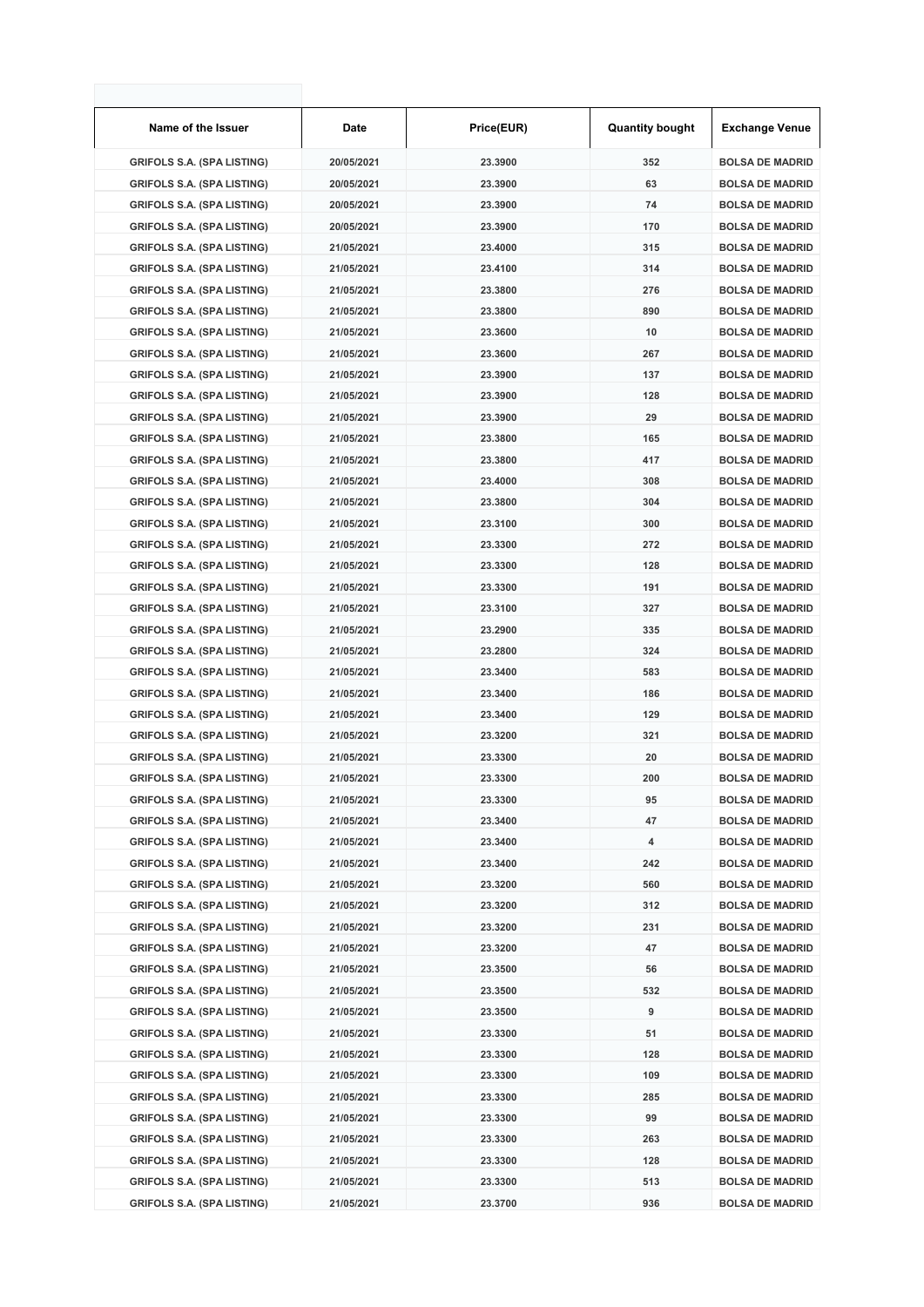| Name of the Issuer | Date | Price(EUR) | Quantity bought | Exchange Venue |
|---|---|---|---|---|
| GRIFOLS S.A. (SPA LISTING) | 20/05/2021 | 23.3900 | 352 | BOLSA DE MADRID |
| GRIFOLS S.A. (SPA LISTING) | 20/05/2021 | 23.3900 | 63 | BOLSA DE MADRID |
| GRIFOLS S.A. (SPA LISTING) | 20/05/2021 | 23.3900 | 74 | BOLSA DE MADRID |
| GRIFOLS S.A. (SPA LISTING) | 20/05/2021 | 23.3900 | 170 | BOLSA DE MADRID |
| GRIFOLS S.A. (SPA LISTING) | 21/05/2021 | 23.4000 | 315 | BOLSA DE MADRID |
| GRIFOLS S.A. (SPA LISTING) | 21/05/2021 | 23.4100 | 314 | BOLSA DE MADRID |
| GRIFOLS S.A. (SPA LISTING) | 21/05/2021 | 23.3800 | 276 | BOLSA DE MADRID |
| GRIFOLS S.A. (SPA LISTING) | 21/05/2021 | 23.3800 | 890 | BOLSA DE MADRID |
| GRIFOLS S.A. (SPA LISTING) | 21/05/2021 | 23.3600 | 10 | BOLSA DE MADRID |
| GRIFOLS S.A. (SPA LISTING) | 21/05/2021 | 23.3600 | 267 | BOLSA DE MADRID |
| GRIFOLS S.A. (SPA LISTING) | 21/05/2021 | 23.3900 | 137 | BOLSA DE MADRID |
| GRIFOLS S.A. (SPA LISTING) | 21/05/2021 | 23.3900 | 128 | BOLSA DE MADRID |
| GRIFOLS S.A. (SPA LISTING) | 21/05/2021 | 23.3900 | 29 | BOLSA DE MADRID |
| GRIFOLS S.A. (SPA LISTING) | 21/05/2021 | 23.3800 | 165 | BOLSA DE MADRID |
| GRIFOLS S.A. (SPA LISTING) | 21/05/2021 | 23.3800 | 417 | BOLSA DE MADRID |
| GRIFOLS S.A. (SPA LISTING) | 21/05/2021 | 23.4000 | 308 | BOLSA DE MADRID |
| GRIFOLS S.A. (SPA LISTING) | 21/05/2021 | 23.3800 | 304 | BOLSA DE MADRID |
| GRIFOLS S.A. (SPA LISTING) | 21/05/2021 | 23.3100 | 300 | BOLSA DE MADRID |
| GRIFOLS S.A. (SPA LISTING) | 21/05/2021 | 23.3300 | 272 | BOLSA DE MADRID |
| GRIFOLS S.A. (SPA LISTING) | 21/05/2021 | 23.3300 | 128 | BOLSA DE MADRID |
| GRIFOLS S.A. (SPA LISTING) | 21/05/2021 | 23.3300 | 191 | BOLSA DE MADRID |
| GRIFOLS S.A. (SPA LISTING) | 21/05/2021 | 23.3100 | 327 | BOLSA DE MADRID |
| GRIFOLS S.A. (SPA LISTING) | 21/05/2021 | 23.2900 | 335 | BOLSA DE MADRID |
| GRIFOLS S.A. (SPA LISTING) | 21/05/2021 | 23.2800 | 324 | BOLSA DE MADRID |
| GRIFOLS S.A. (SPA LISTING) | 21/05/2021 | 23.3400 | 583 | BOLSA DE MADRID |
| GRIFOLS S.A. (SPA LISTING) | 21/05/2021 | 23.3400 | 186 | BOLSA DE MADRID |
| GRIFOLS S.A. (SPA LISTING) | 21/05/2021 | 23.3400 | 129 | BOLSA DE MADRID |
| GRIFOLS S.A. (SPA LISTING) | 21/05/2021 | 23.3200 | 321 | BOLSA DE MADRID |
| GRIFOLS S.A. (SPA LISTING) | 21/05/2021 | 23.3300 | 20 | BOLSA DE MADRID |
| GRIFOLS S.A. (SPA LISTING) | 21/05/2021 | 23.3300 | 200 | BOLSA DE MADRID |
| GRIFOLS S.A. (SPA LISTING) | 21/05/2021 | 23.3300 | 95 | BOLSA DE MADRID |
| GRIFOLS S.A. (SPA LISTING) | 21/05/2021 | 23.3400 | 47 | BOLSA DE MADRID |
| GRIFOLS S.A. (SPA LISTING) | 21/05/2021 | 23.3400 | 4 | BOLSA DE MADRID |
| GRIFOLS S.A. (SPA LISTING) | 21/05/2021 | 23.3400 | 242 | BOLSA DE MADRID |
| GRIFOLS S.A. (SPA LISTING) | 21/05/2021 | 23.3200 | 560 | BOLSA DE MADRID |
| GRIFOLS S.A. (SPA LISTING) | 21/05/2021 | 23.3200 | 312 | BOLSA DE MADRID |
| GRIFOLS S.A. (SPA LISTING) | 21/05/2021 | 23.3200 | 231 | BOLSA DE MADRID |
| GRIFOLS S.A. (SPA LISTING) | 21/05/2021 | 23.3200 | 47 | BOLSA DE MADRID |
| GRIFOLS S.A. (SPA LISTING) | 21/05/2021 | 23.3500 | 56 | BOLSA DE MADRID |
| GRIFOLS S.A. (SPA LISTING) | 21/05/2021 | 23.3500 | 532 | BOLSA DE MADRID |
| GRIFOLS S.A. (SPA LISTING) | 21/05/2021 | 23.3500 | 9 | BOLSA DE MADRID |
| GRIFOLS S.A. (SPA LISTING) | 21/05/2021 | 23.3300 | 51 | BOLSA DE MADRID |
| GRIFOLS S.A. (SPA LISTING) | 21/05/2021 | 23.3300 | 128 | BOLSA DE MADRID |
| GRIFOLS S.A. (SPA LISTING) | 21/05/2021 | 23.3300 | 109 | BOLSA DE MADRID |
| GRIFOLS S.A. (SPA LISTING) | 21/05/2021 | 23.3300 | 285 | BOLSA DE MADRID |
| GRIFOLS S.A. (SPA LISTING) | 21/05/2021 | 23.3300 | 99 | BOLSA DE MADRID |
| GRIFOLS S.A. (SPA LISTING) | 21/05/2021 | 23.3300 | 263 | BOLSA DE MADRID |
| GRIFOLS S.A. (SPA LISTING) | 21/05/2021 | 23.3300 | 128 | BOLSA DE MADRID |
| GRIFOLS S.A. (SPA LISTING) | 21/05/2021 | 23.3300 | 513 | BOLSA DE MADRID |
| GRIFOLS S.A. (SPA LISTING) | 21/05/2021 | 23.3700 | 936 | BOLSA DE MADRID |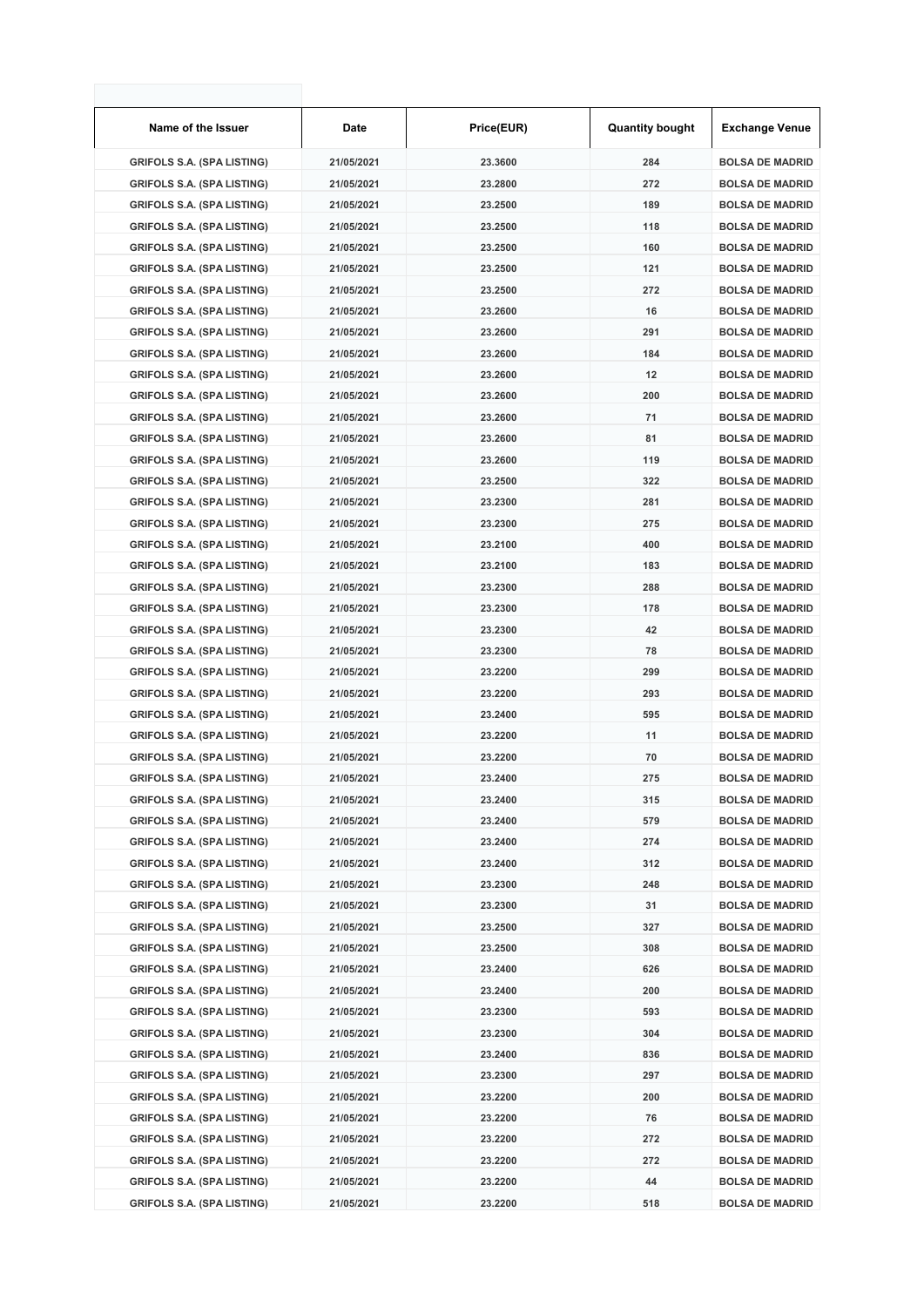| Name of the Issuer | Date | Price(EUR) | Quantity bought | Exchange Venue |
|---|---|---|---|---|
| GRIFOLS S.A. (SPA LISTING) | 21/05/2021 | 23.3600 | 284 | BOLSA DE MADRID |
| GRIFOLS S.A. (SPA LISTING) | 21/05/2021 | 23.2800 | 272 | BOLSA DE MADRID |
| GRIFOLS S.A. (SPA LISTING) | 21/05/2021 | 23.2500 | 189 | BOLSA DE MADRID |
| GRIFOLS S.A. (SPA LISTING) | 21/05/2021 | 23.2500 | 118 | BOLSA DE MADRID |
| GRIFOLS S.A. (SPA LISTING) | 21/05/2021 | 23.2500 | 160 | BOLSA DE MADRID |
| GRIFOLS S.A. (SPA LISTING) | 21/05/2021 | 23.2500 | 121 | BOLSA DE MADRID |
| GRIFOLS S.A. (SPA LISTING) | 21/05/2021 | 23.2500 | 272 | BOLSA DE MADRID |
| GRIFOLS S.A. (SPA LISTING) | 21/05/2021 | 23.2600 | 16 | BOLSA DE MADRID |
| GRIFOLS S.A. (SPA LISTING) | 21/05/2021 | 23.2600 | 291 | BOLSA DE MADRID |
| GRIFOLS S.A. (SPA LISTING) | 21/05/2021 | 23.2600 | 184 | BOLSA DE MADRID |
| GRIFOLS S.A. (SPA LISTING) | 21/05/2021 | 23.2600 | 12 | BOLSA DE MADRID |
| GRIFOLS S.A. (SPA LISTING) | 21/05/2021 | 23.2600 | 200 | BOLSA DE MADRID |
| GRIFOLS S.A. (SPA LISTING) | 21/05/2021 | 23.2600 | 71 | BOLSA DE MADRID |
| GRIFOLS S.A. (SPA LISTING) | 21/05/2021 | 23.2600 | 81 | BOLSA DE MADRID |
| GRIFOLS S.A. (SPA LISTING) | 21/05/2021 | 23.2600 | 119 | BOLSA DE MADRID |
| GRIFOLS S.A. (SPA LISTING) | 21/05/2021 | 23.2500 | 322 | BOLSA DE MADRID |
| GRIFOLS S.A. (SPA LISTING) | 21/05/2021 | 23.2300 | 281 | BOLSA DE MADRID |
| GRIFOLS S.A. (SPA LISTING) | 21/05/2021 | 23.2300 | 275 | BOLSA DE MADRID |
| GRIFOLS S.A. (SPA LISTING) | 21/05/2021 | 23.2100 | 400 | BOLSA DE MADRID |
| GRIFOLS S.A. (SPA LISTING) | 21/05/2021 | 23.2100 | 183 | BOLSA DE MADRID |
| GRIFOLS S.A. (SPA LISTING) | 21/05/2021 | 23.2300 | 288 | BOLSA DE MADRID |
| GRIFOLS S.A. (SPA LISTING) | 21/05/2021 | 23.2300 | 178 | BOLSA DE MADRID |
| GRIFOLS S.A. (SPA LISTING) | 21/05/2021 | 23.2300 | 42 | BOLSA DE MADRID |
| GRIFOLS S.A. (SPA LISTING) | 21/05/2021 | 23.2300 | 78 | BOLSA DE MADRID |
| GRIFOLS S.A. (SPA LISTING) | 21/05/2021 | 23.2200 | 299 | BOLSA DE MADRID |
| GRIFOLS S.A. (SPA LISTING) | 21/05/2021 | 23.2200 | 293 | BOLSA DE MADRID |
| GRIFOLS S.A. (SPA LISTING) | 21/05/2021 | 23.2400 | 595 | BOLSA DE MADRID |
| GRIFOLS S.A. (SPA LISTING) | 21/05/2021 | 23.2200 | 11 | BOLSA DE MADRID |
| GRIFOLS S.A. (SPA LISTING) | 21/05/2021 | 23.2200 | 70 | BOLSA DE MADRID |
| GRIFOLS S.A. (SPA LISTING) | 21/05/2021 | 23.2400 | 275 | BOLSA DE MADRID |
| GRIFOLS S.A. (SPA LISTING) | 21/05/2021 | 23.2400 | 315 | BOLSA DE MADRID |
| GRIFOLS S.A. (SPA LISTING) | 21/05/2021 | 23.2400 | 579 | BOLSA DE MADRID |
| GRIFOLS S.A. (SPA LISTING) | 21/05/2021 | 23.2400 | 274 | BOLSA DE MADRID |
| GRIFOLS S.A. (SPA LISTING) | 21/05/2021 | 23.2400 | 312 | BOLSA DE MADRID |
| GRIFOLS S.A. (SPA LISTING) | 21/05/2021 | 23.2300 | 248 | BOLSA DE MADRID |
| GRIFOLS S.A. (SPA LISTING) | 21/05/2021 | 23.2300 | 31 | BOLSA DE MADRID |
| GRIFOLS S.A. (SPA LISTING) | 21/05/2021 | 23.2500 | 327 | BOLSA DE MADRID |
| GRIFOLS S.A. (SPA LISTING) | 21/05/2021 | 23.2500 | 308 | BOLSA DE MADRID |
| GRIFOLS S.A. (SPA LISTING) | 21/05/2021 | 23.2400 | 626 | BOLSA DE MADRID |
| GRIFOLS S.A. (SPA LISTING) | 21/05/2021 | 23.2400 | 200 | BOLSA DE MADRID |
| GRIFOLS S.A. (SPA LISTING) | 21/05/2021 | 23.2300 | 593 | BOLSA DE MADRID |
| GRIFOLS S.A. (SPA LISTING) | 21/05/2021 | 23.2300 | 304 | BOLSA DE MADRID |
| GRIFOLS S.A. (SPA LISTING) | 21/05/2021 | 23.2400 | 836 | BOLSA DE MADRID |
| GRIFOLS S.A. (SPA LISTING) | 21/05/2021 | 23.2300 | 297 | BOLSA DE MADRID |
| GRIFOLS S.A. (SPA LISTING) | 21/05/2021 | 23.2200 | 200 | BOLSA DE MADRID |
| GRIFOLS S.A. (SPA LISTING) | 21/05/2021 | 23.2200 | 76 | BOLSA DE MADRID |
| GRIFOLS S.A. (SPA LISTING) | 21/05/2021 | 23.2200 | 272 | BOLSA DE MADRID |
| GRIFOLS S.A. (SPA LISTING) | 21/05/2021 | 23.2200 | 272 | BOLSA DE MADRID |
| GRIFOLS S.A. (SPA LISTING) | 21/05/2021 | 23.2200 | 44 | BOLSA DE MADRID |
| GRIFOLS S.A. (SPA LISTING) | 21/05/2021 | 23.2200 | 518 | BOLSA DE MADRID |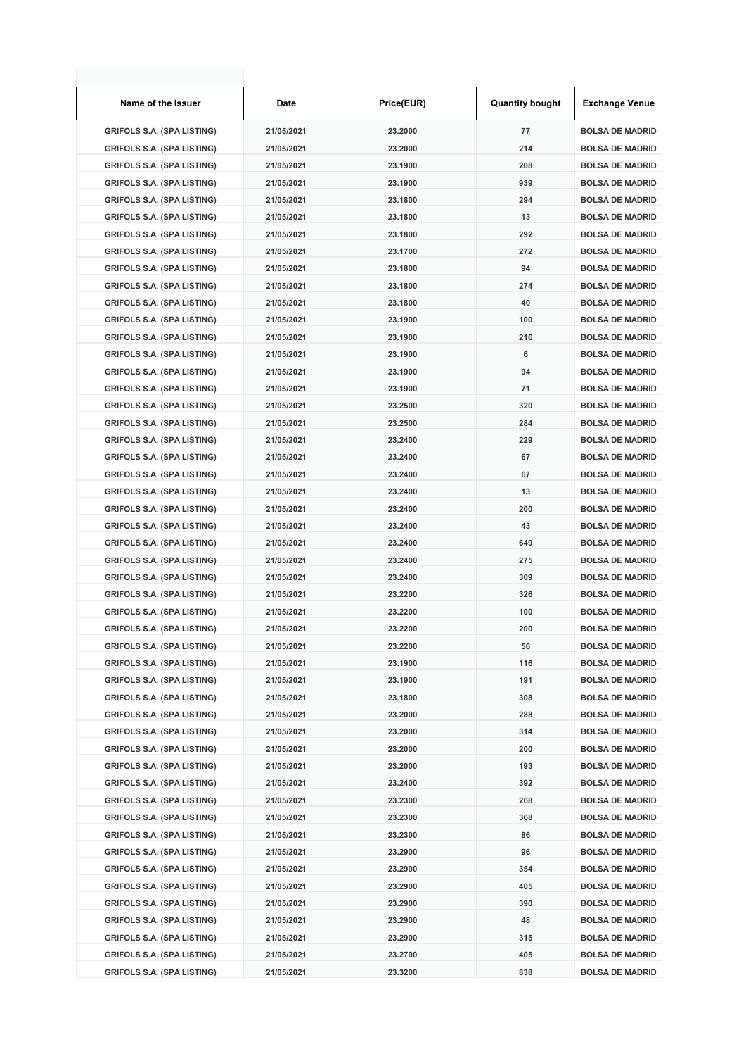| Name of the Issuer | Date | Price(EUR) | Quantity bought | Exchange Venue |
|---|---|---|---|---|
| GRIFOLS S.A. (SPA LISTING) | 21/05/2021 | 23.2000 | 77 | BOLSA DE MADRID |
| GRIFOLS S.A. (SPA LISTING) | 21/05/2021 | 23.2000 | 214 | BOLSA DE MADRID |
| GRIFOLS S.A. (SPA LISTING) | 21/05/2021 | 23.1900 | 208 | BOLSA DE MADRID |
| GRIFOLS S.A. (SPA LISTING) | 21/05/2021 | 23.1900 | 939 | BOLSA DE MADRID |
| GRIFOLS S.A. (SPA LISTING) | 21/05/2021 | 23.1800 | 294 | BOLSA DE MADRID |
| GRIFOLS S.A. (SPA LISTING) | 21/05/2021 | 23.1800 | 13 | BOLSA DE MADRID |
| GRIFOLS S.A. (SPA LISTING) | 21/05/2021 | 23.1800 | 292 | BOLSA DE MADRID |
| GRIFOLS S.A. (SPA LISTING) | 21/05/2021 | 23.1700 | 272 | BOLSA DE MADRID |
| GRIFOLS S.A. (SPA LISTING) | 21/05/2021 | 23.1800 | 94 | BOLSA DE MADRID |
| GRIFOLS S.A. (SPA LISTING) | 21/05/2021 | 23.1800 | 274 | BOLSA DE MADRID |
| GRIFOLS S.A. (SPA LISTING) | 21/05/2021 | 23.1800 | 40 | BOLSA DE MADRID |
| GRIFOLS S.A. (SPA LISTING) | 21/05/2021 | 23.1900 | 100 | BOLSA DE MADRID |
| GRIFOLS S.A. (SPA LISTING) | 21/05/2021 | 23.1900 | 216 | BOLSA DE MADRID |
| GRIFOLS S.A. (SPA LISTING) | 21/05/2021 | 23.1900 | 6 | BOLSA DE MADRID |
| GRIFOLS S.A. (SPA LISTING) | 21/05/2021 | 23.1900 | 94 | BOLSA DE MADRID |
| GRIFOLS S.A. (SPA LISTING) | 21/05/2021 | 23.1900 | 71 | BOLSA DE MADRID |
| GRIFOLS S.A. (SPA LISTING) | 21/05/2021 | 23.2500 | 320 | BOLSA DE MADRID |
| GRIFOLS S.A. (SPA LISTING) | 21/05/2021 | 23.2500 | 284 | BOLSA DE MADRID |
| GRIFOLS S.A. (SPA LISTING) | 21/05/2021 | 23.2400 | 229 | BOLSA DE MADRID |
| GRIFOLS S.A. (SPA LISTING) | 21/05/2021 | 23.2400 | 67 | BOLSA DE MADRID |
| GRIFOLS S.A. (SPA LISTING) | 21/05/2021 | 23.2400 | 67 | BOLSA DE MADRID |
| GRIFOLS S.A. (SPA LISTING) | 21/05/2021 | 23.2400 | 13 | BOLSA DE MADRID |
| GRIFOLS S.A. (SPA LISTING) | 21/05/2021 | 23.2400 | 200 | BOLSA DE MADRID |
| GRIFOLS S.A. (SPA LISTING) | 21/05/2021 | 23.2400 | 43 | BOLSA DE MADRID |
| GRIFOLS S.A. (SPA LISTING) | 21/05/2021 | 23.2400 | 649 | BOLSA DE MADRID |
| GRIFOLS S.A. (SPA LISTING) | 21/05/2021 | 23.2400 | 275 | BOLSA DE MADRID |
| GRIFOLS S.A. (SPA LISTING) | 21/05/2021 | 23.2400 | 309 | BOLSA DE MADRID |
| GRIFOLS S.A. (SPA LISTING) | 21/05/2021 | 23.2200 | 326 | BOLSA DE MADRID |
| GRIFOLS S.A. (SPA LISTING) | 21/05/2021 | 23.2200 | 100 | BOLSA DE MADRID |
| GRIFOLS S.A. (SPA LISTING) | 21/05/2021 | 23.2200 | 200 | BOLSA DE MADRID |
| GRIFOLS S.A. (SPA LISTING) | 21/05/2021 | 23.2200 | 56 | BOLSA DE MADRID |
| GRIFOLS S.A. (SPA LISTING) | 21/05/2021 | 23.1900 | 116 | BOLSA DE MADRID |
| GRIFOLS S.A. (SPA LISTING) | 21/05/2021 | 23.1900 | 191 | BOLSA DE MADRID |
| GRIFOLS S.A. (SPA LISTING) | 21/05/2021 | 23.1800 | 308 | BOLSA DE MADRID |
| GRIFOLS S.A. (SPA LISTING) | 21/05/2021 | 23.2000 | 288 | BOLSA DE MADRID |
| GRIFOLS S.A. (SPA LISTING) | 21/05/2021 | 23.2000 | 314 | BOLSA DE MADRID |
| GRIFOLS S.A. (SPA LISTING) | 21/05/2021 | 23.2000 | 200 | BOLSA DE MADRID |
| GRIFOLS S.A. (SPA LISTING) | 21/05/2021 | 23.2000 | 193 | BOLSA DE MADRID |
| GRIFOLS S.A. (SPA LISTING) | 21/05/2021 | 23.2400 | 392 | BOLSA DE MADRID |
| GRIFOLS S.A. (SPA LISTING) | 21/05/2021 | 23.2300 | 268 | BOLSA DE MADRID |
| GRIFOLS S.A. (SPA LISTING) | 21/05/2021 | 23.2300 | 368 | BOLSA DE MADRID |
| GRIFOLS S.A. (SPA LISTING) | 21/05/2021 | 23.2300 | 86 | BOLSA DE MADRID |
| GRIFOLS S.A. (SPA LISTING) | 21/05/2021 | 23.2900 | 96 | BOLSA DE MADRID |
| GRIFOLS S.A. (SPA LISTING) | 21/05/2021 | 23.2900 | 354 | BOLSA DE MADRID |
| GRIFOLS S.A. (SPA LISTING) | 21/05/2021 | 23.2900 | 405 | BOLSA DE MADRID |
| GRIFOLS S.A. (SPA LISTING) | 21/05/2021 | 23.2900 | 390 | BOLSA DE MADRID |
| GRIFOLS S.A. (SPA LISTING) | 21/05/2021 | 23.2900 | 48 | BOLSA DE MADRID |
| GRIFOLS S.A. (SPA LISTING) | 21/05/2021 | 23.2900 | 315 | BOLSA DE MADRID |
| GRIFOLS S.A. (SPA LISTING) | 21/05/2021 | 23.2700 | 405 | BOLSA DE MADRID |
| GRIFOLS S.A. (SPA LISTING) | 21/05/2021 | 23.3200 | 838 | BOLSA DE MADRID |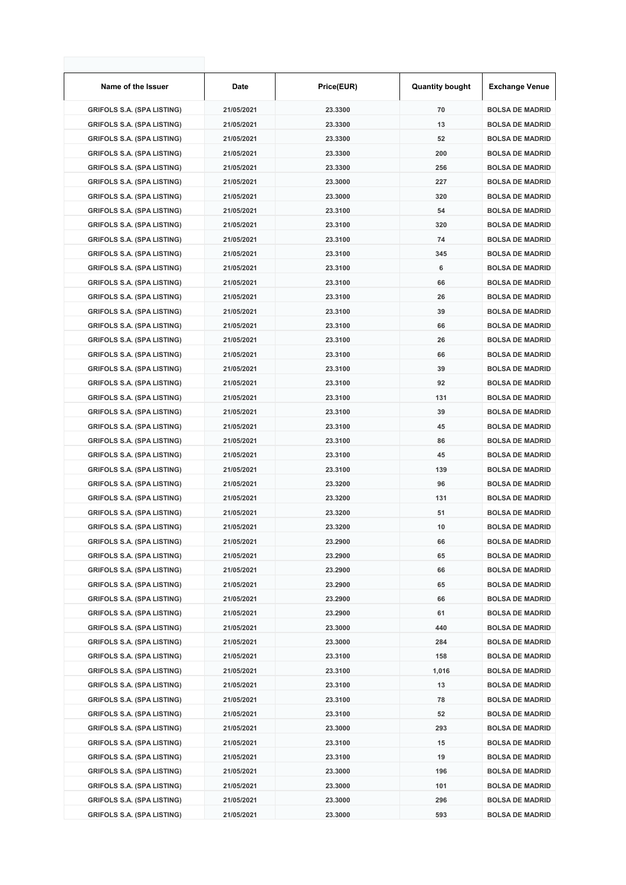| Name of the Issuer | Date | Price(EUR) | Quantity bought | Exchange Venue |
|---|---|---|---|---|
| GRIFOLS S.A. (SPA LISTING) | 21/05/2021 | 23.3300 | 70 | BOLSA DE MADRID |
| GRIFOLS S.A. (SPA LISTING) | 21/05/2021 | 23.3300 | 13 | BOLSA DE MADRID |
| GRIFOLS S.A. (SPA LISTING) | 21/05/2021 | 23.3300 | 52 | BOLSA DE MADRID |
| GRIFOLS S.A. (SPA LISTING) | 21/05/2021 | 23.3300 | 200 | BOLSA DE MADRID |
| GRIFOLS S.A. (SPA LISTING) | 21/05/2021 | 23.3300 | 256 | BOLSA DE MADRID |
| GRIFOLS S.A. (SPA LISTING) | 21/05/2021 | 23.3000 | 227 | BOLSA DE MADRID |
| GRIFOLS S.A. (SPA LISTING) | 21/05/2021 | 23.3000 | 320 | BOLSA DE MADRID |
| GRIFOLS S.A. (SPA LISTING) | 21/05/2021 | 23.3100 | 54 | BOLSA DE MADRID |
| GRIFOLS S.A. (SPA LISTING) | 21/05/2021 | 23.3100 | 320 | BOLSA DE MADRID |
| GRIFOLS S.A. (SPA LISTING) | 21/05/2021 | 23.3100 | 74 | BOLSA DE MADRID |
| GRIFOLS S.A. (SPA LISTING) | 21/05/2021 | 23.3100 | 345 | BOLSA DE MADRID |
| GRIFOLS S.A. (SPA LISTING) | 21/05/2021 | 23.3100 | 6 | BOLSA DE MADRID |
| GRIFOLS S.A. (SPA LISTING) | 21/05/2021 | 23.3100 | 66 | BOLSA DE MADRID |
| GRIFOLS S.A. (SPA LISTING) | 21/05/2021 | 23.3100 | 26 | BOLSA DE MADRID |
| GRIFOLS S.A. (SPA LISTING) | 21/05/2021 | 23.3100 | 39 | BOLSA DE MADRID |
| GRIFOLS S.A. (SPA LISTING) | 21/05/2021 | 23.3100 | 66 | BOLSA DE MADRID |
| GRIFOLS S.A. (SPA LISTING) | 21/05/2021 | 23.3100 | 26 | BOLSA DE MADRID |
| GRIFOLS S.A. (SPA LISTING) | 21/05/2021 | 23.3100 | 66 | BOLSA DE MADRID |
| GRIFOLS S.A. (SPA LISTING) | 21/05/2021 | 23.3100 | 39 | BOLSA DE MADRID |
| GRIFOLS S.A. (SPA LISTING) | 21/05/2021 | 23.3100 | 92 | BOLSA DE MADRID |
| GRIFOLS S.A. (SPA LISTING) | 21/05/2021 | 23.3100 | 131 | BOLSA DE MADRID |
| GRIFOLS S.A. (SPA LISTING) | 21/05/2021 | 23.3100 | 39 | BOLSA DE MADRID |
| GRIFOLS S.A. (SPA LISTING) | 21/05/2021 | 23.3100 | 45 | BOLSA DE MADRID |
| GRIFOLS S.A. (SPA LISTING) | 21/05/2021 | 23.3100 | 86 | BOLSA DE MADRID |
| GRIFOLS S.A. (SPA LISTING) | 21/05/2021 | 23.3100 | 45 | BOLSA DE MADRID |
| GRIFOLS S.A. (SPA LISTING) | 21/05/2021 | 23.3100 | 139 | BOLSA DE MADRID |
| GRIFOLS S.A. (SPA LISTING) | 21/05/2021 | 23.3200 | 96 | BOLSA DE MADRID |
| GRIFOLS S.A. (SPA LISTING) | 21/05/2021 | 23.3200 | 131 | BOLSA DE MADRID |
| GRIFOLS S.A. (SPA LISTING) | 21/05/2021 | 23.3200 | 51 | BOLSA DE MADRID |
| GRIFOLS S.A. (SPA LISTING) | 21/05/2021 | 23.3200 | 10 | BOLSA DE MADRID |
| GRIFOLS S.A. (SPA LISTING) | 21/05/2021 | 23.2900 | 66 | BOLSA DE MADRID |
| GRIFOLS S.A. (SPA LISTING) | 21/05/2021 | 23.2900 | 65 | BOLSA DE MADRID |
| GRIFOLS S.A. (SPA LISTING) | 21/05/2021 | 23.2900 | 66 | BOLSA DE MADRID |
| GRIFOLS S.A. (SPA LISTING) | 21/05/2021 | 23.2900 | 65 | BOLSA DE MADRID |
| GRIFOLS S.A. (SPA LISTING) | 21/05/2021 | 23.2900 | 66 | BOLSA DE MADRID |
| GRIFOLS S.A. (SPA LISTING) | 21/05/2021 | 23.2900 | 61 | BOLSA DE MADRID |
| GRIFOLS S.A. (SPA LISTING) | 21/05/2021 | 23.3000 | 440 | BOLSA DE MADRID |
| GRIFOLS S.A. (SPA LISTING) | 21/05/2021 | 23.3000 | 284 | BOLSA DE MADRID |
| GRIFOLS S.A. (SPA LISTING) | 21/05/2021 | 23.3100 | 158 | BOLSA DE MADRID |
| GRIFOLS S.A. (SPA LISTING) | 21/05/2021 | 23.3100 | 1,016 | BOLSA DE MADRID |
| GRIFOLS S.A. (SPA LISTING) | 21/05/2021 | 23.3100 | 13 | BOLSA DE MADRID |
| GRIFOLS S.A. (SPA LISTING) | 21/05/2021 | 23.3100 | 78 | BOLSA DE MADRID |
| GRIFOLS S.A. (SPA LISTING) | 21/05/2021 | 23.3100 | 52 | BOLSA DE MADRID |
| GRIFOLS S.A. (SPA LISTING) | 21/05/2021 | 23.3000 | 293 | BOLSA DE MADRID |
| GRIFOLS S.A. (SPA LISTING) | 21/05/2021 | 23.3100 | 15 | BOLSA DE MADRID |
| GRIFOLS S.A. (SPA LISTING) | 21/05/2021 | 23.3100 | 19 | BOLSA DE MADRID |
| GRIFOLS S.A. (SPA LISTING) | 21/05/2021 | 23.3000 | 196 | BOLSA DE MADRID |
| GRIFOLS S.A. (SPA LISTING) | 21/05/2021 | 23.3000 | 101 | BOLSA DE MADRID |
| GRIFOLS S.A. (SPA LISTING) | 21/05/2021 | 23.3000 | 296 | BOLSA DE MADRID |
| GRIFOLS S.A. (SPA LISTING) | 21/05/2021 | 23.3000 | 593 | BOLSA DE MADRID |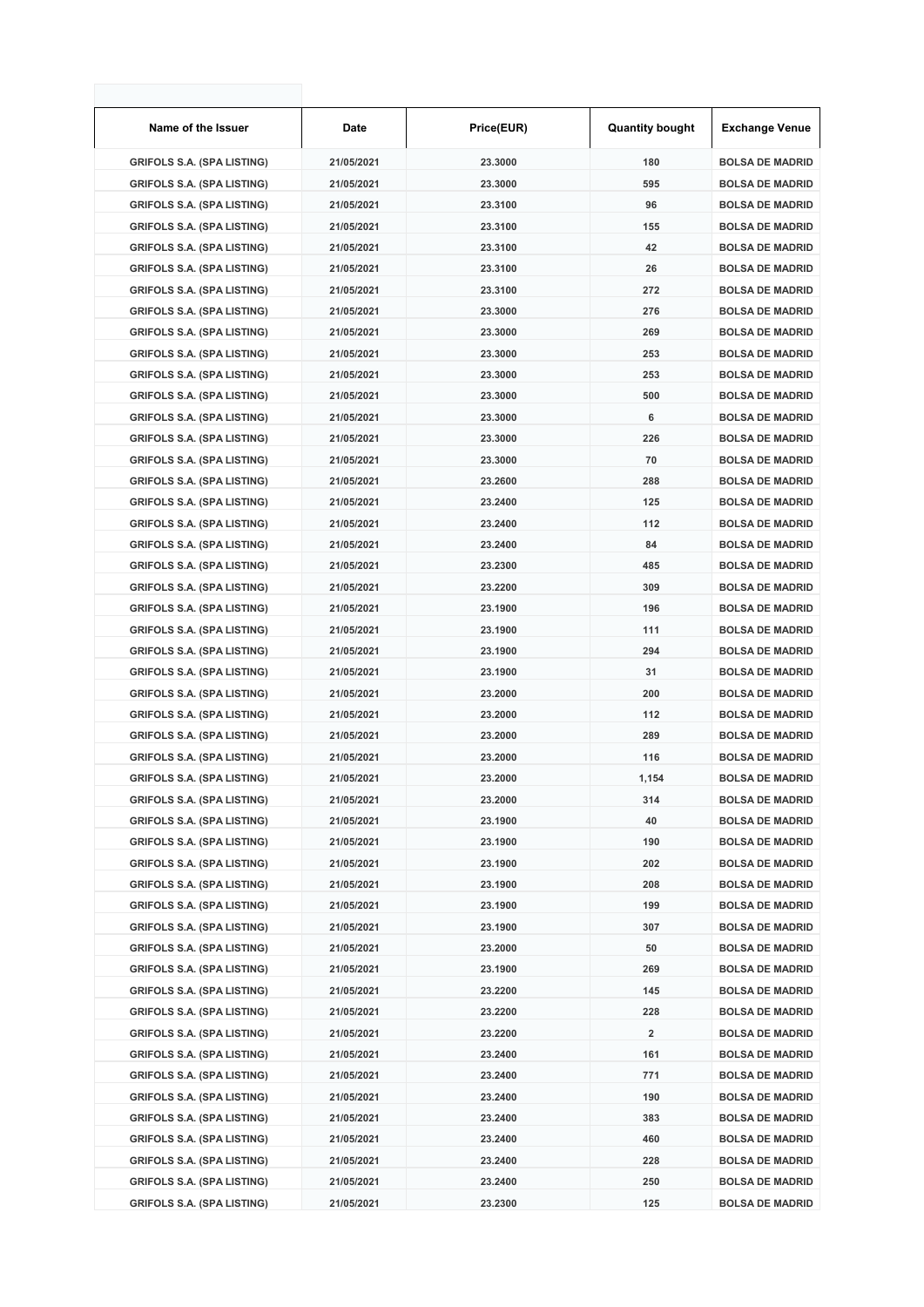| Name of the Issuer | Date | Price(EUR) | Quantity bought | Exchange Venue |
|---|---|---|---|---|
| GRIFOLS S.A. (SPA LISTING) | 21/05/2021 | 23.3000 | 180 | BOLSA DE MADRID |
| GRIFOLS S.A. (SPA LISTING) | 21/05/2021 | 23.3000 | 595 | BOLSA DE MADRID |
| GRIFOLS S.A. (SPA LISTING) | 21/05/2021 | 23.3100 | 96 | BOLSA DE MADRID |
| GRIFOLS S.A. (SPA LISTING) | 21/05/2021 | 23.3100 | 155 | BOLSA DE MADRID |
| GRIFOLS S.A. (SPA LISTING) | 21/05/2021 | 23.3100 | 42 | BOLSA DE MADRID |
| GRIFOLS S.A. (SPA LISTING) | 21/05/2021 | 23.3100 | 26 | BOLSA DE MADRID |
| GRIFOLS S.A. (SPA LISTING) | 21/05/2021 | 23.3100 | 272 | BOLSA DE MADRID |
| GRIFOLS S.A. (SPA LISTING) | 21/05/2021 | 23.3000 | 276 | BOLSA DE MADRID |
| GRIFOLS S.A. (SPA LISTING) | 21/05/2021 | 23.3000 | 269 | BOLSA DE MADRID |
| GRIFOLS S.A. (SPA LISTING) | 21/05/2021 | 23.3000 | 253 | BOLSA DE MADRID |
| GRIFOLS S.A. (SPA LISTING) | 21/05/2021 | 23.3000 | 253 | BOLSA DE MADRID |
| GRIFOLS S.A. (SPA LISTING) | 21/05/2021 | 23.3000 | 500 | BOLSA DE MADRID |
| GRIFOLS S.A. (SPA LISTING) | 21/05/2021 | 23.3000 | 6 | BOLSA DE MADRID |
| GRIFOLS S.A. (SPA LISTING) | 21/05/2021 | 23.3000 | 226 | BOLSA DE MADRID |
| GRIFOLS S.A. (SPA LISTING) | 21/05/2021 | 23.3000 | 70 | BOLSA DE MADRID |
| GRIFOLS S.A. (SPA LISTING) | 21/05/2021 | 23.2600 | 288 | BOLSA DE MADRID |
| GRIFOLS S.A. (SPA LISTING) | 21/05/2021 | 23.2400 | 125 | BOLSA DE MADRID |
| GRIFOLS S.A. (SPA LISTING) | 21/05/2021 | 23.2400 | 112 | BOLSA DE MADRID |
| GRIFOLS S.A. (SPA LISTING) | 21/05/2021 | 23.2400 | 84 | BOLSA DE MADRID |
| GRIFOLS S.A. (SPA LISTING) | 21/05/2021 | 23.2300 | 485 | BOLSA DE MADRID |
| GRIFOLS S.A. (SPA LISTING) | 21/05/2021 | 23.2200 | 309 | BOLSA DE MADRID |
| GRIFOLS S.A. (SPA LISTING) | 21/05/2021 | 23.1900 | 196 | BOLSA DE MADRID |
| GRIFOLS S.A. (SPA LISTING) | 21/05/2021 | 23.1900 | 111 | BOLSA DE MADRID |
| GRIFOLS S.A. (SPA LISTING) | 21/05/2021 | 23.1900 | 294 | BOLSA DE MADRID |
| GRIFOLS S.A. (SPA LISTING) | 21/05/2021 | 23.1900 | 31 | BOLSA DE MADRID |
| GRIFOLS S.A. (SPA LISTING) | 21/05/2021 | 23.2000 | 200 | BOLSA DE MADRID |
| GRIFOLS S.A. (SPA LISTING) | 21/05/2021 | 23.2000 | 112 | BOLSA DE MADRID |
| GRIFOLS S.A. (SPA LISTING) | 21/05/2021 | 23.2000 | 289 | BOLSA DE MADRID |
| GRIFOLS S.A. (SPA LISTING) | 21/05/2021 | 23.2000 | 116 | BOLSA DE MADRID |
| GRIFOLS S.A. (SPA LISTING) | 21/05/2021 | 23.2000 | 1,154 | BOLSA DE MADRID |
| GRIFOLS S.A. (SPA LISTING) | 21/05/2021 | 23.2000 | 314 | BOLSA DE MADRID |
| GRIFOLS S.A. (SPA LISTING) | 21/05/2021 | 23.1900 | 40 | BOLSA DE MADRID |
| GRIFOLS S.A. (SPA LISTING) | 21/05/2021 | 23.1900 | 190 | BOLSA DE MADRID |
| GRIFOLS S.A. (SPA LISTING) | 21/05/2021 | 23.1900 | 202 | BOLSA DE MADRID |
| GRIFOLS S.A. (SPA LISTING) | 21/05/2021 | 23.1900 | 208 | BOLSA DE MADRID |
| GRIFOLS S.A. (SPA LISTING) | 21/05/2021 | 23.1900 | 199 | BOLSA DE MADRID |
| GRIFOLS S.A. (SPA LISTING) | 21/05/2021 | 23.1900 | 307 | BOLSA DE MADRID |
| GRIFOLS S.A. (SPA LISTING) | 21/05/2021 | 23.2000 | 50 | BOLSA DE MADRID |
| GRIFOLS S.A. (SPA LISTING) | 21/05/2021 | 23.1900 | 269 | BOLSA DE MADRID |
| GRIFOLS S.A. (SPA LISTING) | 21/05/2021 | 23.2200 | 145 | BOLSA DE MADRID |
| GRIFOLS S.A. (SPA LISTING) | 21/05/2021 | 23.2200 | 228 | BOLSA DE MADRID |
| GRIFOLS S.A. (SPA LISTING) | 21/05/2021 | 23.2200 | 2 | BOLSA DE MADRID |
| GRIFOLS S.A. (SPA LISTING) | 21/05/2021 | 23.2400 | 161 | BOLSA DE MADRID |
| GRIFOLS S.A. (SPA LISTING) | 21/05/2021 | 23.2400 | 771 | BOLSA DE MADRID |
| GRIFOLS S.A. (SPA LISTING) | 21/05/2021 | 23.2400 | 190 | BOLSA DE MADRID |
| GRIFOLS S.A. (SPA LISTING) | 21/05/2021 | 23.2400 | 383 | BOLSA DE MADRID |
| GRIFOLS S.A. (SPA LISTING) | 21/05/2021 | 23.2400 | 460 | BOLSA DE MADRID |
| GRIFOLS S.A. (SPA LISTING) | 21/05/2021 | 23.2400 | 228 | BOLSA DE MADRID |
| GRIFOLS S.A. (SPA LISTING) | 21/05/2021 | 23.2400 | 250 | BOLSA DE MADRID |
| GRIFOLS S.A. (SPA LISTING) | 21/05/2021 | 23.2300 | 125 | BOLSA DE MADRID |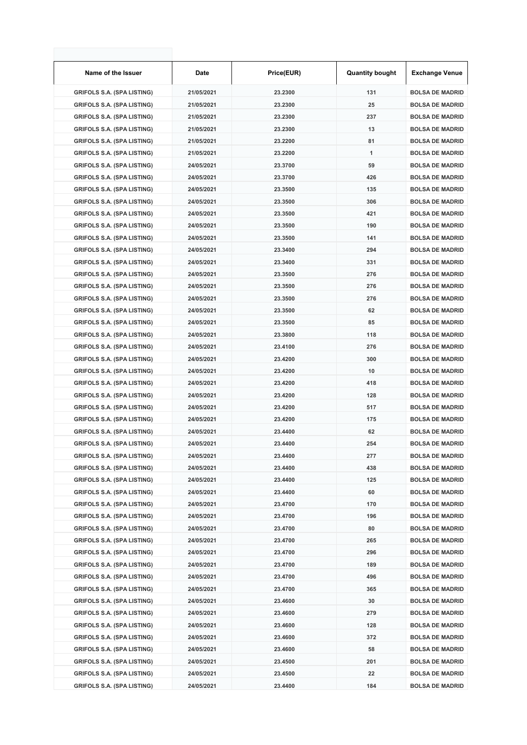| Name of the Issuer | Date | Price(EUR) | Quantity bought | Exchange Venue |
|---|---|---|---|---|
| GRIFOLS S.A. (SPA LISTING) | 21/05/2021 | 23.2300 | 131 | BOLSA DE MADRID |
| GRIFOLS S.A. (SPA LISTING) | 21/05/2021 | 23.2300 | 25 | BOLSA DE MADRID |
| GRIFOLS S.A. (SPA LISTING) | 21/05/2021 | 23.2300 | 237 | BOLSA DE MADRID |
| GRIFOLS S.A. (SPA LISTING) | 21/05/2021 | 23.2300 | 13 | BOLSA DE MADRID |
| GRIFOLS S.A. (SPA LISTING) | 21/05/2021 | 23.2200 | 81 | BOLSA DE MADRID |
| GRIFOLS S.A. (SPA LISTING) | 21/05/2021 | 23.2200 | 1 | BOLSA DE MADRID |
| GRIFOLS S.A. (SPA LISTING) | 24/05/2021 | 23.3700 | 59 | BOLSA DE MADRID |
| GRIFOLS S.A. (SPA LISTING) | 24/05/2021 | 23.3700 | 426 | BOLSA DE MADRID |
| GRIFOLS S.A. (SPA LISTING) | 24/05/2021 | 23.3500 | 135 | BOLSA DE MADRID |
| GRIFOLS S.A. (SPA LISTING) | 24/05/2021 | 23.3500 | 306 | BOLSA DE MADRID |
| GRIFOLS S.A. (SPA LISTING) | 24/05/2021 | 23.3500 | 421 | BOLSA DE MADRID |
| GRIFOLS S.A. (SPA LISTING) | 24/05/2021 | 23.3500 | 190 | BOLSA DE MADRID |
| GRIFOLS S.A. (SPA LISTING) | 24/05/2021 | 23.3500 | 141 | BOLSA DE MADRID |
| GRIFOLS S.A. (SPA LISTING) | 24/05/2021 | 23.3400 | 294 | BOLSA DE MADRID |
| GRIFOLS S.A. (SPA LISTING) | 24/05/2021 | 23.3400 | 331 | BOLSA DE MADRID |
| GRIFOLS S.A. (SPA LISTING) | 24/05/2021 | 23.3500 | 276 | BOLSA DE MADRID |
| GRIFOLS S.A. (SPA LISTING) | 24/05/2021 | 23.3500 | 276 | BOLSA DE MADRID |
| GRIFOLS S.A. (SPA LISTING) | 24/05/2021 | 23.3500 | 276 | BOLSA DE MADRID |
| GRIFOLS S.A. (SPA LISTING) | 24/05/2021 | 23.3500 | 62 | BOLSA DE MADRID |
| GRIFOLS S.A. (SPA LISTING) | 24/05/2021 | 23.3500 | 85 | BOLSA DE MADRID |
| GRIFOLS S.A. (SPA LISTING) | 24/05/2021 | 23.3800 | 118 | BOLSA DE MADRID |
| GRIFOLS S.A. (SPA LISTING) | 24/05/2021 | 23.4100 | 276 | BOLSA DE MADRID |
| GRIFOLS S.A. (SPA LISTING) | 24/05/2021 | 23.4200 | 300 | BOLSA DE MADRID |
| GRIFOLS S.A. (SPA LISTING) | 24/05/2021 | 23.4200 | 10 | BOLSA DE MADRID |
| GRIFOLS S.A. (SPA LISTING) | 24/05/2021 | 23.4200 | 418 | BOLSA DE MADRID |
| GRIFOLS S.A. (SPA LISTING) | 24/05/2021 | 23.4200 | 128 | BOLSA DE MADRID |
| GRIFOLS S.A. (SPA LISTING) | 24/05/2021 | 23.4200 | 517 | BOLSA DE MADRID |
| GRIFOLS S.A. (SPA LISTING) | 24/05/2021 | 23.4200 | 175 | BOLSA DE MADRID |
| GRIFOLS S.A. (SPA LISTING) | 24/05/2021 | 23.4400 | 62 | BOLSA DE MADRID |
| GRIFOLS S.A. (SPA LISTING) | 24/05/2021 | 23.4400 | 254 | BOLSA DE MADRID |
| GRIFOLS S.A. (SPA LISTING) | 24/05/2021 | 23.4400 | 277 | BOLSA DE MADRID |
| GRIFOLS S.A. (SPA LISTING) | 24/05/2021 | 23.4400 | 438 | BOLSA DE MADRID |
| GRIFOLS S.A. (SPA LISTING) | 24/05/2021 | 23.4400 | 125 | BOLSA DE MADRID |
| GRIFOLS S.A. (SPA LISTING) | 24/05/2021 | 23.4400 | 60 | BOLSA DE MADRID |
| GRIFOLS S.A. (SPA LISTING) | 24/05/2021 | 23.4700 | 170 | BOLSA DE MADRID |
| GRIFOLS S.A. (SPA LISTING) | 24/05/2021 | 23.4700 | 196 | BOLSA DE MADRID |
| GRIFOLS S.A. (SPA LISTING) | 24/05/2021 | 23.4700 | 80 | BOLSA DE MADRID |
| GRIFOLS S.A. (SPA LISTING) | 24/05/2021 | 23.4700 | 265 | BOLSA DE MADRID |
| GRIFOLS S.A. (SPA LISTING) | 24/05/2021 | 23.4700 | 296 | BOLSA DE MADRID |
| GRIFOLS S.A. (SPA LISTING) | 24/05/2021 | 23.4700 | 189 | BOLSA DE MADRID |
| GRIFOLS S.A. (SPA LISTING) | 24/05/2021 | 23.4700 | 496 | BOLSA DE MADRID |
| GRIFOLS S.A. (SPA LISTING) | 24/05/2021 | 23.4700 | 365 | BOLSA DE MADRID |
| GRIFOLS S.A. (SPA LISTING) | 24/05/2021 | 23.4600 | 30 | BOLSA DE MADRID |
| GRIFOLS S.A. (SPA LISTING) | 24/05/2021 | 23.4600 | 279 | BOLSA DE MADRID |
| GRIFOLS S.A. (SPA LISTING) | 24/05/2021 | 23.4600 | 128 | BOLSA DE MADRID |
| GRIFOLS S.A. (SPA LISTING) | 24/05/2021 | 23.4600 | 372 | BOLSA DE MADRID |
| GRIFOLS S.A. (SPA LISTING) | 24/05/2021 | 23.4600 | 58 | BOLSA DE MADRID |
| GRIFOLS S.A. (SPA LISTING) | 24/05/2021 | 23.4500 | 201 | BOLSA DE MADRID |
| GRIFOLS S.A. (SPA LISTING) | 24/05/2021 | 23.4500 | 22 | BOLSA DE MADRID |
| GRIFOLS S.A. (SPA LISTING) | 24/05/2021 | 23.4400 | 184 | BOLSA DE MADRID |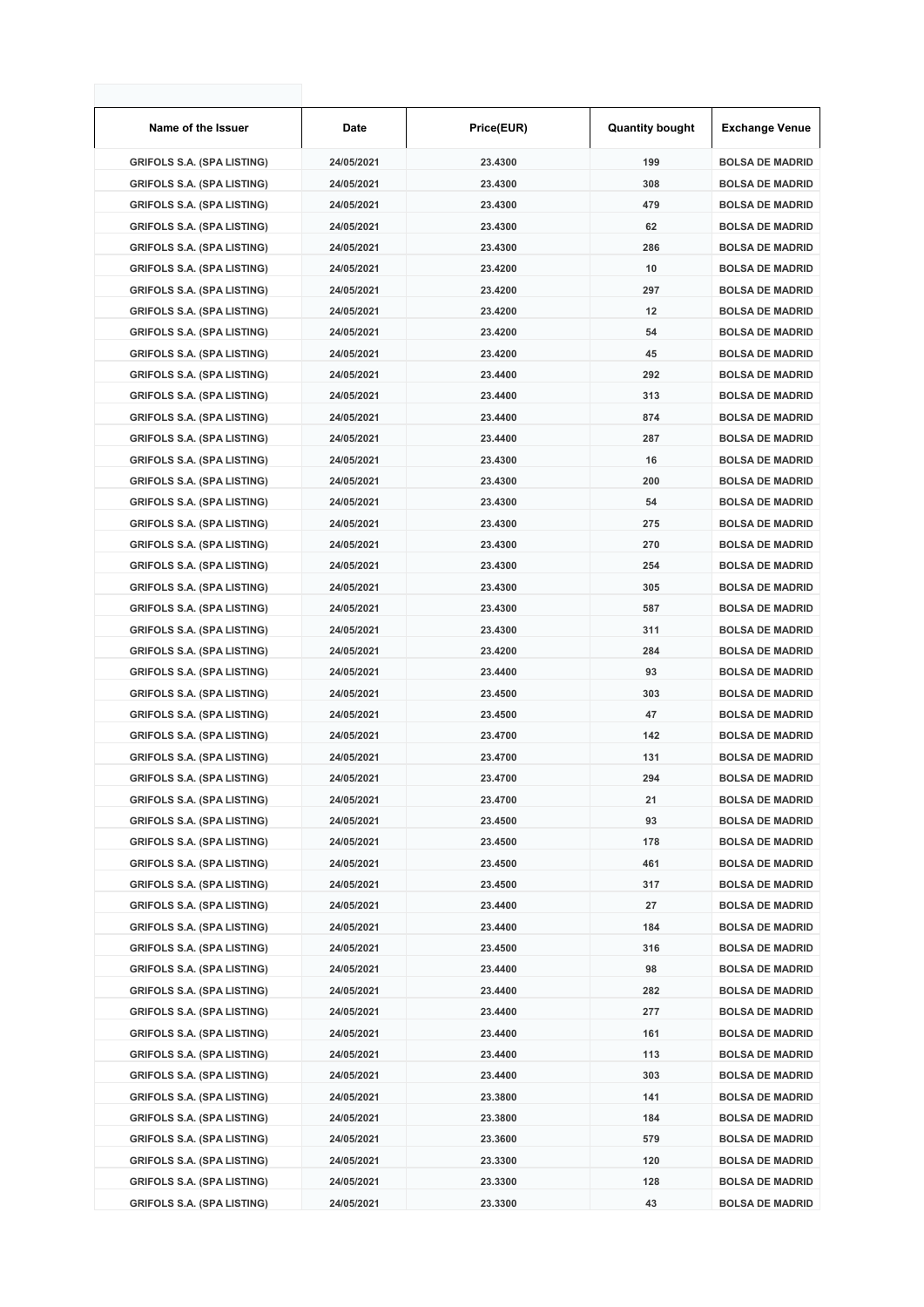| Name of the Issuer | Date | Price(EUR) | Quantity bought | Exchange Venue |
|---|---|---|---|---|
| GRIFOLS S.A. (SPA LISTING) | 24/05/2021 | 23.4300 | 199 | BOLSA DE MADRID |
| GRIFOLS S.A. (SPA LISTING) | 24/05/2021 | 23.4300 | 308 | BOLSA DE MADRID |
| GRIFOLS S.A. (SPA LISTING) | 24/05/2021 | 23.4300 | 479 | BOLSA DE MADRID |
| GRIFOLS S.A. (SPA LISTING) | 24/05/2021 | 23.4300 | 62 | BOLSA DE MADRID |
| GRIFOLS S.A. (SPA LISTING) | 24/05/2021 | 23.4300 | 286 | BOLSA DE MADRID |
| GRIFOLS S.A. (SPA LISTING) | 24/05/2021 | 23.4200 | 10 | BOLSA DE MADRID |
| GRIFOLS S.A. (SPA LISTING) | 24/05/2021 | 23.4200 | 297 | BOLSA DE MADRID |
| GRIFOLS S.A. (SPA LISTING) | 24/05/2021 | 23.4200 | 12 | BOLSA DE MADRID |
| GRIFOLS S.A. (SPA LISTING) | 24/05/2021 | 23.4200 | 54 | BOLSA DE MADRID |
| GRIFOLS S.A. (SPA LISTING) | 24/05/2021 | 23.4200 | 45 | BOLSA DE MADRID |
| GRIFOLS S.A. (SPA LISTING) | 24/05/2021 | 23.4400 | 292 | BOLSA DE MADRID |
| GRIFOLS S.A. (SPA LISTING) | 24/05/2021 | 23.4400 | 313 | BOLSA DE MADRID |
| GRIFOLS S.A. (SPA LISTING) | 24/05/2021 | 23.4400 | 874 | BOLSA DE MADRID |
| GRIFOLS S.A. (SPA LISTING) | 24/05/2021 | 23.4400 | 287 | BOLSA DE MADRID |
| GRIFOLS S.A. (SPA LISTING) | 24/05/2021 | 23.4300 | 16 | BOLSA DE MADRID |
| GRIFOLS S.A. (SPA LISTING) | 24/05/2021 | 23.4300 | 200 | BOLSA DE MADRID |
| GRIFOLS S.A. (SPA LISTING) | 24/05/2021 | 23.4300 | 54 | BOLSA DE MADRID |
| GRIFOLS S.A. (SPA LISTING) | 24/05/2021 | 23.4300 | 275 | BOLSA DE MADRID |
| GRIFOLS S.A. (SPA LISTING) | 24/05/2021 | 23.4300 | 270 | BOLSA DE MADRID |
| GRIFOLS S.A. (SPA LISTING) | 24/05/2021 | 23.4300 | 254 | BOLSA DE MADRID |
| GRIFOLS S.A. (SPA LISTING) | 24/05/2021 | 23.4300 | 305 | BOLSA DE MADRID |
| GRIFOLS S.A. (SPA LISTING) | 24/05/2021 | 23.4300 | 587 | BOLSA DE MADRID |
| GRIFOLS S.A. (SPA LISTING) | 24/05/2021 | 23.4300 | 311 | BOLSA DE MADRID |
| GRIFOLS S.A. (SPA LISTING) | 24/05/2021 | 23.4200 | 284 | BOLSA DE MADRID |
| GRIFOLS S.A. (SPA LISTING) | 24/05/2021 | 23.4400 | 93 | BOLSA DE MADRID |
| GRIFOLS S.A. (SPA LISTING) | 24/05/2021 | 23.4500 | 303 | BOLSA DE MADRID |
| GRIFOLS S.A. (SPA LISTING) | 24/05/2021 | 23.4500 | 47 | BOLSA DE MADRID |
| GRIFOLS S.A. (SPA LISTING) | 24/05/2021 | 23.4700 | 142 | BOLSA DE MADRID |
| GRIFOLS S.A. (SPA LISTING) | 24/05/2021 | 23.4700 | 131 | BOLSA DE MADRID |
| GRIFOLS S.A. (SPA LISTING) | 24/05/2021 | 23.4700 | 294 | BOLSA DE MADRID |
| GRIFOLS S.A. (SPA LISTING) | 24/05/2021 | 23.4700 | 21 | BOLSA DE MADRID |
| GRIFOLS S.A. (SPA LISTING) | 24/05/2021 | 23.4500 | 93 | BOLSA DE MADRID |
| GRIFOLS S.A. (SPA LISTING) | 24/05/2021 | 23.4500 | 178 | BOLSA DE MADRID |
| GRIFOLS S.A. (SPA LISTING) | 24/05/2021 | 23.4500 | 461 | BOLSA DE MADRID |
| GRIFOLS S.A. (SPA LISTING) | 24/05/2021 | 23.4500 | 317 | BOLSA DE MADRID |
| GRIFOLS S.A. (SPA LISTING) | 24/05/2021 | 23.4400 | 27 | BOLSA DE MADRID |
| GRIFOLS S.A. (SPA LISTING) | 24/05/2021 | 23.4400 | 184 | BOLSA DE MADRID |
| GRIFOLS S.A. (SPA LISTING) | 24/05/2021 | 23.4500 | 316 | BOLSA DE MADRID |
| GRIFOLS S.A. (SPA LISTING) | 24/05/2021 | 23.4400 | 98 | BOLSA DE MADRID |
| GRIFOLS S.A. (SPA LISTING) | 24/05/2021 | 23.4400 | 282 | BOLSA DE MADRID |
| GRIFOLS S.A. (SPA LISTING) | 24/05/2021 | 23.4400 | 277 | BOLSA DE MADRID |
| GRIFOLS S.A. (SPA LISTING) | 24/05/2021 | 23.4400 | 161 | BOLSA DE MADRID |
| GRIFOLS S.A. (SPA LISTING) | 24/05/2021 | 23.4400 | 113 | BOLSA DE MADRID |
| GRIFOLS S.A. (SPA LISTING) | 24/05/2021 | 23.4400 | 303 | BOLSA DE MADRID |
| GRIFOLS S.A. (SPA LISTING) | 24/05/2021 | 23.3800 | 141 | BOLSA DE MADRID |
| GRIFOLS S.A. (SPA LISTING) | 24/05/2021 | 23.3800 | 184 | BOLSA DE MADRID |
| GRIFOLS S.A. (SPA LISTING) | 24/05/2021 | 23.3600 | 579 | BOLSA DE MADRID |
| GRIFOLS S.A. (SPA LISTING) | 24/05/2021 | 23.3300 | 120 | BOLSA DE MADRID |
| GRIFOLS S.A. (SPA LISTING) | 24/05/2021 | 23.3300 | 128 | BOLSA DE MADRID |
| GRIFOLS S.A. (SPA LISTING) | 24/05/2021 | 23.3300 | 43 | BOLSA DE MADRID |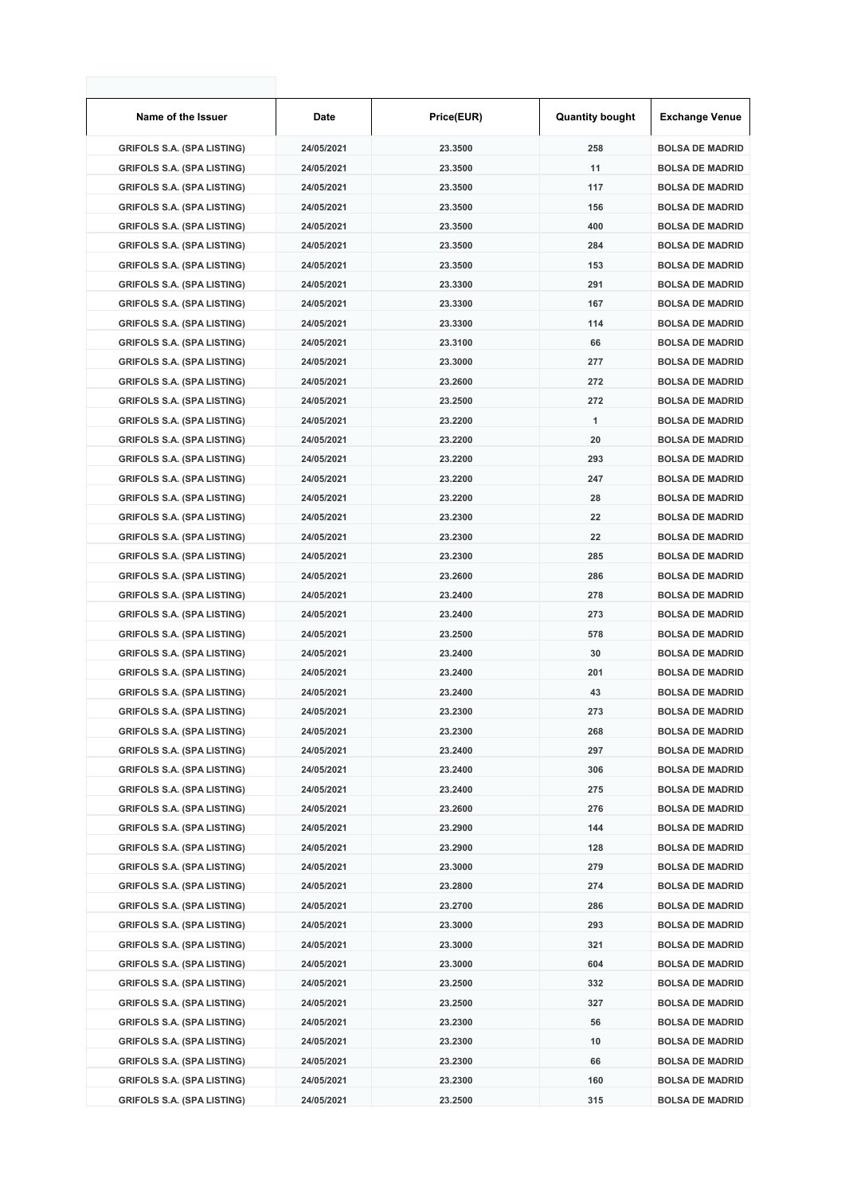| Name of the Issuer | Date | Price(EUR) | Quantity bought | Exchange Venue |
| --- | --- | --- | --- | --- |
| GRIFOLS S.A. (SPA LISTING) | 24/05/2021 | 23.3500 | 258 | BOLSA DE MADRID |
| GRIFOLS S.A. (SPA LISTING) | 24/05/2021 | 23.3500 | 11 | BOLSA DE MADRID |
| GRIFOLS S.A. (SPA LISTING) | 24/05/2021 | 23.3500 | 117 | BOLSA DE MADRID |
| GRIFOLS S.A. (SPA LISTING) | 24/05/2021 | 23.3500 | 156 | BOLSA DE MADRID |
| GRIFOLS S.A. (SPA LISTING) | 24/05/2021 | 23.3500 | 400 | BOLSA DE MADRID |
| GRIFOLS S.A. (SPA LISTING) | 24/05/2021 | 23.3500 | 284 | BOLSA DE MADRID |
| GRIFOLS S.A. (SPA LISTING) | 24/05/2021 | 23.3500 | 153 | BOLSA DE MADRID |
| GRIFOLS S.A. (SPA LISTING) | 24/05/2021 | 23.3300 | 291 | BOLSA DE MADRID |
| GRIFOLS S.A. (SPA LISTING) | 24/05/2021 | 23.3300 | 167 | BOLSA DE MADRID |
| GRIFOLS S.A. (SPA LISTING) | 24/05/2021 | 23.3300 | 114 | BOLSA DE MADRID |
| GRIFOLS S.A. (SPA LISTING) | 24/05/2021 | 23.3100 | 66 | BOLSA DE MADRID |
| GRIFOLS S.A. (SPA LISTING) | 24/05/2021 | 23.3000 | 277 | BOLSA DE MADRID |
| GRIFOLS S.A. (SPA LISTING) | 24/05/2021 | 23.2600 | 272 | BOLSA DE MADRID |
| GRIFOLS S.A. (SPA LISTING) | 24/05/2021 | 23.2500 | 272 | BOLSA DE MADRID |
| GRIFOLS S.A. (SPA LISTING) | 24/05/2021 | 23.2200 | 1 | BOLSA DE MADRID |
| GRIFOLS S.A. (SPA LISTING) | 24/05/2021 | 23.2200 | 20 | BOLSA DE MADRID |
| GRIFOLS S.A. (SPA LISTING) | 24/05/2021 | 23.2200 | 293 | BOLSA DE MADRID |
| GRIFOLS S.A. (SPA LISTING) | 24/05/2021 | 23.2200 | 247 | BOLSA DE MADRID |
| GRIFOLS S.A. (SPA LISTING) | 24/05/2021 | 23.2200 | 28 | BOLSA DE MADRID |
| GRIFOLS S.A. (SPA LISTING) | 24/05/2021 | 23.2300 | 22 | BOLSA DE MADRID |
| GRIFOLS S.A. (SPA LISTING) | 24/05/2021 | 23.2300 | 22 | BOLSA DE MADRID |
| GRIFOLS S.A. (SPA LISTING) | 24/05/2021 | 23.2300 | 285 | BOLSA DE MADRID |
| GRIFOLS S.A. (SPA LISTING) | 24/05/2021 | 23.2600 | 286 | BOLSA DE MADRID |
| GRIFOLS S.A. (SPA LISTING) | 24/05/2021 | 23.2400 | 278 | BOLSA DE MADRID |
| GRIFOLS S.A. (SPA LISTING) | 24/05/2021 | 23.2400 | 273 | BOLSA DE MADRID |
| GRIFOLS S.A. (SPA LISTING) | 24/05/2021 | 23.2500 | 578 | BOLSA DE MADRID |
| GRIFOLS S.A. (SPA LISTING) | 24/05/2021 | 23.2400 | 30 | BOLSA DE MADRID |
| GRIFOLS S.A. (SPA LISTING) | 24/05/2021 | 23.2400 | 201 | BOLSA DE MADRID |
| GRIFOLS S.A. (SPA LISTING) | 24/05/2021 | 23.2400 | 43 | BOLSA DE MADRID |
| GRIFOLS S.A. (SPA LISTING) | 24/05/2021 | 23.2300 | 273 | BOLSA DE MADRID |
| GRIFOLS S.A. (SPA LISTING) | 24/05/2021 | 23.2300 | 268 | BOLSA DE MADRID |
| GRIFOLS S.A. (SPA LISTING) | 24/05/2021 | 23.2400 | 297 | BOLSA DE MADRID |
| GRIFOLS S.A. (SPA LISTING) | 24/05/2021 | 23.2400 | 306 | BOLSA DE MADRID |
| GRIFOLS S.A. (SPA LISTING) | 24/05/2021 | 23.2400 | 275 | BOLSA DE MADRID |
| GRIFOLS S.A. (SPA LISTING) | 24/05/2021 | 23.2600 | 276 | BOLSA DE MADRID |
| GRIFOLS S.A. (SPA LISTING) | 24/05/2021 | 23.2900 | 144 | BOLSA DE MADRID |
| GRIFOLS S.A. (SPA LISTING) | 24/05/2021 | 23.2900 | 128 | BOLSA DE MADRID |
| GRIFOLS S.A. (SPA LISTING) | 24/05/2021 | 23.3000 | 279 | BOLSA DE MADRID |
| GRIFOLS S.A. (SPA LISTING) | 24/05/2021 | 23.2800 | 274 | BOLSA DE MADRID |
| GRIFOLS S.A. (SPA LISTING) | 24/05/2021 | 23.2700 | 286 | BOLSA DE MADRID |
| GRIFOLS S.A. (SPA LISTING) | 24/05/2021 | 23.3000 | 293 | BOLSA DE MADRID |
| GRIFOLS S.A. (SPA LISTING) | 24/05/2021 | 23.3000 | 321 | BOLSA DE MADRID |
| GRIFOLS S.A. (SPA LISTING) | 24/05/2021 | 23.3000 | 604 | BOLSA DE MADRID |
| GRIFOLS S.A. (SPA LISTING) | 24/05/2021 | 23.2500 | 332 | BOLSA DE MADRID |
| GRIFOLS S.A. (SPA LISTING) | 24/05/2021 | 23.2500 | 327 | BOLSA DE MADRID |
| GRIFOLS S.A. (SPA LISTING) | 24/05/2021 | 23.2300 | 56 | BOLSA DE MADRID |
| GRIFOLS S.A. (SPA LISTING) | 24/05/2021 | 23.2300 | 10 | BOLSA DE MADRID |
| GRIFOLS S.A. (SPA LISTING) | 24/05/2021 | 23.2300 | 66 | BOLSA DE MADRID |
| GRIFOLS S.A. (SPA LISTING) | 24/05/2021 | 23.2300 | 160 | BOLSA DE MADRID |
| GRIFOLS S.A. (SPA LISTING) | 24/05/2021 | 23.2500 | 315 | BOLSA DE MADRID |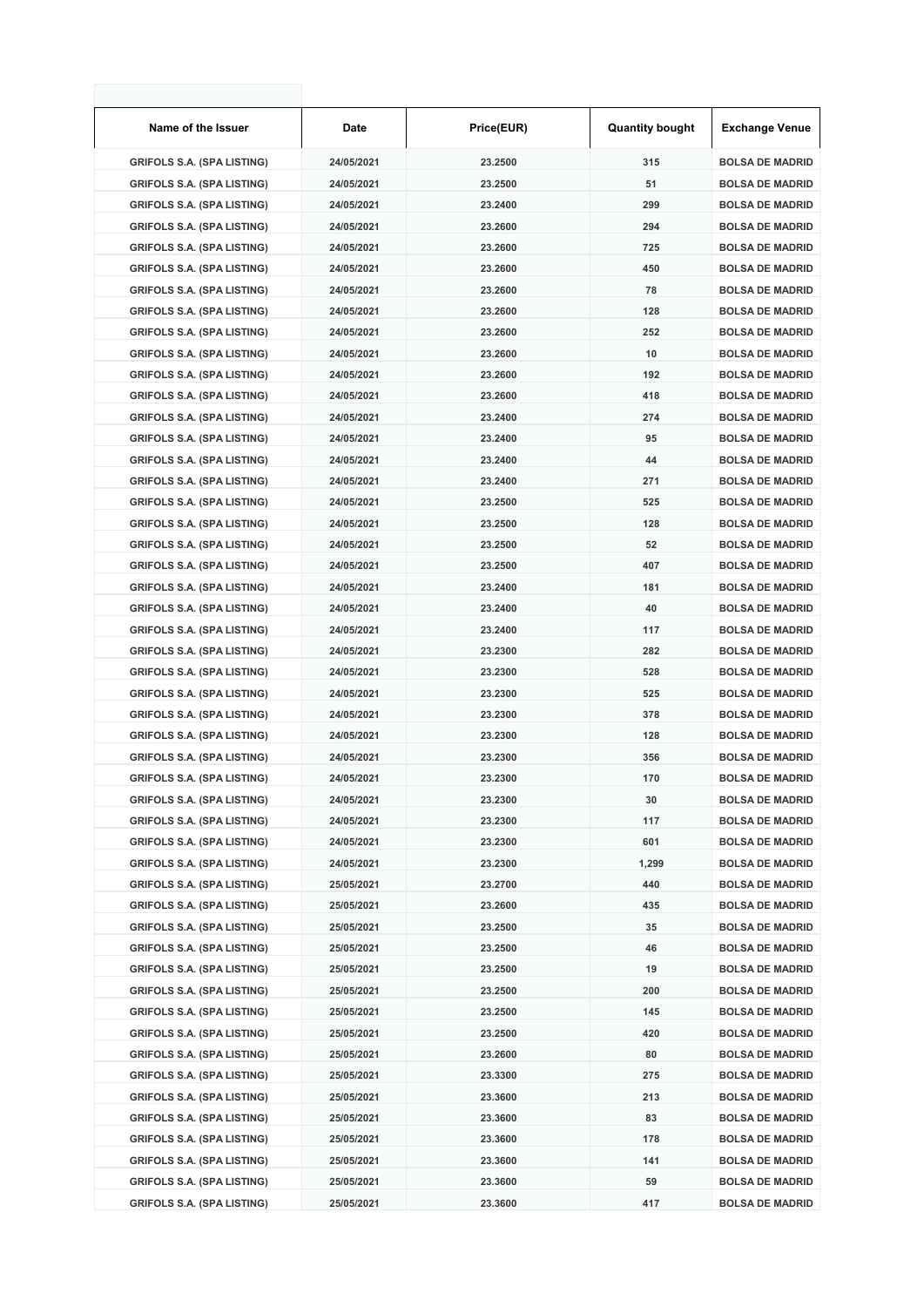| Name of the Issuer | Date | Price(EUR) | Quantity bought | Exchange Venue |
|---|---|---|---|---|
| GRIFOLS S.A. (SPA LISTING) | 24/05/2021 | 23.2500 | 315 | BOLSA DE MADRID |
| GRIFOLS S.A. (SPA LISTING) | 24/05/2021 | 23.2500 | 51 | BOLSA DE MADRID |
| GRIFOLS S.A. (SPA LISTING) | 24/05/2021 | 23.2400 | 299 | BOLSA DE MADRID |
| GRIFOLS S.A. (SPA LISTING) | 24/05/2021 | 23.2600 | 294 | BOLSA DE MADRID |
| GRIFOLS S.A. (SPA LISTING) | 24/05/2021 | 23.2600 | 725 | BOLSA DE MADRID |
| GRIFOLS S.A. (SPA LISTING) | 24/05/2021 | 23.2600 | 450 | BOLSA DE MADRID |
| GRIFOLS S.A. (SPA LISTING) | 24/05/2021 | 23.2600 | 78 | BOLSA DE MADRID |
| GRIFOLS S.A. (SPA LISTING) | 24/05/2021 | 23.2600 | 128 | BOLSA DE MADRID |
| GRIFOLS S.A. (SPA LISTING) | 24/05/2021 | 23.2600 | 252 | BOLSA DE MADRID |
| GRIFOLS S.A. (SPA LISTING) | 24/05/2021 | 23.2600 | 10 | BOLSA DE MADRID |
| GRIFOLS S.A. (SPA LISTING) | 24/05/2021 | 23.2600 | 192 | BOLSA DE MADRID |
| GRIFOLS S.A. (SPA LISTING) | 24/05/2021 | 23.2600 | 418 | BOLSA DE MADRID |
| GRIFOLS S.A. (SPA LISTING) | 24/05/2021 | 23.2400 | 274 | BOLSA DE MADRID |
| GRIFOLS S.A. (SPA LISTING) | 24/05/2021 | 23.2400 | 95 | BOLSA DE MADRID |
| GRIFOLS S.A. (SPA LISTING) | 24/05/2021 | 23.2400 | 44 | BOLSA DE MADRID |
| GRIFOLS S.A. (SPA LISTING) | 24/05/2021 | 23.2400 | 271 | BOLSA DE MADRID |
| GRIFOLS S.A. (SPA LISTING) | 24/05/2021 | 23.2500 | 525 | BOLSA DE MADRID |
| GRIFOLS S.A. (SPA LISTING) | 24/05/2021 | 23.2500 | 128 | BOLSA DE MADRID |
| GRIFOLS S.A. (SPA LISTING) | 24/05/2021 | 23.2500 | 52 | BOLSA DE MADRID |
| GRIFOLS S.A. (SPA LISTING) | 24/05/2021 | 23.2500 | 407 | BOLSA DE MADRID |
| GRIFOLS S.A. (SPA LISTING) | 24/05/2021 | 23.2400 | 181 | BOLSA DE MADRID |
| GRIFOLS S.A. (SPA LISTING) | 24/05/2021 | 23.2400 | 40 | BOLSA DE MADRID |
| GRIFOLS S.A. (SPA LISTING) | 24/05/2021 | 23.2400 | 117 | BOLSA DE MADRID |
| GRIFOLS S.A. (SPA LISTING) | 24/05/2021 | 23.2300 | 282 | BOLSA DE MADRID |
| GRIFOLS S.A. (SPA LISTING) | 24/05/2021 | 23.2300 | 528 | BOLSA DE MADRID |
| GRIFOLS S.A. (SPA LISTING) | 24/05/2021 | 23.2300 | 525 | BOLSA DE MADRID |
| GRIFOLS S.A. (SPA LISTING) | 24/05/2021 | 23.2300 | 378 | BOLSA DE MADRID |
| GRIFOLS S.A. (SPA LISTING) | 24/05/2021 | 23.2300 | 128 | BOLSA DE MADRID |
| GRIFOLS S.A. (SPA LISTING) | 24/05/2021 | 23.2300 | 356 | BOLSA DE MADRID |
| GRIFOLS S.A. (SPA LISTING) | 24/05/2021 | 23.2300 | 170 | BOLSA DE MADRID |
| GRIFOLS S.A. (SPA LISTING) | 24/05/2021 | 23.2300 | 30 | BOLSA DE MADRID |
| GRIFOLS S.A. (SPA LISTING) | 24/05/2021 | 23.2300 | 117 | BOLSA DE MADRID |
| GRIFOLS S.A. (SPA LISTING) | 24/05/2021 | 23.2300 | 601 | BOLSA DE MADRID |
| GRIFOLS S.A. (SPA LISTING) | 24/05/2021 | 23.2300 | 1,299 | BOLSA DE MADRID |
| GRIFOLS S.A. (SPA LISTING) | 25/05/2021 | 23.2700 | 440 | BOLSA DE MADRID |
| GRIFOLS S.A. (SPA LISTING) | 25/05/2021 | 23.2600 | 435 | BOLSA DE MADRID |
| GRIFOLS S.A. (SPA LISTING) | 25/05/2021 | 23.2500 | 35 | BOLSA DE MADRID |
| GRIFOLS S.A. (SPA LISTING) | 25/05/2021 | 23.2500 | 46 | BOLSA DE MADRID |
| GRIFOLS S.A. (SPA LISTING) | 25/05/2021 | 23.2500 | 19 | BOLSA DE MADRID |
| GRIFOLS S.A. (SPA LISTING) | 25/05/2021 | 23.2500 | 200 | BOLSA DE MADRID |
| GRIFOLS S.A. (SPA LISTING) | 25/05/2021 | 23.2500 | 145 | BOLSA DE MADRID |
| GRIFOLS S.A. (SPA LISTING) | 25/05/2021 | 23.2500 | 420 | BOLSA DE MADRID |
| GRIFOLS S.A. (SPA LISTING) | 25/05/2021 | 23.2600 | 80 | BOLSA DE MADRID |
| GRIFOLS S.A. (SPA LISTING) | 25/05/2021 | 23.3300 | 275 | BOLSA DE MADRID |
| GRIFOLS S.A. (SPA LISTING) | 25/05/2021 | 23.3600 | 213 | BOLSA DE MADRID |
| GRIFOLS S.A. (SPA LISTING) | 25/05/2021 | 23.3600 | 83 | BOLSA DE MADRID |
| GRIFOLS S.A. (SPA LISTING) | 25/05/2021 | 23.3600 | 178 | BOLSA DE MADRID |
| GRIFOLS S.A. (SPA LISTING) | 25/05/2021 | 23.3600 | 141 | BOLSA DE MADRID |
| GRIFOLS S.A. (SPA LISTING) | 25/05/2021 | 23.3600 | 59 | BOLSA DE MADRID |
| GRIFOLS S.A. (SPA LISTING) | 25/05/2021 | 23.3600 | 417 | BOLSA DE MADRID |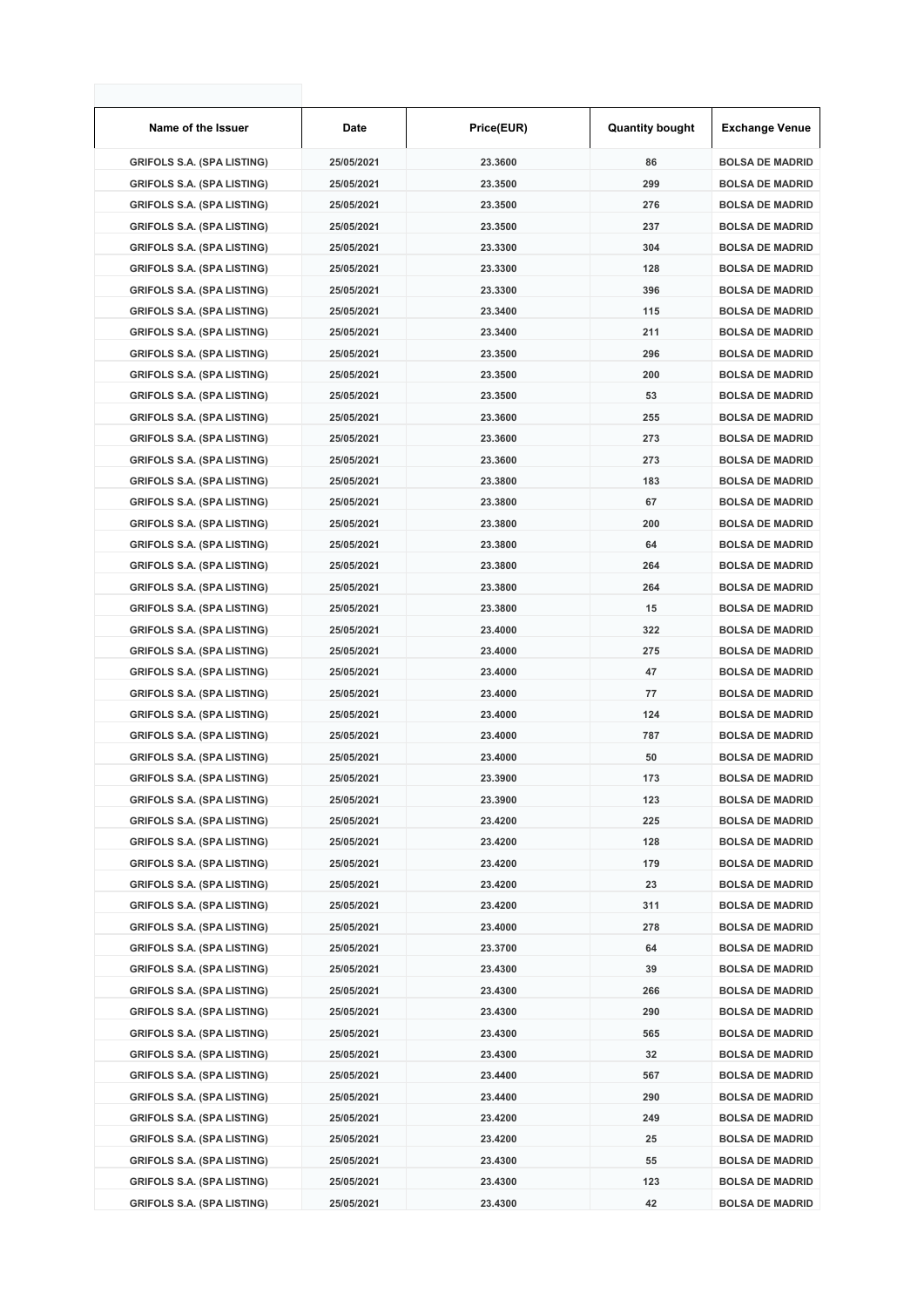| Name of the Issuer | Date | Price(EUR) | Quantity bought | Exchange Venue |
|---|---|---|---|---|
| GRIFOLS S.A. (SPA LISTING) | 25/05/2021 | 23.3600 | 86 | BOLSA DE MADRID |
| GRIFOLS S.A. (SPA LISTING) | 25/05/2021 | 23.3500 | 299 | BOLSA DE MADRID |
| GRIFOLS S.A. (SPA LISTING) | 25/05/2021 | 23.3500 | 276 | BOLSA DE MADRID |
| GRIFOLS S.A. (SPA LISTING) | 25/05/2021 | 23.3500 | 237 | BOLSA DE MADRID |
| GRIFOLS S.A. (SPA LISTING) | 25/05/2021 | 23.3300 | 304 | BOLSA DE MADRID |
| GRIFOLS S.A. (SPA LISTING) | 25/05/2021 | 23.3300 | 128 | BOLSA DE MADRID |
| GRIFOLS S.A. (SPA LISTING) | 25/05/2021 | 23.3300 | 396 | BOLSA DE MADRID |
| GRIFOLS S.A. (SPA LISTING) | 25/05/2021 | 23.3400 | 115 | BOLSA DE MADRID |
| GRIFOLS S.A. (SPA LISTING) | 25/05/2021 | 23.3400 | 211 | BOLSA DE MADRID |
| GRIFOLS S.A. (SPA LISTING) | 25/05/2021 | 23.3500 | 296 | BOLSA DE MADRID |
| GRIFOLS S.A. (SPA LISTING) | 25/05/2021 | 23.3500 | 200 | BOLSA DE MADRID |
| GRIFOLS S.A. (SPA LISTING) | 25/05/2021 | 23.3500 | 53 | BOLSA DE MADRID |
| GRIFOLS S.A. (SPA LISTING) | 25/05/2021 | 23.3600 | 255 | BOLSA DE MADRID |
| GRIFOLS S.A. (SPA LISTING) | 25/05/2021 | 23.3600 | 273 | BOLSA DE MADRID |
| GRIFOLS S.A. (SPA LISTING) | 25/05/2021 | 23.3600 | 273 | BOLSA DE MADRID |
| GRIFOLS S.A. (SPA LISTING) | 25/05/2021 | 23.3800 | 183 | BOLSA DE MADRID |
| GRIFOLS S.A. (SPA LISTING) | 25/05/2021 | 23.3800 | 67 | BOLSA DE MADRID |
| GRIFOLS S.A. (SPA LISTING) | 25/05/2021 | 23.3800 | 200 | BOLSA DE MADRID |
| GRIFOLS S.A. (SPA LISTING) | 25/05/2021 | 23.3800 | 64 | BOLSA DE MADRID |
| GRIFOLS S.A. (SPA LISTING) | 25/05/2021 | 23.3800 | 264 | BOLSA DE MADRID |
| GRIFOLS S.A. (SPA LISTING) | 25/05/2021 | 23.3800 | 264 | BOLSA DE MADRID |
| GRIFOLS S.A. (SPA LISTING) | 25/05/2021 | 23.3800 | 15 | BOLSA DE MADRID |
| GRIFOLS S.A. (SPA LISTING) | 25/05/2021 | 23.4000 | 322 | BOLSA DE MADRID |
| GRIFOLS S.A. (SPA LISTING) | 25/05/2021 | 23.4000 | 275 | BOLSA DE MADRID |
| GRIFOLS S.A. (SPA LISTING) | 25/05/2021 | 23.4000 | 47 | BOLSA DE MADRID |
| GRIFOLS S.A. (SPA LISTING) | 25/05/2021 | 23.4000 | 77 | BOLSA DE MADRID |
| GRIFOLS S.A. (SPA LISTING) | 25/05/2021 | 23.4000 | 124 | BOLSA DE MADRID |
| GRIFOLS S.A. (SPA LISTING) | 25/05/2021 | 23.4000 | 787 | BOLSA DE MADRID |
| GRIFOLS S.A. (SPA LISTING) | 25/05/2021 | 23.4000 | 50 | BOLSA DE MADRID |
| GRIFOLS S.A. (SPA LISTING) | 25/05/2021 | 23.3900 | 173 | BOLSA DE MADRID |
| GRIFOLS S.A. (SPA LISTING) | 25/05/2021 | 23.3900 | 123 | BOLSA DE MADRID |
| GRIFOLS S.A. (SPA LISTING) | 25/05/2021 | 23.4200 | 225 | BOLSA DE MADRID |
| GRIFOLS S.A. (SPA LISTING) | 25/05/2021 | 23.4200 | 128 | BOLSA DE MADRID |
| GRIFOLS S.A. (SPA LISTING) | 25/05/2021 | 23.4200 | 179 | BOLSA DE MADRID |
| GRIFOLS S.A. (SPA LISTING) | 25/05/2021 | 23.4200 | 23 | BOLSA DE MADRID |
| GRIFOLS S.A. (SPA LISTING) | 25/05/2021 | 23.4200 | 311 | BOLSA DE MADRID |
| GRIFOLS S.A. (SPA LISTING) | 25/05/2021 | 23.4000 | 278 | BOLSA DE MADRID |
| GRIFOLS S.A. (SPA LISTING) | 25/05/2021 | 23.3700 | 64 | BOLSA DE MADRID |
| GRIFOLS S.A. (SPA LISTING) | 25/05/2021 | 23.4300 | 39 | BOLSA DE MADRID |
| GRIFOLS S.A. (SPA LISTING) | 25/05/2021 | 23.4300 | 266 | BOLSA DE MADRID |
| GRIFOLS S.A. (SPA LISTING) | 25/05/2021 | 23.4300 | 290 | BOLSA DE MADRID |
| GRIFOLS S.A. (SPA LISTING) | 25/05/2021 | 23.4300 | 565 | BOLSA DE MADRID |
| GRIFOLS S.A. (SPA LISTING) | 25/05/2021 | 23.4300 | 32 | BOLSA DE MADRID |
| GRIFOLS S.A. (SPA LISTING) | 25/05/2021 | 23.4400 | 567 | BOLSA DE MADRID |
| GRIFOLS S.A. (SPA LISTING) | 25/05/2021 | 23.4400 | 290 | BOLSA DE MADRID |
| GRIFOLS S.A. (SPA LISTING) | 25/05/2021 | 23.4200 | 249 | BOLSA DE MADRID |
| GRIFOLS S.A. (SPA LISTING) | 25/05/2021 | 23.4200 | 25 | BOLSA DE MADRID |
| GRIFOLS S.A. (SPA LISTING) | 25/05/2021 | 23.4300 | 55 | BOLSA DE MADRID |
| GRIFOLS S.A. (SPA LISTING) | 25/05/2021 | 23.4300 | 123 | BOLSA DE MADRID |
| GRIFOLS S.A. (SPA LISTING) | 25/05/2021 | 23.4300 | 42 | BOLSA DE MADRID |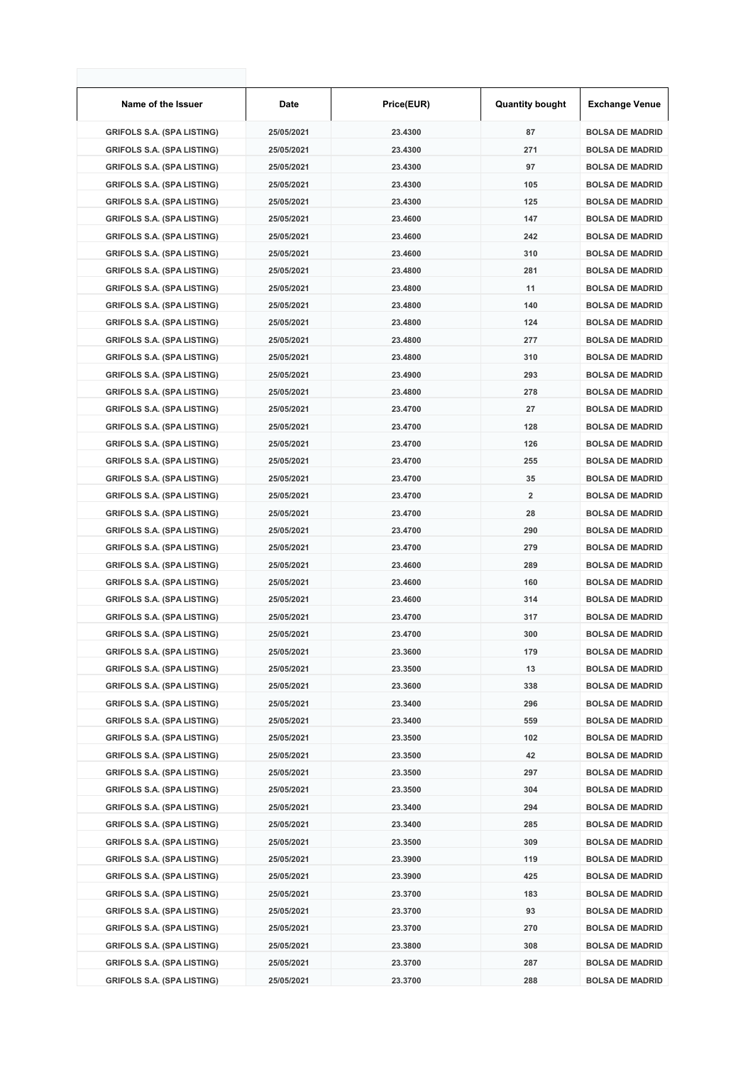| Name of the Issuer | Date | Price(EUR) | Quantity bought | Exchange Venue |
| --- | --- | --- | --- | --- |
| GRIFOLS S.A. (SPA LISTING) | 25/05/2021 | 23.4300 | 87 | BOLSA DE MADRID |
| GRIFOLS S.A. (SPA LISTING) | 25/05/2021 | 23.4300 | 271 | BOLSA DE MADRID |
| GRIFOLS S.A. (SPA LISTING) | 25/05/2021 | 23.4300 | 97 | BOLSA DE MADRID |
| GRIFOLS S.A. (SPA LISTING) | 25/05/2021 | 23.4300 | 105 | BOLSA DE MADRID |
| GRIFOLS S.A. (SPA LISTING) | 25/05/2021 | 23.4300 | 125 | BOLSA DE MADRID |
| GRIFOLS S.A. (SPA LISTING) | 25/05/2021 | 23.4600 | 147 | BOLSA DE MADRID |
| GRIFOLS S.A. (SPA LISTING) | 25/05/2021 | 23.4600 | 242 | BOLSA DE MADRID |
| GRIFOLS S.A. (SPA LISTING) | 25/05/2021 | 23.4600 | 310 | BOLSA DE MADRID |
| GRIFOLS S.A. (SPA LISTING) | 25/05/2021 | 23.4800 | 281 | BOLSA DE MADRID |
| GRIFOLS S.A. (SPA LISTING) | 25/05/2021 | 23.4800 | 11 | BOLSA DE MADRID |
| GRIFOLS S.A. (SPA LISTING) | 25/05/2021 | 23.4800 | 140 | BOLSA DE MADRID |
| GRIFOLS S.A. (SPA LISTING) | 25/05/2021 | 23.4800 | 124 | BOLSA DE MADRID |
| GRIFOLS S.A. (SPA LISTING) | 25/05/2021 | 23.4800 | 277 | BOLSA DE MADRID |
| GRIFOLS S.A. (SPA LISTING) | 25/05/2021 | 23.4800 | 310 | BOLSA DE MADRID |
| GRIFOLS S.A. (SPA LISTING) | 25/05/2021 | 23.4900 | 293 | BOLSA DE MADRID |
| GRIFOLS S.A. (SPA LISTING) | 25/05/2021 | 23.4800 | 278 | BOLSA DE MADRID |
| GRIFOLS S.A. (SPA LISTING) | 25/05/2021 | 23.4700 | 27 | BOLSA DE MADRID |
| GRIFOLS S.A. (SPA LISTING) | 25/05/2021 | 23.4700 | 128 | BOLSA DE MADRID |
| GRIFOLS S.A. (SPA LISTING) | 25/05/2021 | 23.4700 | 126 | BOLSA DE MADRID |
| GRIFOLS S.A. (SPA LISTING) | 25/05/2021 | 23.4700 | 255 | BOLSA DE MADRID |
| GRIFOLS S.A. (SPA LISTING) | 25/05/2021 | 23.4700 | 35 | BOLSA DE MADRID |
| GRIFOLS S.A. (SPA LISTING) | 25/05/2021 | 23.4700 | 2 | BOLSA DE MADRID |
| GRIFOLS S.A. (SPA LISTING) | 25/05/2021 | 23.4700 | 28 | BOLSA DE MADRID |
| GRIFOLS S.A. (SPA LISTING) | 25/05/2021 | 23.4700 | 290 | BOLSA DE MADRID |
| GRIFOLS S.A. (SPA LISTING) | 25/05/2021 | 23.4700 | 279 | BOLSA DE MADRID |
| GRIFOLS S.A. (SPA LISTING) | 25/05/2021 | 23.4600 | 289 | BOLSA DE MADRID |
| GRIFOLS S.A. (SPA LISTING) | 25/05/2021 | 23.4600 | 160 | BOLSA DE MADRID |
| GRIFOLS S.A. (SPA LISTING) | 25/05/2021 | 23.4600 | 314 | BOLSA DE MADRID |
| GRIFOLS S.A. (SPA LISTING) | 25/05/2021 | 23.4700 | 317 | BOLSA DE MADRID |
| GRIFOLS S.A. (SPA LISTING) | 25/05/2021 | 23.4700 | 300 | BOLSA DE MADRID |
| GRIFOLS S.A. (SPA LISTING) | 25/05/2021 | 23.3600 | 179 | BOLSA DE MADRID |
| GRIFOLS S.A. (SPA LISTING) | 25/05/2021 | 23.3500 | 13 | BOLSA DE MADRID |
| GRIFOLS S.A. (SPA LISTING) | 25/05/2021 | 23.3600 | 338 | BOLSA DE MADRID |
| GRIFOLS S.A. (SPA LISTING) | 25/05/2021 | 23.3400 | 296 | BOLSA DE MADRID |
| GRIFOLS S.A. (SPA LISTING) | 25/05/2021 | 23.3400 | 559 | BOLSA DE MADRID |
| GRIFOLS S.A. (SPA LISTING) | 25/05/2021 | 23.3500 | 102 | BOLSA DE MADRID |
| GRIFOLS S.A. (SPA LISTING) | 25/05/2021 | 23.3500 | 42 | BOLSA DE MADRID |
| GRIFOLS S.A. (SPA LISTING) | 25/05/2021 | 23.3500 | 297 | BOLSA DE MADRID |
| GRIFOLS S.A. (SPA LISTING) | 25/05/2021 | 23.3500 | 304 | BOLSA DE MADRID |
| GRIFOLS S.A. (SPA LISTING) | 25/05/2021 | 23.3400 | 294 | BOLSA DE MADRID |
| GRIFOLS S.A. (SPA LISTING) | 25/05/2021 | 23.3400 | 285 | BOLSA DE MADRID |
| GRIFOLS S.A. (SPA LISTING) | 25/05/2021 | 23.3500 | 309 | BOLSA DE MADRID |
| GRIFOLS S.A. (SPA LISTING) | 25/05/2021 | 23.3900 | 119 | BOLSA DE MADRID |
| GRIFOLS S.A. (SPA LISTING) | 25/05/2021 | 23.3900 | 425 | BOLSA DE MADRID |
| GRIFOLS S.A. (SPA LISTING) | 25/05/2021 | 23.3700 | 183 | BOLSA DE MADRID |
| GRIFOLS S.A. (SPA LISTING) | 25/05/2021 | 23.3700 | 93 | BOLSA DE MADRID |
| GRIFOLS S.A. (SPA LISTING) | 25/05/2021 | 23.3700 | 270 | BOLSA DE MADRID |
| GRIFOLS S.A. (SPA LISTING) | 25/05/2021 | 23.3800 | 308 | BOLSA DE MADRID |
| GRIFOLS S.A. (SPA LISTING) | 25/05/2021 | 23.3700 | 287 | BOLSA DE MADRID |
| GRIFOLS S.A. (SPA LISTING) | 25/05/2021 | 23.3700 | 288 | BOLSA DE MADRID |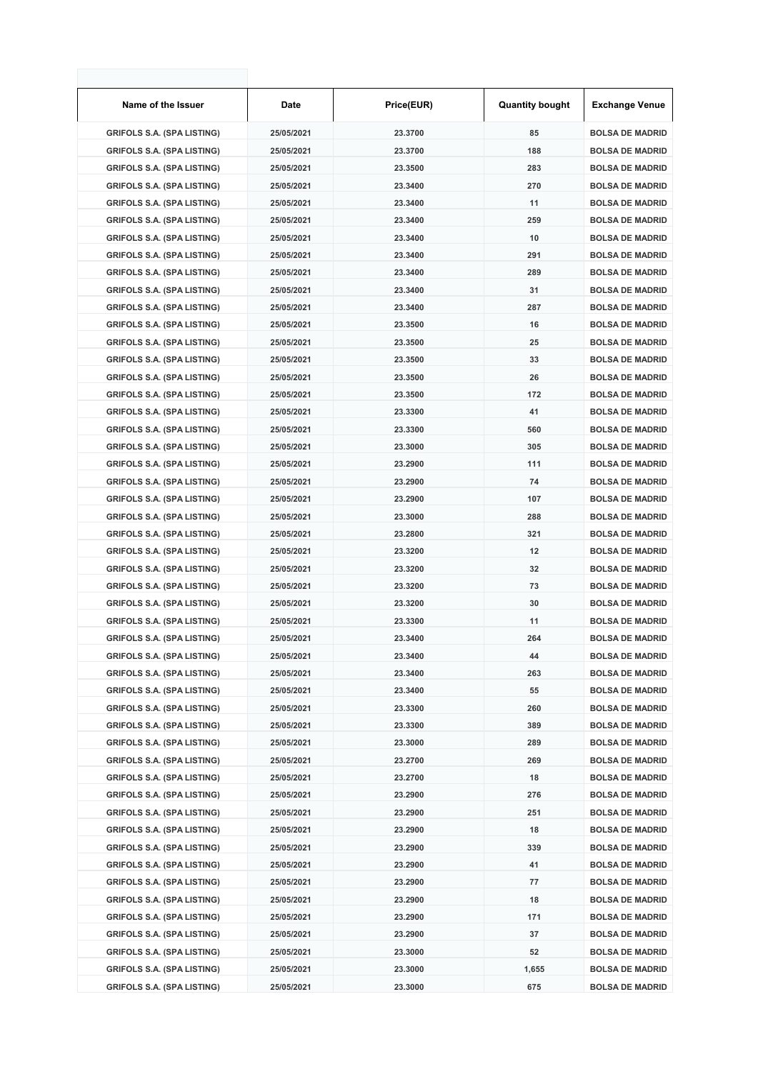| Name of the Issuer | Date | Price(EUR) | Quantity bought | Exchange Venue |
|---|---|---|---|---|
| GRIFOLS S.A. (SPA LISTING) | 25/05/2021 | 23.3700 | 85 | BOLSA DE MADRID |
| GRIFOLS S.A. (SPA LISTING) | 25/05/2021 | 23.3700 | 188 | BOLSA DE MADRID |
| GRIFOLS S.A. (SPA LISTING) | 25/05/2021 | 23.3500 | 283 | BOLSA DE MADRID |
| GRIFOLS S.A. (SPA LISTING) | 25/05/2021 | 23.3400 | 270 | BOLSA DE MADRID |
| GRIFOLS S.A. (SPA LISTING) | 25/05/2021 | 23.3400 | 11 | BOLSA DE MADRID |
| GRIFOLS S.A. (SPA LISTING) | 25/05/2021 | 23.3400 | 259 | BOLSA DE MADRID |
| GRIFOLS S.A. (SPA LISTING) | 25/05/2021 | 23.3400 | 10 | BOLSA DE MADRID |
| GRIFOLS S.A. (SPA LISTING) | 25/05/2021 | 23.3400 | 291 | BOLSA DE MADRID |
| GRIFOLS S.A. (SPA LISTING) | 25/05/2021 | 23.3400 | 289 | BOLSA DE MADRID |
| GRIFOLS S.A. (SPA LISTING) | 25/05/2021 | 23.3400 | 31 | BOLSA DE MADRID |
| GRIFOLS S.A. (SPA LISTING) | 25/05/2021 | 23.3400 | 287 | BOLSA DE MADRID |
| GRIFOLS S.A. (SPA LISTING) | 25/05/2021 | 23.3500 | 16 | BOLSA DE MADRID |
| GRIFOLS S.A. (SPA LISTING) | 25/05/2021 | 23.3500 | 25 | BOLSA DE MADRID |
| GRIFOLS S.A. (SPA LISTING) | 25/05/2021 | 23.3500 | 33 | BOLSA DE MADRID |
| GRIFOLS S.A. (SPA LISTING) | 25/05/2021 | 23.3500 | 26 | BOLSA DE MADRID |
| GRIFOLS S.A. (SPA LISTING) | 25/05/2021 | 23.3500 | 172 | BOLSA DE MADRID |
| GRIFOLS S.A. (SPA LISTING) | 25/05/2021 | 23.3300 | 41 | BOLSA DE MADRID |
| GRIFOLS S.A. (SPA LISTING) | 25/05/2021 | 23.3300 | 560 | BOLSA DE MADRID |
| GRIFOLS S.A. (SPA LISTING) | 25/05/2021 | 23.3000 | 305 | BOLSA DE MADRID |
| GRIFOLS S.A. (SPA LISTING) | 25/05/2021 | 23.2900 | 111 | BOLSA DE MADRID |
| GRIFOLS S.A. (SPA LISTING) | 25/05/2021 | 23.2900 | 74 | BOLSA DE MADRID |
| GRIFOLS S.A. (SPA LISTING) | 25/05/2021 | 23.2900 | 107 | BOLSA DE MADRID |
| GRIFOLS S.A. (SPA LISTING) | 25/05/2021 | 23.3000 | 288 | BOLSA DE MADRID |
| GRIFOLS S.A. (SPA LISTING) | 25/05/2021 | 23.2800 | 321 | BOLSA DE MADRID |
| GRIFOLS S.A. (SPA LISTING) | 25/05/2021 | 23.3200 | 12 | BOLSA DE MADRID |
| GRIFOLS S.A. (SPA LISTING) | 25/05/2021 | 23.3200 | 32 | BOLSA DE MADRID |
| GRIFOLS S.A. (SPA LISTING) | 25/05/2021 | 23.3200 | 73 | BOLSA DE MADRID |
| GRIFOLS S.A. (SPA LISTING) | 25/05/2021 | 23.3200 | 30 | BOLSA DE MADRID |
| GRIFOLS S.A. (SPA LISTING) | 25/05/2021 | 23.3300 | 11 | BOLSA DE MADRID |
| GRIFOLS S.A. (SPA LISTING) | 25/05/2021 | 23.3400 | 264 | BOLSA DE MADRID |
| GRIFOLS S.A. (SPA LISTING) | 25/05/2021 | 23.3400 | 44 | BOLSA DE MADRID |
| GRIFOLS S.A. (SPA LISTING) | 25/05/2021 | 23.3400 | 263 | BOLSA DE MADRID |
| GRIFOLS S.A. (SPA LISTING) | 25/05/2021 | 23.3400 | 55 | BOLSA DE MADRID |
| GRIFOLS S.A. (SPA LISTING) | 25/05/2021 | 23.3300 | 260 | BOLSA DE MADRID |
| GRIFOLS S.A. (SPA LISTING) | 25/05/2021 | 23.3300 | 389 | BOLSA DE MADRID |
| GRIFOLS S.A. (SPA LISTING) | 25/05/2021 | 23.3000 | 289 | BOLSA DE MADRID |
| GRIFOLS S.A. (SPA LISTING) | 25/05/2021 | 23.2700 | 269 | BOLSA DE MADRID |
| GRIFOLS S.A. (SPA LISTING) | 25/05/2021 | 23.2700 | 18 | BOLSA DE MADRID |
| GRIFOLS S.A. (SPA LISTING) | 25/05/2021 | 23.2900 | 276 | BOLSA DE MADRID |
| GRIFOLS S.A. (SPA LISTING) | 25/05/2021 | 23.2900 | 251 | BOLSA DE MADRID |
| GRIFOLS S.A. (SPA LISTING) | 25/05/2021 | 23.2900 | 18 | BOLSA DE MADRID |
| GRIFOLS S.A. (SPA LISTING) | 25/05/2021 | 23.2900 | 339 | BOLSA DE MADRID |
| GRIFOLS S.A. (SPA LISTING) | 25/05/2021 | 23.2900 | 41 | BOLSA DE MADRID |
| GRIFOLS S.A. (SPA LISTING) | 25/05/2021 | 23.2900 | 77 | BOLSA DE MADRID |
| GRIFOLS S.A. (SPA LISTING) | 25/05/2021 | 23.2900 | 18 | BOLSA DE MADRID |
| GRIFOLS S.A. (SPA LISTING) | 25/05/2021 | 23.2900 | 171 | BOLSA DE MADRID |
| GRIFOLS S.A. (SPA LISTING) | 25/05/2021 | 23.2900 | 37 | BOLSA DE MADRID |
| GRIFOLS S.A. (SPA LISTING) | 25/05/2021 | 23.3000 | 52 | BOLSA DE MADRID |
| GRIFOLS S.A. (SPA LISTING) | 25/05/2021 | 23.3000 | 1,655 | BOLSA DE MADRID |
| GRIFOLS S.A. (SPA LISTING) | 25/05/2021 | 23.3000 | 675 | BOLSA DE MADRID |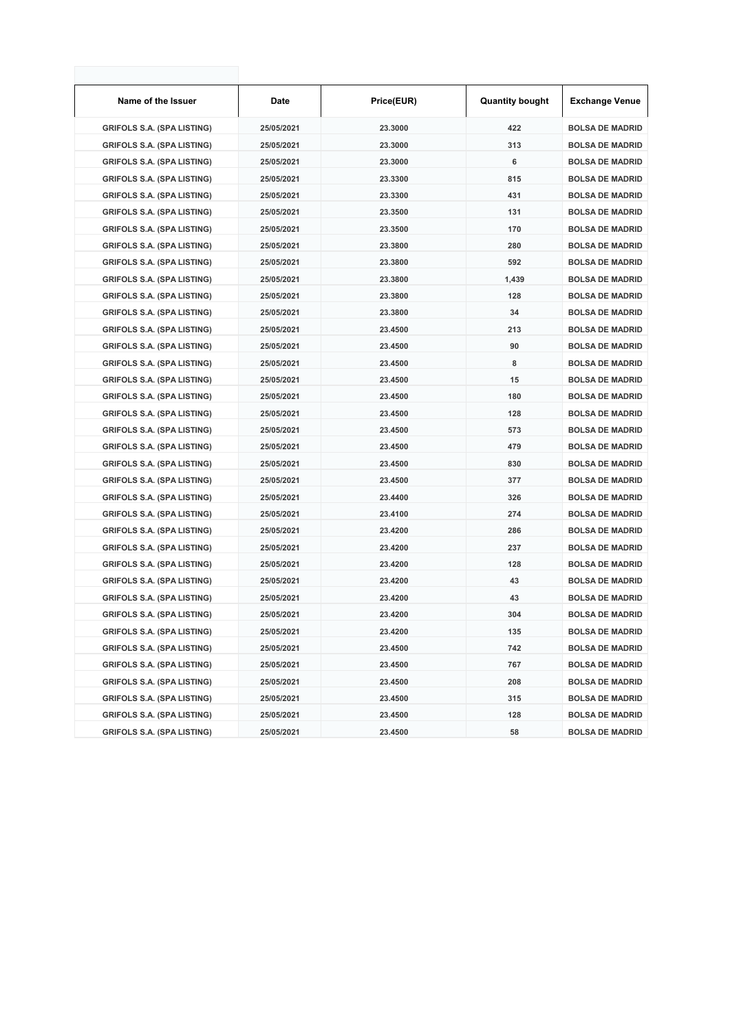| Name of the Issuer | Date | Price(EUR) | Quantity bought | Exchange Venue |
|---|---|---|---|---|
| GRIFOLS S.A. (SPA LISTING) | 25/05/2021 | 23.3000 | 422 | BOLSA DE MADRID |
| GRIFOLS S.A. (SPA LISTING) | 25/05/2021 | 23.3000 | 313 | BOLSA DE MADRID |
| GRIFOLS S.A. (SPA LISTING) | 25/05/2021 | 23.3000 | 6 | BOLSA DE MADRID |
| GRIFOLS S.A. (SPA LISTING) | 25/05/2021 | 23.3300 | 815 | BOLSA DE MADRID |
| GRIFOLS S.A. (SPA LISTING) | 25/05/2021 | 23.3300 | 431 | BOLSA DE MADRID |
| GRIFOLS S.A. (SPA LISTING) | 25/05/2021 | 23.3500 | 131 | BOLSA DE MADRID |
| GRIFOLS S.A. (SPA LISTING) | 25/05/2021 | 23.3500 | 170 | BOLSA DE MADRID |
| GRIFOLS S.A. (SPA LISTING) | 25/05/2021 | 23.3800 | 280 | BOLSA DE MADRID |
| GRIFOLS S.A. (SPA LISTING) | 25/05/2021 | 23.3800 | 592 | BOLSA DE MADRID |
| GRIFOLS S.A. (SPA LISTING) | 25/05/2021 | 23.3800 | 1,439 | BOLSA DE MADRID |
| GRIFOLS S.A. (SPA LISTING) | 25/05/2021 | 23.3800 | 128 | BOLSA DE MADRID |
| GRIFOLS S.A. (SPA LISTING) | 25/05/2021 | 23.3800 | 34 | BOLSA DE MADRID |
| GRIFOLS S.A. (SPA LISTING) | 25/05/2021 | 23.4500 | 213 | BOLSA DE MADRID |
| GRIFOLS S.A. (SPA LISTING) | 25/05/2021 | 23.4500 | 90 | BOLSA DE MADRID |
| GRIFOLS S.A. (SPA LISTING) | 25/05/2021 | 23.4500 | 8 | BOLSA DE MADRID |
| GRIFOLS S.A. (SPA LISTING) | 25/05/2021 | 23.4500 | 15 | BOLSA DE MADRID |
| GRIFOLS S.A. (SPA LISTING) | 25/05/2021 | 23.4500 | 180 | BOLSA DE MADRID |
| GRIFOLS S.A. (SPA LISTING) | 25/05/2021 | 23.4500 | 128 | BOLSA DE MADRID |
| GRIFOLS S.A. (SPA LISTING) | 25/05/2021 | 23.4500 | 573 | BOLSA DE MADRID |
| GRIFOLS S.A. (SPA LISTING) | 25/05/2021 | 23.4500 | 479 | BOLSA DE MADRID |
| GRIFOLS S.A. (SPA LISTING) | 25/05/2021 | 23.4500 | 830 | BOLSA DE MADRID |
| GRIFOLS S.A. (SPA LISTING) | 25/05/2021 | 23.4500 | 377 | BOLSA DE MADRID |
| GRIFOLS S.A. (SPA LISTING) | 25/05/2021 | 23.4400 | 326 | BOLSA DE MADRID |
| GRIFOLS S.A. (SPA LISTING) | 25/05/2021 | 23.4100 | 274 | BOLSA DE MADRID |
| GRIFOLS S.A. (SPA LISTING) | 25/05/2021 | 23.4200 | 286 | BOLSA DE MADRID |
| GRIFOLS S.A. (SPA LISTING) | 25/05/2021 | 23.4200 | 237 | BOLSA DE MADRID |
| GRIFOLS S.A. (SPA LISTING) | 25/05/2021 | 23.4200 | 128 | BOLSA DE MADRID |
| GRIFOLS S.A. (SPA LISTING) | 25/05/2021 | 23.4200 | 43 | BOLSA DE MADRID |
| GRIFOLS S.A. (SPA LISTING) | 25/05/2021 | 23.4200 | 43 | BOLSA DE MADRID |
| GRIFOLS S.A. (SPA LISTING) | 25/05/2021 | 23.4200 | 304 | BOLSA DE MADRID |
| GRIFOLS S.A. (SPA LISTING) | 25/05/2021 | 23.4200 | 135 | BOLSA DE MADRID |
| GRIFOLS S.A. (SPA LISTING) | 25/05/2021 | 23.4500 | 742 | BOLSA DE MADRID |
| GRIFOLS S.A. (SPA LISTING) | 25/05/2021 | 23.4500 | 767 | BOLSA DE MADRID |
| GRIFOLS S.A. (SPA LISTING) | 25/05/2021 | 23.4500 | 208 | BOLSA DE MADRID |
| GRIFOLS S.A. (SPA LISTING) | 25/05/2021 | 23.4500 | 315 | BOLSA DE MADRID |
| GRIFOLS S.A. (SPA LISTING) | 25/05/2021 | 23.4500 | 128 | BOLSA DE MADRID |
| GRIFOLS S.A. (SPA LISTING) | 25/05/2021 | 23.4500 | 58 | BOLSA DE MADRID |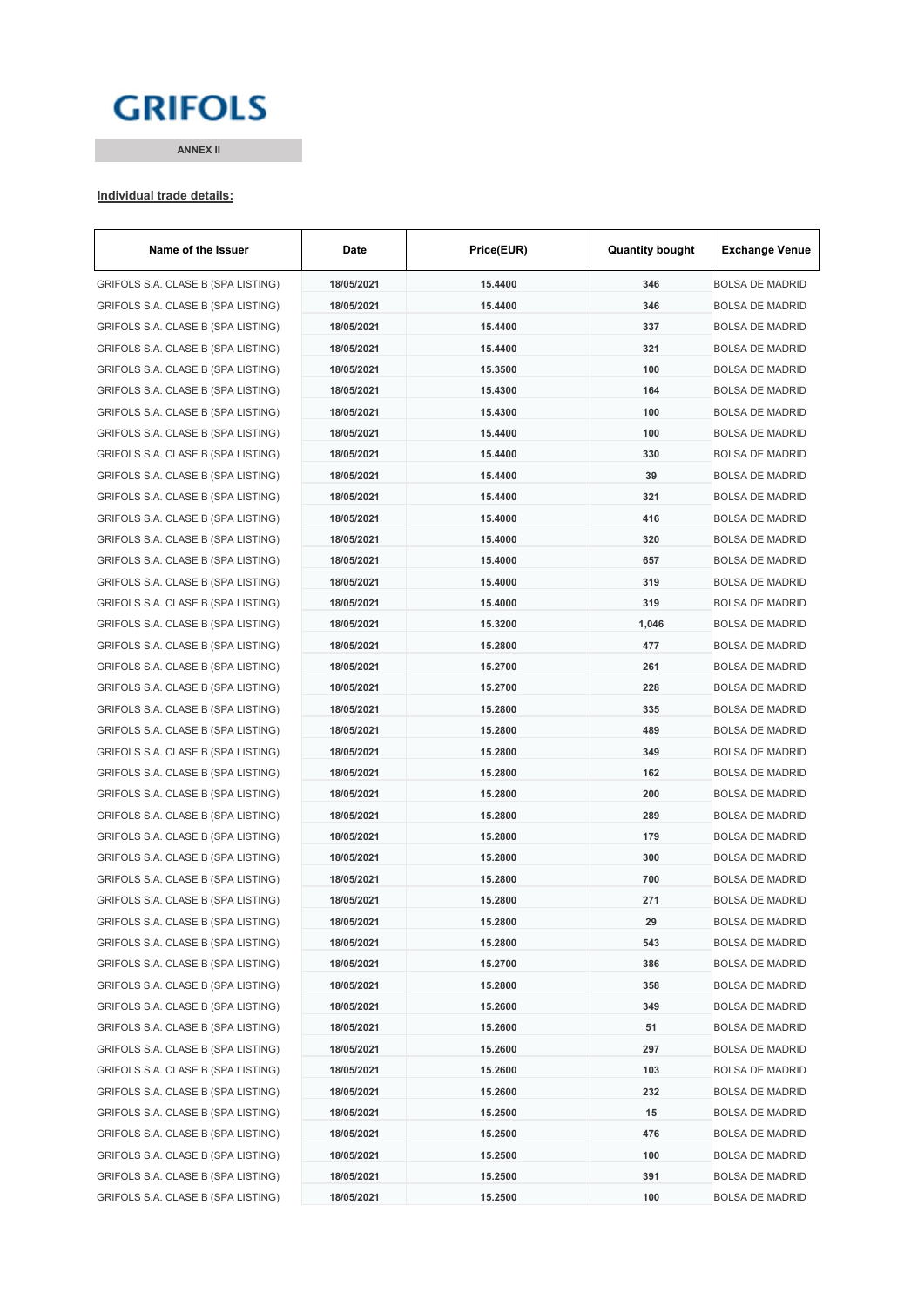# GRIFOLS

**ANNEX II**

**Individual trade details:**

| Name of the Issuer | Date | Price(EUR) | Quantity bought | Exchange Venue |
|---|---|---|---|---|
| GRIFOLS S.A. CLASE B (SPA LISTING) | 18/05/2021 | 15.4400 | 346 | BOLSA DE MADRID |
| GRIFOLS S.A. CLASE B (SPA LISTING) | 18/05/2021 | 15.4400 | 346 | BOLSA DE MADRID |
| GRIFOLS S.A. CLASE B (SPA LISTING) | 18/05/2021 | 15.4400 | 337 | BOLSA DE MADRID |
| GRIFOLS S.A. CLASE B (SPA LISTING) | 18/05/2021 | 15.4400 | 321 | BOLSA DE MADRID |
| GRIFOLS S.A. CLASE B (SPA LISTING) | 18/05/2021 | 15.3500 | 100 | BOLSA DE MADRID |
| GRIFOLS S.A. CLASE B (SPA LISTING) | 18/05/2021 | 15.4300 | 164 | BOLSA DE MADRID |
| GRIFOLS S.A. CLASE B (SPA LISTING) | 18/05/2021 | 15.4300 | 100 | BOLSA DE MADRID |
| GRIFOLS S.A. CLASE B (SPA LISTING) | 18/05/2021 | 15.4400 | 100 | BOLSA DE MADRID |
| GRIFOLS S.A. CLASE B (SPA LISTING) | 18/05/2021 | 15.4400 | 330 | BOLSA DE MADRID |
| GRIFOLS S.A. CLASE B (SPA LISTING) | 18/05/2021 | 15.4400 | 39 | BOLSA DE MADRID |
| GRIFOLS S.A. CLASE B (SPA LISTING) | 18/05/2021 | 15.4400 | 321 | BOLSA DE MADRID |
| GRIFOLS S.A. CLASE B (SPA LISTING) | 18/05/2021 | 15.4000 | 416 | BOLSA DE MADRID |
| GRIFOLS S.A. CLASE B (SPA LISTING) | 18/05/2021 | 15.4000 | 320 | BOLSA DE MADRID |
| GRIFOLS S.A. CLASE B (SPA LISTING) | 18/05/2021 | 15.4000 | 657 | BOLSA DE MADRID |
| GRIFOLS S.A. CLASE B (SPA LISTING) | 18/05/2021 | 15.4000 | 319 | BOLSA DE MADRID |
| GRIFOLS S.A. CLASE B (SPA LISTING) | 18/05/2021 | 15.4000 | 319 | BOLSA DE MADRID |
| GRIFOLS S.A. CLASE B (SPA LISTING) | 18/05/2021 | 15.3200 | 1,046 | BOLSA DE MADRID |
| GRIFOLS S.A. CLASE B (SPA LISTING) | 18/05/2021 | 15.2800 | 477 | BOLSA DE MADRID |
| GRIFOLS S.A. CLASE B (SPA LISTING) | 18/05/2021 | 15.2700 | 261 | BOLSA DE MADRID |
| GRIFOLS S.A. CLASE B (SPA LISTING) | 18/05/2021 | 15.2700 | 228 | BOLSA DE MADRID |
| GRIFOLS S.A. CLASE B (SPA LISTING) | 18/05/2021 | 15.2800 | 335 | BOLSA DE MADRID |
| GRIFOLS S.A. CLASE B (SPA LISTING) | 18/05/2021 | 15.2800 | 489 | BOLSA DE MADRID |
| GRIFOLS S.A. CLASE B (SPA LISTING) | 18/05/2021 | 15.2800 | 349 | BOLSA DE MADRID |
| GRIFOLS S.A. CLASE B (SPA LISTING) | 18/05/2021 | 15.2800 | 162 | BOLSA DE MADRID |
| GRIFOLS S.A. CLASE B (SPA LISTING) | 18/05/2021 | 15.2800 | 200 | BOLSA DE MADRID |
| GRIFOLS S.A. CLASE B (SPA LISTING) | 18/05/2021 | 15.2800 | 289 | BOLSA DE MADRID |
| GRIFOLS S.A. CLASE B (SPA LISTING) | 18/05/2021 | 15.2800 | 179 | BOLSA DE MADRID |
| GRIFOLS S.A. CLASE B (SPA LISTING) | 18/05/2021 | 15.2800 | 300 | BOLSA DE MADRID |
| GRIFOLS S.A. CLASE B (SPA LISTING) | 18/05/2021 | 15.2800 | 700 | BOLSA DE MADRID |
| GRIFOLS S.A. CLASE B (SPA LISTING) | 18/05/2021 | 15.2800 | 271 | BOLSA DE MADRID |
| GRIFOLS S.A. CLASE B (SPA LISTING) | 18/05/2021 | 15.2800 | 29 | BOLSA DE MADRID |
| GRIFOLS S.A. CLASE B (SPA LISTING) | 18/05/2021 | 15.2800 | 543 | BOLSA DE MADRID |
| GRIFOLS S.A. CLASE B (SPA LISTING) | 18/05/2021 | 15.2700 | 386 | BOLSA DE MADRID |
| GRIFOLS S.A. CLASE B (SPA LISTING) | 18/05/2021 | 15.2800 | 358 | BOLSA DE MADRID |
| GRIFOLS S.A. CLASE B (SPA LISTING) | 18/05/2021 | 15.2600 | 349 | BOLSA DE MADRID |
| GRIFOLS S.A. CLASE B (SPA LISTING) | 18/05/2021 | 15.2600 | 51 | BOLSA DE MADRID |
| GRIFOLS S.A. CLASE B (SPA LISTING) | 18/05/2021 | 15.2600 | 297 | BOLSA DE MADRID |
| GRIFOLS S.A. CLASE B (SPA LISTING) | 18/05/2021 | 15.2600 | 103 | BOLSA DE MADRID |
| GRIFOLS S.A. CLASE B (SPA LISTING) | 18/05/2021 | 15.2600 | 232 | BOLSA DE MADRID |
| GRIFOLS S.A. CLASE B (SPA LISTING) | 18/05/2021 | 15.2500 | 15 | BOLSA DE MADRID |
| GRIFOLS S.A. CLASE B (SPA LISTING) | 18/05/2021 | 15.2500 | 476 | BOLSA DE MADRID |
| GRIFOLS S.A. CLASE B (SPA LISTING) | 18/05/2021 | 15.2500 | 100 | BOLSA DE MADRID |
| GRIFOLS S.A. CLASE B (SPA LISTING) | 18/05/2021 | 15.2500 | 391 | BOLSA DE MADRID |
| GRIFOLS S.A. CLASE B (SPA LISTING) | 18/05/2021 | 15.2500 | 100 | BOLSA DE MADRID |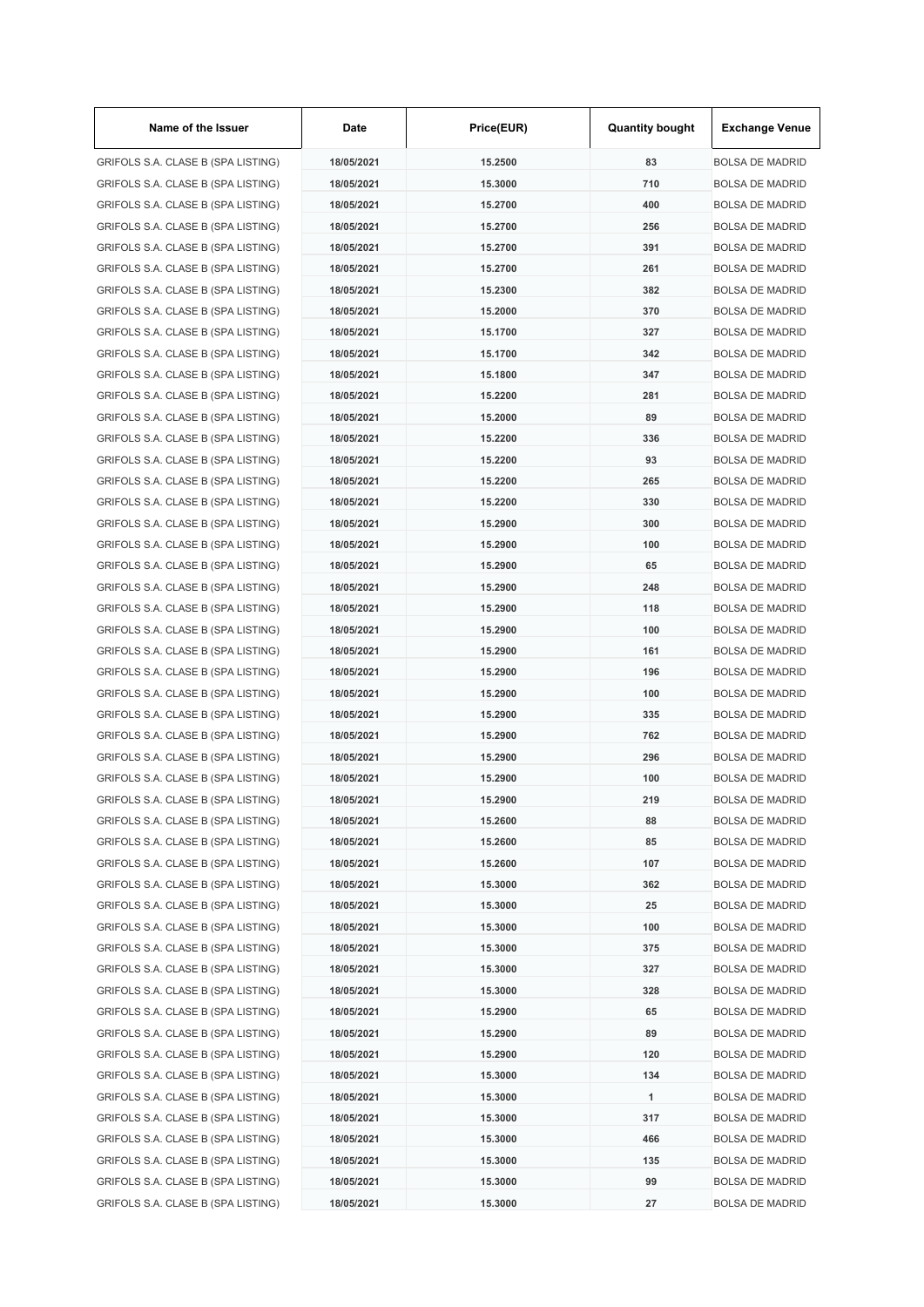| Name of the Issuer | Date | Price(EUR) | Quantity bought | Exchange Venue |
| --- | --- | --- | --- | --- |
| GRIFOLS S.A. CLASE B (SPA LISTING) | 18/05/2021 | 15.2500 | 83 | BOLSA DE MADRID |
| GRIFOLS S.A. CLASE B (SPA LISTING) | 18/05/2021 | 15.3000 | 710 | BOLSA DE MADRID |
| GRIFOLS S.A. CLASE B (SPA LISTING) | 18/05/2021 | 15.2700 | 400 | BOLSA DE MADRID |
| GRIFOLS S.A. CLASE B (SPA LISTING) | 18/05/2021 | 15.2700 | 256 | BOLSA DE MADRID |
| GRIFOLS S.A. CLASE B (SPA LISTING) | 18/05/2021 | 15.2700 | 391 | BOLSA DE MADRID |
| GRIFOLS S.A. CLASE B (SPA LISTING) | 18/05/2021 | 15.2700 | 261 | BOLSA DE MADRID |
| GRIFOLS S.A. CLASE B (SPA LISTING) | 18/05/2021 | 15.2300 | 382 | BOLSA DE MADRID |
| GRIFOLS S.A. CLASE B (SPA LISTING) | 18/05/2021 | 15.2000 | 370 | BOLSA DE MADRID |
| GRIFOLS S.A. CLASE B (SPA LISTING) | 18/05/2021 | 15.1700 | 327 | BOLSA DE MADRID |
| GRIFOLS S.A. CLASE B (SPA LISTING) | 18/05/2021 | 15.1700 | 342 | BOLSA DE MADRID |
| GRIFOLS S.A. CLASE B (SPA LISTING) | 18/05/2021 | 15.1800 | 347 | BOLSA DE MADRID |
| GRIFOLS S.A. CLASE B (SPA LISTING) | 18/05/2021 | 15.2200 | 281 | BOLSA DE MADRID |
| GRIFOLS S.A. CLASE B (SPA LISTING) | 18/05/2021 | 15.2000 | 89 | BOLSA DE MADRID |
| GRIFOLS S.A. CLASE B (SPA LISTING) | 18/05/2021 | 15.2200 | 336 | BOLSA DE MADRID |
| GRIFOLS S.A. CLASE B (SPA LISTING) | 18/05/2021 | 15.2200 | 93 | BOLSA DE MADRID |
| GRIFOLS S.A. CLASE B (SPA LISTING) | 18/05/2021 | 15.2200 | 265 | BOLSA DE MADRID |
| GRIFOLS S.A. CLASE B (SPA LISTING) | 18/05/2021 | 15.2200 | 330 | BOLSA DE MADRID |
| GRIFOLS S.A. CLASE B (SPA LISTING) | 18/05/2021 | 15.2900 | 300 | BOLSA DE MADRID |
| GRIFOLS S.A. CLASE B (SPA LISTING) | 18/05/2021 | 15.2900 | 100 | BOLSA DE MADRID |
| GRIFOLS S.A. CLASE B (SPA LISTING) | 18/05/2021 | 15.2900 | 65 | BOLSA DE MADRID |
| GRIFOLS S.A. CLASE B (SPA LISTING) | 18/05/2021 | 15.2900 | 248 | BOLSA DE MADRID |
| GRIFOLS S.A. CLASE B (SPA LISTING) | 18/05/2021 | 15.2900 | 118 | BOLSA DE MADRID |
| GRIFOLS S.A. CLASE B (SPA LISTING) | 18/05/2021 | 15.2900 | 100 | BOLSA DE MADRID |
| GRIFOLS S.A. CLASE B (SPA LISTING) | 18/05/2021 | 15.2900 | 161 | BOLSA DE MADRID |
| GRIFOLS S.A. CLASE B (SPA LISTING) | 18/05/2021 | 15.2900 | 196 | BOLSA DE MADRID |
| GRIFOLS S.A. CLASE B (SPA LISTING) | 18/05/2021 | 15.2900 | 100 | BOLSA DE MADRID |
| GRIFOLS S.A. CLASE B (SPA LISTING) | 18/05/2021 | 15.2900 | 335 | BOLSA DE MADRID |
| GRIFOLS S.A. CLASE B (SPA LISTING) | 18/05/2021 | 15.2900 | 762 | BOLSA DE MADRID |
| GRIFOLS S.A. CLASE B (SPA LISTING) | 18/05/2021 | 15.2900 | 296 | BOLSA DE MADRID |
| GRIFOLS S.A. CLASE B (SPA LISTING) | 18/05/2021 | 15.2900 | 100 | BOLSA DE MADRID |
| GRIFOLS S.A. CLASE B (SPA LISTING) | 18/05/2021 | 15.2900 | 219 | BOLSA DE MADRID |
| GRIFOLS S.A. CLASE B (SPA LISTING) | 18/05/2021 | 15.2600 | 88 | BOLSA DE MADRID |
| GRIFOLS S.A. CLASE B (SPA LISTING) | 18/05/2021 | 15.2600 | 85 | BOLSA DE MADRID |
| GRIFOLS S.A. CLASE B (SPA LISTING) | 18/05/2021 | 15.2600 | 107 | BOLSA DE MADRID |
| GRIFOLS S.A. CLASE B (SPA LISTING) | 18/05/2021 | 15.3000 | 362 | BOLSA DE MADRID |
| GRIFOLS S.A. CLASE B (SPA LISTING) | 18/05/2021 | 15.3000 | 25 | BOLSA DE MADRID |
| GRIFOLS S.A. CLASE B (SPA LISTING) | 18/05/2021 | 15.3000 | 100 | BOLSA DE MADRID |
| GRIFOLS S.A. CLASE B (SPA LISTING) | 18/05/2021 | 15.3000 | 375 | BOLSA DE MADRID |
| GRIFOLS S.A. CLASE B (SPA LISTING) | 18/05/2021 | 15.3000 | 327 | BOLSA DE MADRID |
| GRIFOLS S.A. CLASE B (SPA LISTING) | 18/05/2021 | 15.3000 | 328 | BOLSA DE MADRID |
| GRIFOLS S.A. CLASE B (SPA LISTING) | 18/05/2021 | 15.2900 | 65 | BOLSA DE MADRID |
| GRIFOLS S.A. CLASE B (SPA LISTING) | 18/05/2021 | 15.2900 | 89 | BOLSA DE MADRID |
| GRIFOLS S.A. CLASE B (SPA LISTING) | 18/05/2021 | 15.2900 | 120 | BOLSA DE MADRID |
| GRIFOLS S.A. CLASE B (SPA LISTING) | 18/05/2021 | 15.3000 | 134 | BOLSA DE MADRID |
| GRIFOLS S.A. CLASE B (SPA LISTING) | 18/05/2021 | 15.3000 | 1 | BOLSA DE MADRID |
| GRIFOLS S.A. CLASE B (SPA LISTING) | 18/05/2021 | 15.3000 | 317 | BOLSA DE MADRID |
| GRIFOLS S.A. CLASE B (SPA LISTING) | 18/05/2021 | 15.3000 | 466 | BOLSA DE MADRID |
| GRIFOLS S.A. CLASE B (SPA LISTING) | 18/05/2021 | 15.3000 | 135 | BOLSA DE MADRID |
| GRIFOLS S.A. CLASE B (SPA LISTING) | 18/05/2021 | 15.3000 | 99 | BOLSA DE MADRID |
| GRIFOLS S.A. CLASE B (SPA LISTING) | 18/05/2021 | 15.3000 | 27 | BOLSA DE MADRID |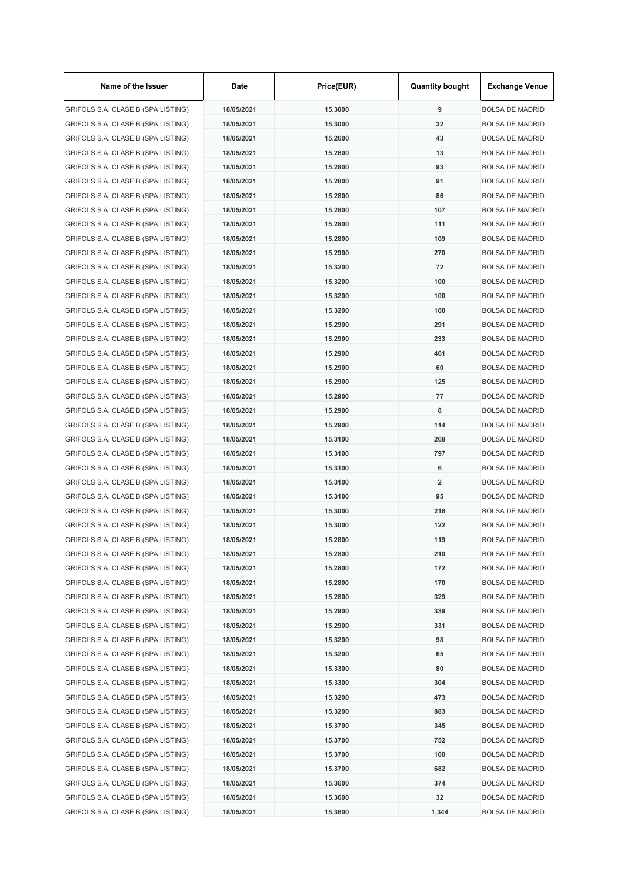| Name of the Issuer | Date | Price(EUR) | Quantity bought | Exchange Venue |
|---|---|---|---|---|
| GRIFOLS S.A. CLASE B (SPA LISTING) | 18/05/2021 | 15.3000 | 9 | BOLSA DE MADRID |
| GRIFOLS S.A. CLASE B (SPA LISTING) | 18/05/2021 | 15.3000 | 32 | BOLSA DE MADRID |
| GRIFOLS S.A. CLASE B (SPA LISTING) | 18/05/2021 | 15.2600 | 43 | BOLSA DE MADRID |
| GRIFOLS S.A. CLASE B (SPA LISTING) | 18/05/2021 | 15.2600 | 13 | BOLSA DE MADRID |
| GRIFOLS S.A. CLASE B (SPA LISTING) | 18/05/2021 | 15.2800 | 93 | BOLSA DE MADRID |
| GRIFOLS S.A. CLASE B (SPA LISTING) | 18/05/2021 | 15.2800 | 91 | BOLSA DE MADRID |
| GRIFOLS S.A. CLASE B (SPA LISTING) | 18/05/2021 | 15.2800 | 86 | BOLSA DE MADRID |
| GRIFOLS S.A. CLASE B (SPA LISTING) | 18/05/2021 | 15.2800 | 107 | BOLSA DE MADRID |
| GRIFOLS S.A. CLASE B (SPA LISTING) | 18/05/2021 | 15.2800 | 111 | BOLSA DE MADRID |
| GRIFOLS S.A. CLASE B (SPA LISTING) | 18/05/2021 | 15.2800 | 109 | BOLSA DE MADRID |
| GRIFOLS S.A. CLASE B (SPA LISTING) | 18/05/2021 | 15.2900 | 270 | BOLSA DE MADRID |
| GRIFOLS S.A. CLASE B (SPA LISTING) | 18/05/2021 | 15.3200 | 72 | BOLSA DE MADRID |
| GRIFOLS S.A. CLASE B (SPA LISTING) | 18/05/2021 | 15.3200 | 100 | BOLSA DE MADRID |
| GRIFOLS S.A. CLASE B (SPA LISTING) | 18/05/2021 | 15.3200 | 100 | BOLSA DE MADRID |
| GRIFOLS S.A. CLASE B (SPA LISTING) | 18/05/2021 | 15.3200 | 100 | BOLSA DE MADRID |
| GRIFOLS S.A. CLASE B (SPA LISTING) | 18/05/2021 | 15.2900 | 291 | BOLSA DE MADRID |
| GRIFOLS S.A. CLASE B (SPA LISTING) | 18/05/2021 | 15.2900 | 233 | BOLSA DE MADRID |
| GRIFOLS S.A. CLASE B (SPA LISTING) | 18/05/2021 | 15.2900 | 461 | BOLSA DE MADRID |
| GRIFOLS S.A. CLASE B (SPA LISTING) | 18/05/2021 | 15.2900 | 60 | BOLSA DE MADRID |
| GRIFOLS S.A. CLASE B (SPA LISTING) | 18/05/2021 | 15.2900 | 125 | BOLSA DE MADRID |
| GRIFOLS S.A. CLASE B (SPA LISTING) | 18/05/2021 | 15.2900 | 77 | BOLSA DE MADRID |
| GRIFOLS S.A. CLASE B (SPA LISTING) | 18/05/2021 | 15.2900 | 8 | BOLSA DE MADRID |
| GRIFOLS S.A. CLASE B (SPA LISTING) | 18/05/2021 | 15.2900 | 114 | BOLSA DE MADRID |
| GRIFOLS S.A. CLASE B (SPA LISTING) | 18/05/2021 | 15.3100 | 268 | BOLSA DE MADRID |
| GRIFOLS S.A. CLASE B (SPA LISTING) | 18/05/2021 | 15.3100 | 797 | BOLSA DE MADRID |
| GRIFOLS S.A. CLASE B (SPA LISTING) | 18/05/2021 | 15.3100 | 6 | BOLSA DE MADRID |
| GRIFOLS S.A. CLASE B (SPA LISTING) | 18/05/2021 | 15.3100 | 2 | BOLSA DE MADRID |
| GRIFOLS S.A. CLASE B (SPA LISTING) | 18/05/2021 | 15.3100 | 95 | BOLSA DE MADRID |
| GRIFOLS S.A. CLASE B (SPA LISTING) | 18/05/2021 | 15.3000 | 216 | BOLSA DE MADRID |
| GRIFOLS S.A. CLASE B (SPA LISTING) | 18/05/2021 | 15.3000 | 122 | BOLSA DE MADRID |
| GRIFOLS S.A. CLASE B (SPA LISTING) | 18/05/2021 | 15.2800 | 119 | BOLSA DE MADRID |
| GRIFOLS S.A. CLASE B (SPA LISTING) | 18/05/2021 | 15.2800 | 210 | BOLSA DE MADRID |
| GRIFOLS S.A. CLASE B (SPA LISTING) | 18/05/2021 | 15.2800 | 172 | BOLSA DE MADRID |
| GRIFOLS S.A. CLASE B (SPA LISTING) | 18/05/2021 | 15.2800 | 170 | BOLSA DE MADRID |
| GRIFOLS S.A. CLASE B (SPA LISTING) | 18/05/2021 | 15.2800 | 329 | BOLSA DE MADRID |
| GRIFOLS S.A. CLASE B (SPA LISTING) | 18/05/2021 | 15.2900 | 339 | BOLSA DE MADRID |
| GRIFOLS S.A. CLASE B (SPA LISTING) | 18/05/2021 | 15.2900 | 331 | BOLSA DE MADRID |
| GRIFOLS S.A. CLASE B (SPA LISTING) | 18/05/2021 | 15.3200 | 98 | BOLSA DE MADRID |
| GRIFOLS S.A. CLASE B (SPA LISTING) | 18/05/2021 | 15.3200 | 65 | BOLSA DE MADRID |
| GRIFOLS S.A. CLASE B (SPA LISTING) | 18/05/2021 | 15.3300 | 80 | BOLSA DE MADRID |
| GRIFOLS S.A. CLASE B (SPA LISTING) | 18/05/2021 | 15.3300 | 304 | BOLSA DE MADRID |
| GRIFOLS S.A. CLASE B (SPA LISTING) | 18/05/2021 | 15.3200 | 473 | BOLSA DE MADRID |
| GRIFOLS S.A. CLASE B (SPA LISTING) | 18/05/2021 | 15.3200 | 883 | BOLSA DE MADRID |
| GRIFOLS S.A. CLASE B (SPA LISTING) | 18/05/2021 | 15.3700 | 345 | BOLSA DE MADRID |
| GRIFOLS S.A. CLASE B (SPA LISTING) | 18/05/2021 | 15.3700 | 752 | BOLSA DE MADRID |
| GRIFOLS S.A. CLASE B (SPA LISTING) | 18/05/2021 | 15.3700 | 100 | BOLSA DE MADRID |
| GRIFOLS S.A. CLASE B (SPA LISTING) | 18/05/2021 | 15.3700 | 682 | BOLSA DE MADRID |
| GRIFOLS S.A. CLASE B (SPA LISTING) | 18/05/2021 | 15.3600 | 374 | BOLSA DE MADRID |
| GRIFOLS S.A. CLASE B (SPA LISTING) | 18/05/2021 | 15.3600 | 32 | BOLSA DE MADRID |
| GRIFOLS S.A. CLASE B (SPA LISTING) | 18/05/2021 | 15.3600 | 1,344 | BOLSA DE MADRID |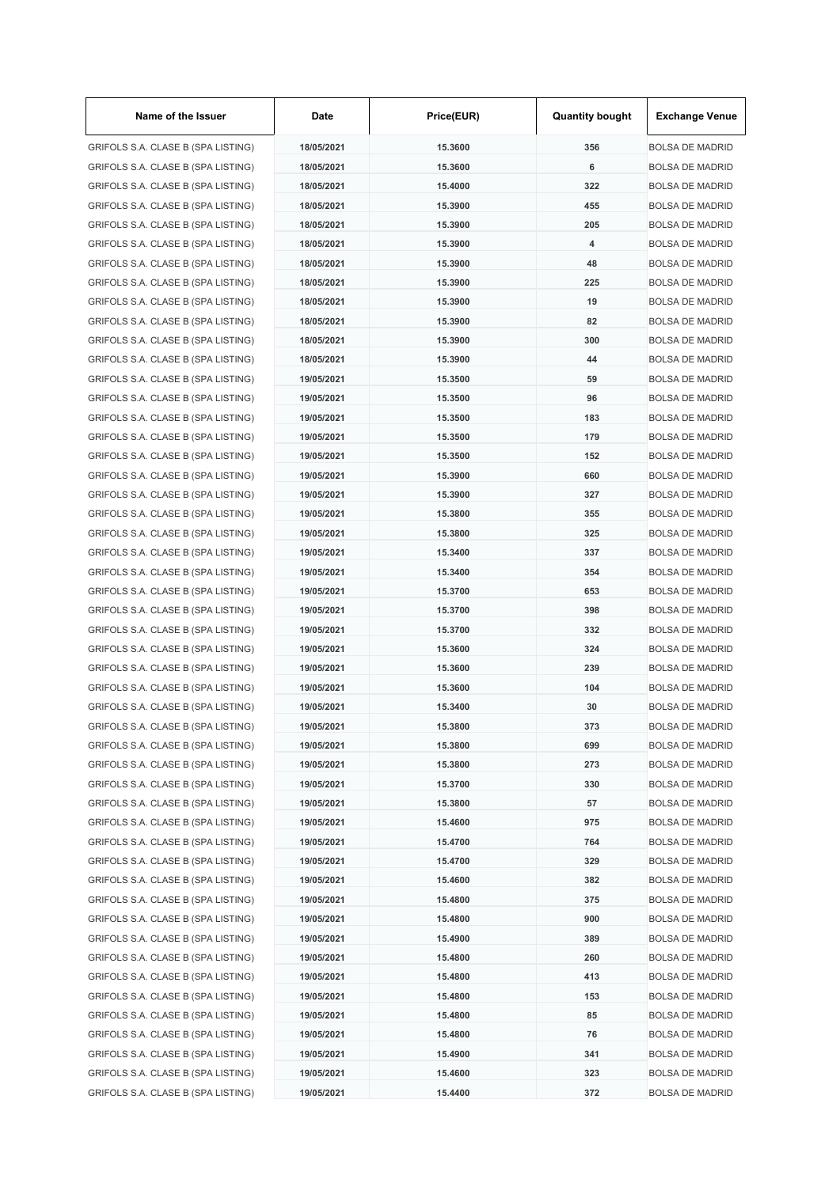| Name of the Issuer | Date | Price(EUR) | Quantity bought | Exchange Venue |
|---|---|---|---|---|
| GRIFOLS S.A. CLASE B (SPA LISTING) | 18/05/2021 | 15.3600 | 356 | BOLSA DE MADRID |
| GRIFOLS S.A. CLASE B (SPA LISTING) | 18/05/2021 | 15.3600 | 6 | BOLSA DE MADRID |
| GRIFOLS S.A. CLASE B (SPA LISTING) | 18/05/2021 | 15.4000 | 322 | BOLSA DE MADRID |
| GRIFOLS S.A. CLASE B (SPA LISTING) | 18/05/2021 | 15.3900 | 455 | BOLSA DE MADRID |
| GRIFOLS S.A. CLASE B (SPA LISTING) | 18/05/2021 | 15.3900 | 205 | BOLSA DE MADRID |
| GRIFOLS S.A. CLASE B (SPA LISTING) | 18/05/2021 | 15.3900 | 4 | BOLSA DE MADRID |
| GRIFOLS S.A. CLASE B (SPA LISTING) | 18/05/2021 | 15.3900 | 48 | BOLSA DE MADRID |
| GRIFOLS S.A. CLASE B (SPA LISTING) | 18/05/2021 | 15.3900 | 225 | BOLSA DE MADRID |
| GRIFOLS S.A. CLASE B (SPA LISTING) | 18/05/2021 | 15.3900 | 19 | BOLSA DE MADRID |
| GRIFOLS S.A. CLASE B (SPA LISTING) | 18/05/2021 | 15.3900 | 82 | BOLSA DE MADRID |
| GRIFOLS S.A. CLASE B (SPA LISTING) | 18/05/2021 | 15.3900 | 300 | BOLSA DE MADRID |
| GRIFOLS S.A. CLASE B (SPA LISTING) | 18/05/2021 | 15.3900 | 44 | BOLSA DE MADRID |
| GRIFOLS S.A. CLASE B (SPA LISTING) | 19/05/2021 | 15.3500 | 59 | BOLSA DE MADRID |
| GRIFOLS S.A. CLASE B (SPA LISTING) | 19/05/2021 | 15.3500 | 96 | BOLSA DE MADRID |
| GRIFOLS S.A. CLASE B (SPA LISTING) | 19/05/2021 | 15.3500 | 183 | BOLSA DE MADRID |
| GRIFOLS S.A. CLASE B (SPA LISTING) | 19/05/2021 | 15.3500 | 179 | BOLSA DE MADRID |
| GRIFOLS S.A. CLASE B (SPA LISTING) | 19/05/2021 | 15.3500 | 152 | BOLSA DE MADRID |
| GRIFOLS S.A. CLASE B (SPA LISTING) | 19/05/2021 | 15.3900 | 660 | BOLSA DE MADRID |
| GRIFOLS S.A. CLASE B (SPA LISTING) | 19/05/2021 | 15.3900 | 327 | BOLSA DE MADRID |
| GRIFOLS S.A. CLASE B (SPA LISTING) | 19/05/2021 | 15.3800 | 355 | BOLSA DE MADRID |
| GRIFOLS S.A. CLASE B (SPA LISTING) | 19/05/2021 | 15.3800 | 325 | BOLSA DE MADRID |
| GRIFOLS S.A. CLASE B (SPA LISTING) | 19/05/2021 | 15.3400 | 337 | BOLSA DE MADRID |
| GRIFOLS S.A. CLASE B (SPA LISTING) | 19/05/2021 | 15.3400 | 354 | BOLSA DE MADRID |
| GRIFOLS S.A. CLASE B (SPA LISTING) | 19/05/2021 | 15.3700 | 653 | BOLSA DE MADRID |
| GRIFOLS S.A. CLASE B (SPA LISTING) | 19/05/2021 | 15.3700 | 398 | BOLSA DE MADRID |
| GRIFOLS S.A. CLASE B (SPA LISTING) | 19/05/2021 | 15.3700 | 332 | BOLSA DE MADRID |
| GRIFOLS S.A. CLASE B (SPA LISTING) | 19/05/2021 | 15.3600 | 324 | BOLSA DE MADRID |
| GRIFOLS S.A. CLASE B (SPA LISTING) | 19/05/2021 | 15.3600 | 239 | BOLSA DE MADRID |
| GRIFOLS S.A. CLASE B (SPA LISTING) | 19/05/2021 | 15.3600 | 104 | BOLSA DE MADRID |
| GRIFOLS S.A. CLASE B (SPA LISTING) | 19/05/2021 | 15.3400 | 30 | BOLSA DE MADRID |
| GRIFOLS S.A. CLASE B (SPA LISTING) | 19/05/2021 | 15.3800 | 373 | BOLSA DE MADRID |
| GRIFOLS S.A. CLASE B (SPA LISTING) | 19/05/2021 | 15.3800 | 699 | BOLSA DE MADRID |
| GRIFOLS S.A. CLASE B (SPA LISTING) | 19/05/2021 | 15.3800 | 273 | BOLSA DE MADRID |
| GRIFOLS S.A. CLASE B (SPA LISTING) | 19/05/2021 | 15.3700 | 330 | BOLSA DE MADRID |
| GRIFOLS S.A. CLASE B (SPA LISTING) | 19/05/2021 | 15.3800 | 57 | BOLSA DE MADRID |
| GRIFOLS S.A. CLASE B (SPA LISTING) | 19/05/2021 | 15.4600 | 975 | BOLSA DE MADRID |
| GRIFOLS S.A. CLASE B (SPA LISTING) | 19/05/2021 | 15.4700 | 764 | BOLSA DE MADRID |
| GRIFOLS S.A. CLASE B (SPA LISTING) | 19/05/2021 | 15.4700 | 329 | BOLSA DE MADRID |
| GRIFOLS S.A. CLASE B (SPA LISTING) | 19/05/2021 | 15.4600 | 382 | BOLSA DE MADRID |
| GRIFOLS S.A. CLASE B (SPA LISTING) | 19/05/2021 | 15.4800 | 375 | BOLSA DE MADRID |
| GRIFOLS S.A. CLASE B (SPA LISTING) | 19/05/2021 | 15.4800 | 900 | BOLSA DE MADRID |
| GRIFOLS S.A. CLASE B (SPA LISTING) | 19/05/2021 | 15.4900 | 389 | BOLSA DE MADRID |
| GRIFOLS S.A. CLASE B (SPA LISTING) | 19/05/2021 | 15.4800 | 260 | BOLSA DE MADRID |
| GRIFOLS S.A. CLASE B (SPA LISTING) | 19/05/2021 | 15.4800 | 413 | BOLSA DE MADRID |
| GRIFOLS S.A. CLASE B (SPA LISTING) | 19/05/2021 | 15.4800 | 153 | BOLSA DE MADRID |
| GRIFOLS S.A. CLASE B (SPA LISTING) | 19/05/2021 | 15.4800 | 85 | BOLSA DE MADRID |
| GRIFOLS S.A. CLASE B (SPA LISTING) | 19/05/2021 | 15.4800 | 76 | BOLSA DE MADRID |
| GRIFOLS S.A. CLASE B (SPA LISTING) | 19/05/2021 | 15.4900 | 341 | BOLSA DE MADRID |
| GRIFOLS S.A. CLASE B (SPA LISTING) | 19/05/2021 | 15.4600 | 323 | BOLSA DE MADRID |
| GRIFOLS S.A. CLASE B (SPA LISTING) | 19/05/2021 | 15.4400 | 372 | BOLSA DE MADRID |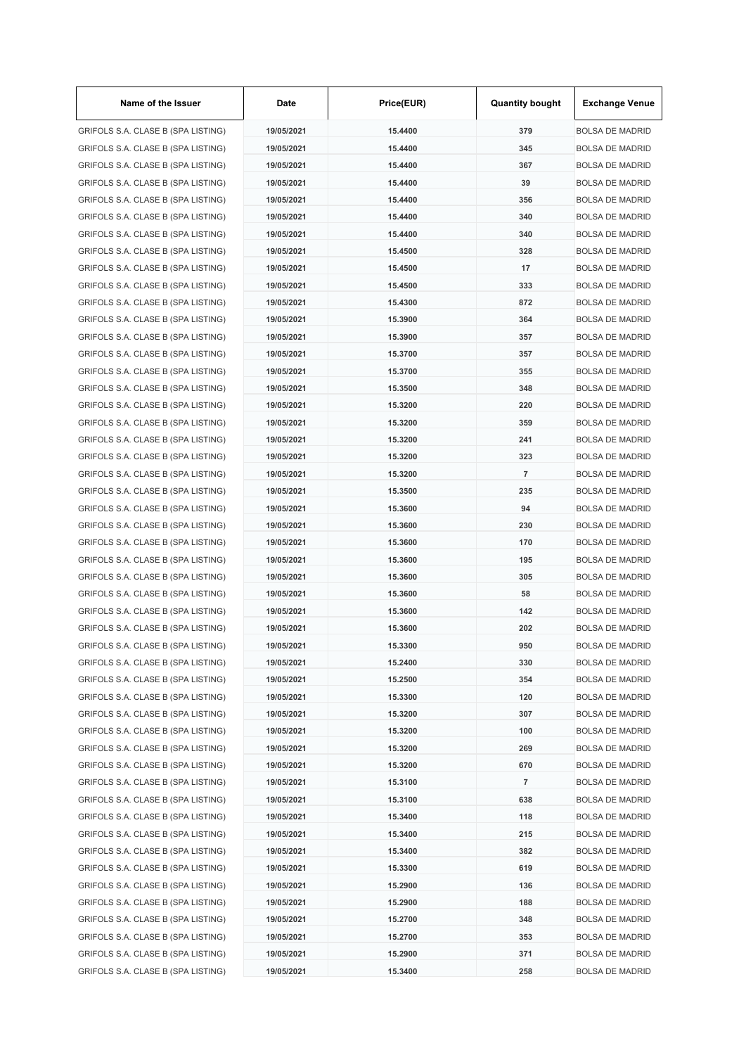| Name of the Issuer | Date | Price(EUR) | Quantity bought | Exchange Venue |
|---|---|---|---|---|
| GRIFOLS S.A. CLASE B (SPA LISTING) | 19/05/2021 | 15.4400 | 379 | BOLSA DE MADRID |
| GRIFOLS S.A. CLASE B (SPA LISTING) | 19/05/2021 | 15.4400 | 345 | BOLSA DE MADRID |
| GRIFOLS S.A. CLASE B (SPA LISTING) | 19/05/2021 | 15.4400 | 367 | BOLSA DE MADRID |
| GRIFOLS S.A. CLASE B (SPA LISTING) | 19/05/2021 | 15.4400 | 39 | BOLSA DE MADRID |
| GRIFOLS S.A. CLASE B (SPA LISTING) | 19/05/2021 | 15.4400 | 356 | BOLSA DE MADRID |
| GRIFOLS S.A. CLASE B (SPA LISTING) | 19/05/2021 | 15.4400 | 340 | BOLSA DE MADRID |
| GRIFOLS S.A. CLASE B (SPA LISTING) | 19/05/2021 | 15.4400 | 340 | BOLSA DE MADRID |
| GRIFOLS S.A. CLASE B (SPA LISTING) | 19/05/2021 | 15.4500 | 328 | BOLSA DE MADRID |
| GRIFOLS S.A. CLASE B (SPA LISTING) | 19/05/2021 | 15.4500 | 17 | BOLSA DE MADRID |
| GRIFOLS S.A. CLASE B (SPA LISTING) | 19/05/2021 | 15.4500 | 333 | BOLSA DE MADRID |
| GRIFOLS S.A. CLASE B (SPA LISTING) | 19/05/2021 | 15.4300 | 872 | BOLSA DE MADRID |
| GRIFOLS S.A. CLASE B (SPA LISTING) | 19/05/2021 | 15.3900 | 364 | BOLSA DE MADRID |
| GRIFOLS S.A. CLASE B (SPA LISTING) | 19/05/2021 | 15.3900 | 357 | BOLSA DE MADRID |
| GRIFOLS S.A. CLASE B (SPA LISTING) | 19/05/2021 | 15.3700 | 357 | BOLSA DE MADRID |
| GRIFOLS S.A. CLASE B (SPA LISTING) | 19/05/2021 | 15.3700 | 355 | BOLSA DE MADRID |
| GRIFOLS S.A. CLASE B (SPA LISTING) | 19/05/2021 | 15.3500 | 348 | BOLSA DE MADRID |
| GRIFOLS S.A. CLASE B (SPA LISTING) | 19/05/2021 | 15.3200 | 220 | BOLSA DE MADRID |
| GRIFOLS S.A. CLASE B (SPA LISTING) | 19/05/2021 | 15.3200 | 359 | BOLSA DE MADRID |
| GRIFOLS S.A. CLASE B (SPA LISTING) | 19/05/2021 | 15.3200 | 241 | BOLSA DE MADRID |
| GRIFOLS S.A. CLASE B (SPA LISTING) | 19/05/2021 | 15.3200 | 323 | BOLSA DE MADRID |
| GRIFOLS S.A. CLASE B (SPA LISTING) | 19/05/2021 | 15.3200 | 7 | BOLSA DE MADRID |
| GRIFOLS S.A. CLASE B (SPA LISTING) | 19/05/2021 | 15.3500 | 235 | BOLSA DE MADRID |
| GRIFOLS S.A. CLASE B (SPA LISTING) | 19/05/2021 | 15.3600 | 94 | BOLSA DE MADRID |
| GRIFOLS S.A. CLASE B (SPA LISTING) | 19/05/2021 | 15.3600 | 230 | BOLSA DE MADRID |
| GRIFOLS S.A. CLASE B (SPA LISTING) | 19/05/2021 | 15.3600 | 170 | BOLSA DE MADRID |
| GRIFOLS S.A. CLASE B (SPA LISTING) | 19/05/2021 | 15.3600 | 195 | BOLSA DE MADRID |
| GRIFOLS S.A. CLASE B (SPA LISTING) | 19/05/2021 | 15.3600 | 305 | BOLSA DE MADRID |
| GRIFOLS S.A. CLASE B (SPA LISTING) | 19/05/2021 | 15.3600 | 58 | BOLSA DE MADRID |
| GRIFOLS S.A. CLASE B (SPA LISTING) | 19/05/2021 | 15.3600 | 142 | BOLSA DE MADRID |
| GRIFOLS S.A. CLASE B (SPA LISTING) | 19/05/2021 | 15.3600 | 202 | BOLSA DE MADRID |
| GRIFOLS S.A. CLASE B (SPA LISTING) | 19/05/2021 | 15.3300 | 950 | BOLSA DE MADRID |
| GRIFOLS S.A. CLASE B (SPA LISTING) | 19/05/2021 | 15.2400 | 330 | BOLSA DE MADRID |
| GRIFOLS S.A. CLASE B (SPA LISTING) | 19/05/2021 | 15.2500 | 354 | BOLSA DE MADRID |
| GRIFOLS S.A. CLASE B (SPA LISTING) | 19/05/2021 | 15.3300 | 120 | BOLSA DE MADRID |
| GRIFOLS S.A. CLASE B (SPA LISTING) | 19/05/2021 | 15.3200 | 307 | BOLSA DE MADRID |
| GRIFOLS S.A. CLASE B (SPA LISTING) | 19/05/2021 | 15.3200 | 100 | BOLSA DE MADRID |
| GRIFOLS S.A. CLASE B (SPA LISTING) | 19/05/2021 | 15.3200 | 269 | BOLSA DE MADRID |
| GRIFOLS S.A. CLASE B (SPA LISTING) | 19/05/2021 | 15.3200 | 670 | BOLSA DE MADRID |
| GRIFOLS S.A. CLASE B (SPA LISTING) | 19/05/2021 | 15.3100 | 7 | BOLSA DE MADRID |
| GRIFOLS S.A. CLASE B (SPA LISTING) | 19/05/2021 | 15.3100 | 638 | BOLSA DE MADRID |
| GRIFOLS S.A. CLASE B (SPA LISTING) | 19/05/2021 | 15.3400 | 118 | BOLSA DE MADRID |
| GRIFOLS S.A. CLASE B (SPA LISTING) | 19/05/2021 | 15.3400 | 215 | BOLSA DE MADRID |
| GRIFOLS S.A. CLASE B (SPA LISTING) | 19/05/2021 | 15.3400 | 382 | BOLSA DE MADRID |
| GRIFOLS S.A. CLASE B (SPA LISTING) | 19/05/2021 | 15.3300 | 619 | BOLSA DE MADRID |
| GRIFOLS S.A. CLASE B (SPA LISTING) | 19/05/2021 | 15.2900 | 136 | BOLSA DE MADRID |
| GRIFOLS S.A. CLASE B (SPA LISTING) | 19/05/2021 | 15.2900 | 188 | BOLSA DE MADRID |
| GRIFOLS S.A. CLASE B (SPA LISTING) | 19/05/2021 | 15.2700 | 348 | BOLSA DE MADRID |
| GRIFOLS S.A. CLASE B (SPA LISTING) | 19/05/2021 | 15.2700 | 353 | BOLSA DE MADRID |
| GRIFOLS S.A. CLASE B (SPA LISTING) | 19/05/2021 | 15.2900 | 371 | BOLSA DE MADRID |
| GRIFOLS S.A. CLASE B (SPA LISTING) | 19/05/2021 | 15.3400 | 258 | BOLSA DE MADRID |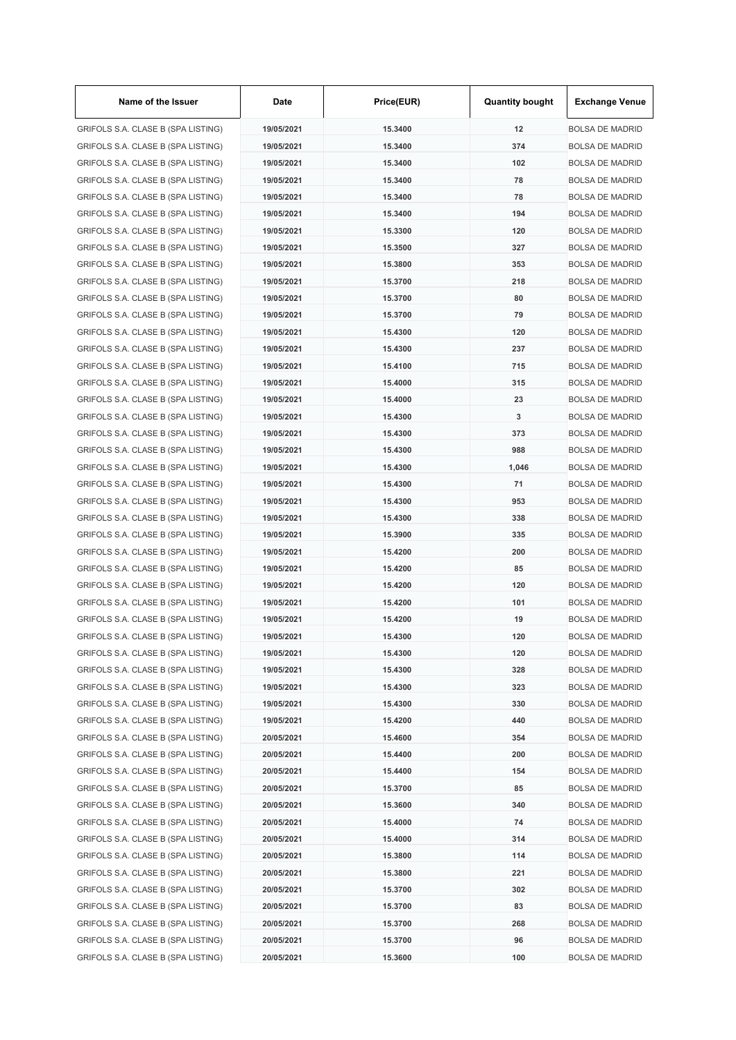| Name of the Issuer | Date | Price(EUR) | Quantity bought | Exchange Venue |
|---|---|---|---|---|
| GRIFOLS S.A. CLASE B (SPA LISTING) | 19/05/2021 | 15.3400 | 12 | BOLSA DE MADRID |
| GRIFOLS S.A. CLASE B (SPA LISTING) | 19/05/2021 | 15.3400 | 374 | BOLSA DE MADRID |
| GRIFOLS S.A. CLASE B (SPA LISTING) | 19/05/2021 | 15.3400 | 102 | BOLSA DE MADRID |
| GRIFOLS S.A. CLASE B (SPA LISTING) | 19/05/2021 | 15.3400 | 78 | BOLSA DE MADRID |
| GRIFOLS S.A. CLASE B (SPA LISTING) | 19/05/2021 | 15.3400 | 78 | BOLSA DE MADRID |
| GRIFOLS S.A. CLASE B (SPA LISTING) | 19/05/2021 | 15.3400 | 194 | BOLSA DE MADRID |
| GRIFOLS S.A. CLASE B (SPA LISTING) | 19/05/2021 | 15.3300 | 120 | BOLSA DE MADRID |
| GRIFOLS S.A. CLASE B (SPA LISTING) | 19/05/2021 | 15.3500 | 327 | BOLSA DE MADRID |
| GRIFOLS S.A. CLASE B (SPA LISTING) | 19/05/2021 | 15.3800 | 353 | BOLSA DE MADRID |
| GRIFOLS S.A. CLASE B (SPA LISTING) | 19/05/2021 | 15.3700 | 218 | BOLSA DE MADRID |
| GRIFOLS S.A. CLASE B (SPA LISTING) | 19/05/2021 | 15.3700 | 80 | BOLSA DE MADRID |
| GRIFOLS S.A. CLASE B (SPA LISTING) | 19/05/2021 | 15.3700 | 79 | BOLSA DE MADRID |
| GRIFOLS S.A. CLASE B (SPA LISTING) | 19/05/2021 | 15.4300 | 120 | BOLSA DE MADRID |
| GRIFOLS S.A. CLASE B (SPA LISTING) | 19/05/2021 | 15.4300 | 237 | BOLSA DE MADRID |
| GRIFOLS S.A. CLASE B (SPA LISTING) | 19/05/2021 | 15.4100 | 715 | BOLSA DE MADRID |
| GRIFOLS S.A. CLASE B (SPA LISTING) | 19/05/2021 | 15.4000 | 315 | BOLSA DE MADRID |
| GRIFOLS S.A. CLASE B (SPA LISTING) | 19/05/2021 | 15.4000 | 23 | BOLSA DE MADRID |
| GRIFOLS S.A. CLASE B (SPA LISTING) | 19/05/2021 | 15.4300 | 3 | BOLSA DE MADRID |
| GRIFOLS S.A. CLASE B (SPA LISTING) | 19/05/2021 | 15.4300 | 373 | BOLSA DE MADRID |
| GRIFOLS S.A. CLASE B (SPA LISTING) | 19/05/2021 | 15.4300 | 988 | BOLSA DE MADRID |
| GRIFOLS S.A. CLASE B (SPA LISTING) | 19/05/2021 | 15.4300 | 1,046 | BOLSA DE MADRID |
| GRIFOLS S.A. CLASE B (SPA LISTING) | 19/05/2021 | 15.4300 | 71 | BOLSA DE MADRID |
| GRIFOLS S.A. CLASE B (SPA LISTING) | 19/05/2021 | 15.4300 | 953 | BOLSA DE MADRID |
| GRIFOLS S.A. CLASE B (SPA LISTING) | 19/05/2021 | 15.4300 | 338 | BOLSA DE MADRID |
| GRIFOLS S.A. CLASE B (SPA LISTING) | 19/05/2021 | 15.3900 | 335 | BOLSA DE MADRID |
| GRIFOLS S.A. CLASE B (SPA LISTING) | 19/05/2021 | 15.4200 | 200 | BOLSA DE MADRID |
| GRIFOLS S.A. CLASE B (SPA LISTING) | 19/05/2021 | 15.4200 | 85 | BOLSA DE MADRID |
| GRIFOLS S.A. CLASE B (SPA LISTING) | 19/05/2021 | 15.4200 | 120 | BOLSA DE MADRID |
| GRIFOLS S.A. CLASE B (SPA LISTING) | 19/05/2021 | 15.4200 | 101 | BOLSA DE MADRID |
| GRIFOLS S.A. CLASE B (SPA LISTING) | 19/05/2021 | 15.4200 | 19 | BOLSA DE MADRID |
| GRIFOLS S.A. CLASE B (SPA LISTING) | 19/05/2021 | 15.4300 | 120 | BOLSA DE MADRID |
| GRIFOLS S.A. CLASE B (SPA LISTING) | 19/05/2021 | 15.4300 | 120 | BOLSA DE MADRID |
| GRIFOLS S.A. CLASE B (SPA LISTING) | 19/05/2021 | 15.4300 | 328 | BOLSA DE MADRID |
| GRIFOLS S.A. CLASE B (SPA LISTING) | 19/05/2021 | 15.4300 | 323 | BOLSA DE MADRID |
| GRIFOLS S.A. CLASE B (SPA LISTING) | 19/05/2021 | 15.4300 | 330 | BOLSA DE MADRID |
| GRIFOLS S.A. CLASE B (SPA LISTING) | 19/05/2021 | 15.4200 | 440 | BOLSA DE MADRID |
| GRIFOLS S.A. CLASE B (SPA LISTING) | 20/05/2021 | 15.4600 | 354 | BOLSA DE MADRID |
| GRIFOLS S.A. CLASE B (SPA LISTING) | 20/05/2021 | 15.4400 | 200 | BOLSA DE MADRID |
| GRIFOLS S.A. CLASE B (SPA LISTING) | 20/05/2021 | 15.4400 | 154 | BOLSA DE MADRID |
| GRIFOLS S.A. CLASE B (SPA LISTING) | 20/05/2021 | 15.3700 | 85 | BOLSA DE MADRID |
| GRIFOLS S.A. CLASE B (SPA LISTING) | 20/05/2021 | 15.3600 | 340 | BOLSA DE MADRID |
| GRIFOLS S.A. CLASE B (SPA LISTING) | 20/05/2021 | 15.4000 | 74 | BOLSA DE MADRID |
| GRIFOLS S.A. CLASE B (SPA LISTING) | 20/05/2021 | 15.4000 | 314 | BOLSA DE MADRID |
| GRIFOLS S.A. CLASE B (SPA LISTING) | 20/05/2021 | 15.3800 | 114 | BOLSA DE MADRID |
| GRIFOLS S.A. CLASE B (SPA LISTING) | 20/05/2021 | 15.3800 | 221 | BOLSA DE MADRID |
| GRIFOLS S.A. CLASE B (SPA LISTING) | 20/05/2021 | 15.3700 | 302 | BOLSA DE MADRID |
| GRIFOLS S.A. CLASE B (SPA LISTING) | 20/05/2021 | 15.3700 | 83 | BOLSA DE MADRID |
| GRIFOLS S.A. CLASE B (SPA LISTING) | 20/05/2021 | 15.3700 | 268 | BOLSA DE MADRID |
| GRIFOLS S.A. CLASE B (SPA LISTING) | 20/05/2021 | 15.3700 | 96 | BOLSA DE MADRID |
| GRIFOLS S.A. CLASE B (SPA LISTING) | 20/05/2021 | 15.3600 | 100 | BOLSA DE MADRID |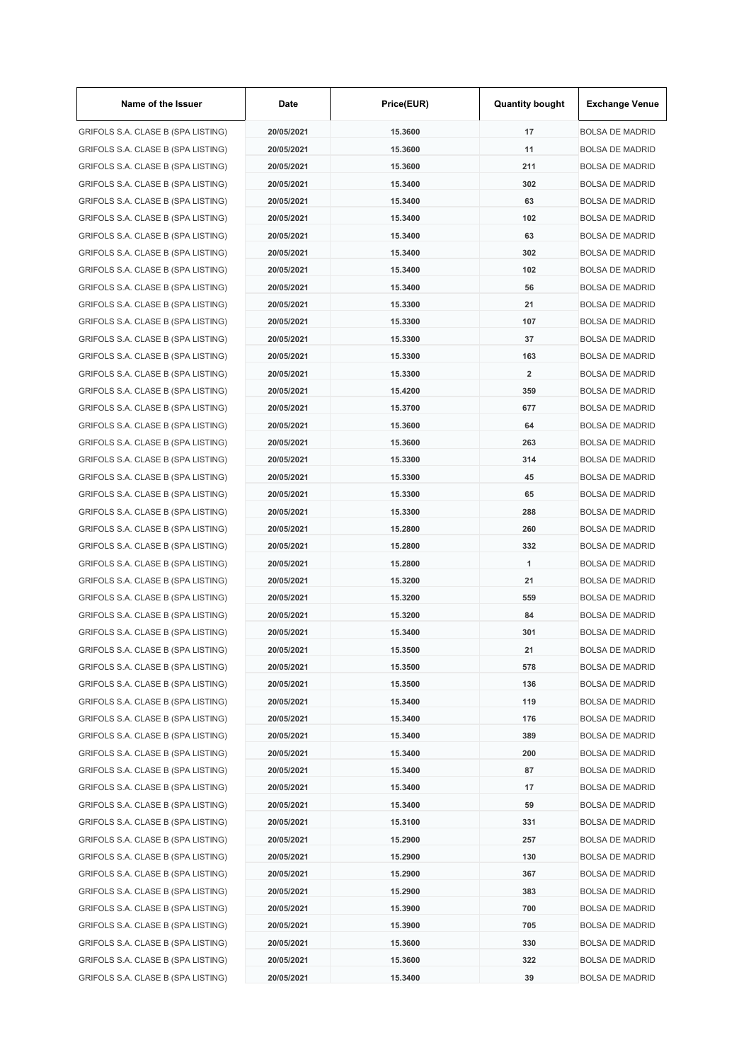| Name of the Issuer | Date | Price(EUR) | Quantity bought | Exchange Venue |
|---|---|---|---|---|
| GRIFOLS S.A. CLASE B (SPA LISTING) | 20/05/2021 | 15.3600 | 17 | BOLSA DE MADRID |
| GRIFOLS S.A. CLASE B (SPA LISTING) | 20/05/2021 | 15.3600 | 11 | BOLSA DE MADRID |
| GRIFOLS S.A. CLASE B (SPA LISTING) | 20/05/2021 | 15.3600 | 211 | BOLSA DE MADRID |
| GRIFOLS S.A. CLASE B (SPA LISTING) | 20/05/2021 | 15.3400 | 302 | BOLSA DE MADRID |
| GRIFOLS S.A. CLASE B (SPA LISTING) | 20/05/2021 | 15.3400 | 63 | BOLSA DE MADRID |
| GRIFOLS S.A. CLASE B (SPA LISTING) | 20/05/2021 | 15.3400 | 102 | BOLSA DE MADRID |
| GRIFOLS S.A. CLASE B (SPA LISTING) | 20/05/2021 | 15.3400 | 63 | BOLSA DE MADRID |
| GRIFOLS S.A. CLASE B (SPA LISTING) | 20/05/2021 | 15.3400 | 302 | BOLSA DE MADRID |
| GRIFOLS S.A. CLASE B (SPA LISTING) | 20/05/2021 | 15.3400 | 102 | BOLSA DE MADRID |
| GRIFOLS S.A. CLASE B (SPA LISTING) | 20/05/2021 | 15.3400 | 56 | BOLSA DE MADRID |
| GRIFOLS S.A. CLASE B (SPA LISTING) | 20/05/2021 | 15.3300 | 21 | BOLSA DE MADRID |
| GRIFOLS S.A. CLASE B (SPA LISTING) | 20/05/2021 | 15.3300 | 107 | BOLSA DE MADRID |
| GRIFOLS S.A. CLASE B (SPA LISTING) | 20/05/2021 | 15.3300 | 37 | BOLSA DE MADRID |
| GRIFOLS S.A. CLASE B (SPA LISTING) | 20/05/2021 | 15.3300 | 163 | BOLSA DE MADRID |
| GRIFOLS S.A. CLASE B (SPA LISTING) | 20/05/2021 | 15.3300 | 2 | BOLSA DE MADRID |
| GRIFOLS S.A. CLASE B (SPA LISTING) | 20/05/2021 | 15.4200 | 359 | BOLSA DE MADRID |
| GRIFOLS S.A. CLASE B (SPA LISTING) | 20/05/2021 | 15.3700 | 677 | BOLSA DE MADRID |
| GRIFOLS S.A. CLASE B (SPA LISTING) | 20/05/2021 | 15.3600 | 64 | BOLSA DE MADRID |
| GRIFOLS S.A. CLASE B (SPA LISTING) | 20/05/2021 | 15.3600 | 263 | BOLSA DE MADRID |
| GRIFOLS S.A. CLASE B (SPA LISTING) | 20/05/2021 | 15.3300 | 314 | BOLSA DE MADRID |
| GRIFOLS S.A. CLASE B (SPA LISTING) | 20/05/2021 | 15.3300 | 45 | BOLSA DE MADRID |
| GRIFOLS S.A. CLASE B (SPA LISTING) | 20/05/2021 | 15.3300 | 65 | BOLSA DE MADRID |
| GRIFOLS S.A. CLASE B (SPA LISTING) | 20/05/2021 | 15.3300 | 288 | BOLSA DE MADRID |
| GRIFOLS S.A. CLASE B (SPA LISTING) | 20/05/2021 | 15.2800 | 260 | BOLSA DE MADRID |
| GRIFOLS S.A. CLASE B (SPA LISTING) | 20/05/2021 | 15.2800 | 332 | BOLSA DE MADRID |
| GRIFOLS S.A. CLASE B (SPA LISTING) | 20/05/2021 | 15.2800 | 1 | BOLSA DE MADRID |
| GRIFOLS S.A. CLASE B (SPA LISTING) | 20/05/2021 | 15.3200 | 21 | BOLSA DE MADRID |
| GRIFOLS S.A. CLASE B (SPA LISTING) | 20/05/2021 | 15.3200 | 559 | BOLSA DE MADRID |
| GRIFOLS S.A. CLASE B (SPA LISTING) | 20/05/2021 | 15.3200 | 84 | BOLSA DE MADRID |
| GRIFOLS S.A. CLASE B (SPA LISTING) | 20/05/2021 | 15.3400 | 301 | BOLSA DE MADRID |
| GRIFOLS S.A. CLASE B (SPA LISTING) | 20/05/2021 | 15.3500 | 21 | BOLSA DE MADRID |
| GRIFOLS S.A. CLASE B (SPA LISTING) | 20/05/2021 | 15.3500 | 578 | BOLSA DE MADRID |
| GRIFOLS S.A. CLASE B (SPA LISTING) | 20/05/2021 | 15.3500 | 136 | BOLSA DE MADRID |
| GRIFOLS S.A. CLASE B (SPA LISTING) | 20/05/2021 | 15.3400 | 119 | BOLSA DE MADRID |
| GRIFOLS S.A. CLASE B (SPA LISTING) | 20/05/2021 | 15.3400 | 176 | BOLSA DE MADRID |
| GRIFOLS S.A. CLASE B (SPA LISTING) | 20/05/2021 | 15.3400 | 389 | BOLSA DE MADRID |
| GRIFOLS S.A. CLASE B (SPA LISTING) | 20/05/2021 | 15.3400 | 200 | BOLSA DE MADRID |
| GRIFOLS S.A. CLASE B (SPA LISTING) | 20/05/2021 | 15.3400 | 87 | BOLSA DE MADRID |
| GRIFOLS S.A. CLASE B (SPA LISTING) | 20/05/2021 | 15.3400 | 17 | BOLSA DE MADRID |
| GRIFOLS S.A. CLASE B (SPA LISTING) | 20/05/2021 | 15.3400 | 59 | BOLSA DE MADRID |
| GRIFOLS S.A. CLASE B (SPA LISTING) | 20/05/2021 | 15.3100 | 331 | BOLSA DE MADRID |
| GRIFOLS S.A. CLASE B (SPA LISTING) | 20/05/2021 | 15.2900 | 257 | BOLSA DE MADRID |
| GRIFOLS S.A. CLASE B (SPA LISTING) | 20/05/2021 | 15.2900 | 130 | BOLSA DE MADRID |
| GRIFOLS S.A. CLASE B (SPA LISTING) | 20/05/2021 | 15.2900 | 367 | BOLSA DE MADRID |
| GRIFOLS S.A. CLASE B (SPA LISTING) | 20/05/2021 | 15.2900 | 383 | BOLSA DE MADRID |
| GRIFOLS S.A. CLASE B (SPA LISTING) | 20/05/2021 | 15.3900 | 700 | BOLSA DE MADRID |
| GRIFOLS S.A. CLASE B (SPA LISTING) | 20/05/2021 | 15.3900 | 705 | BOLSA DE MADRID |
| GRIFOLS S.A. CLASE B (SPA LISTING) | 20/05/2021 | 15.3600 | 330 | BOLSA DE MADRID |
| GRIFOLS S.A. CLASE B (SPA LISTING) | 20/05/2021 | 15.3600 | 322 | BOLSA DE MADRID |
| GRIFOLS S.A. CLASE B (SPA LISTING) | 20/05/2021 | 15.3400 | 39 | BOLSA DE MADRID |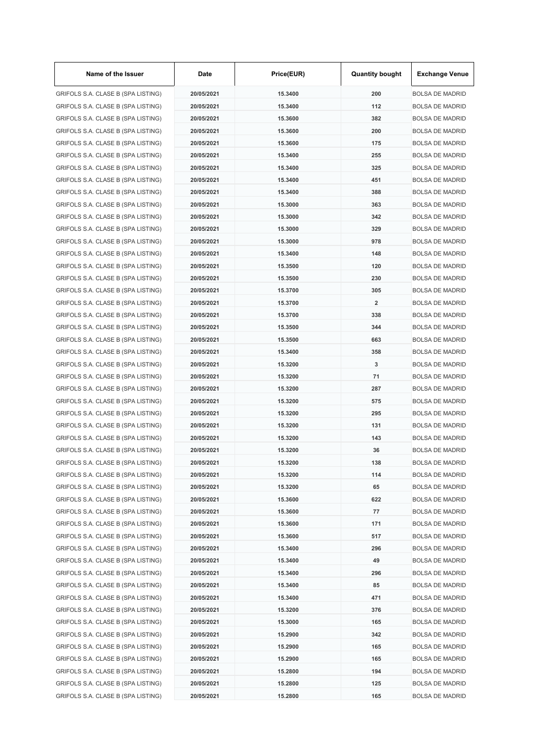| Name of the Issuer | Date | Price(EUR) | Quantity bought | Exchange Venue |
|---|---|---|---|---|
| GRIFOLS S.A. CLASE B (SPA LISTING) | 20/05/2021 | 15.3400 | 200 | BOLSA DE MADRID |
| GRIFOLS S.A. CLASE B (SPA LISTING) | 20/05/2021 | 15.3400 | 112 | BOLSA DE MADRID |
| GRIFOLS S.A. CLASE B (SPA LISTING) | 20/05/2021 | 15.3600 | 382 | BOLSA DE MADRID |
| GRIFOLS S.A. CLASE B (SPA LISTING) | 20/05/2021 | 15.3600 | 200 | BOLSA DE MADRID |
| GRIFOLS S.A. CLASE B (SPA LISTING) | 20/05/2021 | 15.3600 | 175 | BOLSA DE MADRID |
| GRIFOLS S.A. CLASE B (SPA LISTING) | 20/05/2021 | 15.3400 | 255 | BOLSA DE MADRID |
| GRIFOLS S.A. CLASE B (SPA LISTING) | 20/05/2021 | 15.3400 | 325 | BOLSA DE MADRID |
| GRIFOLS S.A. CLASE B (SPA LISTING) | 20/05/2021 | 15.3400 | 451 | BOLSA DE MADRID |
| GRIFOLS S.A. CLASE B (SPA LISTING) | 20/05/2021 | 15.3400 | 388 | BOLSA DE MADRID |
| GRIFOLS S.A. CLASE B (SPA LISTING) | 20/05/2021 | 15.3000 | 363 | BOLSA DE MADRID |
| GRIFOLS S.A. CLASE B (SPA LISTING) | 20/05/2021 | 15.3000 | 342 | BOLSA DE MADRID |
| GRIFOLS S.A. CLASE B (SPA LISTING) | 20/05/2021 | 15.3000 | 329 | BOLSA DE MADRID |
| GRIFOLS S.A. CLASE B (SPA LISTING) | 20/05/2021 | 15.3000 | 978 | BOLSA DE MADRID |
| GRIFOLS S.A. CLASE B (SPA LISTING) | 20/05/2021 | 15.3400 | 148 | BOLSA DE MADRID |
| GRIFOLS S.A. CLASE B (SPA LISTING) | 20/05/2021 | 15.3500 | 120 | BOLSA DE MADRID |
| GRIFOLS S.A. CLASE B (SPA LISTING) | 20/05/2021 | 15.3500 | 230 | BOLSA DE MADRID |
| GRIFOLS S.A. CLASE B (SPA LISTING) | 20/05/2021 | 15.3700 | 305 | BOLSA DE MADRID |
| GRIFOLS S.A. CLASE B (SPA LISTING) | 20/05/2021 | 15.3700 | 2 | BOLSA DE MADRID |
| GRIFOLS S.A. CLASE B (SPA LISTING) | 20/05/2021 | 15.3700 | 338 | BOLSA DE MADRID |
| GRIFOLS S.A. CLASE B (SPA LISTING) | 20/05/2021 | 15.3500 | 344 | BOLSA DE MADRID |
| GRIFOLS S.A. CLASE B (SPA LISTING) | 20/05/2021 | 15.3500 | 663 | BOLSA DE MADRID |
| GRIFOLS S.A. CLASE B (SPA LISTING) | 20/05/2021 | 15.3400 | 358 | BOLSA DE MADRID |
| GRIFOLS S.A. CLASE B (SPA LISTING) | 20/05/2021 | 15.3200 | 3 | BOLSA DE MADRID |
| GRIFOLS S.A. CLASE B (SPA LISTING) | 20/05/2021 | 15.3200 | 71 | BOLSA DE MADRID |
| GRIFOLS S.A. CLASE B (SPA LISTING) | 20/05/2021 | 15.3200 | 287 | BOLSA DE MADRID |
| GRIFOLS S.A. CLASE B (SPA LISTING) | 20/05/2021 | 15.3200 | 575 | BOLSA DE MADRID |
| GRIFOLS S.A. CLASE B (SPA LISTING) | 20/05/2021 | 15.3200 | 295 | BOLSA DE MADRID |
| GRIFOLS S.A. CLASE B (SPA LISTING) | 20/05/2021 | 15.3200 | 131 | BOLSA DE MADRID |
| GRIFOLS S.A. CLASE B (SPA LISTING) | 20/05/2021 | 15.3200 | 143 | BOLSA DE MADRID |
| GRIFOLS S.A. CLASE B (SPA LISTING) | 20/05/2021 | 15.3200 | 36 | BOLSA DE MADRID |
| GRIFOLS S.A. CLASE B (SPA LISTING) | 20/05/2021 | 15.3200 | 138 | BOLSA DE MADRID |
| GRIFOLS S.A. CLASE B (SPA LISTING) | 20/05/2021 | 15.3200 | 114 | BOLSA DE MADRID |
| GRIFOLS S.A. CLASE B (SPA LISTING) | 20/05/2021 | 15.3200 | 65 | BOLSA DE MADRID |
| GRIFOLS S.A. CLASE B (SPA LISTING) | 20/05/2021 | 15.3600 | 622 | BOLSA DE MADRID |
| GRIFOLS S.A. CLASE B (SPA LISTING) | 20/05/2021 | 15.3600 | 77 | BOLSA DE MADRID |
| GRIFOLS S.A. CLASE B (SPA LISTING) | 20/05/2021 | 15.3600 | 171 | BOLSA DE MADRID |
| GRIFOLS S.A. CLASE B (SPA LISTING) | 20/05/2021 | 15.3600 | 517 | BOLSA DE MADRID |
| GRIFOLS S.A. CLASE B (SPA LISTING) | 20/05/2021 | 15.3400 | 296 | BOLSA DE MADRID |
| GRIFOLS S.A. CLASE B (SPA LISTING) | 20/05/2021 | 15.3400 | 49 | BOLSA DE MADRID |
| GRIFOLS S.A. CLASE B (SPA LISTING) | 20/05/2021 | 15.3400 | 296 | BOLSA DE MADRID |
| GRIFOLS S.A. CLASE B (SPA LISTING) | 20/05/2021 | 15.3400 | 85 | BOLSA DE MADRID |
| GRIFOLS S.A. CLASE B (SPA LISTING) | 20/05/2021 | 15.3400 | 471 | BOLSA DE MADRID |
| GRIFOLS S.A. CLASE B (SPA LISTING) | 20/05/2021 | 15.3200 | 376 | BOLSA DE MADRID |
| GRIFOLS S.A. CLASE B (SPA LISTING) | 20/05/2021 | 15.3000 | 165 | BOLSA DE MADRID |
| GRIFOLS S.A. CLASE B (SPA LISTING) | 20/05/2021 | 15.2900 | 342 | BOLSA DE MADRID |
| GRIFOLS S.A. CLASE B (SPA LISTING) | 20/05/2021 | 15.2900 | 165 | BOLSA DE MADRID |
| GRIFOLS S.A. CLASE B (SPA LISTING) | 20/05/2021 | 15.2900 | 165 | BOLSA DE MADRID |
| GRIFOLS S.A. CLASE B (SPA LISTING) | 20/05/2021 | 15.2800 | 194 | BOLSA DE MADRID |
| GRIFOLS S.A. CLASE B (SPA LISTING) | 20/05/2021 | 15.2800 | 125 | BOLSA DE MADRID |
| GRIFOLS S.A. CLASE B (SPA LISTING) | 20/05/2021 | 15.2800 | 165 | BOLSA DE MADRID |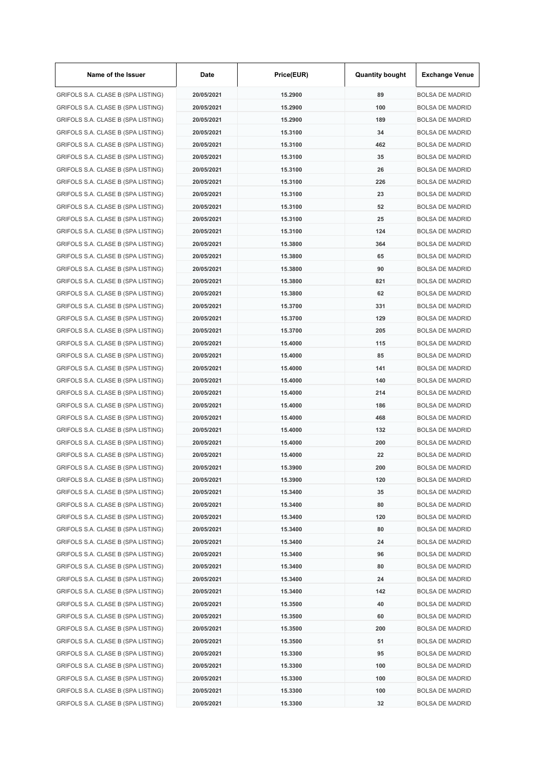| Name of the Issuer | Date | Price(EUR) | Quantity bought | Exchange Venue |
| --- | --- | --- | --- | --- |
| GRIFOLS S.A. CLASE B (SPA LISTING) | 20/05/2021 | 15.2900 | 89 | BOLSA DE MADRID |
| GRIFOLS S.A. CLASE B (SPA LISTING) | 20/05/2021 | 15.2900 | 100 | BOLSA DE MADRID |
| GRIFOLS S.A. CLASE B (SPA LISTING) | 20/05/2021 | 15.2900 | 189 | BOLSA DE MADRID |
| GRIFOLS S.A. CLASE B (SPA LISTING) | 20/05/2021 | 15.3100 | 34 | BOLSA DE MADRID |
| GRIFOLS S.A. CLASE B (SPA LISTING) | 20/05/2021 | 15.3100 | 462 | BOLSA DE MADRID |
| GRIFOLS S.A. CLASE B (SPA LISTING) | 20/05/2021 | 15.3100 | 35 | BOLSA DE MADRID |
| GRIFOLS S.A. CLASE B (SPA LISTING) | 20/05/2021 | 15.3100 | 26 | BOLSA DE MADRID |
| GRIFOLS S.A. CLASE B (SPA LISTING) | 20/05/2021 | 15.3100 | 226 | BOLSA DE MADRID |
| GRIFOLS S.A. CLASE B (SPA LISTING) | 20/05/2021 | 15.3100 | 23 | BOLSA DE MADRID |
| GRIFOLS S.A. CLASE B (SPA LISTING) | 20/05/2021 | 15.3100 | 52 | BOLSA DE MADRID |
| GRIFOLS S.A. CLASE B (SPA LISTING) | 20/05/2021 | 15.3100 | 25 | BOLSA DE MADRID |
| GRIFOLS S.A. CLASE B (SPA LISTING) | 20/05/2021 | 15.3100 | 124 | BOLSA DE MADRID |
| GRIFOLS S.A. CLASE B (SPA LISTING) | 20/05/2021 | 15.3800 | 364 | BOLSA DE MADRID |
| GRIFOLS S.A. CLASE B (SPA LISTING) | 20/05/2021 | 15.3800 | 65 | BOLSA DE MADRID |
| GRIFOLS S.A. CLASE B (SPA LISTING) | 20/05/2021 | 15.3800 | 90 | BOLSA DE MADRID |
| GRIFOLS S.A. CLASE B (SPA LISTING) | 20/05/2021 | 15.3800 | 821 | BOLSA DE MADRID |
| GRIFOLS S.A. CLASE B (SPA LISTING) | 20/05/2021 | 15.3800 | 62 | BOLSA DE MADRID |
| GRIFOLS S.A. CLASE B (SPA LISTING) | 20/05/2021 | 15.3700 | 331 | BOLSA DE MADRID |
| GRIFOLS S.A. CLASE B (SPA LISTING) | 20/05/2021 | 15.3700 | 129 | BOLSA DE MADRID |
| GRIFOLS S.A. CLASE B (SPA LISTING) | 20/05/2021 | 15.3700 | 205 | BOLSA DE MADRID |
| GRIFOLS S.A. CLASE B (SPA LISTING) | 20/05/2021 | 15.4000 | 115 | BOLSA DE MADRID |
| GRIFOLS S.A. CLASE B (SPA LISTING) | 20/05/2021 | 15.4000 | 85 | BOLSA DE MADRID |
| GRIFOLS S.A. CLASE B (SPA LISTING) | 20/05/2021 | 15.4000 | 141 | BOLSA DE MADRID |
| GRIFOLS S.A. CLASE B (SPA LISTING) | 20/05/2021 | 15.4000 | 140 | BOLSA DE MADRID |
| GRIFOLS S.A. CLASE B (SPA LISTING) | 20/05/2021 | 15.4000 | 214 | BOLSA DE MADRID |
| GRIFOLS S.A. CLASE B (SPA LISTING) | 20/05/2021 | 15.4000 | 186 | BOLSA DE MADRID |
| GRIFOLS S.A. CLASE B (SPA LISTING) | 20/05/2021 | 15.4000 | 468 | BOLSA DE MADRID |
| GRIFOLS S.A. CLASE B (SPA LISTING) | 20/05/2021 | 15.4000 | 132 | BOLSA DE MADRID |
| GRIFOLS S.A. CLASE B (SPA LISTING) | 20/05/2021 | 15.4000 | 200 | BOLSA DE MADRID |
| GRIFOLS S.A. CLASE B (SPA LISTING) | 20/05/2021 | 15.4000 | 22 | BOLSA DE MADRID |
| GRIFOLS S.A. CLASE B (SPA LISTING) | 20/05/2021 | 15.3900 | 200 | BOLSA DE MADRID |
| GRIFOLS S.A. CLASE B (SPA LISTING) | 20/05/2021 | 15.3900 | 120 | BOLSA DE MADRID |
| GRIFOLS S.A. CLASE B (SPA LISTING) | 20/05/2021 | 15.3400 | 35 | BOLSA DE MADRID |
| GRIFOLS S.A. CLASE B (SPA LISTING) | 20/05/2021 | 15.3400 | 80 | BOLSA DE MADRID |
| GRIFOLS S.A. CLASE B (SPA LISTING) | 20/05/2021 | 15.3400 | 120 | BOLSA DE MADRID |
| GRIFOLS S.A. CLASE B (SPA LISTING) | 20/05/2021 | 15.3400 | 80 | BOLSA DE MADRID |
| GRIFOLS S.A. CLASE B (SPA LISTING) | 20/05/2021 | 15.3400 | 24 | BOLSA DE MADRID |
| GRIFOLS S.A. CLASE B (SPA LISTING) | 20/05/2021 | 15.3400 | 96 | BOLSA DE MADRID |
| GRIFOLS S.A. CLASE B (SPA LISTING) | 20/05/2021 | 15.3400 | 80 | BOLSA DE MADRID |
| GRIFOLS S.A. CLASE B (SPA LISTING) | 20/05/2021 | 15.3400 | 24 | BOLSA DE MADRID |
| GRIFOLS S.A. CLASE B (SPA LISTING) | 20/05/2021 | 15.3400 | 142 | BOLSA DE MADRID |
| GRIFOLS S.A. CLASE B (SPA LISTING) | 20/05/2021 | 15.3500 | 40 | BOLSA DE MADRID |
| GRIFOLS S.A. CLASE B (SPA LISTING) | 20/05/2021 | 15.3500 | 60 | BOLSA DE MADRID |
| GRIFOLS S.A. CLASE B (SPA LISTING) | 20/05/2021 | 15.3500 | 200 | BOLSA DE MADRID |
| GRIFOLS S.A. CLASE B (SPA LISTING) | 20/05/2021 | 15.3500 | 51 | BOLSA DE MADRID |
| GRIFOLS S.A. CLASE B (SPA LISTING) | 20/05/2021 | 15.3300 | 95 | BOLSA DE MADRID |
| GRIFOLS S.A. CLASE B (SPA LISTING) | 20/05/2021 | 15.3300 | 100 | BOLSA DE MADRID |
| GRIFOLS S.A. CLASE B (SPA LISTING) | 20/05/2021 | 15.3300 | 100 | BOLSA DE MADRID |
| GRIFOLS S.A. CLASE B (SPA LISTING) | 20/05/2021 | 15.3300 | 100 | BOLSA DE MADRID |
| GRIFOLS S.A. CLASE B (SPA LISTING) | 20/05/2021 | 15.3300 | 32 | BOLSA DE MADRID |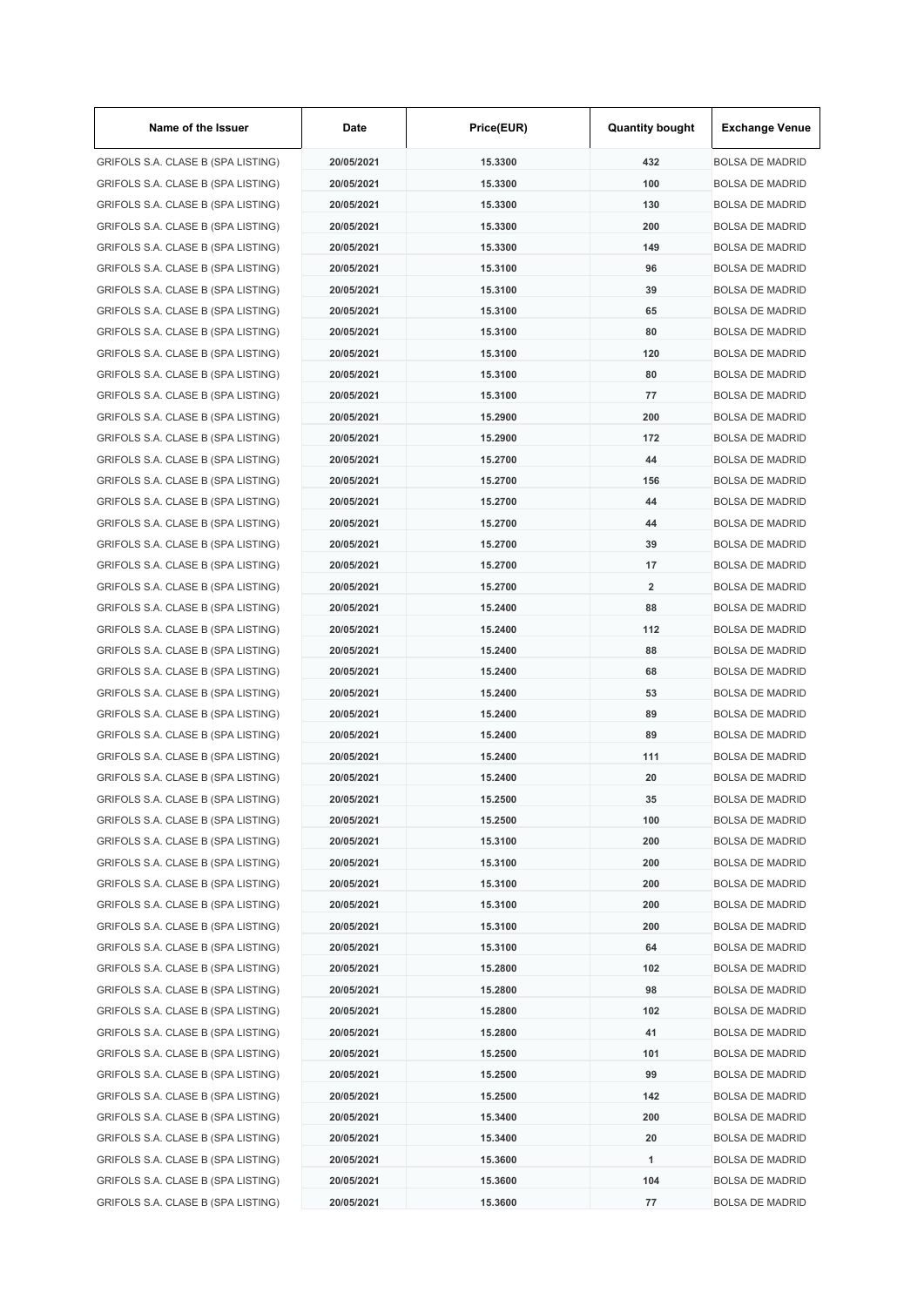| Name of the Issuer | Date | Price(EUR) | Quantity bought | Exchange Venue |
|---|---|---|---|---|
| GRIFOLS S.A. CLASE B (SPA LISTING) | 20/05/2021 | 15.3300 | 432 | BOLSA DE MADRID |
| GRIFOLS S.A. CLASE B (SPA LISTING) | 20/05/2021 | 15.3300 | 100 | BOLSA DE MADRID |
| GRIFOLS S.A. CLASE B (SPA LISTING) | 20/05/2021 | 15.3300 | 130 | BOLSA DE MADRID |
| GRIFOLS S.A. CLASE B (SPA LISTING) | 20/05/2021 | 15.3300 | 200 | BOLSA DE MADRID |
| GRIFOLS S.A. CLASE B (SPA LISTING) | 20/05/2021 | 15.3300 | 149 | BOLSA DE MADRID |
| GRIFOLS S.A. CLASE B (SPA LISTING) | 20/05/2021 | 15.3100 | 96 | BOLSA DE MADRID |
| GRIFOLS S.A. CLASE B (SPA LISTING) | 20/05/2021 | 15.3100 | 39 | BOLSA DE MADRID |
| GRIFOLS S.A. CLASE B (SPA LISTING) | 20/05/2021 | 15.3100 | 65 | BOLSA DE MADRID |
| GRIFOLS S.A. CLASE B (SPA LISTING) | 20/05/2021 | 15.3100 | 80 | BOLSA DE MADRID |
| GRIFOLS S.A. CLASE B (SPA LISTING) | 20/05/2021 | 15.3100 | 120 | BOLSA DE MADRID |
| GRIFOLS S.A. CLASE B (SPA LISTING) | 20/05/2021 | 15.3100 | 80 | BOLSA DE MADRID |
| GRIFOLS S.A. CLASE B (SPA LISTING) | 20/05/2021 | 15.3100 | 77 | BOLSA DE MADRID |
| GRIFOLS S.A. CLASE B (SPA LISTING) | 20/05/2021 | 15.2900 | 200 | BOLSA DE MADRID |
| GRIFOLS S.A. CLASE B (SPA LISTING) | 20/05/2021 | 15.2900 | 172 | BOLSA DE MADRID |
| GRIFOLS S.A. CLASE B (SPA LISTING) | 20/05/2021 | 15.2700 | 44 | BOLSA DE MADRID |
| GRIFOLS S.A. CLASE B (SPA LISTING) | 20/05/2021 | 15.2700 | 156 | BOLSA DE MADRID |
| GRIFOLS S.A. CLASE B (SPA LISTING) | 20/05/2021 | 15.2700 | 44 | BOLSA DE MADRID |
| GRIFOLS S.A. CLASE B (SPA LISTING) | 20/05/2021 | 15.2700 | 44 | BOLSA DE MADRID |
| GRIFOLS S.A. CLASE B (SPA LISTING) | 20/05/2021 | 15.2700 | 39 | BOLSA DE MADRID |
| GRIFOLS S.A. CLASE B (SPA LISTING) | 20/05/2021 | 15.2700 | 17 | BOLSA DE MADRID |
| GRIFOLS S.A. CLASE B (SPA LISTING) | 20/05/2021 | 15.2700 | 2 | BOLSA DE MADRID |
| GRIFOLS S.A. CLASE B (SPA LISTING) | 20/05/2021 | 15.2400 | 88 | BOLSA DE MADRID |
| GRIFOLS S.A. CLASE B (SPA LISTING) | 20/05/2021 | 15.2400 | 112 | BOLSA DE MADRID |
| GRIFOLS S.A. CLASE B (SPA LISTING) | 20/05/2021 | 15.2400 | 88 | BOLSA DE MADRID |
| GRIFOLS S.A. CLASE B (SPA LISTING) | 20/05/2021 | 15.2400 | 68 | BOLSA DE MADRID |
| GRIFOLS S.A. CLASE B (SPA LISTING) | 20/05/2021 | 15.2400 | 53 | BOLSA DE MADRID |
| GRIFOLS S.A. CLASE B (SPA LISTING) | 20/05/2021 | 15.2400 | 89 | BOLSA DE MADRID |
| GRIFOLS S.A. CLASE B (SPA LISTING) | 20/05/2021 | 15.2400 | 89 | BOLSA DE MADRID |
| GRIFOLS S.A. CLASE B (SPA LISTING) | 20/05/2021 | 15.2400 | 111 | BOLSA DE MADRID |
| GRIFOLS S.A. CLASE B (SPA LISTING) | 20/05/2021 | 15.2400 | 20 | BOLSA DE MADRID |
| GRIFOLS S.A. CLASE B (SPA LISTING) | 20/05/2021 | 15.2500 | 35 | BOLSA DE MADRID |
| GRIFOLS S.A. CLASE B (SPA LISTING) | 20/05/2021 | 15.2500 | 100 | BOLSA DE MADRID |
| GRIFOLS S.A. CLASE B (SPA LISTING) | 20/05/2021 | 15.3100 | 200 | BOLSA DE MADRID |
| GRIFOLS S.A. CLASE B (SPA LISTING) | 20/05/2021 | 15.3100 | 200 | BOLSA DE MADRID |
| GRIFOLS S.A. CLASE B (SPA LISTING) | 20/05/2021 | 15.3100 | 200 | BOLSA DE MADRID |
| GRIFOLS S.A. CLASE B (SPA LISTING) | 20/05/2021 | 15.3100 | 200 | BOLSA DE MADRID |
| GRIFOLS S.A. CLASE B (SPA LISTING) | 20/05/2021 | 15.3100 | 200 | BOLSA DE MADRID |
| GRIFOLS S.A. CLASE B (SPA LISTING) | 20/05/2021 | 15.3100 | 64 | BOLSA DE MADRID |
| GRIFOLS S.A. CLASE B (SPA LISTING) | 20/05/2021 | 15.2800 | 102 | BOLSA DE MADRID |
| GRIFOLS S.A. CLASE B (SPA LISTING) | 20/05/2021 | 15.2800 | 98 | BOLSA DE MADRID |
| GRIFOLS S.A. CLASE B (SPA LISTING) | 20/05/2021 | 15.2800 | 102 | BOLSA DE MADRID |
| GRIFOLS S.A. CLASE B (SPA LISTING) | 20/05/2021 | 15.2800 | 41 | BOLSA DE MADRID |
| GRIFOLS S.A. CLASE B (SPA LISTING) | 20/05/2021 | 15.2500 | 101 | BOLSA DE MADRID |
| GRIFOLS S.A. CLASE B (SPA LISTING) | 20/05/2021 | 15.2500 | 99 | BOLSA DE MADRID |
| GRIFOLS S.A. CLASE B (SPA LISTING) | 20/05/2021 | 15.2500 | 142 | BOLSA DE MADRID |
| GRIFOLS S.A. CLASE B (SPA LISTING) | 20/05/2021 | 15.3400 | 200 | BOLSA DE MADRID |
| GRIFOLS S.A. CLASE B (SPA LISTING) | 20/05/2021 | 15.3400 | 20 | BOLSA DE MADRID |
| GRIFOLS S.A. CLASE B (SPA LISTING) | 20/05/2021 | 15.3600 | 1 | BOLSA DE MADRID |
| GRIFOLS S.A. CLASE B (SPA LISTING) | 20/05/2021 | 15.3600 | 104 | BOLSA DE MADRID |
| GRIFOLS S.A. CLASE B (SPA LISTING) | 20/05/2021 | 15.3600 | 77 | BOLSA DE MADRID |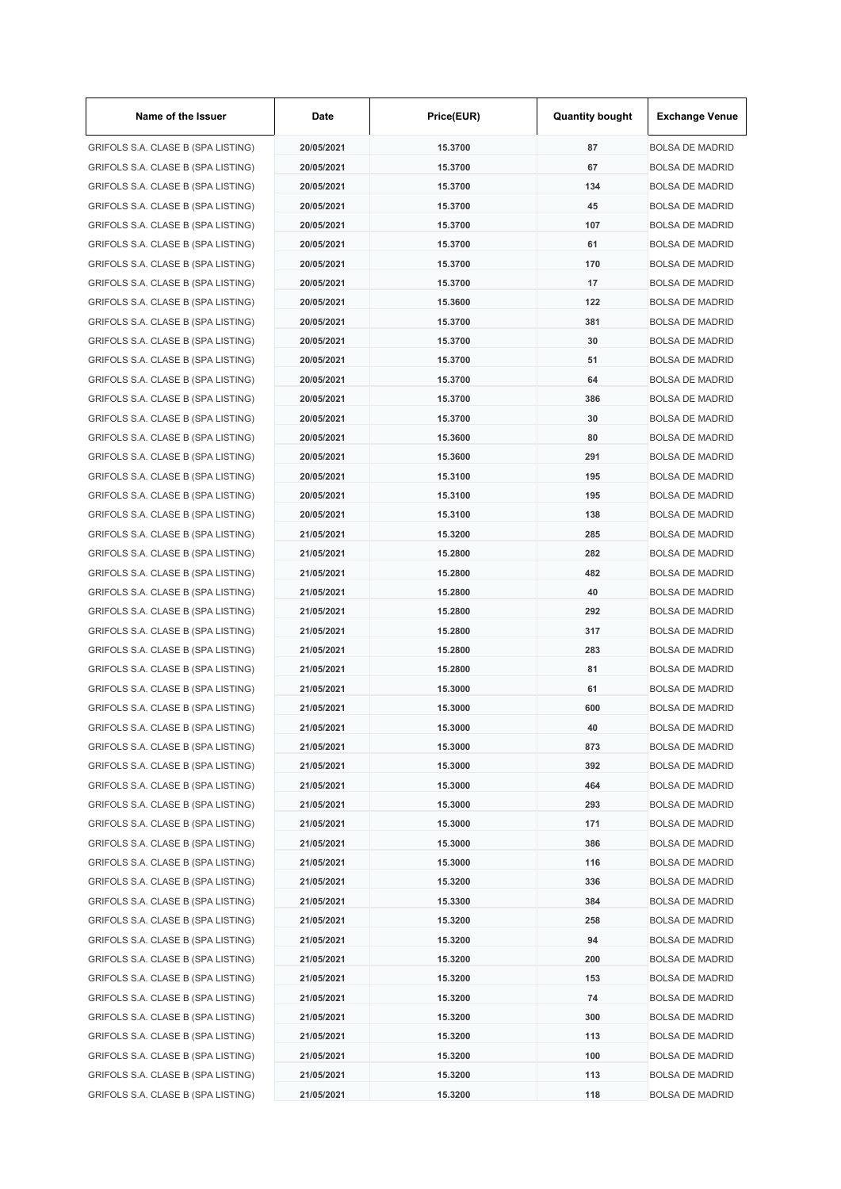| Name of the Issuer | Date | Price(EUR) | Quantity bought | Exchange Venue |
|---|---|---|---|---|
| GRIFOLS S.A. CLASE B (SPA LISTING) | 20/05/2021 | 15.3700 | 87 | BOLSA DE MADRID |
| GRIFOLS S.A. CLASE B (SPA LISTING) | 20/05/2021 | 15.3700 | 67 | BOLSA DE MADRID |
| GRIFOLS S.A. CLASE B (SPA LISTING) | 20/05/2021 | 15.3700 | 134 | BOLSA DE MADRID |
| GRIFOLS S.A. CLASE B (SPA LISTING) | 20/05/2021 | 15.3700 | 45 | BOLSA DE MADRID |
| GRIFOLS S.A. CLASE B (SPA LISTING) | 20/05/2021 | 15.3700 | 107 | BOLSA DE MADRID |
| GRIFOLS S.A. CLASE B (SPA LISTING) | 20/05/2021 | 15.3700 | 61 | BOLSA DE MADRID |
| GRIFOLS S.A. CLASE B (SPA LISTING) | 20/05/2021 | 15.3700 | 170 | BOLSA DE MADRID |
| GRIFOLS S.A. CLASE B (SPA LISTING) | 20/05/2021 | 15.3700 | 17 | BOLSA DE MADRID |
| GRIFOLS S.A. CLASE B (SPA LISTING) | 20/05/2021 | 15.3600 | 122 | BOLSA DE MADRID |
| GRIFOLS S.A. CLASE B (SPA LISTING) | 20/05/2021 | 15.3700 | 381 | BOLSA DE MADRID |
| GRIFOLS S.A. CLASE B (SPA LISTING) | 20/05/2021 | 15.3700 | 30 | BOLSA DE MADRID |
| GRIFOLS S.A. CLASE B (SPA LISTING) | 20/05/2021 | 15.3700 | 51 | BOLSA DE MADRID |
| GRIFOLS S.A. CLASE B (SPA LISTING) | 20/05/2021 | 15.3700 | 64 | BOLSA DE MADRID |
| GRIFOLS S.A. CLASE B (SPA LISTING) | 20/05/2021 | 15.3700 | 386 | BOLSA DE MADRID |
| GRIFOLS S.A. CLASE B (SPA LISTING) | 20/05/2021 | 15.3700 | 30 | BOLSA DE MADRID |
| GRIFOLS S.A. CLASE B (SPA LISTING) | 20/05/2021 | 15.3600 | 80 | BOLSA DE MADRID |
| GRIFOLS S.A. CLASE B (SPA LISTING) | 20/05/2021 | 15.3600 | 291 | BOLSA DE MADRID |
| GRIFOLS S.A. CLASE B (SPA LISTING) | 20/05/2021 | 15.3100 | 195 | BOLSA DE MADRID |
| GRIFOLS S.A. CLASE B (SPA LISTING) | 20/05/2021 | 15.3100 | 195 | BOLSA DE MADRID |
| GRIFOLS S.A. CLASE B (SPA LISTING) | 20/05/2021 | 15.3100 | 138 | BOLSA DE MADRID |
| GRIFOLS S.A. CLASE B (SPA LISTING) | 21/05/2021 | 15.3200 | 285 | BOLSA DE MADRID |
| GRIFOLS S.A. CLASE B (SPA LISTING) | 21/05/2021 | 15.2800 | 282 | BOLSA DE MADRID |
| GRIFOLS S.A. CLASE B (SPA LISTING) | 21/05/2021 | 15.2800 | 482 | BOLSA DE MADRID |
| GRIFOLS S.A. CLASE B (SPA LISTING) | 21/05/2021 | 15.2800 | 40 | BOLSA DE MADRID |
| GRIFOLS S.A. CLASE B (SPA LISTING) | 21/05/2021 | 15.2800 | 292 | BOLSA DE MADRID |
| GRIFOLS S.A. CLASE B (SPA LISTING) | 21/05/2021 | 15.2800 | 317 | BOLSA DE MADRID |
| GRIFOLS S.A. CLASE B (SPA LISTING) | 21/05/2021 | 15.2800 | 283 | BOLSA DE MADRID |
| GRIFOLS S.A. CLASE B (SPA LISTING) | 21/05/2021 | 15.2800 | 81 | BOLSA DE MADRID |
| GRIFOLS S.A. CLASE B (SPA LISTING) | 21/05/2021 | 15.3000 | 61 | BOLSA DE MADRID |
| GRIFOLS S.A. CLASE B (SPA LISTING) | 21/05/2021 | 15.3000 | 600 | BOLSA DE MADRID |
| GRIFOLS S.A. CLASE B (SPA LISTING) | 21/05/2021 | 15.3000 | 40 | BOLSA DE MADRID |
| GRIFOLS S.A. CLASE B (SPA LISTING) | 21/05/2021 | 15.3000 | 873 | BOLSA DE MADRID |
| GRIFOLS S.A. CLASE B (SPA LISTING) | 21/05/2021 | 15.3000 | 392 | BOLSA DE MADRID |
| GRIFOLS S.A. CLASE B (SPA LISTING) | 21/05/2021 | 15.3000 | 464 | BOLSA DE MADRID |
| GRIFOLS S.A. CLASE B (SPA LISTING) | 21/05/2021 | 15.3000 | 293 | BOLSA DE MADRID |
| GRIFOLS S.A. CLASE B (SPA LISTING) | 21/05/2021 | 15.3000 | 171 | BOLSA DE MADRID |
| GRIFOLS S.A. CLASE B (SPA LISTING) | 21/05/2021 | 15.3000 | 386 | BOLSA DE MADRID |
| GRIFOLS S.A. CLASE B (SPA LISTING) | 21/05/2021 | 15.3000 | 116 | BOLSA DE MADRID |
| GRIFOLS S.A. CLASE B (SPA LISTING) | 21/05/2021 | 15.3200 | 336 | BOLSA DE MADRID |
| GRIFOLS S.A. CLASE B (SPA LISTING) | 21/05/2021 | 15.3300 | 384 | BOLSA DE MADRID |
| GRIFOLS S.A. CLASE B (SPA LISTING) | 21/05/2021 | 15.3200 | 258 | BOLSA DE MADRID |
| GRIFOLS S.A. CLASE B (SPA LISTING) | 21/05/2021 | 15.3200 | 94 | BOLSA DE MADRID |
| GRIFOLS S.A. CLASE B (SPA LISTING) | 21/05/2021 | 15.3200 | 200 | BOLSA DE MADRID |
| GRIFOLS S.A. CLASE B (SPA LISTING) | 21/05/2021 | 15.3200 | 153 | BOLSA DE MADRID |
| GRIFOLS S.A. CLASE B (SPA LISTING) | 21/05/2021 | 15.3200 | 74 | BOLSA DE MADRID |
| GRIFOLS S.A. CLASE B (SPA LISTING) | 21/05/2021 | 15.3200 | 300 | BOLSA DE MADRID |
| GRIFOLS S.A. CLASE B (SPA LISTING) | 21/05/2021 | 15.3200 | 113 | BOLSA DE MADRID |
| GRIFOLS S.A. CLASE B (SPA LISTING) | 21/05/2021 | 15.3200 | 100 | BOLSA DE MADRID |
| GRIFOLS S.A. CLASE B (SPA LISTING) | 21/05/2021 | 15.3200 | 113 | BOLSA DE MADRID |
| GRIFOLS S.A. CLASE B (SPA LISTING) | 21/05/2021 | 15.3200 | 118 | BOLSA DE MADRID |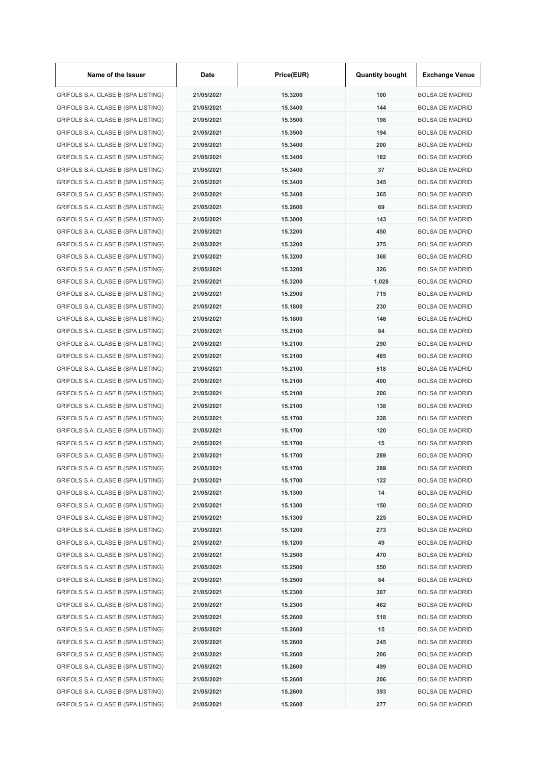| Name of the Issuer | Date | Price(EUR) | Quantity bought | Exchange Venue |
|---|---|---|---|---|
| GRIFOLS S.A. CLASE B (SPA LISTING) | 21/05/2021 | 15.3200 | 100 | BOLSA DE MADRID |
| GRIFOLS S.A. CLASE B (SPA LISTING) | 21/05/2021 | 15.3400 | 144 | BOLSA DE MADRID |
| GRIFOLS S.A. CLASE B (SPA LISTING) | 21/05/2021 | 15.3500 | 198 | BOLSA DE MADRID |
| GRIFOLS S.A. CLASE B (SPA LISTING) | 21/05/2021 | 15.3500 | 194 | BOLSA DE MADRID |
| GRIFOLS S.A. CLASE B (SPA LISTING) | 21/05/2021 | 15.3400 | 200 | BOLSA DE MADRID |
| GRIFOLS S.A. CLASE B (SPA LISTING) | 21/05/2021 | 15.3400 | 182 | BOLSA DE MADRID |
| GRIFOLS S.A. CLASE B (SPA LISTING) | 21/05/2021 | 15.3400 | 37 | BOLSA DE MADRID |
| GRIFOLS S.A. CLASE B (SPA LISTING) | 21/05/2021 | 15.3400 | 345 | BOLSA DE MADRID |
| GRIFOLS S.A. CLASE B (SPA LISTING) | 21/05/2021 | 15.3400 | 365 | BOLSA DE MADRID |
| GRIFOLS S.A. CLASE B (SPA LISTING) | 21/05/2021 | 15.2600 | 69 | BOLSA DE MADRID |
| GRIFOLS S.A. CLASE B (SPA LISTING) | 21/05/2021 | 15.3000 | 143 | BOLSA DE MADRID |
| GRIFOLS S.A. CLASE B (SPA LISTING) | 21/05/2021 | 15.3200 | 450 | BOLSA DE MADRID |
| GRIFOLS S.A. CLASE B (SPA LISTING) | 21/05/2021 | 15.3200 | 375 | BOLSA DE MADRID |
| GRIFOLS S.A. CLASE B (SPA LISTING) | 21/05/2021 | 15.3200 | 368 | BOLSA DE MADRID |
| GRIFOLS S.A. CLASE B (SPA LISTING) | 21/05/2021 | 15.3200 | 326 | BOLSA DE MADRID |
| GRIFOLS S.A. CLASE B (SPA LISTING) | 21/05/2021 | 15.3200 | 1,028 | BOLSA DE MADRID |
| GRIFOLS S.A. CLASE B (SPA LISTING) | 21/05/2021 | 15.2900 | 715 | BOLSA DE MADRID |
| GRIFOLS S.A. CLASE B (SPA LISTING) | 21/05/2021 | 15.1800 | 230 | BOLSA DE MADRID |
| GRIFOLS S.A. CLASE B (SPA LISTING) | 21/05/2021 | 15.1800 | 146 | BOLSA DE MADRID |
| GRIFOLS S.A. CLASE B (SPA LISTING) | 21/05/2021 | 15.2100 | 84 | BOLSA DE MADRID |
| GRIFOLS S.A. CLASE B (SPA LISTING) | 21/05/2021 | 15.2100 | 290 | BOLSA DE MADRID |
| GRIFOLS S.A. CLASE B (SPA LISTING) | 21/05/2021 | 15.2100 | 485 | BOLSA DE MADRID |
| GRIFOLS S.A. CLASE B (SPA LISTING) | 21/05/2021 | 15.2100 | 518 | BOLSA DE MADRID |
| GRIFOLS S.A. CLASE B (SPA LISTING) | 21/05/2021 | 15.2100 | 400 | BOLSA DE MADRID |
| GRIFOLS S.A. CLASE B (SPA LISTING) | 21/05/2021 | 15.2100 | 206 | BOLSA DE MADRID |
| GRIFOLS S.A. CLASE B (SPA LISTING) | 21/05/2021 | 15.2100 | 138 | BOLSA DE MADRID |
| GRIFOLS S.A. CLASE B (SPA LISTING) | 21/05/2021 | 15.1700 | 228 | BOLSA DE MADRID |
| GRIFOLS S.A. CLASE B (SPA LISTING) | 21/05/2021 | 15.1700 | 120 | BOLSA DE MADRID |
| GRIFOLS S.A. CLASE B (SPA LISTING) | 21/05/2021 | 15.1700 | 15 | BOLSA DE MADRID |
| GRIFOLS S.A. CLASE B (SPA LISTING) | 21/05/2021 | 15.1700 | 289 | BOLSA DE MADRID |
| GRIFOLS S.A. CLASE B (SPA LISTING) | 21/05/2021 | 15.1700 | 289 | BOLSA DE MADRID |
| GRIFOLS S.A. CLASE B (SPA LISTING) | 21/05/2021 | 15.1700 | 122 | BOLSA DE MADRID |
| GRIFOLS S.A. CLASE B (SPA LISTING) | 21/05/2021 | 15.1300 | 14 | BOLSA DE MADRID |
| GRIFOLS S.A. CLASE B (SPA LISTING) | 21/05/2021 | 15.1300 | 150 | BOLSA DE MADRID |
| GRIFOLS S.A. CLASE B (SPA LISTING) | 21/05/2021 | 15.1300 | 225 | BOLSA DE MADRID |
| GRIFOLS S.A. CLASE B (SPA LISTING) | 21/05/2021 | 15.1200 | 273 | BOLSA DE MADRID |
| GRIFOLS S.A. CLASE B (SPA LISTING) | 21/05/2021 | 15.1200 | 49 | BOLSA DE MADRID |
| GRIFOLS S.A. CLASE B (SPA LISTING) | 21/05/2021 | 15.2500 | 470 | BOLSA DE MADRID |
| GRIFOLS S.A. CLASE B (SPA LISTING) | 21/05/2021 | 15.2500 | 550 | BOLSA DE MADRID |
| GRIFOLS S.A. CLASE B (SPA LISTING) | 21/05/2021 | 15.2500 | 84 | BOLSA DE MADRID |
| GRIFOLS S.A. CLASE B (SPA LISTING) | 21/05/2021 | 15.2300 | 307 | BOLSA DE MADRID |
| GRIFOLS S.A. CLASE B (SPA LISTING) | 21/05/2021 | 15.2300 | 462 | BOLSA DE MADRID |
| GRIFOLS S.A. CLASE B (SPA LISTING) | 21/05/2021 | 15.2600 | 518 | BOLSA DE MADRID |
| GRIFOLS S.A. CLASE B (SPA LISTING) | 21/05/2021 | 15.2600 | 15 | BOLSA DE MADRID |
| GRIFOLS S.A. CLASE B (SPA LISTING) | 21/05/2021 | 15.2600 | 245 | BOLSA DE MADRID |
| GRIFOLS S.A. CLASE B (SPA LISTING) | 21/05/2021 | 15.2600 | 206 | BOLSA DE MADRID |
| GRIFOLS S.A. CLASE B (SPA LISTING) | 21/05/2021 | 15.2600 | 499 | BOLSA DE MADRID |
| GRIFOLS S.A. CLASE B (SPA LISTING) | 21/05/2021 | 15.2600 | 206 | BOLSA DE MADRID |
| GRIFOLS S.A. CLASE B (SPA LISTING) | 21/05/2021 | 15.2600 | 393 | BOLSA DE MADRID |
| GRIFOLS S.A. CLASE B (SPA LISTING) | 21/05/2021 | 15.2600 | 277 | BOLSA DE MADRID |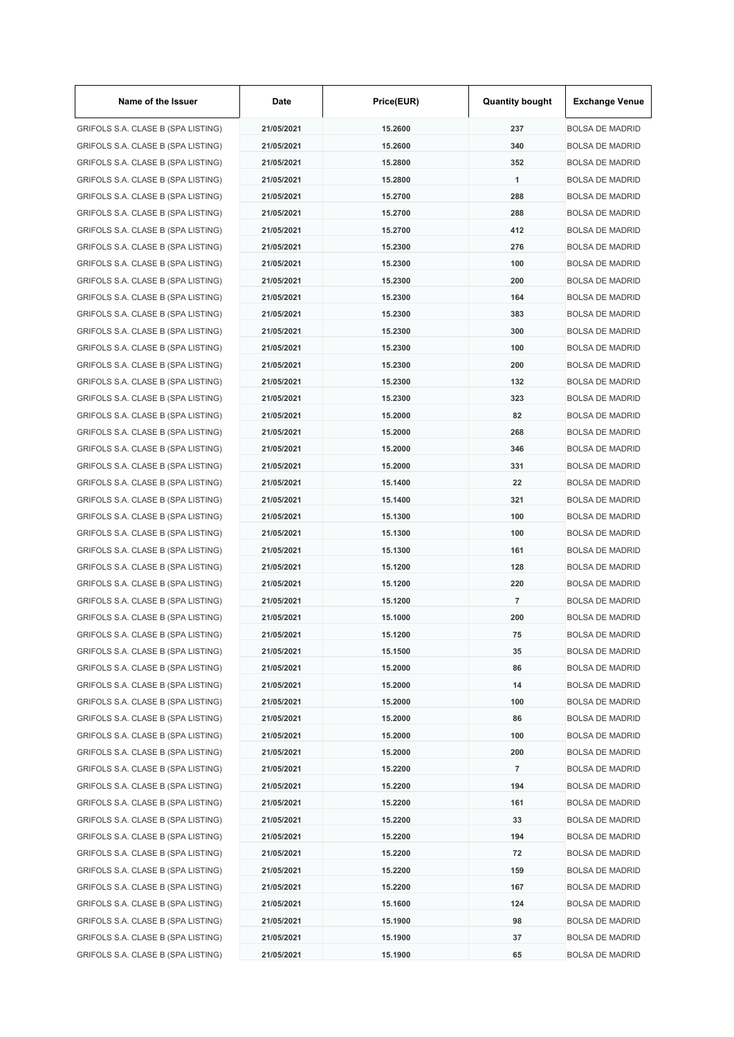| Name of the Issuer | Date | Price(EUR) | Quantity bought | Exchange Venue |
| --- | --- | --- | --- | --- |
| GRIFOLS S.A. CLASE B (SPA LISTING) | 21/05/2021 | 15.2600 | 237 | BOLSA DE MADRID |
| GRIFOLS S.A. CLASE B (SPA LISTING) | 21/05/2021 | 15.2600 | 340 | BOLSA DE MADRID |
| GRIFOLS S.A. CLASE B (SPA LISTING) | 21/05/2021 | 15.2800 | 352 | BOLSA DE MADRID |
| GRIFOLS S.A. CLASE B (SPA LISTING) | 21/05/2021 | 15.2800 | 1 | BOLSA DE MADRID |
| GRIFOLS S.A. CLASE B (SPA LISTING) | 21/05/2021 | 15.2700 | 288 | BOLSA DE MADRID |
| GRIFOLS S.A. CLASE B (SPA LISTING) | 21/05/2021 | 15.2700 | 288 | BOLSA DE MADRID |
| GRIFOLS S.A. CLASE B (SPA LISTING) | 21/05/2021 | 15.2700 | 412 | BOLSA DE MADRID |
| GRIFOLS S.A. CLASE B (SPA LISTING) | 21/05/2021 | 15.2300 | 276 | BOLSA DE MADRID |
| GRIFOLS S.A. CLASE B (SPA LISTING) | 21/05/2021 | 15.2300 | 100 | BOLSA DE MADRID |
| GRIFOLS S.A. CLASE B (SPA LISTING) | 21/05/2021 | 15.2300 | 200 | BOLSA DE MADRID |
| GRIFOLS S.A. CLASE B (SPA LISTING) | 21/05/2021 | 15.2300 | 164 | BOLSA DE MADRID |
| GRIFOLS S.A. CLASE B (SPA LISTING) | 21/05/2021 | 15.2300 | 383 | BOLSA DE MADRID |
| GRIFOLS S.A. CLASE B (SPA LISTING) | 21/05/2021 | 15.2300 | 300 | BOLSA DE MADRID |
| GRIFOLS S.A. CLASE B (SPA LISTING) | 21/05/2021 | 15.2300 | 100 | BOLSA DE MADRID |
| GRIFOLS S.A. CLASE B (SPA LISTING) | 21/05/2021 | 15.2300 | 200 | BOLSA DE MADRID |
| GRIFOLS S.A. CLASE B (SPA LISTING) | 21/05/2021 | 15.2300 | 132 | BOLSA DE MADRID |
| GRIFOLS S.A. CLASE B (SPA LISTING) | 21/05/2021 | 15.2300 | 323 | BOLSA DE MADRID |
| GRIFOLS S.A. CLASE B (SPA LISTING) | 21/05/2021 | 15.2000 | 82 | BOLSA DE MADRID |
| GRIFOLS S.A. CLASE B (SPA LISTING) | 21/05/2021 | 15.2000 | 268 | BOLSA DE MADRID |
| GRIFOLS S.A. CLASE B (SPA LISTING) | 21/05/2021 | 15.2000 | 346 | BOLSA DE MADRID |
| GRIFOLS S.A. CLASE B (SPA LISTING) | 21/05/2021 | 15.2000 | 331 | BOLSA DE MADRID |
| GRIFOLS S.A. CLASE B (SPA LISTING) | 21/05/2021 | 15.1400 | 22 | BOLSA DE MADRID |
| GRIFOLS S.A. CLASE B (SPA LISTING) | 21/05/2021 | 15.1400 | 321 | BOLSA DE MADRID |
| GRIFOLS S.A. CLASE B (SPA LISTING) | 21/05/2021 | 15.1300 | 100 | BOLSA DE MADRID |
| GRIFOLS S.A. CLASE B (SPA LISTING) | 21/05/2021 | 15.1300 | 100 | BOLSA DE MADRID |
| GRIFOLS S.A. CLASE B (SPA LISTING) | 21/05/2021 | 15.1300 | 161 | BOLSA DE MADRID |
| GRIFOLS S.A. CLASE B (SPA LISTING) | 21/05/2021 | 15.1200 | 128 | BOLSA DE MADRID |
| GRIFOLS S.A. CLASE B (SPA LISTING) | 21/05/2021 | 15.1200 | 220 | BOLSA DE MADRID |
| GRIFOLS S.A. CLASE B (SPA LISTING) | 21/05/2021 | 15.1200 | 7 | BOLSA DE MADRID |
| GRIFOLS S.A. CLASE B (SPA LISTING) | 21/05/2021 | 15.1000 | 200 | BOLSA DE MADRID |
| GRIFOLS S.A. CLASE B (SPA LISTING) | 21/05/2021 | 15.1200 | 75 | BOLSA DE MADRID |
| GRIFOLS S.A. CLASE B (SPA LISTING) | 21/05/2021 | 15.1500 | 35 | BOLSA DE MADRID |
| GRIFOLS S.A. CLASE B (SPA LISTING) | 21/05/2021 | 15.2000 | 86 | BOLSA DE MADRID |
| GRIFOLS S.A. CLASE B (SPA LISTING) | 21/05/2021 | 15.2000 | 14 | BOLSA DE MADRID |
| GRIFOLS S.A. CLASE B (SPA LISTING) | 21/05/2021 | 15.2000 | 100 | BOLSA DE MADRID |
| GRIFOLS S.A. CLASE B (SPA LISTING) | 21/05/2021 | 15.2000 | 86 | BOLSA DE MADRID |
| GRIFOLS S.A. CLASE B (SPA LISTING) | 21/05/2021 | 15.2000 | 100 | BOLSA DE MADRID |
| GRIFOLS S.A. CLASE B (SPA LISTING) | 21/05/2021 | 15.2000 | 200 | BOLSA DE MADRID |
| GRIFOLS S.A. CLASE B (SPA LISTING) | 21/05/2021 | 15.2200 | 7 | BOLSA DE MADRID |
| GRIFOLS S.A. CLASE B (SPA LISTING) | 21/05/2021 | 15.2200 | 194 | BOLSA DE MADRID |
| GRIFOLS S.A. CLASE B (SPA LISTING) | 21/05/2021 | 15.2200 | 161 | BOLSA DE MADRID |
| GRIFOLS S.A. CLASE B (SPA LISTING) | 21/05/2021 | 15.2200 | 33 | BOLSA DE MADRID |
| GRIFOLS S.A. CLASE B (SPA LISTING) | 21/05/2021 | 15.2200 | 194 | BOLSA DE MADRID |
| GRIFOLS S.A. CLASE B (SPA LISTING) | 21/05/2021 | 15.2200 | 72 | BOLSA DE MADRID |
| GRIFOLS S.A. CLASE B (SPA LISTING) | 21/05/2021 | 15.2200 | 159 | BOLSA DE MADRID |
| GRIFOLS S.A. CLASE B (SPA LISTING) | 21/05/2021 | 15.2200 | 167 | BOLSA DE MADRID |
| GRIFOLS S.A. CLASE B (SPA LISTING) | 21/05/2021 | 15.1600 | 124 | BOLSA DE MADRID |
| GRIFOLS S.A. CLASE B (SPA LISTING) | 21/05/2021 | 15.1900 | 98 | BOLSA DE MADRID |
| GRIFOLS S.A. CLASE B (SPA LISTING) | 21/05/2021 | 15.1900 | 37 | BOLSA DE MADRID |
| GRIFOLS S.A. CLASE B (SPA LISTING) | 21/05/2021 | 15.1900 | 65 | BOLSA DE MADRID |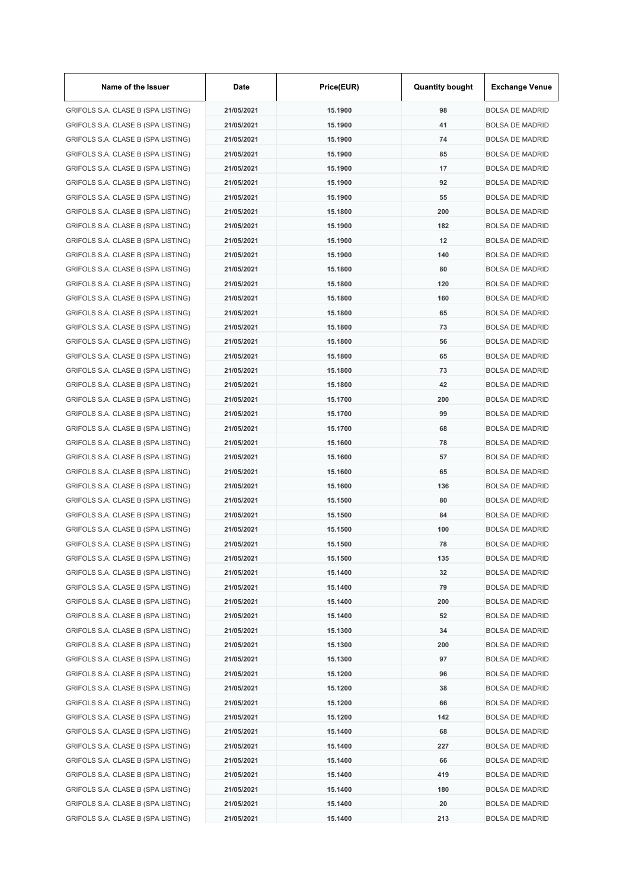| Name of the Issuer | Date | Price(EUR) | Quantity bought | Exchange Venue |
|---|---|---|---|---|
| GRIFOLS S.A. CLASE B (SPA LISTING) | 21/05/2021 | 15.1900 | 98 | BOLSA DE MADRID |
| GRIFOLS S.A. CLASE B (SPA LISTING) | 21/05/2021 | 15.1900 | 41 | BOLSA DE MADRID |
| GRIFOLS S.A. CLASE B (SPA LISTING) | 21/05/2021 | 15.1900 | 74 | BOLSA DE MADRID |
| GRIFOLS S.A. CLASE B (SPA LISTING) | 21/05/2021 | 15.1900 | 85 | BOLSA DE MADRID |
| GRIFOLS S.A. CLASE B (SPA LISTING) | 21/05/2021 | 15.1900 | 17 | BOLSA DE MADRID |
| GRIFOLS S.A. CLASE B (SPA LISTING) | 21/05/2021 | 15.1900 | 92 | BOLSA DE MADRID |
| GRIFOLS S.A. CLASE B (SPA LISTING) | 21/05/2021 | 15.1900 | 55 | BOLSA DE MADRID |
| GRIFOLS S.A. CLASE B (SPA LISTING) | 21/05/2021 | 15.1800 | 200 | BOLSA DE MADRID |
| GRIFOLS S.A. CLASE B (SPA LISTING) | 21/05/2021 | 15.1900 | 182 | BOLSA DE MADRID |
| GRIFOLS S.A. CLASE B (SPA LISTING) | 21/05/2021 | 15.1900 | 12 | BOLSA DE MADRID |
| GRIFOLS S.A. CLASE B (SPA LISTING) | 21/05/2021 | 15.1900 | 140 | BOLSA DE MADRID |
| GRIFOLS S.A. CLASE B (SPA LISTING) | 21/05/2021 | 15.1800 | 80 | BOLSA DE MADRID |
| GRIFOLS S.A. CLASE B (SPA LISTING) | 21/05/2021 | 15.1800 | 120 | BOLSA DE MADRID |
| GRIFOLS S.A. CLASE B (SPA LISTING) | 21/05/2021 | 15.1800 | 160 | BOLSA DE MADRID |
| GRIFOLS S.A. CLASE B (SPA LISTING) | 21/05/2021 | 15.1800 | 65 | BOLSA DE MADRID |
| GRIFOLS S.A. CLASE B (SPA LISTING) | 21/05/2021 | 15.1800 | 73 | BOLSA DE MADRID |
| GRIFOLS S.A. CLASE B (SPA LISTING) | 21/05/2021 | 15.1800 | 56 | BOLSA DE MADRID |
| GRIFOLS S.A. CLASE B (SPA LISTING) | 21/05/2021 | 15.1800 | 65 | BOLSA DE MADRID |
| GRIFOLS S.A. CLASE B (SPA LISTING) | 21/05/2021 | 15.1800 | 73 | BOLSA DE MADRID |
| GRIFOLS S.A. CLASE B (SPA LISTING) | 21/05/2021 | 15.1800 | 42 | BOLSA DE MADRID |
| GRIFOLS S.A. CLASE B (SPA LISTING) | 21/05/2021 | 15.1700 | 200 | BOLSA DE MADRID |
| GRIFOLS S.A. CLASE B (SPA LISTING) | 21/05/2021 | 15.1700 | 99 | BOLSA DE MADRID |
| GRIFOLS S.A. CLASE B (SPA LISTING) | 21/05/2021 | 15.1700 | 68 | BOLSA DE MADRID |
| GRIFOLS S.A. CLASE B (SPA LISTING) | 21/05/2021 | 15.1600 | 78 | BOLSA DE MADRID |
| GRIFOLS S.A. CLASE B (SPA LISTING) | 21/05/2021 | 15.1600 | 57 | BOLSA DE MADRID |
| GRIFOLS S.A. CLASE B (SPA LISTING) | 21/05/2021 | 15.1600 | 65 | BOLSA DE MADRID |
| GRIFOLS S.A. CLASE B (SPA LISTING) | 21/05/2021 | 15.1600 | 136 | BOLSA DE MADRID |
| GRIFOLS S.A. CLASE B (SPA LISTING) | 21/05/2021 | 15.1500 | 80 | BOLSA DE MADRID |
| GRIFOLS S.A. CLASE B (SPA LISTING) | 21/05/2021 | 15.1500 | 84 | BOLSA DE MADRID |
| GRIFOLS S.A. CLASE B (SPA LISTING) | 21/05/2021 | 15.1500 | 100 | BOLSA DE MADRID |
| GRIFOLS S.A. CLASE B (SPA LISTING) | 21/05/2021 | 15.1500 | 78 | BOLSA DE MADRID |
| GRIFOLS S.A. CLASE B (SPA LISTING) | 21/05/2021 | 15.1500 | 135 | BOLSA DE MADRID |
| GRIFOLS S.A. CLASE B (SPA LISTING) | 21/05/2021 | 15.1400 | 32 | BOLSA DE MADRID |
| GRIFOLS S.A. CLASE B (SPA LISTING) | 21/05/2021 | 15.1400 | 79 | BOLSA DE MADRID |
| GRIFOLS S.A. CLASE B (SPA LISTING) | 21/05/2021 | 15.1400 | 200 | BOLSA DE MADRID |
| GRIFOLS S.A. CLASE B (SPA LISTING) | 21/05/2021 | 15.1400 | 52 | BOLSA DE MADRID |
| GRIFOLS S.A. CLASE B (SPA LISTING) | 21/05/2021 | 15.1300 | 34 | BOLSA DE MADRID |
| GRIFOLS S.A. CLASE B (SPA LISTING) | 21/05/2021 | 15.1300 | 200 | BOLSA DE MADRID |
| GRIFOLS S.A. CLASE B (SPA LISTING) | 21/05/2021 | 15.1300 | 97 | BOLSA DE MADRID |
| GRIFOLS S.A. CLASE B (SPA LISTING) | 21/05/2021 | 15.1200 | 96 | BOLSA DE MADRID |
| GRIFOLS S.A. CLASE B (SPA LISTING) | 21/05/2021 | 15.1200 | 38 | BOLSA DE MADRID |
| GRIFOLS S.A. CLASE B (SPA LISTING) | 21/05/2021 | 15.1200 | 66 | BOLSA DE MADRID |
| GRIFOLS S.A. CLASE B (SPA LISTING) | 21/05/2021 | 15.1200 | 142 | BOLSA DE MADRID |
| GRIFOLS S.A. CLASE B (SPA LISTING) | 21/05/2021 | 15.1400 | 68 | BOLSA DE MADRID |
| GRIFOLS S.A. CLASE B (SPA LISTING) | 21/05/2021 | 15.1400 | 227 | BOLSA DE MADRID |
| GRIFOLS S.A. CLASE B (SPA LISTING) | 21/05/2021 | 15.1400 | 66 | BOLSA DE MADRID |
| GRIFOLS S.A. CLASE B (SPA LISTING) | 21/05/2021 | 15.1400 | 419 | BOLSA DE MADRID |
| GRIFOLS S.A. CLASE B (SPA LISTING) | 21/05/2021 | 15.1400 | 180 | BOLSA DE MADRID |
| GRIFOLS S.A. CLASE B (SPA LISTING) | 21/05/2021 | 15.1400 | 20 | BOLSA DE MADRID |
| GRIFOLS S.A. CLASE B (SPA LISTING) | 21/05/2021 | 15.1400 | 213 | BOLSA DE MADRID |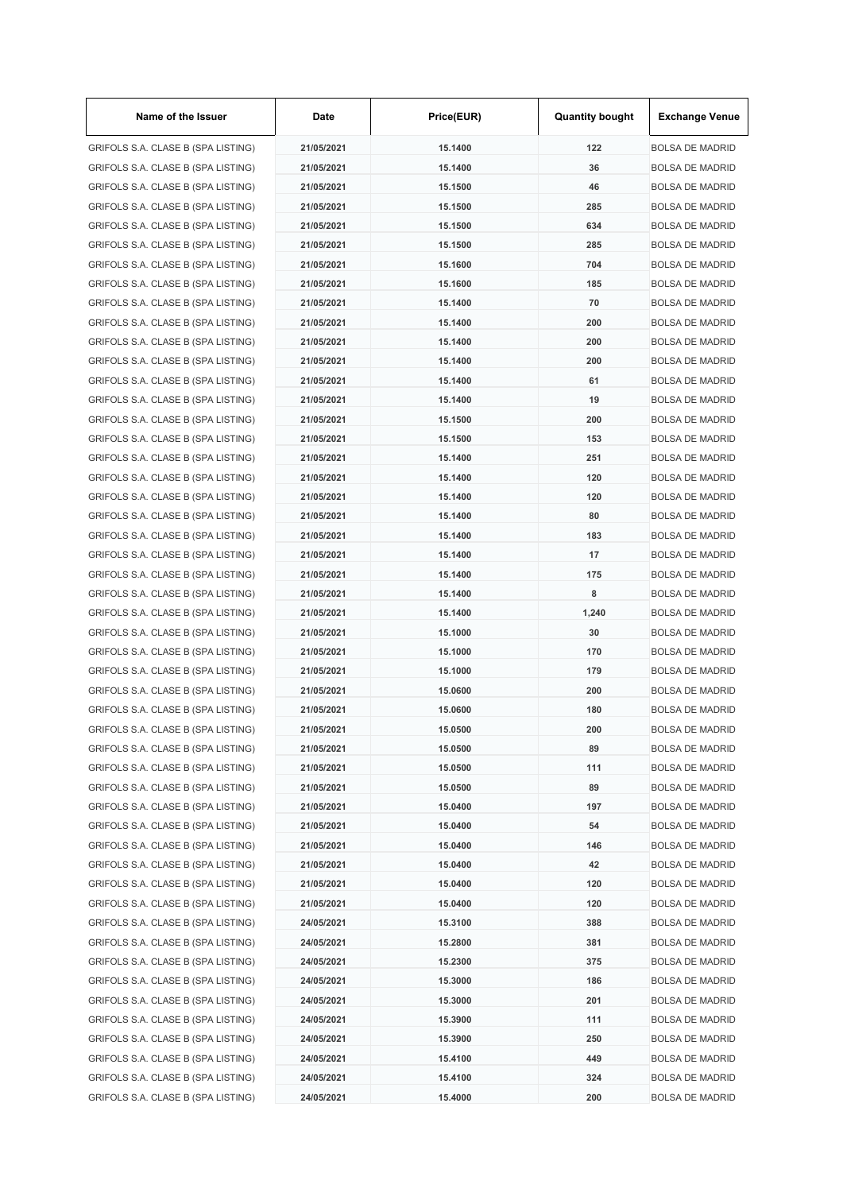| Name of the Issuer | Date | Price(EUR) | Quantity bought | Exchange Venue |
|---|---|---|---|---|
| GRIFOLS S.A. CLASE B (SPA LISTING) | 21/05/2021 | 15.1400 | 122 | BOLSA DE MADRID |
| GRIFOLS S.A. CLASE B (SPA LISTING) | 21/05/2021 | 15.1400 | 36 | BOLSA DE MADRID |
| GRIFOLS S.A. CLASE B (SPA LISTING) | 21/05/2021 | 15.1500 | 46 | BOLSA DE MADRID |
| GRIFOLS S.A. CLASE B (SPA LISTING) | 21/05/2021 | 15.1500 | 285 | BOLSA DE MADRID |
| GRIFOLS S.A. CLASE B (SPA LISTING) | 21/05/2021 | 15.1500 | 634 | BOLSA DE MADRID |
| GRIFOLS S.A. CLASE B (SPA LISTING) | 21/05/2021 | 15.1500 | 285 | BOLSA DE MADRID |
| GRIFOLS S.A. CLASE B (SPA LISTING) | 21/05/2021 | 15.1600 | 704 | BOLSA DE MADRID |
| GRIFOLS S.A. CLASE B (SPA LISTING) | 21/05/2021 | 15.1600 | 185 | BOLSA DE MADRID |
| GRIFOLS S.A. CLASE B (SPA LISTING) | 21/05/2021 | 15.1400 | 70 | BOLSA DE MADRID |
| GRIFOLS S.A. CLASE B (SPA LISTING) | 21/05/2021 | 15.1400 | 200 | BOLSA DE MADRID |
| GRIFOLS S.A. CLASE B (SPA LISTING) | 21/05/2021 | 15.1400 | 200 | BOLSA DE MADRID |
| GRIFOLS S.A. CLASE B (SPA LISTING) | 21/05/2021 | 15.1400 | 200 | BOLSA DE MADRID |
| GRIFOLS S.A. CLASE B (SPA LISTING) | 21/05/2021 | 15.1400 | 61 | BOLSA DE MADRID |
| GRIFOLS S.A. CLASE B (SPA LISTING) | 21/05/2021 | 15.1400 | 19 | BOLSA DE MADRID |
| GRIFOLS S.A. CLASE B (SPA LISTING) | 21/05/2021 | 15.1500 | 200 | BOLSA DE MADRID |
| GRIFOLS S.A. CLASE B (SPA LISTING) | 21/05/2021 | 15.1500 | 153 | BOLSA DE MADRID |
| GRIFOLS S.A. CLASE B (SPA LISTING) | 21/05/2021 | 15.1400 | 251 | BOLSA DE MADRID |
| GRIFOLS S.A. CLASE B (SPA LISTING) | 21/05/2021 | 15.1400 | 120 | BOLSA DE MADRID |
| GRIFOLS S.A. CLASE B (SPA LISTING) | 21/05/2021 | 15.1400 | 120 | BOLSA DE MADRID |
| GRIFOLS S.A. CLASE B (SPA LISTING) | 21/05/2021 | 15.1400 | 80 | BOLSA DE MADRID |
| GRIFOLS S.A. CLASE B (SPA LISTING) | 21/05/2021 | 15.1400 | 183 | BOLSA DE MADRID |
| GRIFOLS S.A. CLASE B (SPA LISTING) | 21/05/2021 | 15.1400 | 17 | BOLSA DE MADRID |
| GRIFOLS S.A. CLASE B (SPA LISTING) | 21/05/2021 | 15.1400 | 175 | BOLSA DE MADRID |
| GRIFOLS S.A. CLASE B (SPA LISTING) | 21/05/2021 | 15.1400 | 8 | BOLSA DE MADRID |
| GRIFOLS S.A. CLASE B (SPA LISTING) | 21/05/2021 | 15.1400 | 1,240 | BOLSA DE MADRID |
| GRIFOLS S.A. CLASE B (SPA LISTING) | 21/05/2021 | 15.1000 | 30 | BOLSA DE MADRID |
| GRIFOLS S.A. CLASE B (SPA LISTING) | 21/05/2021 | 15.1000 | 170 | BOLSA DE MADRID |
| GRIFOLS S.A. CLASE B (SPA LISTING) | 21/05/2021 | 15.1000 | 179 | BOLSA DE MADRID |
| GRIFOLS S.A. CLASE B (SPA LISTING) | 21/05/2021 | 15.0600 | 200 | BOLSA DE MADRID |
| GRIFOLS S.A. CLASE B (SPA LISTING) | 21/05/2021 | 15.0600 | 180 | BOLSA DE MADRID |
| GRIFOLS S.A. CLASE B (SPA LISTING) | 21/05/2021 | 15.0500 | 200 | BOLSA DE MADRID |
| GRIFOLS S.A. CLASE B (SPA LISTING) | 21/05/2021 | 15.0500 | 89 | BOLSA DE MADRID |
| GRIFOLS S.A. CLASE B (SPA LISTING) | 21/05/2021 | 15.0500 | 111 | BOLSA DE MADRID |
| GRIFOLS S.A. CLASE B (SPA LISTING) | 21/05/2021 | 15.0500 | 89 | BOLSA DE MADRID |
| GRIFOLS S.A. CLASE B (SPA LISTING) | 21/05/2021 | 15.0400 | 197 | BOLSA DE MADRID |
| GRIFOLS S.A. CLASE B (SPA LISTING) | 21/05/2021 | 15.0400 | 54 | BOLSA DE MADRID |
| GRIFOLS S.A. CLASE B (SPA LISTING) | 21/05/2021 | 15.0400 | 146 | BOLSA DE MADRID |
| GRIFOLS S.A. CLASE B (SPA LISTING) | 21/05/2021 | 15.0400 | 42 | BOLSA DE MADRID |
| GRIFOLS S.A. CLASE B (SPA LISTING) | 21/05/2021 | 15.0400 | 120 | BOLSA DE MADRID |
| GRIFOLS S.A. CLASE B (SPA LISTING) | 21/05/2021 | 15.0400 | 120 | BOLSA DE MADRID |
| GRIFOLS S.A. CLASE B (SPA LISTING) | 24/05/2021 | 15.3100 | 388 | BOLSA DE MADRID |
| GRIFOLS S.A. CLASE B (SPA LISTING) | 24/05/2021 | 15.2800 | 381 | BOLSA DE MADRID |
| GRIFOLS S.A. CLASE B (SPA LISTING) | 24/05/2021 | 15.2300 | 375 | BOLSA DE MADRID |
| GRIFOLS S.A. CLASE B (SPA LISTING) | 24/05/2021 | 15.3000 | 186 | BOLSA DE MADRID |
| GRIFOLS S.A. CLASE B (SPA LISTING) | 24/05/2021 | 15.3000 | 201 | BOLSA DE MADRID |
| GRIFOLS S.A. CLASE B (SPA LISTING) | 24/05/2021 | 15.3900 | 111 | BOLSA DE MADRID |
| GRIFOLS S.A. CLASE B (SPA LISTING) | 24/05/2021 | 15.3900 | 250 | BOLSA DE MADRID |
| GRIFOLS S.A. CLASE B (SPA LISTING) | 24/05/2021 | 15.4100 | 449 | BOLSA DE MADRID |
| GRIFOLS S.A. CLASE B (SPA LISTING) | 24/05/2021 | 15.4100 | 324 | BOLSA DE MADRID |
| GRIFOLS S.A. CLASE B (SPA LISTING) | 24/05/2021 | 15.4000 | 200 | BOLSA DE MADRID |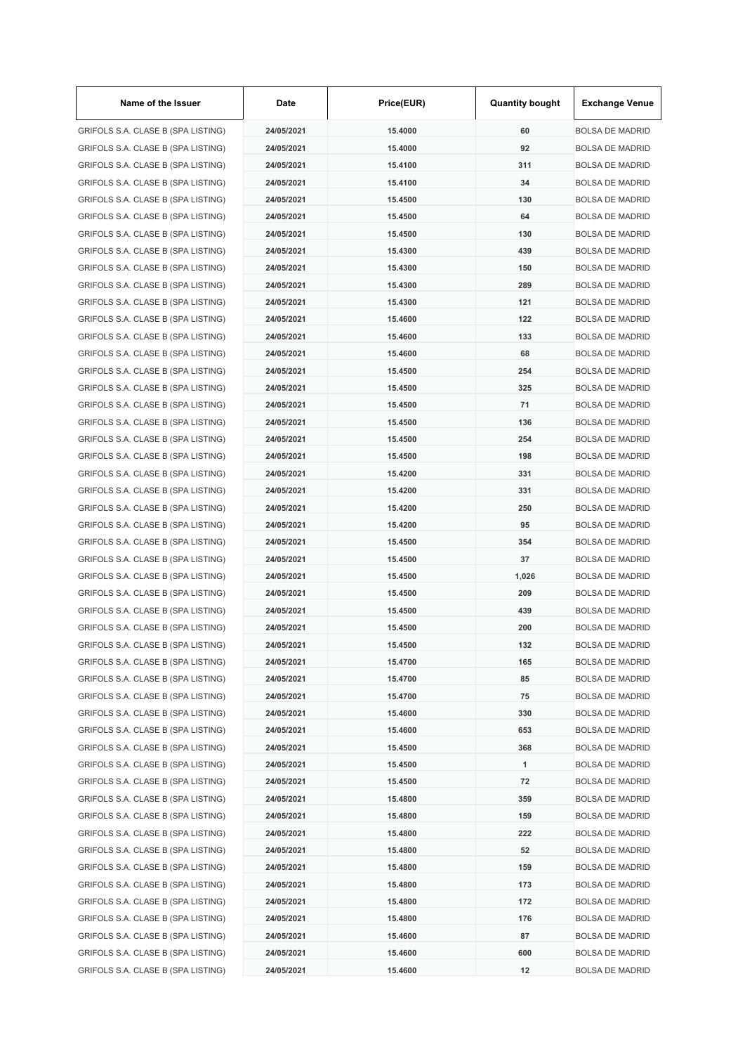| Name of the Issuer | Date | Price(EUR) | Quantity bought | Exchange Venue |
|---|---|---|---|---|
| GRIFOLS S.A. CLASE B (SPA LISTING) | 24/05/2021 | 15.4000 | 60 | BOLSA DE MADRID |
| GRIFOLS S.A. CLASE B (SPA LISTING) | 24/05/2021 | 15.4000 | 92 | BOLSA DE MADRID |
| GRIFOLS S.A. CLASE B (SPA LISTING) | 24/05/2021 | 15.4100 | 311 | BOLSA DE MADRID |
| GRIFOLS S.A. CLASE B (SPA LISTING) | 24/05/2021 | 15.4100 | 34 | BOLSA DE MADRID |
| GRIFOLS S.A. CLASE B (SPA LISTING) | 24/05/2021 | 15.4500 | 130 | BOLSA DE MADRID |
| GRIFOLS S.A. CLASE B (SPA LISTING) | 24/05/2021 | 15.4500 | 64 | BOLSA DE MADRID |
| GRIFOLS S.A. CLASE B (SPA LISTING) | 24/05/2021 | 15.4500 | 130 | BOLSA DE MADRID |
| GRIFOLS S.A. CLASE B (SPA LISTING) | 24/05/2021 | 15.4300 | 439 | BOLSA DE MADRID |
| GRIFOLS S.A. CLASE B (SPA LISTING) | 24/05/2021 | 15.4300 | 150 | BOLSA DE MADRID |
| GRIFOLS S.A. CLASE B (SPA LISTING) | 24/05/2021 | 15.4300 | 289 | BOLSA DE MADRID |
| GRIFOLS S.A. CLASE B (SPA LISTING) | 24/05/2021 | 15.4300 | 121 | BOLSA DE MADRID |
| GRIFOLS S.A. CLASE B (SPA LISTING) | 24/05/2021 | 15.4600 | 122 | BOLSA DE MADRID |
| GRIFOLS S.A. CLASE B (SPA LISTING) | 24/05/2021 | 15.4600 | 133 | BOLSA DE MADRID |
| GRIFOLS S.A. CLASE B (SPA LISTING) | 24/05/2021 | 15.4600 | 68 | BOLSA DE MADRID |
| GRIFOLS S.A. CLASE B (SPA LISTING) | 24/05/2021 | 15.4500 | 254 | BOLSA DE MADRID |
| GRIFOLS S.A. CLASE B (SPA LISTING) | 24/05/2021 | 15.4500 | 325 | BOLSA DE MADRID |
| GRIFOLS S.A. CLASE B (SPA LISTING) | 24/05/2021 | 15.4500 | 71 | BOLSA DE MADRID |
| GRIFOLS S.A. CLASE B (SPA LISTING) | 24/05/2021 | 15.4500 | 136 | BOLSA DE MADRID |
| GRIFOLS S.A. CLASE B (SPA LISTING) | 24/05/2021 | 15.4500 | 254 | BOLSA DE MADRID |
| GRIFOLS S.A. CLASE B (SPA LISTING) | 24/05/2021 | 15.4500 | 198 | BOLSA DE MADRID |
| GRIFOLS S.A. CLASE B (SPA LISTING) | 24/05/2021 | 15.4200 | 331 | BOLSA DE MADRID |
| GRIFOLS S.A. CLASE B (SPA LISTING) | 24/05/2021 | 15.4200 | 331 | BOLSA DE MADRID |
| GRIFOLS S.A. CLASE B (SPA LISTING) | 24/05/2021 | 15.4200 | 250 | BOLSA DE MADRID |
| GRIFOLS S.A. CLASE B (SPA LISTING) | 24/05/2021 | 15.4200 | 95 | BOLSA DE MADRID |
| GRIFOLS S.A. CLASE B (SPA LISTING) | 24/05/2021 | 15.4500 | 354 | BOLSA DE MADRID |
| GRIFOLS S.A. CLASE B (SPA LISTING) | 24/05/2021 | 15.4500 | 37 | BOLSA DE MADRID |
| GRIFOLS S.A. CLASE B (SPA LISTING) | 24/05/2021 | 15.4500 | 1,026 | BOLSA DE MADRID |
| GRIFOLS S.A. CLASE B (SPA LISTING) | 24/05/2021 | 15.4500 | 209 | BOLSA DE MADRID |
| GRIFOLS S.A. CLASE B (SPA LISTING) | 24/05/2021 | 15.4500 | 439 | BOLSA DE MADRID |
| GRIFOLS S.A. CLASE B (SPA LISTING) | 24/05/2021 | 15.4500 | 200 | BOLSA DE MADRID |
| GRIFOLS S.A. CLASE B (SPA LISTING) | 24/05/2021 | 15.4500 | 132 | BOLSA DE MADRID |
| GRIFOLS S.A. CLASE B (SPA LISTING) | 24/05/2021 | 15.4700 | 165 | BOLSA DE MADRID |
| GRIFOLS S.A. CLASE B (SPA LISTING) | 24/05/2021 | 15.4700 | 85 | BOLSA DE MADRID |
| GRIFOLS S.A. CLASE B (SPA LISTING) | 24/05/2021 | 15.4700 | 75 | BOLSA DE MADRID |
| GRIFOLS S.A. CLASE B (SPA LISTING) | 24/05/2021 | 15.4600 | 330 | BOLSA DE MADRID |
| GRIFOLS S.A. CLASE B (SPA LISTING) | 24/05/2021 | 15.4600 | 653 | BOLSA DE MADRID |
| GRIFOLS S.A. CLASE B (SPA LISTING) | 24/05/2021 | 15.4500 | 368 | BOLSA DE MADRID |
| GRIFOLS S.A. CLASE B (SPA LISTING) | 24/05/2021 | 15.4500 | 1 | BOLSA DE MADRID |
| GRIFOLS S.A. CLASE B (SPA LISTING) | 24/05/2021 | 15.4500 | 72 | BOLSA DE MADRID |
| GRIFOLS S.A. CLASE B (SPA LISTING) | 24/05/2021 | 15.4800 | 359 | BOLSA DE MADRID |
| GRIFOLS S.A. CLASE B (SPA LISTING) | 24/05/2021 | 15.4800 | 159 | BOLSA DE MADRID |
| GRIFOLS S.A. CLASE B (SPA LISTING) | 24/05/2021 | 15.4800 | 222 | BOLSA DE MADRID |
| GRIFOLS S.A. CLASE B (SPA LISTING) | 24/05/2021 | 15.4800 | 52 | BOLSA DE MADRID |
| GRIFOLS S.A. CLASE B (SPA LISTING) | 24/05/2021 | 15.4800 | 159 | BOLSA DE MADRID |
| GRIFOLS S.A. CLASE B (SPA LISTING) | 24/05/2021 | 15.4800 | 173 | BOLSA DE MADRID |
| GRIFOLS S.A. CLASE B (SPA LISTING) | 24/05/2021 | 15.4800 | 172 | BOLSA DE MADRID |
| GRIFOLS S.A. CLASE B (SPA LISTING) | 24/05/2021 | 15.4800 | 176 | BOLSA DE MADRID |
| GRIFOLS S.A. CLASE B (SPA LISTING) | 24/05/2021 | 15.4600 | 87 | BOLSA DE MADRID |
| GRIFOLS S.A. CLASE B (SPA LISTING) | 24/05/2021 | 15.4600 | 600 | BOLSA DE MADRID |
| GRIFOLS S.A. CLASE B (SPA LISTING) | 24/05/2021 | 15.4600 | 12 | BOLSA DE MADRID |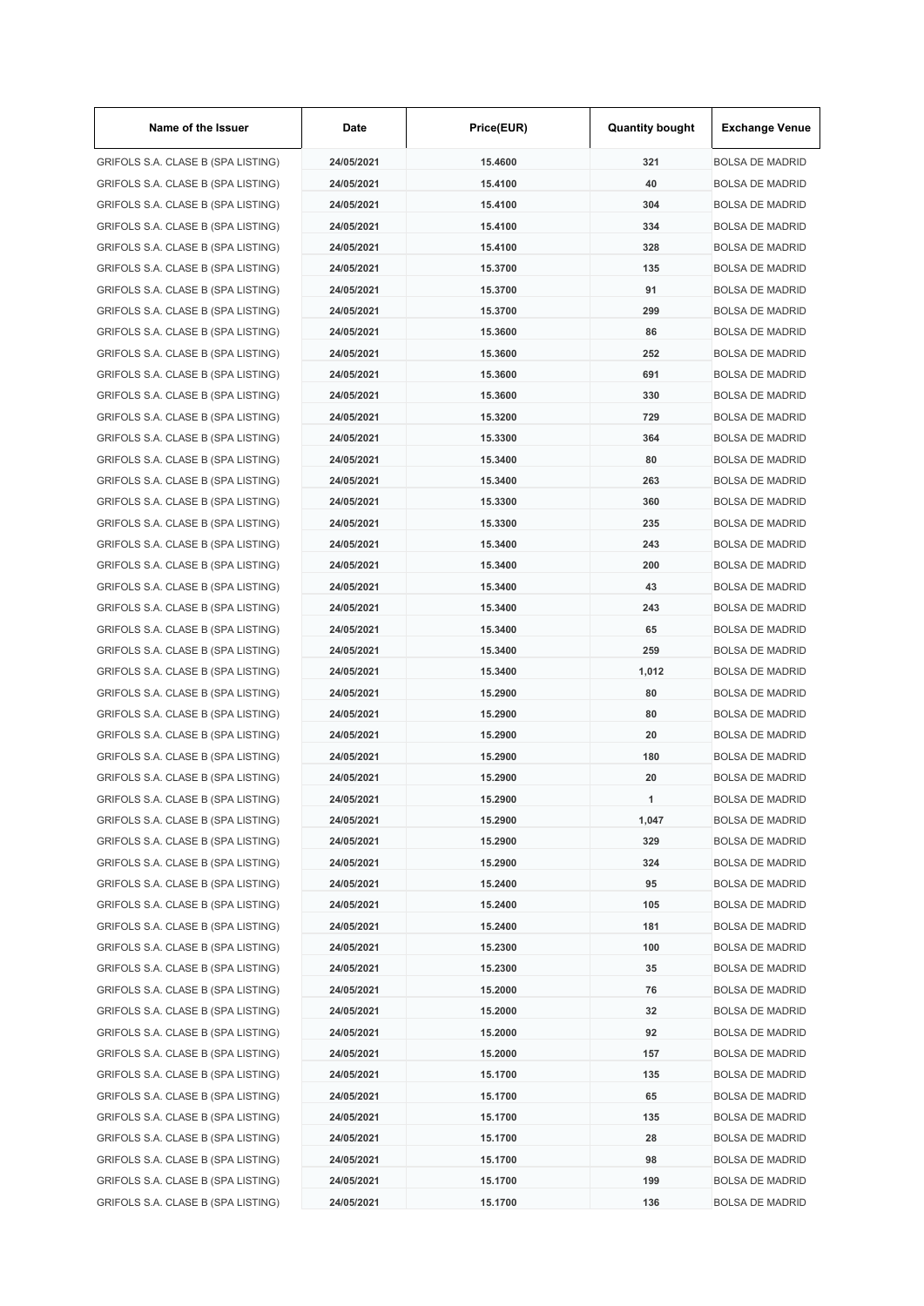| Name of the Issuer | Date | Price(EUR) | Quantity bought | Exchange Venue |
|---|---|---|---|---|
| GRIFOLS S.A. CLASE B (SPA LISTING) | 24/05/2021 | 15.4600 | 321 | BOLSA DE MADRID |
| GRIFOLS S.A. CLASE B (SPA LISTING) | 24/05/2021 | 15.4100 | 40 | BOLSA DE MADRID |
| GRIFOLS S.A. CLASE B (SPA LISTING) | 24/05/2021 | 15.4100 | 304 | BOLSA DE MADRID |
| GRIFOLS S.A. CLASE B (SPA LISTING) | 24/05/2021 | 15.4100 | 334 | BOLSA DE MADRID |
| GRIFOLS S.A. CLASE B (SPA LISTING) | 24/05/2021 | 15.4100 | 328 | BOLSA DE MADRID |
| GRIFOLS S.A. CLASE B (SPA LISTING) | 24/05/2021 | 15.3700 | 135 | BOLSA DE MADRID |
| GRIFOLS S.A. CLASE B (SPA LISTING) | 24/05/2021 | 15.3700 | 91 | BOLSA DE MADRID |
| GRIFOLS S.A. CLASE B (SPA LISTING) | 24/05/2021 | 15.3700 | 299 | BOLSA DE MADRID |
| GRIFOLS S.A. CLASE B (SPA LISTING) | 24/05/2021 | 15.3600 | 86 | BOLSA DE MADRID |
| GRIFOLS S.A. CLASE B (SPA LISTING) | 24/05/2021 | 15.3600 | 252 | BOLSA DE MADRID |
| GRIFOLS S.A. CLASE B (SPA LISTING) | 24/05/2021 | 15.3600 | 691 | BOLSA DE MADRID |
| GRIFOLS S.A. CLASE B (SPA LISTING) | 24/05/2021 | 15.3600 | 330 | BOLSA DE MADRID |
| GRIFOLS S.A. CLASE B (SPA LISTING) | 24/05/2021 | 15.3200 | 729 | BOLSA DE MADRID |
| GRIFOLS S.A. CLASE B (SPA LISTING) | 24/05/2021 | 15.3300 | 364 | BOLSA DE MADRID |
| GRIFOLS S.A. CLASE B (SPA LISTING) | 24/05/2021 | 15.3400 | 80 | BOLSA DE MADRID |
| GRIFOLS S.A. CLASE B (SPA LISTING) | 24/05/2021 | 15.3400 | 263 | BOLSA DE MADRID |
| GRIFOLS S.A. CLASE B (SPA LISTING) | 24/05/2021 | 15.3300 | 360 | BOLSA DE MADRID |
| GRIFOLS S.A. CLASE B (SPA LISTING) | 24/05/2021 | 15.3300 | 235 | BOLSA DE MADRID |
| GRIFOLS S.A. CLASE B (SPA LISTING) | 24/05/2021 | 15.3400 | 243 | BOLSA DE MADRID |
| GRIFOLS S.A. CLASE B (SPA LISTING) | 24/05/2021 | 15.3400 | 200 | BOLSA DE MADRID |
| GRIFOLS S.A. CLASE B (SPA LISTING) | 24/05/2021 | 15.3400 | 43 | BOLSA DE MADRID |
| GRIFOLS S.A. CLASE B (SPA LISTING) | 24/05/2021 | 15.3400 | 243 | BOLSA DE MADRID |
| GRIFOLS S.A. CLASE B (SPA LISTING) | 24/05/2021 | 15.3400 | 65 | BOLSA DE MADRID |
| GRIFOLS S.A. CLASE B (SPA LISTING) | 24/05/2021 | 15.3400 | 259 | BOLSA DE MADRID |
| GRIFOLS S.A. CLASE B (SPA LISTING) | 24/05/2021 | 15.3400 | 1,012 | BOLSA DE MADRID |
| GRIFOLS S.A. CLASE B (SPA LISTING) | 24/05/2021 | 15.2900 | 80 | BOLSA DE MADRID |
| GRIFOLS S.A. CLASE B (SPA LISTING) | 24/05/2021 | 15.2900 | 80 | BOLSA DE MADRID |
| GRIFOLS S.A. CLASE B (SPA LISTING) | 24/05/2021 | 15.2900 | 20 | BOLSA DE MADRID |
| GRIFOLS S.A. CLASE B (SPA LISTING) | 24/05/2021 | 15.2900 | 180 | BOLSA DE MADRID |
| GRIFOLS S.A. CLASE B (SPA LISTING) | 24/05/2021 | 15.2900 | 20 | BOLSA DE MADRID |
| GRIFOLS S.A. CLASE B (SPA LISTING) | 24/05/2021 | 15.2900 | 1 | BOLSA DE MADRID |
| GRIFOLS S.A. CLASE B (SPA LISTING) | 24/05/2021 | 15.2900 | 1,047 | BOLSA DE MADRID |
| GRIFOLS S.A. CLASE B (SPA LISTING) | 24/05/2021 | 15.2900 | 329 | BOLSA DE MADRID |
| GRIFOLS S.A. CLASE B (SPA LISTING) | 24/05/2021 | 15.2900 | 324 | BOLSA DE MADRID |
| GRIFOLS S.A. CLASE B (SPA LISTING) | 24/05/2021 | 15.2400 | 95 | BOLSA DE MADRID |
| GRIFOLS S.A. CLASE B (SPA LISTING) | 24/05/2021 | 15.2400 | 105 | BOLSA DE MADRID |
| GRIFOLS S.A. CLASE B (SPA LISTING) | 24/05/2021 | 15.2400 | 181 | BOLSA DE MADRID |
| GRIFOLS S.A. CLASE B (SPA LISTING) | 24/05/2021 | 15.2300 | 100 | BOLSA DE MADRID |
| GRIFOLS S.A. CLASE B (SPA LISTING) | 24/05/2021 | 15.2300 | 35 | BOLSA DE MADRID |
| GRIFOLS S.A. CLASE B (SPA LISTING) | 24/05/2021 | 15.2000 | 76 | BOLSA DE MADRID |
| GRIFOLS S.A. CLASE B (SPA LISTING) | 24/05/2021 | 15.2000 | 32 | BOLSA DE MADRID |
| GRIFOLS S.A. CLASE B (SPA LISTING) | 24/05/2021 | 15.2000 | 92 | BOLSA DE MADRID |
| GRIFOLS S.A. CLASE B (SPA LISTING) | 24/05/2021 | 15.2000 | 157 | BOLSA DE MADRID |
| GRIFOLS S.A. CLASE B (SPA LISTING) | 24/05/2021 | 15.1700 | 135 | BOLSA DE MADRID |
| GRIFOLS S.A. CLASE B (SPA LISTING) | 24/05/2021 | 15.1700 | 65 | BOLSA DE MADRID |
| GRIFOLS S.A. CLASE B (SPA LISTING) | 24/05/2021 | 15.1700 | 135 | BOLSA DE MADRID |
| GRIFOLS S.A. CLASE B (SPA LISTING) | 24/05/2021 | 15.1700 | 28 | BOLSA DE MADRID |
| GRIFOLS S.A. CLASE B (SPA LISTING) | 24/05/2021 | 15.1700 | 98 | BOLSA DE MADRID |
| GRIFOLS S.A. CLASE B (SPA LISTING) | 24/05/2021 | 15.1700 | 199 | BOLSA DE MADRID |
| GRIFOLS S.A. CLASE B (SPA LISTING) | 24/05/2021 | 15.1700 | 136 | BOLSA DE MADRID |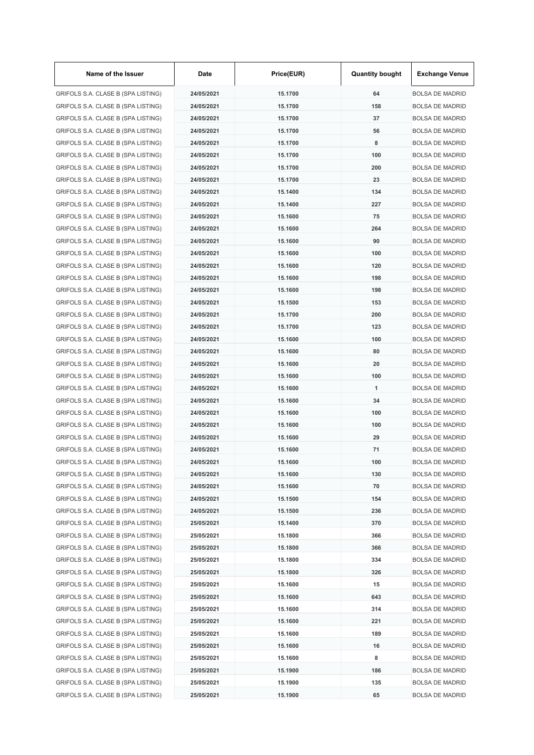| Name of the Issuer | Date | Price(EUR) | Quantity bought | Exchange Venue |
|---|---|---|---|---|
| GRIFOLS S.A. CLASE B (SPA LISTING) | 24/05/2021 | 15.1700 | 64 | BOLSA DE MADRID |
| GRIFOLS S.A. CLASE B (SPA LISTING) | 24/05/2021 | 15.1700 | 158 | BOLSA DE MADRID |
| GRIFOLS S.A. CLASE B (SPA LISTING) | 24/05/2021 | 15.1700 | 37 | BOLSA DE MADRID |
| GRIFOLS S.A. CLASE B (SPA LISTING) | 24/05/2021 | 15.1700 | 56 | BOLSA DE MADRID |
| GRIFOLS S.A. CLASE B (SPA LISTING) | 24/05/2021 | 15.1700 | 8 | BOLSA DE MADRID |
| GRIFOLS S.A. CLASE B (SPA LISTING) | 24/05/2021 | 15.1700 | 100 | BOLSA DE MADRID |
| GRIFOLS S.A. CLASE B (SPA LISTING) | 24/05/2021 | 15.1700 | 200 | BOLSA DE MADRID |
| GRIFOLS S.A. CLASE B (SPA LISTING) | 24/05/2021 | 15.1700 | 23 | BOLSA DE MADRID |
| GRIFOLS S.A. CLASE B (SPA LISTING) | 24/05/2021 | 15.1400 | 134 | BOLSA DE MADRID |
| GRIFOLS S.A. CLASE B (SPA LISTING) | 24/05/2021 | 15.1400 | 227 | BOLSA DE MADRID |
| GRIFOLS S.A. CLASE B (SPA LISTING) | 24/05/2021 | 15.1600 | 75 | BOLSA DE MADRID |
| GRIFOLS S.A. CLASE B (SPA LISTING) | 24/05/2021 | 15.1600 | 264 | BOLSA DE MADRID |
| GRIFOLS S.A. CLASE B (SPA LISTING) | 24/05/2021 | 15.1600 | 90 | BOLSA DE MADRID |
| GRIFOLS S.A. CLASE B (SPA LISTING) | 24/05/2021 | 15.1600 | 100 | BOLSA DE MADRID |
| GRIFOLS S.A. CLASE B (SPA LISTING) | 24/05/2021 | 15.1600 | 120 | BOLSA DE MADRID |
| GRIFOLS S.A. CLASE B (SPA LISTING) | 24/05/2021 | 15.1600 | 198 | BOLSA DE MADRID |
| GRIFOLS S.A. CLASE B (SPA LISTING) | 24/05/2021 | 15.1600 | 198 | BOLSA DE MADRID |
| GRIFOLS S.A. CLASE B (SPA LISTING) | 24/05/2021 | 15.1500 | 153 | BOLSA DE MADRID |
| GRIFOLS S.A. CLASE B (SPA LISTING) | 24/05/2021 | 15.1700 | 200 | BOLSA DE MADRID |
| GRIFOLS S.A. CLASE B (SPA LISTING) | 24/05/2021 | 15.1700 | 123 | BOLSA DE MADRID |
| GRIFOLS S.A. CLASE B (SPA LISTING) | 24/05/2021 | 15.1600 | 100 | BOLSA DE MADRID |
| GRIFOLS S.A. CLASE B (SPA LISTING) | 24/05/2021 | 15.1600 | 80 | BOLSA DE MADRID |
| GRIFOLS S.A. CLASE B (SPA LISTING) | 24/05/2021 | 15.1600 | 20 | BOLSA DE MADRID |
| GRIFOLS S.A. CLASE B (SPA LISTING) | 24/05/2021 | 15.1600 | 100 | BOLSA DE MADRID |
| GRIFOLS S.A. CLASE B (SPA LISTING) | 24/05/2021 | 15.1600 | 1 | BOLSA DE MADRID |
| GRIFOLS S.A. CLASE B (SPA LISTING) | 24/05/2021 | 15.1600 | 34 | BOLSA DE MADRID |
| GRIFOLS S.A. CLASE B (SPA LISTING) | 24/05/2021 | 15.1600 | 100 | BOLSA DE MADRID |
| GRIFOLS S.A. CLASE B (SPA LISTING) | 24/05/2021 | 15.1600 | 100 | BOLSA DE MADRID |
| GRIFOLS S.A. CLASE B (SPA LISTING) | 24/05/2021 | 15.1600 | 29 | BOLSA DE MADRID |
| GRIFOLS S.A. CLASE B (SPA LISTING) | 24/05/2021 | 15.1600 | 71 | BOLSA DE MADRID |
| GRIFOLS S.A. CLASE B (SPA LISTING) | 24/05/2021 | 15.1600 | 100 | BOLSA DE MADRID |
| GRIFOLS S.A. CLASE B (SPA LISTING) | 24/05/2021 | 15.1600 | 130 | BOLSA DE MADRID |
| GRIFOLS S.A. CLASE B (SPA LISTING) | 24/05/2021 | 15.1600 | 70 | BOLSA DE MADRID |
| GRIFOLS S.A. CLASE B (SPA LISTING) | 24/05/2021 | 15.1500 | 154 | BOLSA DE MADRID |
| GRIFOLS S.A. CLASE B (SPA LISTING) | 24/05/2021 | 15.1500 | 236 | BOLSA DE MADRID |
| GRIFOLS S.A. CLASE B (SPA LISTING) | 25/05/2021 | 15.1400 | 370 | BOLSA DE MADRID |
| GRIFOLS S.A. CLASE B (SPA LISTING) | 25/05/2021 | 15.1800 | 366 | BOLSA DE MADRID |
| GRIFOLS S.A. CLASE B (SPA LISTING) | 25/05/2021 | 15.1800 | 366 | BOLSA DE MADRID |
| GRIFOLS S.A. CLASE B (SPA LISTING) | 25/05/2021 | 15.1800 | 334 | BOLSA DE MADRID |
| GRIFOLS S.A. CLASE B (SPA LISTING) | 25/05/2021 | 15.1800 | 326 | BOLSA DE MADRID |
| GRIFOLS S.A. CLASE B (SPA LISTING) | 25/05/2021 | 15.1600 | 15 | BOLSA DE MADRID |
| GRIFOLS S.A. CLASE B (SPA LISTING) | 25/05/2021 | 15.1600 | 643 | BOLSA DE MADRID |
| GRIFOLS S.A. CLASE B (SPA LISTING) | 25/05/2021 | 15.1600 | 314 | BOLSA DE MADRID |
| GRIFOLS S.A. CLASE B (SPA LISTING) | 25/05/2021 | 15.1600 | 221 | BOLSA DE MADRID |
| GRIFOLS S.A. CLASE B (SPA LISTING) | 25/05/2021 | 15.1600 | 189 | BOLSA DE MADRID |
| GRIFOLS S.A. CLASE B (SPA LISTING) | 25/05/2021 | 15.1600 | 16 | BOLSA DE MADRID |
| GRIFOLS S.A. CLASE B (SPA LISTING) | 25/05/2021 | 15.1600 | 8 | BOLSA DE MADRID |
| GRIFOLS S.A. CLASE B (SPA LISTING) | 25/05/2021 | 15.1900 | 186 | BOLSA DE MADRID |
| GRIFOLS S.A. CLASE B (SPA LISTING) | 25/05/2021 | 15.1900 | 135 | BOLSA DE MADRID |
| GRIFOLS S.A. CLASE B (SPA LISTING) | 25/05/2021 | 15.1900 | 65 | BOLSA DE MADRID |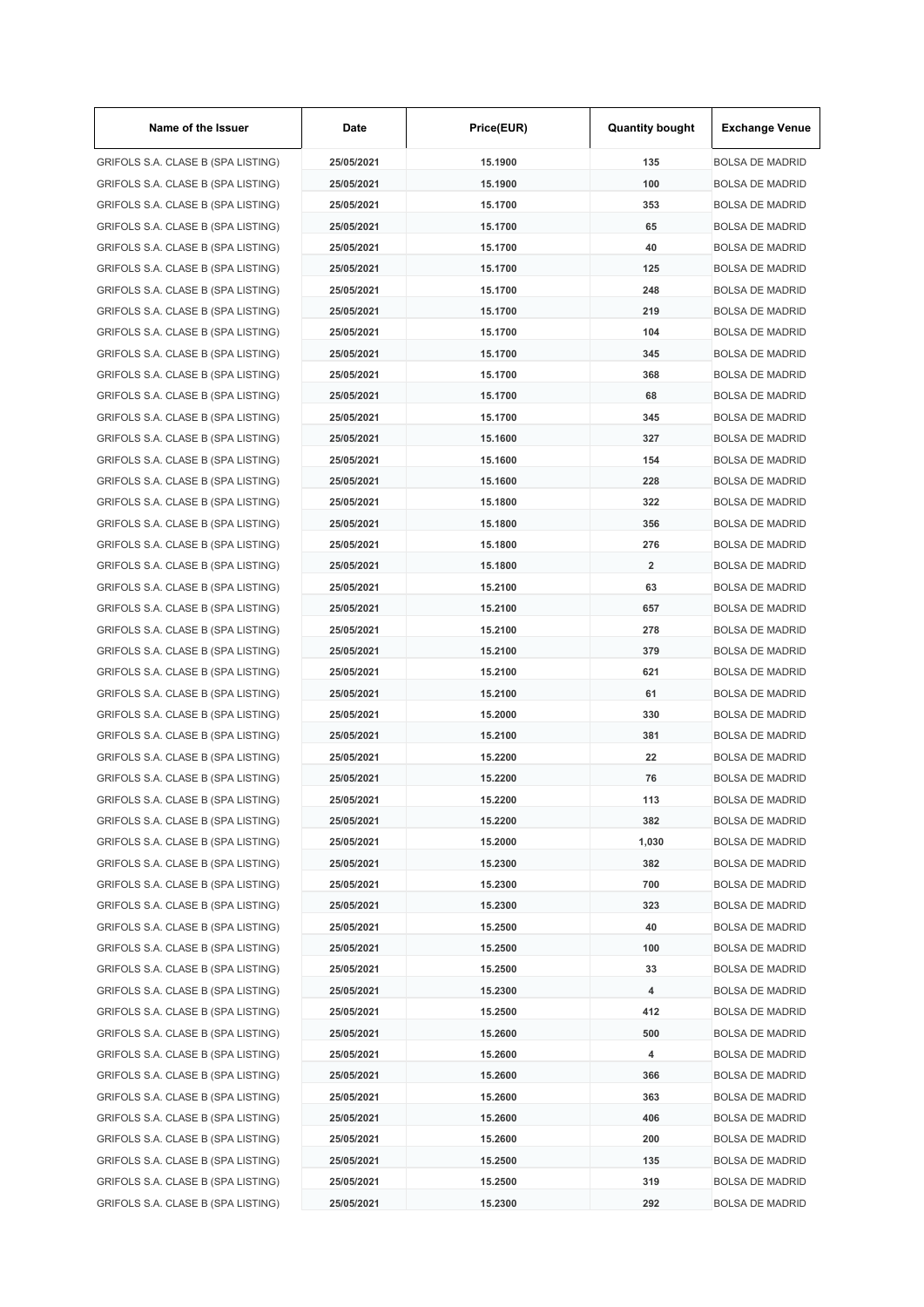| Name of the Issuer | Date | Price(EUR) | Quantity bought | Exchange Venue |
|---|---|---|---|---|
| GRIFOLS S.A. CLASE B (SPA LISTING) | 25/05/2021 | 15.1900 | 135 | BOLSA DE MADRID |
| GRIFOLS S.A. CLASE B (SPA LISTING) | 25/05/2021 | 15.1900 | 100 | BOLSA DE MADRID |
| GRIFOLS S.A. CLASE B (SPA LISTING) | 25/05/2021 | 15.1700 | 353 | BOLSA DE MADRID |
| GRIFOLS S.A. CLASE B (SPA LISTING) | 25/05/2021 | 15.1700 | 65 | BOLSA DE MADRID |
| GRIFOLS S.A. CLASE B (SPA LISTING) | 25/05/2021 | 15.1700 | 40 | BOLSA DE MADRID |
| GRIFOLS S.A. CLASE B (SPA LISTING) | 25/05/2021 | 15.1700 | 125 | BOLSA DE MADRID |
| GRIFOLS S.A. CLASE B (SPA LISTING) | 25/05/2021 | 15.1700 | 248 | BOLSA DE MADRID |
| GRIFOLS S.A. CLASE B (SPA LISTING) | 25/05/2021 | 15.1700 | 219 | BOLSA DE MADRID |
| GRIFOLS S.A. CLASE B (SPA LISTING) | 25/05/2021 | 15.1700 | 104 | BOLSA DE MADRID |
| GRIFOLS S.A. CLASE B (SPA LISTING) | 25/05/2021 | 15.1700 | 345 | BOLSA DE MADRID |
| GRIFOLS S.A. CLASE B (SPA LISTING) | 25/05/2021 | 15.1700 | 368 | BOLSA DE MADRID |
| GRIFOLS S.A. CLASE B (SPA LISTING) | 25/05/2021 | 15.1700 | 68 | BOLSA DE MADRID |
| GRIFOLS S.A. CLASE B (SPA LISTING) | 25/05/2021 | 15.1700 | 345 | BOLSA DE MADRID |
| GRIFOLS S.A. CLASE B (SPA LISTING) | 25/05/2021 | 15.1600 | 327 | BOLSA DE MADRID |
| GRIFOLS S.A. CLASE B (SPA LISTING) | 25/05/2021 | 15.1600 | 154 | BOLSA DE MADRID |
| GRIFOLS S.A. CLASE B (SPA LISTING) | 25/05/2021 | 15.1600 | 228 | BOLSA DE MADRID |
| GRIFOLS S.A. CLASE B (SPA LISTING) | 25/05/2021 | 15.1800 | 322 | BOLSA DE MADRID |
| GRIFOLS S.A. CLASE B (SPA LISTING) | 25/05/2021 | 15.1800 | 356 | BOLSA DE MADRID |
| GRIFOLS S.A. CLASE B (SPA LISTING) | 25/05/2021 | 15.1800 | 276 | BOLSA DE MADRID |
| GRIFOLS S.A. CLASE B (SPA LISTING) | 25/05/2021 | 15.1800 | 2 | BOLSA DE MADRID |
| GRIFOLS S.A. CLASE B (SPA LISTING) | 25/05/2021 | 15.2100 | 63 | BOLSA DE MADRID |
| GRIFOLS S.A. CLASE B (SPA LISTING) | 25/05/2021 | 15.2100 | 657 | BOLSA DE MADRID |
| GRIFOLS S.A. CLASE B (SPA LISTING) | 25/05/2021 | 15.2100 | 278 | BOLSA DE MADRID |
| GRIFOLS S.A. CLASE B (SPA LISTING) | 25/05/2021 | 15.2100 | 379 | BOLSA DE MADRID |
| GRIFOLS S.A. CLASE B (SPA LISTING) | 25/05/2021 | 15.2100 | 621 | BOLSA DE MADRID |
| GRIFOLS S.A. CLASE B (SPA LISTING) | 25/05/2021 | 15.2100 | 61 | BOLSA DE MADRID |
| GRIFOLS S.A. CLASE B (SPA LISTING) | 25/05/2021 | 15.2000 | 330 | BOLSA DE MADRID |
| GRIFOLS S.A. CLASE B (SPA LISTING) | 25/05/2021 | 15.2100 | 381 | BOLSA DE MADRID |
| GRIFOLS S.A. CLASE B (SPA LISTING) | 25/05/2021 | 15.2200 | 22 | BOLSA DE MADRID |
| GRIFOLS S.A. CLASE B (SPA LISTING) | 25/05/2021 | 15.2200 | 76 | BOLSA DE MADRID |
| GRIFOLS S.A. CLASE B (SPA LISTING) | 25/05/2021 | 15.2200 | 113 | BOLSA DE MADRID |
| GRIFOLS S.A. CLASE B (SPA LISTING) | 25/05/2021 | 15.2200 | 382 | BOLSA DE MADRID |
| GRIFOLS S.A. CLASE B (SPA LISTING) | 25/05/2021 | 15.2000 | 1,030 | BOLSA DE MADRID |
| GRIFOLS S.A. CLASE B (SPA LISTING) | 25/05/2021 | 15.2300 | 382 | BOLSA DE MADRID |
| GRIFOLS S.A. CLASE B (SPA LISTING) | 25/05/2021 | 15.2300 | 700 | BOLSA DE MADRID |
| GRIFOLS S.A. CLASE B (SPA LISTING) | 25/05/2021 | 15.2300 | 323 | BOLSA DE MADRID |
| GRIFOLS S.A. CLASE B (SPA LISTING) | 25/05/2021 | 15.2500 | 40 | BOLSA DE MADRID |
| GRIFOLS S.A. CLASE B (SPA LISTING) | 25/05/2021 | 15.2500 | 100 | BOLSA DE MADRID |
| GRIFOLS S.A. CLASE B (SPA LISTING) | 25/05/2021 | 15.2500 | 33 | BOLSA DE MADRID |
| GRIFOLS S.A. CLASE B (SPA LISTING) | 25/05/2021 | 15.2300 | 4 | BOLSA DE MADRID |
| GRIFOLS S.A. CLASE B (SPA LISTING) | 25/05/2021 | 15.2500 | 412 | BOLSA DE MADRID |
| GRIFOLS S.A. CLASE B (SPA LISTING) | 25/05/2021 | 15.2600 | 500 | BOLSA DE MADRID |
| GRIFOLS S.A. CLASE B (SPA LISTING) | 25/05/2021 | 15.2600 | 4 | BOLSA DE MADRID |
| GRIFOLS S.A. CLASE B (SPA LISTING) | 25/05/2021 | 15.2600 | 366 | BOLSA DE MADRID |
| GRIFOLS S.A. CLASE B (SPA LISTING) | 25/05/2021 | 15.2600 | 363 | BOLSA DE MADRID |
| GRIFOLS S.A. CLASE B (SPA LISTING) | 25/05/2021 | 15.2600 | 406 | BOLSA DE MADRID |
| GRIFOLS S.A. CLASE B (SPA LISTING) | 25/05/2021 | 15.2600 | 200 | BOLSA DE MADRID |
| GRIFOLS S.A. CLASE B (SPA LISTING) | 25/05/2021 | 15.2500 | 135 | BOLSA DE MADRID |
| GRIFOLS S.A. CLASE B (SPA LISTING) | 25/05/2021 | 15.2500 | 319 | BOLSA DE MADRID |
| GRIFOLS S.A. CLASE B (SPA LISTING) | 25/05/2021 | 15.2300 | 292 | BOLSA DE MADRID |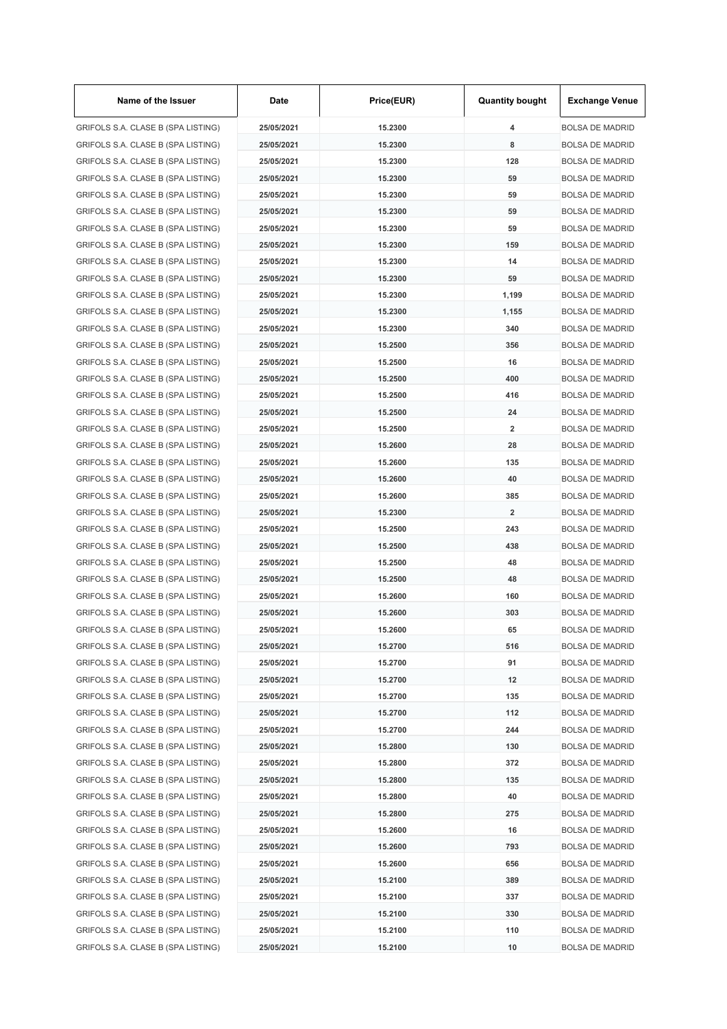| Name of the Issuer | Date | Price(EUR) | Quantity bought | Exchange Venue |
|---|---|---|---|---|
| GRIFOLS S.A. CLASE B (SPA LISTING) | 25/05/2021 | 15.2300 | 4 | BOLSA DE MADRID |
| GRIFOLS S.A. CLASE B (SPA LISTING) | 25/05/2021 | 15.2300 | 8 | BOLSA DE MADRID |
| GRIFOLS S.A. CLASE B (SPA LISTING) | 25/05/2021 | 15.2300 | 128 | BOLSA DE MADRID |
| GRIFOLS S.A. CLASE B (SPA LISTING) | 25/05/2021 | 15.2300 | 59 | BOLSA DE MADRID |
| GRIFOLS S.A. CLASE B (SPA LISTING) | 25/05/2021 | 15.2300 | 59 | BOLSA DE MADRID |
| GRIFOLS S.A. CLASE B (SPA LISTING) | 25/05/2021 | 15.2300 | 59 | BOLSA DE MADRID |
| GRIFOLS S.A. CLASE B (SPA LISTING) | 25/05/2021 | 15.2300 | 59 | BOLSA DE MADRID |
| GRIFOLS S.A. CLASE B (SPA LISTING) | 25/05/2021 | 15.2300 | 159 | BOLSA DE MADRID |
| GRIFOLS S.A. CLASE B (SPA LISTING) | 25/05/2021 | 15.2300 | 14 | BOLSA DE MADRID |
| GRIFOLS S.A. CLASE B (SPA LISTING) | 25/05/2021 | 15.2300 | 59 | BOLSA DE MADRID |
| GRIFOLS S.A. CLASE B (SPA LISTING) | 25/05/2021 | 15.2300 | 1,199 | BOLSA DE MADRID |
| GRIFOLS S.A. CLASE B (SPA LISTING) | 25/05/2021 | 15.2300 | 1,155 | BOLSA DE MADRID |
| GRIFOLS S.A. CLASE B (SPA LISTING) | 25/05/2021 | 15.2300 | 340 | BOLSA DE MADRID |
| GRIFOLS S.A. CLASE B (SPA LISTING) | 25/05/2021 | 15.2500 | 356 | BOLSA DE MADRID |
| GRIFOLS S.A. CLASE B (SPA LISTING) | 25/05/2021 | 15.2500 | 16 | BOLSA DE MADRID |
| GRIFOLS S.A. CLASE B (SPA LISTING) | 25/05/2021 | 15.2500 | 400 | BOLSA DE MADRID |
| GRIFOLS S.A. CLASE B (SPA LISTING) | 25/05/2021 | 15.2500 | 416 | BOLSA DE MADRID |
| GRIFOLS S.A. CLASE B (SPA LISTING) | 25/05/2021 | 15.2500 | 24 | BOLSA DE MADRID |
| GRIFOLS S.A. CLASE B (SPA LISTING) | 25/05/2021 | 15.2500 | 2 | BOLSA DE MADRID |
| GRIFOLS S.A. CLASE B (SPA LISTING) | 25/05/2021 | 15.2600 | 28 | BOLSA DE MADRID |
| GRIFOLS S.A. CLASE B (SPA LISTING) | 25/05/2021 | 15.2600 | 135 | BOLSA DE MADRID |
| GRIFOLS S.A. CLASE B (SPA LISTING) | 25/05/2021 | 15.2600 | 40 | BOLSA DE MADRID |
| GRIFOLS S.A. CLASE B (SPA LISTING) | 25/05/2021 | 15.2600 | 385 | BOLSA DE MADRID |
| GRIFOLS S.A. CLASE B (SPA LISTING) | 25/05/2021 | 15.2300 | 2 | BOLSA DE MADRID |
| GRIFOLS S.A. CLASE B (SPA LISTING) | 25/05/2021 | 15.2500 | 243 | BOLSA DE MADRID |
| GRIFOLS S.A. CLASE B (SPA LISTING) | 25/05/2021 | 15.2500 | 438 | BOLSA DE MADRID |
| GRIFOLS S.A. CLASE B (SPA LISTING) | 25/05/2021 | 15.2500 | 48 | BOLSA DE MADRID |
| GRIFOLS S.A. CLASE B (SPA LISTING) | 25/05/2021 | 15.2500 | 48 | BOLSA DE MADRID |
| GRIFOLS S.A. CLASE B (SPA LISTING) | 25/05/2021 | 15.2600 | 160 | BOLSA DE MADRID |
| GRIFOLS S.A. CLASE B (SPA LISTING) | 25/05/2021 | 15.2600 | 303 | BOLSA DE MADRID |
| GRIFOLS S.A. CLASE B (SPA LISTING) | 25/05/2021 | 15.2600 | 65 | BOLSA DE MADRID |
| GRIFOLS S.A. CLASE B (SPA LISTING) | 25/05/2021 | 15.2700 | 516 | BOLSA DE MADRID |
| GRIFOLS S.A. CLASE B (SPA LISTING) | 25/05/2021 | 15.2700 | 91 | BOLSA DE MADRID |
| GRIFOLS S.A. CLASE B (SPA LISTING) | 25/05/2021 | 15.2700 | 12 | BOLSA DE MADRID |
| GRIFOLS S.A. CLASE B (SPA LISTING) | 25/05/2021 | 15.2700 | 135 | BOLSA DE MADRID |
| GRIFOLS S.A. CLASE B (SPA LISTING) | 25/05/2021 | 15.2700 | 112 | BOLSA DE MADRID |
| GRIFOLS S.A. CLASE B (SPA LISTING) | 25/05/2021 | 15.2700 | 244 | BOLSA DE MADRID |
| GRIFOLS S.A. CLASE B (SPA LISTING) | 25/05/2021 | 15.2800 | 130 | BOLSA DE MADRID |
| GRIFOLS S.A. CLASE B (SPA LISTING) | 25/05/2021 | 15.2800 | 372 | BOLSA DE MADRID |
| GRIFOLS S.A. CLASE B (SPA LISTING) | 25/05/2021 | 15.2800 | 135 | BOLSA DE MADRID |
| GRIFOLS S.A. CLASE B (SPA LISTING) | 25/05/2021 | 15.2800 | 40 | BOLSA DE MADRID |
| GRIFOLS S.A. CLASE B (SPA LISTING) | 25/05/2021 | 15.2800 | 275 | BOLSA DE MADRID |
| GRIFOLS S.A. CLASE B (SPA LISTING) | 25/05/2021 | 15.2600 | 16 | BOLSA DE MADRID |
| GRIFOLS S.A. CLASE B (SPA LISTING) | 25/05/2021 | 15.2600 | 793 | BOLSA DE MADRID |
| GRIFOLS S.A. CLASE B (SPA LISTING) | 25/05/2021 | 15.2600 | 656 | BOLSA DE MADRID |
| GRIFOLS S.A. CLASE B (SPA LISTING) | 25/05/2021 | 15.2100 | 389 | BOLSA DE MADRID |
| GRIFOLS S.A. CLASE B (SPA LISTING) | 25/05/2021 | 15.2100 | 337 | BOLSA DE MADRID |
| GRIFOLS S.A. CLASE B (SPA LISTING) | 25/05/2021 | 15.2100 | 330 | BOLSA DE MADRID |
| GRIFOLS S.A. CLASE B (SPA LISTING) | 25/05/2021 | 15.2100 | 110 | BOLSA DE MADRID |
| GRIFOLS S.A. CLASE B (SPA LISTING) | 25/05/2021 | 15.2100 | 10 | BOLSA DE MADRID |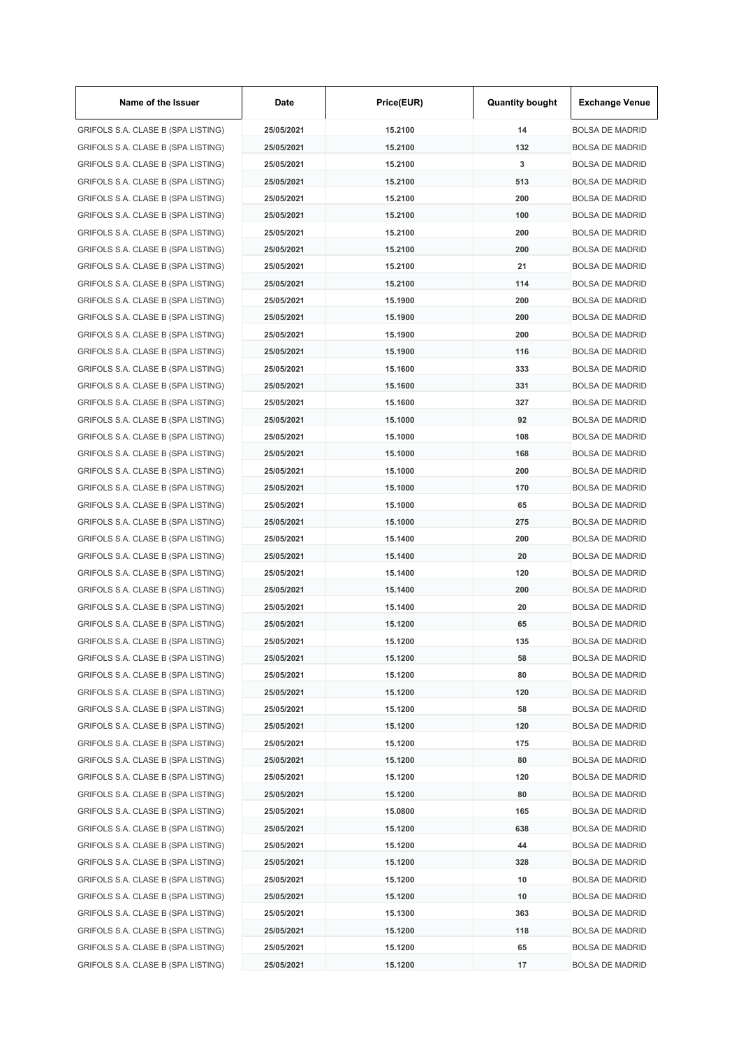| Name of the Issuer | Date | Price(EUR) | Quantity bought | Exchange Venue |
|---|---|---|---|---|
| GRIFOLS S.A. CLASE B (SPA LISTING) | 25/05/2021 | 15.2100 | 14 | BOLSA DE MADRID |
| GRIFOLS S.A. CLASE B (SPA LISTING) | 25/05/2021 | 15.2100 | 132 | BOLSA DE MADRID |
| GRIFOLS S.A. CLASE B (SPA LISTING) | 25/05/2021 | 15.2100 | 3 | BOLSA DE MADRID |
| GRIFOLS S.A. CLASE B (SPA LISTING) | 25/05/2021 | 15.2100 | 513 | BOLSA DE MADRID |
| GRIFOLS S.A. CLASE B (SPA LISTING) | 25/05/2021 | 15.2100 | 200 | BOLSA DE MADRID |
| GRIFOLS S.A. CLASE B (SPA LISTING) | 25/05/2021 | 15.2100 | 100 | BOLSA DE MADRID |
| GRIFOLS S.A. CLASE B (SPA LISTING) | 25/05/2021 | 15.2100 | 200 | BOLSA DE MADRID |
| GRIFOLS S.A. CLASE B (SPA LISTING) | 25/05/2021 | 15.2100 | 200 | BOLSA DE MADRID |
| GRIFOLS S.A. CLASE B (SPA LISTING) | 25/05/2021 | 15.2100 | 21 | BOLSA DE MADRID |
| GRIFOLS S.A. CLASE B (SPA LISTING) | 25/05/2021 | 15.2100 | 114 | BOLSA DE MADRID |
| GRIFOLS S.A. CLASE B (SPA LISTING) | 25/05/2021 | 15.1900 | 200 | BOLSA DE MADRID |
| GRIFOLS S.A. CLASE B (SPA LISTING) | 25/05/2021 | 15.1900 | 200 | BOLSA DE MADRID |
| GRIFOLS S.A. CLASE B (SPA LISTING) | 25/05/2021 | 15.1900 | 200 | BOLSA DE MADRID |
| GRIFOLS S.A. CLASE B (SPA LISTING) | 25/05/2021 | 15.1900 | 116 | BOLSA DE MADRID |
| GRIFOLS S.A. CLASE B (SPA LISTING) | 25/05/2021 | 15.1600 | 333 | BOLSA DE MADRID |
| GRIFOLS S.A. CLASE B (SPA LISTING) | 25/05/2021 | 15.1600 | 331 | BOLSA DE MADRID |
| GRIFOLS S.A. CLASE B (SPA LISTING) | 25/05/2021 | 15.1600 | 327 | BOLSA DE MADRID |
| GRIFOLS S.A. CLASE B (SPA LISTING) | 25/05/2021 | 15.1000 | 92 | BOLSA DE MADRID |
| GRIFOLS S.A. CLASE B (SPA LISTING) | 25/05/2021 | 15.1000 | 108 | BOLSA DE MADRID |
| GRIFOLS S.A. CLASE B (SPA LISTING) | 25/05/2021 | 15.1000 | 168 | BOLSA DE MADRID |
| GRIFOLS S.A. CLASE B (SPA LISTING) | 25/05/2021 | 15.1000 | 200 | BOLSA DE MADRID |
| GRIFOLS S.A. CLASE B (SPA LISTING) | 25/05/2021 | 15.1000 | 170 | BOLSA DE MADRID |
| GRIFOLS S.A. CLASE B (SPA LISTING) | 25/05/2021 | 15.1000 | 65 | BOLSA DE MADRID |
| GRIFOLS S.A. CLASE B (SPA LISTING) | 25/05/2021 | 15.1000 | 275 | BOLSA DE MADRID |
| GRIFOLS S.A. CLASE B (SPA LISTING) | 25/05/2021 | 15.1400 | 200 | BOLSA DE MADRID |
| GRIFOLS S.A. CLASE B (SPA LISTING) | 25/05/2021 | 15.1400 | 20 | BOLSA DE MADRID |
| GRIFOLS S.A. CLASE B (SPA LISTING) | 25/05/2021 | 15.1400 | 120 | BOLSA DE MADRID |
| GRIFOLS S.A. CLASE B (SPA LISTING) | 25/05/2021 | 15.1400 | 200 | BOLSA DE MADRID |
| GRIFOLS S.A. CLASE B (SPA LISTING) | 25/05/2021 | 15.1400 | 20 | BOLSA DE MADRID |
| GRIFOLS S.A. CLASE B (SPA LISTING) | 25/05/2021 | 15.1200 | 65 | BOLSA DE MADRID |
| GRIFOLS S.A. CLASE B (SPA LISTING) | 25/05/2021 | 15.1200 | 135 | BOLSA DE MADRID |
| GRIFOLS S.A. CLASE B (SPA LISTING) | 25/05/2021 | 15.1200 | 58 | BOLSA DE MADRID |
| GRIFOLS S.A. CLASE B (SPA LISTING) | 25/05/2021 | 15.1200 | 80 | BOLSA DE MADRID |
| GRIFOLS S.A. CLASE B (SPA LISTING) | 25/05/2021 | 15.1200 | 120 | BOLSA DE MADRID |
| GRIFOLS S.A. CLASE B (SPA LISTING) | 25/05/2021 | 15.1200 | 58 | BOLSA DE MADRID |
| GRIFOLS S.A. CLASE B (SPA LISTING) | 25/05/2021 | 15.1200 | 120 | BOLSA DE MADRID |
| GRIFOLS S.A. CLASE B (SPA LISTING) | 25/05/2021 | 15.1200 | 175 | BOLSA DE MADRID |
| GRIFOLS S.A. CLASE B (SPA LISTING) | 25/05/2021 | 15.1200 | 80 | BOLSA DE MADRID |
| GRIFOLS S.A. CLASE B (SPA LISTING) | 25/05/2021 | 15.1200 | 120 | BOLSA DE MADRID |
| GRIFOLS S.A. CLASE B (SPA LISTING) | 25/05/2021 | 15.1200 | 80 | BOLSA DE MADRID |
| GRIFOLS S.A. CLASE B (SPA LISTING) | 25/05/2021 | 15.0800 | 165 | BOLSA DE MADRID |
| GRIFOLS S.A. CLASE B (SPA LISTING) | 25/05/2021 | 15.1200 | 638 | BOLSA DE MADRID |
| GRIFOLS S.A. CLASE B (SPA LISTING) | 25/05/2021 | 15.1200 | 44 | BOLSA DE MADRID |
| GRIFOLS S.A. CLASE B (SPA LISTING) | 25/05/2021 | 15.1200 | 328 | BOLSA DE MADRID |
| GRIFOLS S.A. CLASE B (SPA LISTING) | 25/05/2021 | 15.1200 | 10 | BOLSA DE MADRID |
| GRIFOLS S.A. CLASE B (SPA LISTING) | 25/05/2021 | 15.1200 | 10 | BOLSA DE MADRID |
| GRIFOLS S.A. CLASE B (SPA LISTING) | 25/05/2021 | 15.1300 | 363 | BOLSA DE MADRID |
| GRIFOLS S.A. CLASE B (SPA LISTING) | 25/05/2021 | 15.1200 | 118 | BOLSA DE MADRID |
| GRIFOLS S.A. CLASE B (SPA LISTING) | 25/05/2021 | 15.1200 | 65 | BOLSA DE MADRID |
| GRIFOLS S.A. CLASE B (SPA LISTING) | 25/05/2021 | 15.1200 | 17 | BOLSA DE MADRID |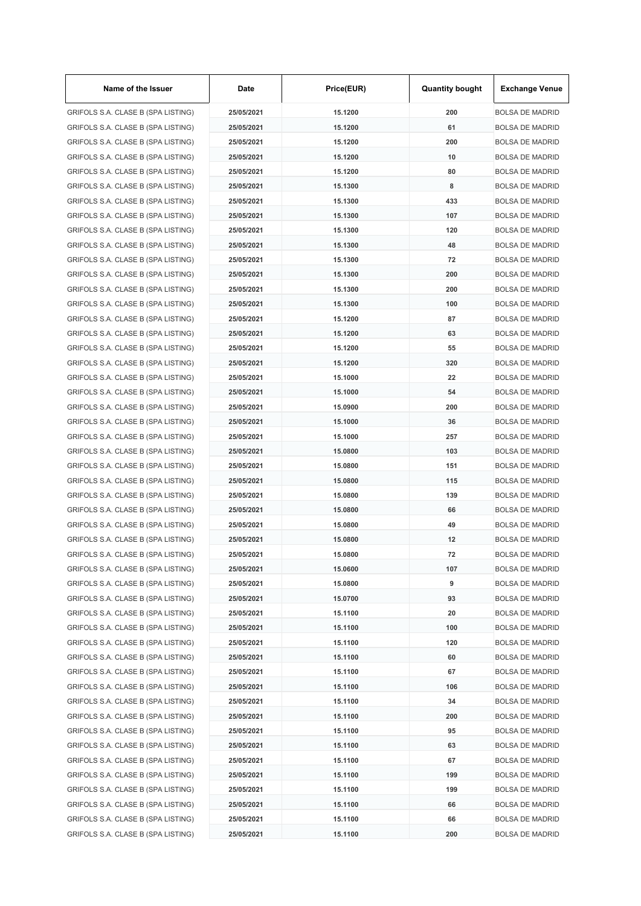| Name of the Issuer | Date | Price(EUR) | Quantity bought | Exchange Venue |
|---|---|---|---|---|
| GRIFOLS S.A. CLASE B (SPA LISTING) | 25/05/2021 | 15.1200 | 200 | BOLSA DE MADRID |
| GRIFOLS S.A. CLASE B (SPA LISTING) | 25/05/2021 | 15.1200 | 61 | BOLSA DE MADRID |
| GRIFOLS S.A. CLASE B (SPA LISTING) | 25/05/2021 | 15.1200 | 200 | BOLSA DE MADRID |
| GRIFOLS S.A. CLASE B (SPA LISTING) | 25/05/2021 | 15.1200 | 10 | BOLSA DE MADRID |
| GRIFOLS S.A. CLASE B (SPA LISTING) | 25/05/2021 | 15.1200 | 80 | BOLSA DE MADRID |
| GRIFOLS S.A. CLASE B (SPA LISTING) | 25/05/2021 | 15.1300 | 8 | BOLSA DE MADRID |
| GRIFOLS S.A. CLASE B (SPA LISTING) | 25/05/2021 | 15.1300 | 433 | BOLSA DE MADRID |
| GRIFOLS S.A. CLASE B (SPA LISTING) | 25/05/2021 | 15.1300 | 107 | BOLSA DE MADRID |
| GRIFOLS S.A. CLASE B (SPA LISTING) | 25/05/2021 | 15.1300 | 120 | BOLSA DE MADRID |
| GRIFOLS S.A. CLASE B (SPA LISTING) | 25/05/2021 | 15.1300 | 48 | BOLSA DE MADRID |
| GRIFOLS S.A. CLASE B (SPA LISTING) | 25/05/2021 | 15.1300 | 72 | BOLSA DE MADRID |
| GRIFOLS S.A. CLASE B (SPA LISTING) | 25/05/2021 | 15.1300 | 200 | BOLSA DE MADRID |
| GRIFOLS S.A. CLASE B (SPA LISTING) | 25/05/2021 | 15.1300 | 200 | BOLSA DE MADRID |
| GRIFOLS S.A. CLASE B (SPA LISTING) | 25/05/2021 | 15.1300 | 100 | BOLSA DE MADRID |
| GRIFOLS S.A. CLASE B (SPA LISTING) | 25/05/2021 | 15.1200 | 87 | BOLSA DE MADRID |
| GRIFOLS S.A. CLASE B (SPA LISTING) | 25/05/2021 | 15.1200 | 63 | BOLSA DE MADRID |
| GRIFOLS S.A. CLASE B (SPA LISTING) | 25/05/2021 | 15.1200 | 55 | BOLSA DE MADRID |
| GRIFOLS S.A. CLASE B (SPA LISTING) | 25/05/2021 | 15.1200 | 320 | BOLSA DE MADRID |
| GRIFOLS S.A. CLASE B (SPA LISTING) | 25/05/2021 | 15.1000 | 22 | BOLSA DE MADRID |
| GRIFOLS S.A. CLASE B (SPA LISTING) | 25/05/2021 | 15.1000 | 54 | BOLSA DE MADRID |
| GRIFOLS S.A. CLASE B (SPA LISTING) | 25/05/2021 | 15.0900 | 200 | BOLSA DE MADRID |
| GRIFOLS S.A. CLASE B (SPA LISTING) | 25/05/2021 | 15.1000 | 36 | BOLSA DE MADRID |
| GRIFOLS S.A. CLASE B (SPA LISTING) | 25/05/2021 | 15.1000 | 257 | BOLSA DE MADRID |
| GRIFOLS S.A. CLASE B (SPA LISTING) | 25/05/2021 | 15.0800 | 103 | BOLSA DE MADRID |
| GRIFOLS S.A. CLASE B (SPA LISTING) | 25/05/2021 | 15.0800 | 151 | BOLSA DE MADRID |
| GRIFOLS S.A. CLASE B (SPA LISTING) | 25/05/2021 | 15.0800 | 115 | BOLSA DE MADRID |
| GRIFOLS S.A. CLASE B (SPA LISTING) | 25/05/2021 | 15.0800 | 139 | BOLSA DE MADRID |
| GRIFOLS S.A. CLASE B (SPA LISTING) | 25/05/2021 | 15.0800 | 66 | BOLSA DE MADRID |
| GRIFOLS S.A. CLASE B (SPA LISTING) | 25/05/2021 | 15.0800 | 49 | BOLSA DE MADRID |
| GRIFOLS S.A. CLASE B (SPA LISTING) | 25/05/2021 | 15.0800 | 12 | BOLSA DE MADRID |
| GRIFOLS S.A. CLASE B (SPA LISTING) | 25/05/2021 | 15.0800 | 72 | BOLSA DE MADRID |
| GRIFOLS S.A. CLASE B (SPA LISTING) | 25/05/2021 | 15.0600 | 107 | BOLSA DE MADRID |
| GRIFOLS S.A. CLASE B (SPA LISTING) | 25/05/2021 | 15.0800 | 9 | BOLSA DE MADRID |
| GRIFOLS S.A. CLASE B (SPA LISTING) | 25/05/2021 | 15.0700 | 93 | BOLSA DE MADRID |
| GRIFOLS S.A. CLASE B (SPA LISTING) | 25/05/2021 | 15.1100 | 20 | BOLSA DE MADRID |
| GRIFOLS S.A. CLASE B (SPA LISTING) | 25/05/2021 | 15.1100 | 100 | BOLSA DE MADRID |
| GRIFOLS S.A. CLASE B (SPA LISTING) | 25/05/2021 | 15.1100 | 120 | BOLSA DE MADRID |
| GRIFOLS S.A. CLASE B (SPA LISTING) | 25/05/2021 | 15.1100 | 60 | BOLSA DE MADRID |
| GRIFOLS S.A. CLASE B (SPA LISTING) | 25/05/2021 | 15.1100 | 67 | BOLSA DE MADRID |
| GRIFOLS S.A. CLASE B (SPA LISTING) | 25/05/2021 | 15.1100 | 106 | BOLSA DE MADRID |
| GRIFOLS S.A. CLASE B (SPA LISTING) | 25/05/2021 | 15.1100 | 34 | BOLSA DE MADRID |
| GRIFOLS S.A. CLASE B (SPA LISTING) | 25/05/2021 | 15.1100 | 200 | BOLSA DE MADRID |
| GRIFOLS S.A. CLASE B (SPA LISTING) | 25/05/2021 | 15.1100 | 95 | BOLSA DE MADRID |
| GRIFOLS S.A. CLASE B (SPA LISTING) | 25/05/2021 | 15.1100 | 63 | BOLSA DE MADRID |
| GRIFOLS S.A. CLASE B (SPA LISTING) | 25/05/2021 | 15.1100 | 67 | BOLSA DE MADRID |
| GRIFOLS S.A. CLASE B (SPA LISTING) | 25/05/2021 | 15.1100 | 199 | BOLSA DE MADRID |
| GRIFOLS S.A. CLASE B (SPA LISTING) | 25/05/2021 | 15.1100 | 199 | BOLSA DE MADRID |
| GRIFOLS S.A. CLASE B (SPA LISTING) | 25/05/2021 | 15.1100 | 66 | BOLSA DE MADRID |
| GRIFOLS S.A. CLASE B (SPA LISTING) | 25/05/2021 | 15.1100 | 66 | BOLSA DE MADRID |
| GRIFOLS S.A. CLASE B (SPA LISTING) | 25/05/2021 | 15.1100 | 200 | BOLSA DE MADRID |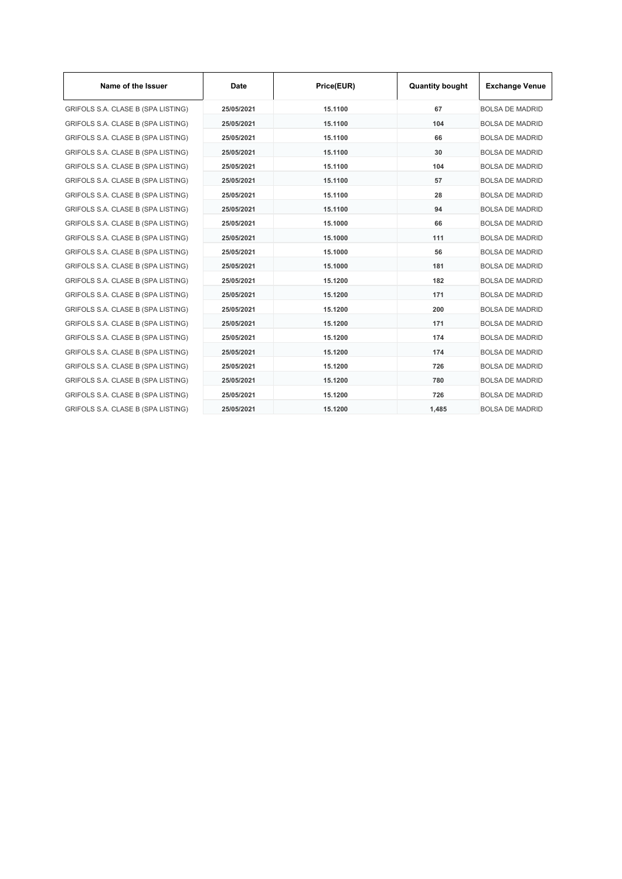| Name of the Issuer | Date | Price(EUR) | Quantity bought | Exchange Venue |
|---|---|---|---|---|
| GRIFOLS S.A. CLASE B (SPA LISTING) | 25/05/2021 | 15.1100 | 67 | BOLSA DE MADRID |
| GRIFOLS S.A. CLASE B (SPA LISTING) | 25/05/2021 | 15.1100 | 104 | BOLSA DE MADRID |
| GRIFOLS S.A. CLASE B (SPA LISTING) | 25/05/2021 | 15.1100 | 66 | BOLSA DE MADRID |
| GRIFOLS S.A. CLASE B (SPA LISTING) | 25/05/2021 | 15.1100 | 30 | BOLSA DE MADRID |
| GRIFOLS S.A. CLASE B (SPA LISTING) | 25/05/2021 | 15.1100 | 104 | BOLSA DE MADRID |
| GRIFOLS S.A. CLASE B (SPA LISTING) | 25/05/2021 | 15.1100 | 57 | BOLSA DE MADRID |
| GRIFOLS S.A. CLASE B (SPA LISTING) | 25/05/2021 | 15.1100 | 28 | BOLSA DE MADRID |
| GRIFOLS S.A. CLASE B (SPA LISTING) | 25/05/2021 | 15.1100 | 94 | BOLSA DE MADRID |
| GRIFOLS S.A. CLASE B (SPA LISTING) | 25/05/2021 | 15.1000 | 66 | BOLSA DE MADRID |
| GRIFOLS S.A. CLASE B (SPA LISTING) | 25/05/2021 | 15.1000 | 111 | BOLSA DE MADRID |
| GRIFOLS S.A. CLASE B (SPA LISTING) | 25/05/2021 | 15.1000 | 56 | BOLSA DE MADRID |
| GRIFOLS S.A. CLASE B (SPA LISTING) | 25/05/2021 | 15.1000 | 181 | BOLSA DE MADRID |
| GRIFOLS S.A. CLASE B (SPA LISTING) | 25/05/2021 | 15.1200 | 182 | BOLSA DE MADRID |
| GRIFOLS S.A. CLASE B (SPA LISTING) | 25/05/2021 | 15.1200 | 171 | BOLSA DE MADRID |
| GRIFOLS S.A. CLASE B (SPA LISTING) | 25/05/2021 | 15.1200 | 200 | BOLSA DE MADRID |
| GRIFOLS S.A. CLASE B (SPA LISTING) | 25/05/2021 | 15.1200 | 171 | BOLSA DE MADRID |
| GRIFOLS S.A. CLASE B (SPA LISTING) | 25/05/2021 | 15.1200 | 174 | BOLSA DE MADRID |
| GRIFOLS S.A. CLASE B (SPA LISTING) | 25/05/2021 | 15.1200 | 174 | BOLSA DE MADRID |
| GRIFOLS S.A. CLASE B (SPA LISTING) | 25/05/2021 | 15.1200 | 726 | BOLSA DE MADRID |
| GRIFOLS S.A. CLASE B (SPA LISTING) | 25/05/2021 | 15.1200 | 780 | BOLSA DE MADRID |
| GRIFOLS S.A. CLASE B (SPA LISTING) | 25/05/2021 | 15.1200 | 726 | BOLSA DE MADRID |
| GRIFOLS S.A. CLASE B (SPA LISTING) | 25/05/2021 | 15.1200 | 1,485 | BOLSA DE MADRID |